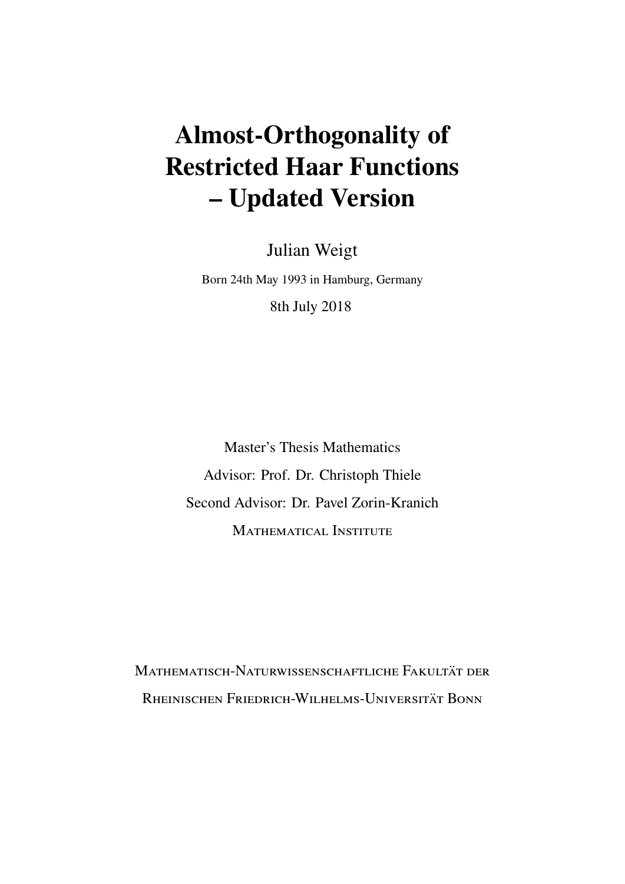# Almost-Orthogonality of Restricted Haar Functions – Updated Version

Julian Weigt

Born 24th May 1993 in Hamburg, Germany

8th July 2018

Master's Thesis Mathematics

Advisor: Prof. Dr. Christoph Thiele

Second Advisor: Dr. Pavel Zorin-Kranich

MATHEMATICAL INSTITUTE

MATHEMATISCH-NATURWISSENSCHAFTLICHE FAKULTÄT DER

RHEINISCHEN FRIEDRICH-WILHELMS-UNIVERSITÄT BONN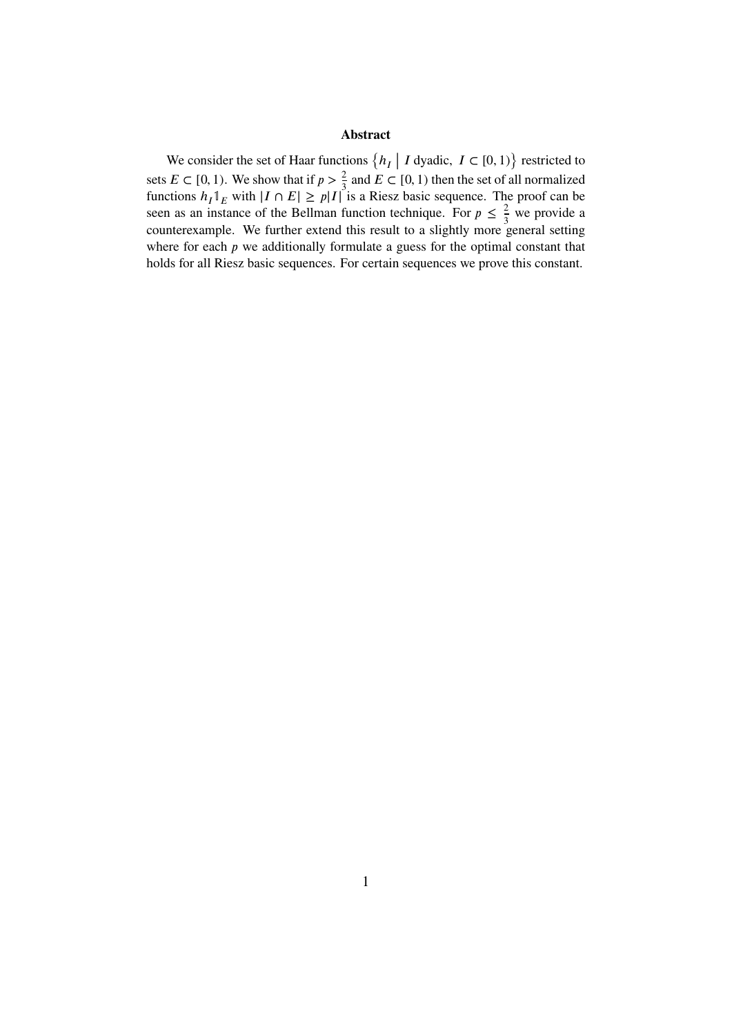## Abstract

We consider the set of Haar functions $\{h_I \mid I \text{ dyadic},\ I \subset [0,1)\}$ restricted to sets $E \subset [0,1)$. We show that if $p > \frac{2}{3}$ and $E \subset [0,1)$ then the set of all normalized functions $h_I \mathbb{1}_E$ with $|I \cap E| \geq p|I|$ is a Riesz basic sequence. The proof can be seen as an instance of the Bellman function technique. For $p \leq \frac{2}{3}$ we provide a counterexample. We further extend this result to a slightly more general setting where for each $p$ we additionally formulate a guess for the optimal constant that holds for all Riesz basic sequences. For certain sequences we prove this constant.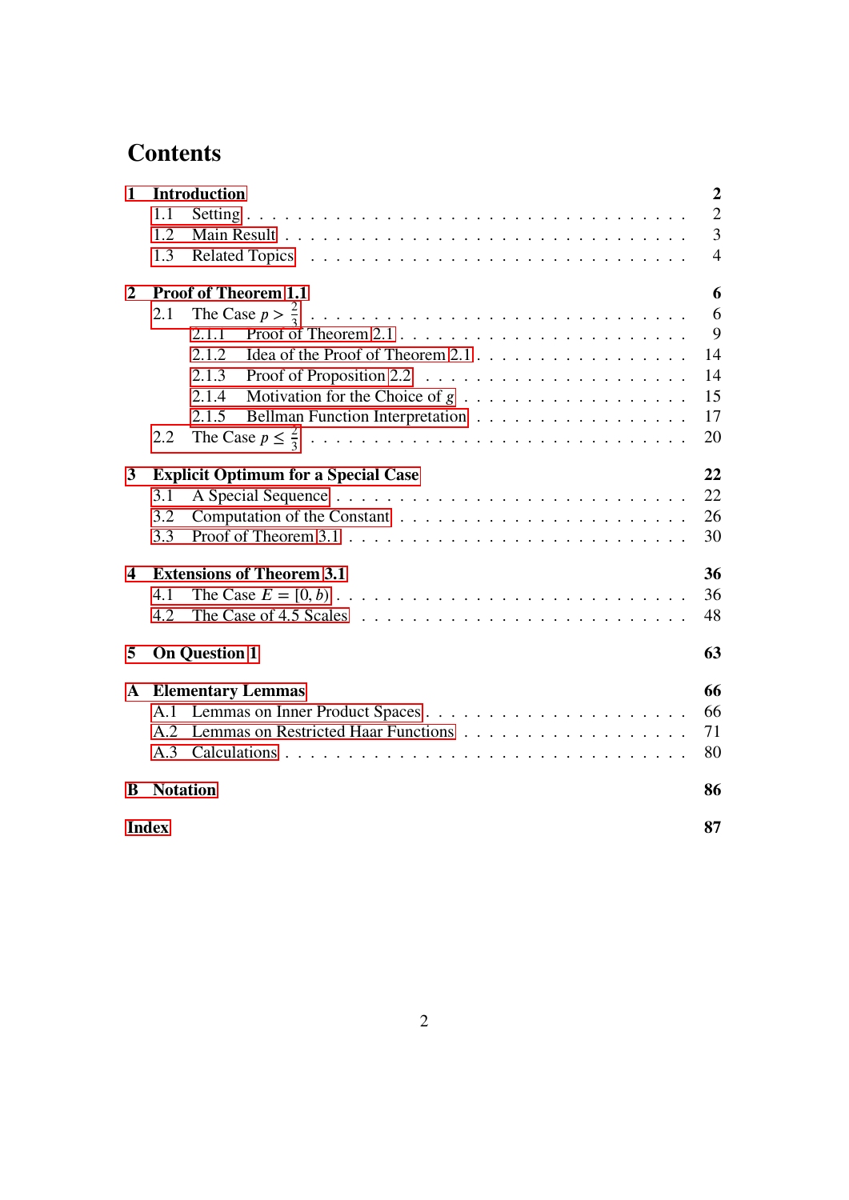# Contents

**1 Introduction** — **2**
- 1.1 Setting — 2
- 1.2 Main Result — 3
- 1.3 Related Topics — 4

**2 Proof of Theorem 1.1** — **6**
- 2.1 The Case $p > \frac{2}{3}$ — 6
  - 2.1.1 Proof of Theorem 2.1 — 9
  - 2.1.2 Idea of the Proof of Theorem 2.1 — 14
  - 2.1.3 Proof of Proposition 2.2 — 14
  - 2.1.4 Motivation for the Choice of $g$ — 15
  - 2.1.5 Bellman Function Interpretation — 17
- 2.2 The Case $p \leq \frac{2}{3}$ — 20

**3 Explicit Optimum for a Special Case** — **22**
- 3.1 A Special Sequence — 22
- 3.2 Computation of the Constant — 26
- 3.3 Proof of Theorem 3.1 — 30

**4 Extensions of Theorem 3.1** — **36**
- 4.1 The Case $E = [0, b)$ — 36
- 4.2 The Case of 4.5 Scales — 48

**5 On Question 1** — **63**

**A Elementary Lemmas** — **66**
- A.1 Lemmas on Inner Product Spaces — 66
- A.2 Lemmas on Restricted Haar Functions — 71
- A.3 Calculations — 80

**B Notation** — **86**

**Index** — **87**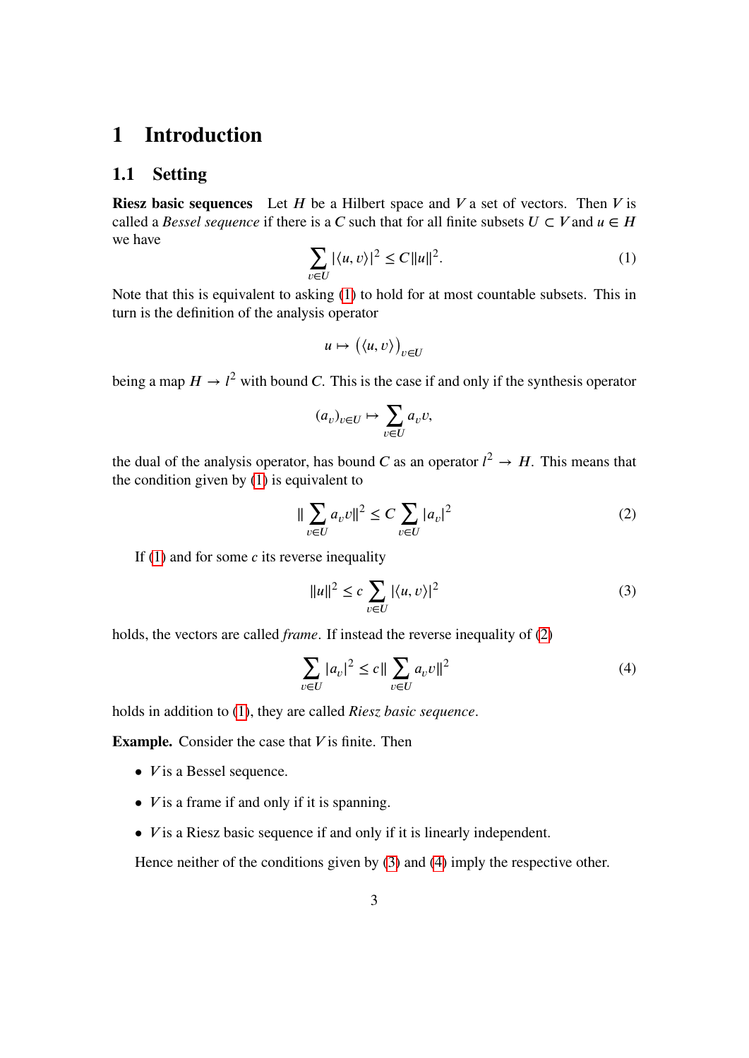# 1 Introduction

## 1.1 Setting

**Riesz basic sequences** Let $H$ be a Hilbert space and $V$ a set of vectors. Then $V$ is called a *Bessel sequence* if there is a $C$ such that for all finite subsets $U \subset V$ and $u \in H$ we have

$$\sum_{v \in U} |\langle u, v \rangle|^2 \leq C\|u\|^2. \tag{1}$$

Note that this is equivalent to asking (1) to hold for at most countable subsets. This in turn is the definition of the analysis operator

$$u \mapsto \big(\langle u, v \rangle\big)_{v \in U}$$

being a map $H \to l^2$ with bound $C$. This is the case if and only if the synthesis operator

$$(a_v)_{v \in U} \mapsto \sum_{v \in U} a_v v,$$

the dual of the analysis operator, has bound $C$ as an operator $l^2 \to H$. This means that the condition given by (1) is equivalent to

$$\|\sum_{v \in U} a_v v\|^2 \leq C \sum_{v \in U} |a_v|^2 \tag{2}$$

If (1) and for some $c$ its reverse inequality

$$\|u\|^2 \leq c \sum_{v \in U} |\langle u, v \rangle|^2 \tag{3}$$

holds, the vectors are called *frame*. If instead the reverse inequality of (2)

$$\sum_{v \in U} |a_v|^2 \leq c\|\sum_{v \in U} a_v v\|^2 \tag{4}$$

holds in addition to (1), they are called *Riesz basic sequence*.

**Example.** Consider the case that $V$ is finite. Then

- $V$ is a Bessel sequence.
- $V$ is a frame if and only if it is spanning.
- $V$ is a Riesz basic sequence if and only if it is linearly independent.

Hence neither of the conditions given by (3) and (4) imply the respective other.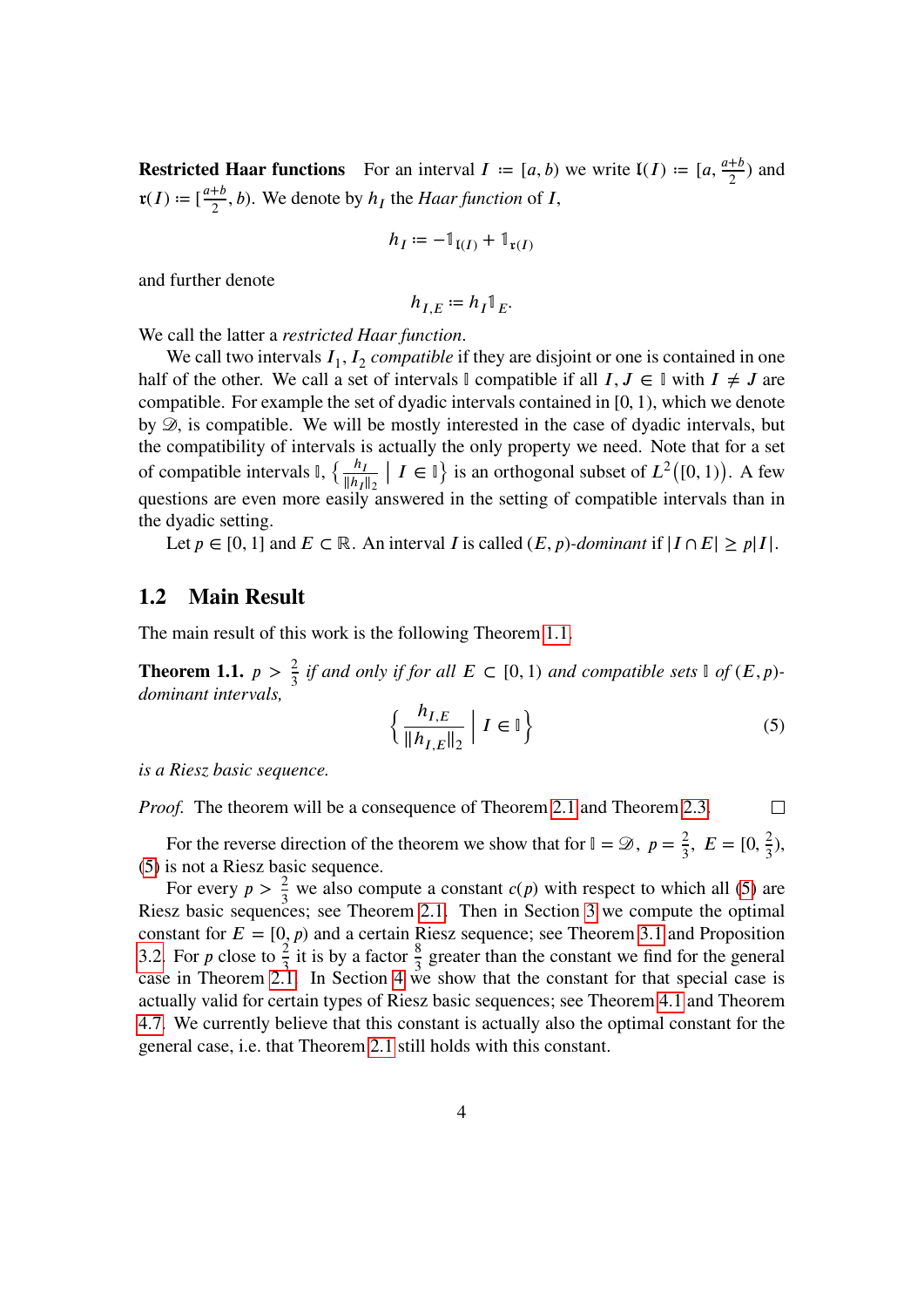**Restricted Haar functions** For an interval $I := [a, b)$ we write $\mathfrak{l}(I) := [a, \frac{a+b}{2})$ and $\mathfrak{r}(I) := [\frac{a+b}{2}, b)$. We denote by $h_I$ the *Haar function* of $I$,

$$h_I := -\mathbb{1}_{\mathfrak{l}(I)} + \mathbb{1}_{\mathfrak{r}(I)}$$

and further denote

$$h_{I,E} := h_I \mathbb{1}_E.$$

We call the latter a *restricted Haar function*.

We call two intervals $I_1, I_2$ *compatible* if they are disjoint or one is contained in one half of the other. We call a set of intervals $\mathbb{I}$ compatible if all $I, J \in \mathbb{I}$ with $I \neq J$ are compatible. For example the set of dyadic intervals contained in $[0, 1)$, which we denote by $\mathscr{D}$, is compatible. We will be mostly interested in the case of dyadic intervals, but the compatibility of intervals is actually the only property we need. Note that for a set of compatible intervals $\mathbb{I}$, $\left\{ \frac{h_I}{\|h_I\|_2} \,\middle|\, I \in \mathbb{I} \right\}$ is an orthogonal subset of $L^2([0, 1))$. A few questions are even more easily answered in the setting of compatible intervals than in the dyadic setting.

Let $p \in [0, 1]$ and $E \subset \mathbb{R}$. An interval $I$ is called $(E, p)$*-dominant* if $|I \cap E| \geq p|I|$.

## 1.2 Main Result

The main result of this work is the following Theorem 1.1.

**Theorem 1.1.** *$p > \frac{2}{3}$ if and only if for all $E \subset [0, 1)$ and compatible sets $\mathbb{I}$ of $(E, p)$-dominant intervals,*

$$\left\{ \frac{h_{I,E}}{\|h_{I,E}\|_2} \,\middle|\, I \in \mathbb{I} \right\} \tag{5}$$

*is a Riesz basic sequence.*

*Proof.* The theorem will be a consequence of Theorem 2.1 and Theorem 2.3. □

For the reverse direction of the theorem we show that for $\mathbb{I} = \mathscr{D}$, $p = \frac{2}{3}$, $E = [0, \frac{2}{3})$, (5) is not a Riesz basic sequence.

For every $p > \frac{2}{3}$ we also compute a constant $c(p)$ with respect to which all (5) are Riesz basic sequences; see Theorem 2.1. Then in Section 3 we compute the optimal constant for $E = [0, p)$ and a certain Riesz sequence; see Theorem 3.1 and Proposition 3.2. For $p$ close to $\frac{2}{3}$ it is by a factor $\frac{8}{3}$ greater than the constant we find for the general case in Theorem 2.1. In Section 4 we show that the constant for that special case is actually valid for certain types of Riesz basic sequences; see Theorem 4.1 and Theorem 4.7. We currently believe that this constant is actually also the optimal constant for the general case, i.e. that Theorem 2.1 still holds with this constant.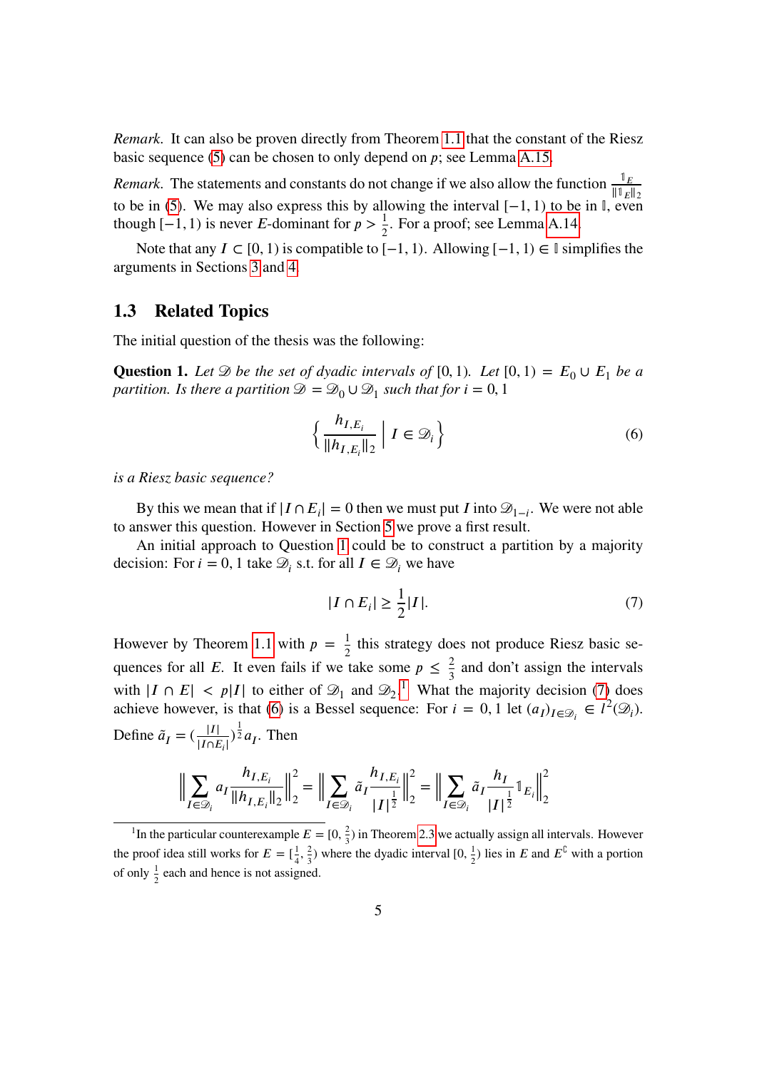*Remark.* It can also be proven directly from Theorem 1.1 that the constant of the Riesz basic sequence (5) can be chosen to only depend on $p$; see Lemma A.15.

*Remark.* The statements and constants do not change if we also allow the function $\frac{\mathbb{1}_E}{\|\mathbb{1}_E\|_2}$ to be in (5). We may also express this by allowing the interval $[-1, 1)$ to be in $\mathbb{I}$, even though $[-1, 1)$ is never $E$-dominant for $p > \frac{1}{2}$. For a proof; see Lemma A.14.

Note that any $I \subset [0, 1)$ is compatible to $[-1, 1)$. Allowing $[-1, 1) \in \mathbb{I}$ simplifies the arguments in Sections 3 and 4.

## 1.3 Related Topics

The initial question of the thesis was the following:

**Question 1.** *Let $\mathscr{D}$ be the set of dyadic intervals of $[0, 1)$. Let $[0, 1) = E_0 \cup E_1$ be a partition. Is there a partition $\mathscr{D} = \mathscr{D}_0 \cup \mathscr{D}_1$ such that for $i = 0, 1$*

$$\left\{ \frac{h_{I,E_i}}{\|h_{I,E_i}\|_2} \;\middle|\; I \in \mathscr{D}_i \right\} \tag{6}$$

*is a Riesz basic sequence?*

By this we mean that if $|I \cap E_i| = 0$ then we must put $I$ into $\mathscr{D}_{1-i}$. We were not able to answer this question. However in Section 5 we prove a first result.

An initial approach to Question 1 could be to construct a partition by a majority decision: For $i = 0, 1$ take $\mathscr{D}_i$ s.t. for all $I \in \mathscr{D}_i$ we have

$$|I \cap E_i| \geq \frac{1}{2}|I|. \tag{7}$$

However by Theorem 1.1 with $p = \frac{1}{2}$ this strategy does not produce Riesz basic sequences for all $E$. It even fails if we take some $p \leq \frac{2}{3}$ and don't assign the intervals with $|I \cap E| < p|I|$ to either of $\mathscr{D}_1$ and $\mathscr{D}_2$.[1] What the majority decision (7) does achieve however, is that (6) is a Bessel sequence: For $i = 0, 1$ let $(a_I)_{I \in \mathscr{D}_i} \in l^2(\mathscr{D}_i)$. Define $\tilde{a}_I = (\frac{|I|}{|I \cap E_i|})^{\frac{1}{2}} a_I$. Then

$$\left\| \sum_{I \in \mathscr{D}_i} a_I \frac{h_{I,E_i}}{\|h_{I,E_i}\|_2} \right\|_2^2 = \left\| \sum_{I \in \mathscr{D}_i} \tilde{a}_I \frac{h_{I,E_i}}{|I|^{\frac{1}{2}}} \right\|_2^2 = \left\| \sum_{I \in \mathscr{D}_i} \tilde{a}_I \frac{h_I}{|I|^{\frac{1}{2}}} \mathbb{1}_{E_i} \right\|_2^2$$

[1] In the particular counterexample $E = [0, \frac{2}{3})$ in Theorem 2.3 we actually assign all intervals. However the proof idea still works for $E = [\frac{1}{4}, \frac{2}{3})$ where the dyadic interval $[0, \frac{1}{2})$ lies in $E$ and $E^{\complement}$ with a portion of only $\frac{1}{2}$ each and hence is not assigned.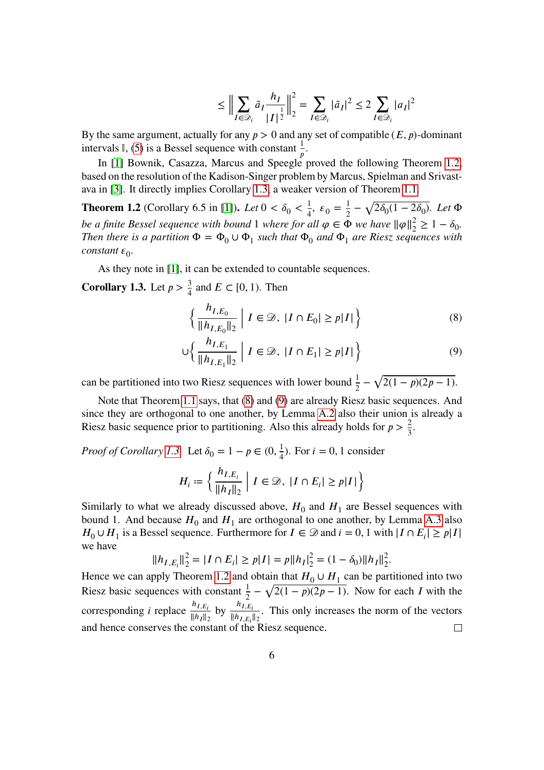$$\leq \Big\| \sum_{I\in\mathscr{D}_i} \tilde{a}_I \frac{h_I}{|I|^{\frac{1}{2}}} \Big\|_2^2 = \sum_{I\in\mathscr{D}_i} |\tilde{a}_I|^2 \leq 2 \sum_{I\in\mathscr{D}_i} |a_I|^2$$

By the same argument, actually for any $p > 0$ and any set of compatible $(E, p)$-dominant intervals $\mathbb{I}$, (5) is a Bessel sequence with constant $\frac{1}{p}$.

In [1] Bownik, Casazza, Marcus and Speegle proved the following Theorem 1.2, based on the resolution of the Kadison-Singer problem by Marcus, Spielman and Srivastava in [3]. It directly implies Corollary 1.3, a weaker version of Theorem 1.1.

**Theorem 1.2** (Corollary 6.5 in [1])**.** *Let $0 < \delta_0 < \frac{1}{4}$, $\varepsilon_0 = \frac{1}{2} - \sqrt{2\delta_0(1-2\delta_0)}$. Let $\Phi$ be a finite Bessel sequence with bound 1 where for all $\varphi \in \Phi$ we have $\|\varphi\|_2^2 \geq 1-\delta_0$. Then there is a partition $\Phi = \Phi_0 \cup \Phi_1$ such that $\Phi_0$ and $\Phi_1$ are Riesz sequences with constant $\varepsilon_0$.*

As they note in [1], it can be extended to countable sequences.

**Corollary 1.3.** Let $p > \frac{3}{4}$ and $E \subset [0,1)$. Then

$$\Big\{ \frac{h_{I,E_0}}{\|h_{I,E_0}\|_2} \;\Big|\; I \in \mathscr{D},\ |I \cap E_0| \geq p|I| \Big\} \tag{8}$$

$$\cup \Big\{ \frac{h_{I,E_1}}{\|h_{I,E_1}\|_2} \;\Big|\; I \in \mathscr{D},\ |I \cap E_1| \geq p|I| \Big\} \tag{9}$$

can be partitioned into two Riesz sequences with lower bound $\frac{1}{2} - \sqrt{2(1-p)(2p-1)}$.

Note that Theorem 1.1 says, that (8) and (9) are already Riesz basic sequences. And since they are orthogonal to one another, by Lemma A.2 also their union is already a Riesz basic sequence prior to partitioning. Also this already holds for $p > \frac{2}{3}$.

*Proof of Corollary 1.3.* Let $\delta_0 = 1 - p \in (0, \frac{1}{4})$. For $i = 0, 1$ consider

$$H_i := \Big\{ \frac{h_{I,E_i}}{\|h_I\|_2} \;\Big|\; I \in \mathscr{D},\ |I \cap E_i| \geq p|I| \Big\}$$

Similarly to what we already discussed above, $H_0$ and $H_1$ are Bessel sequences with bound 1. And because $H_0$ and $H_1$ are orthogonal to one another, by Lemma A.3 also $H_0 \cup H_1$ is a Bessel sequence. Furthermore for $I \in \mathscr{D}$ and $i = 0, 1$ with $|I \cap E_i| \geq p|I|$ we have

$$\|h_{I,E_i}\|_2^2 = |I \cap E_i| \geq p|I| = p\|h_I\|_2^2 = (1-\delta_0)\|h_I\|_2^2.$$

Hence we can apply Theorem 1.2 and obtain that $H_0 \cup H_1$ can be partitioned into two Riesz basic sequences with constant $\frac{1}{2} - \sqrt{2(1-p)(2p-1)}$. Now for each $I$ with the corresponding $i$ replace $\frac{h_{I,E_i}}{\|h_I\|_2}$ by $\frac{h_{I,E_i}}{\|h_{I,E_i}\|_2}$. This only increases the norm of the vectors and hence conserves the constant of the Riesz sequence. $\square$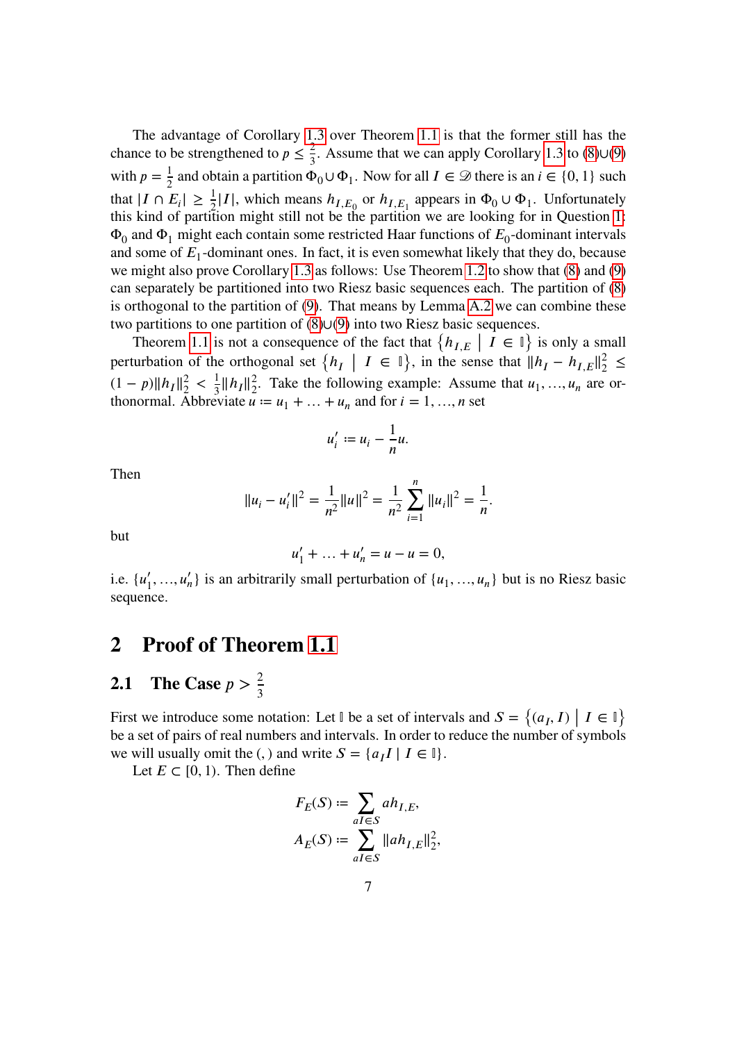The advantage of Corollary 1.3 over Theorem 1.1 is that the former still has the chance to be strengthened to $p \leq \frac{2}{3}$. Assume that we can apply Corollary 1.3 to (8)∪(9) with $p = \frac{1}{2}$ and obtain a partition $\Phi_0 \cup \Phi_1$. Now for all $I \in \mathscr{D}$ there is an $i \in \{0, 1\}$ such that $|I \cap E_i| \geq \frac{1}{2}|I|$, which means $h_{I,E_0}$ or $h_{I,E_1}$ appears in $\Phi_0 \cup \Phi_1$. Unfortunately this kind of partition might still not be the partition we are looking for in Question 1: $\Phi_0$ and $\Phi_1$ might each contain some restricted Haar functions of $E_0$-dominant intervals and some of $E_1$-dominant ones. In fact, it is even somewhat likely that they do, because we might also prove Corollary 1.3 as follows: Use Theorem 1.2 to show that (8) and (9) can separately be partitioned into two Riesz basic sequences each. The partition of (8) is orthogonal to the partition of (9). That means by Lemma A.2 we can combine these two partitions to one partition of (8)∪(9) into two Riesz basic sequences.

Theorem 1.1 is not a consequence of the fact that $\left\{h_{I,E} \;\middle|\; I \in \mathbb{I}\right\}$ is only a small perturbation of the orthogonal set $\left\{h_I \;\middle|\; I \in \mathbb{I}\right\}$, in the sense that $\|h_I - h_{I,E}\|_2^2 \leq (1-p)\|h_I\|_2^2 < \frac{1}{3}\|h_I\|_2^2$. Take the following example: Assume that $u_1, \ldots, u_n$ are orthonormal. Abbreviate $u := u_1 + \ldots + u_n$ and for $i = 1, \ldots, n$ set

$$u_i' := u_i - \frac{1}{n}u.$$

Then

$$\|u_i - u_i'\|^2 = \frac{1}{n^2}\|u\|^2 = \frac{1}{n^2}\sum_{i=1}^{n}\|u_i\|^2 = \frac{1}{n}.$$

but

$$u_1' + \ldots + u_n' = u - u = 0,$$

i.e. $\{u_1', \ldots, u_n'\}$ is an arbitrarily small perturbation of $\{u_1, \ldots, u_n\}$ but is no Riesz basic sequence.

# 2 Proof of Theorem 1.1

## 2.1 The Case $p > \frac{2}{3}$

First we introduce some notation: Let $\mathbb{I}$ be a set of intervals and $S = \left\{(a_I, I) \;\middle|\; I \in \mathbb{I}\right\}$ be a set of pairs of real numbers and intervals. In order to reduce the number of symbols we will usually omit the (, ) and write $S = \{a_I I \mid I \in \mathbb{I}\}$.

Let $E \subset [0, 1)$. Then define

$$F_E(S) := \sum_{aI \in S} a h_{I,E},$$
$$A_E(S) := \sum_{aI \in S} \|a h_{I,E}\|_2^2,$$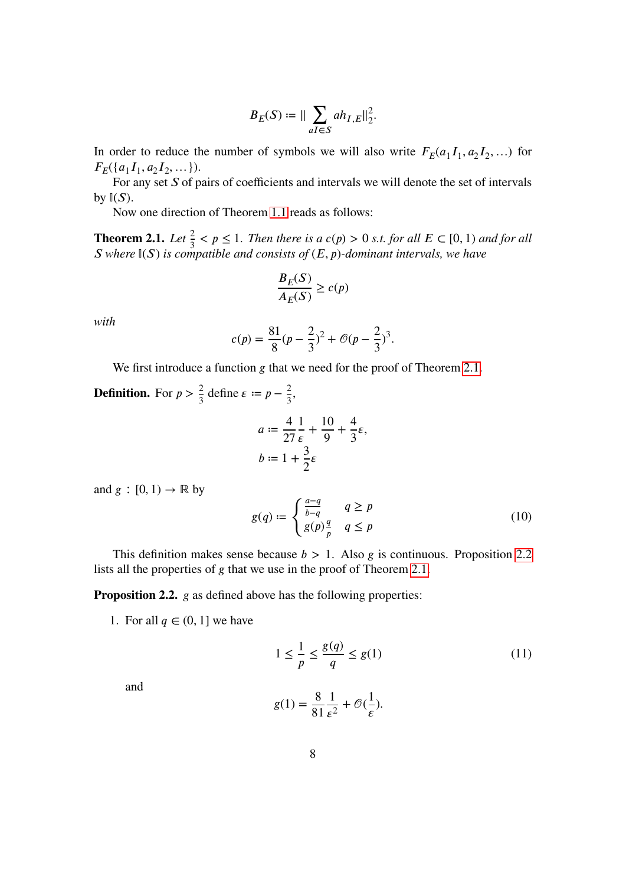$$B_E(S) := \| \sum_{aI \in S} a h_{I,E} \|_2^2.$$

In order to reduce the number of symbols we will also write $F_E(a_1 I_1, a_2 I_2, \dots)$ for $F_E(\{a_1 I_1, a_2 I_2, \dots\})$.

For any set $S$ of pairs of coefficients and intervals we will denote the set of intervals by $\mathbb{I}(S)$.

Now one direction of Theorem 1.1 reads as follows:

**Theorem 2.1.** *Let $\frac{2}{3} < p \leq 1$. Then there is a $c(p) > 0$ s.t. for all $E \subset [0,1)$ and for all $S$ where $\mathbb{I}(S)$ is compatible and consists of $(E,p)$-dominant intervals, we have*

$$\frac{B_E(S)}{A_E(S)} \geq c(p)$$

*with*

$$c(p) = \frac{81}{8}(p - \frac{2}{3})^2 + \mathcal{O}(p - \frac{2}{3})^3.$$

We first introduce a function $g$ that we need for the proof of Theorem 2.1.

**Definition.** For $p > \frac{2}{3}$ define $\varepsilon := p - \frac{2}{3}$,

$$a := \frac{4}{27}\frac{1}{\varepsilon} + \frac{10}{9} + \frac{4}{3}\varepsilon,$$
$$b := 1 + \frac{3}{2}\varepsilon$$

and $g : [0,1) \to \mathbb{R}$ by

$$g(q) := \begin{cases} \frac{a-q}{b-q} & q \geq p \\ g(p)\frac{q}{p} & q \leq p \end{cases} \tag{10}$$

This definition makes sense because $b > 1$. Also $g$ is continuous. Proposition 2.2 lists all the properties of $g$ that we use in the proof of Theorem 2.1.

**Proposition 2.2.** $g$ as defined above has the following properties:

1. For all $q \in (0,1]$ we have

$$1 \leq \frac{1}{p} \leq \frac{g(q)}{q} \leq g(1) \tag{11}$$

and

$$g(1) = \frac{8}{81}\frac{1}{\varepsilon^2} + \mathcal{O}(\frac{1}{\varepsilon}).$$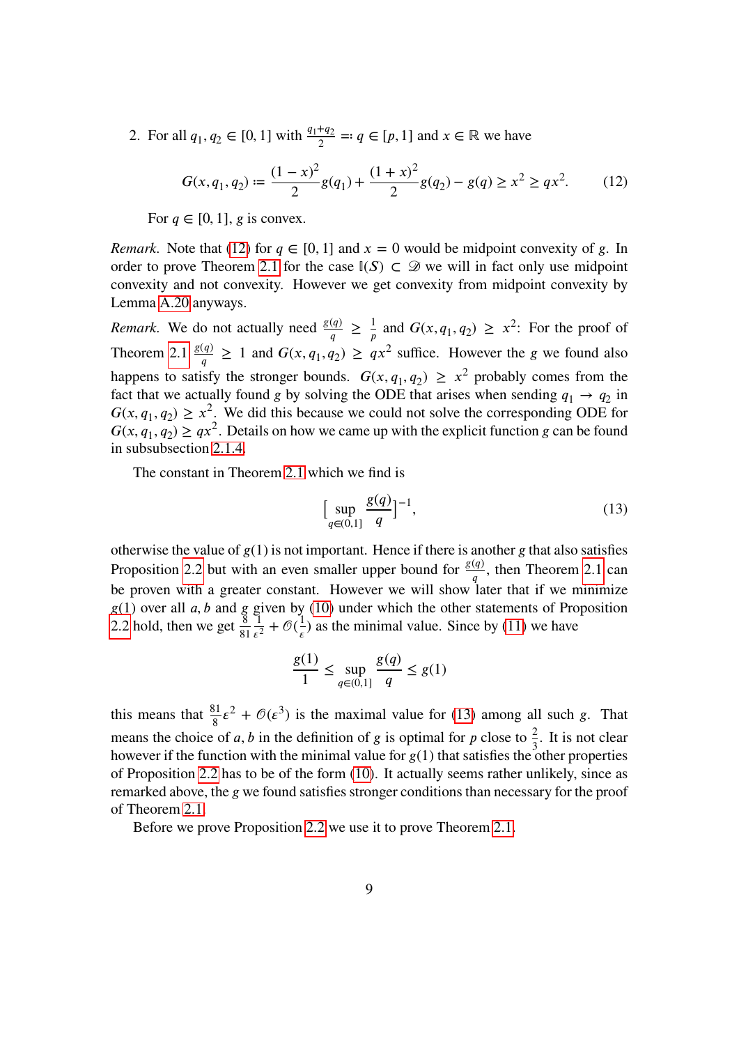2. For all $q_1, q_2 \in [0,1]$ with $\frac{q_1+q_2}{2} =: q \in [p,1]$ and $x \in \mathbb{R}$ we have

$$G(x, q_1, q_2) := \frac{(1-x)^2}{2} g(q_1) + \frac{(1+x)^2}{2} g(q_2) - g(q) \geq x^2 \geq qx^2. \tag{12}$$

   For $q \in [0,1]$, $g$ is convex.

*Remark.* Note that (12) for $q \in [0,1]$ and $x = 0$ would be midpoint convexity of $g$. In order to prove Theorem 2.1 for the case $\mathbb{I}(S) \subset \mathscr{D}$ we will in fact only use midpoint convexity and not convexity. However we get convexity from midpoint convexity by Lemma A.20 anyways.

*Remark.* We do not actually need $\frac{g(q)}{q} \geq \frac{1}{p}$ and $G(x, q_1, q_2) \geq x^2$: For the proof of Theorem 2.1 $\frac{g(q)}{q} \geq 1$ and $G(x, q_1, q_2) \geq qx^2$ suffice. However the $g$ we found also happens to satisfy the stronger bounds. $G(x, q_1, q_2) \geq x^2$ probably comes from the fact that we actually found $g$ by solving the ODE that arises when sending $q_1 \to q_2$ in $G(x, q_1, q_2) \geq x^2$. We did this because we could not solve the corresponding ODE for $G(x, q_1, q_2) \geq qx^2$. Details on how we came up with the explicit function $g$ can be found in subsubsection 2.1.4.

The constant in Theorem 2.1 which we find is

$$\Big[ \sup_{q \in (0,1]} \frac{g(q)}{q} \Big]^{-1}, \tag{13}$$

otherwise the value of $g(1)$ is not important. Hence if there is another $g$ that also satisfies Proposition 2.2 but with an even smaller upper bound for $\frac{g(q)}{q}$, then Theorem 2.1 can be proven with a greater constant. However we will show later that if we minimize $g(1)$ over all $a, b$ and $g$ given by (10) under which the other statements of Proposition 2.2 hold, then we get $\frac{8}{81} \frac{1}{\varepsilon^2} + \mathcal{O}(\frac{1}{\varepsilon})$ as the minimal value. Since by (11) we have

$$\frac{g(1)}{1} \leq \sup_{q \in (0,1]} \frac{g(q)}{q} \leq g(1)$$

this means that $\frac{81}{8}\varepsilon^2 + \mathcal{O}(\varepsilon^3)$ is the maximal value for (13) among all such $g$. That means the choice of $a, b$ in the definition of $g$ is optimal for $p$ close to $\frac{2}{3}$. It is not clear however if the function with the minimal value for $g(1)$ that satisfies the other properties of Proposition 2.2 has to be of the form (10). It actually seems rather unlikely, since as remarked above, the $g$ we found satisfies stronger conditions than necessary for the proof of Theorem 2.1.

Before we prove Proposition 2.2 we use it to prove Theorem 2.1.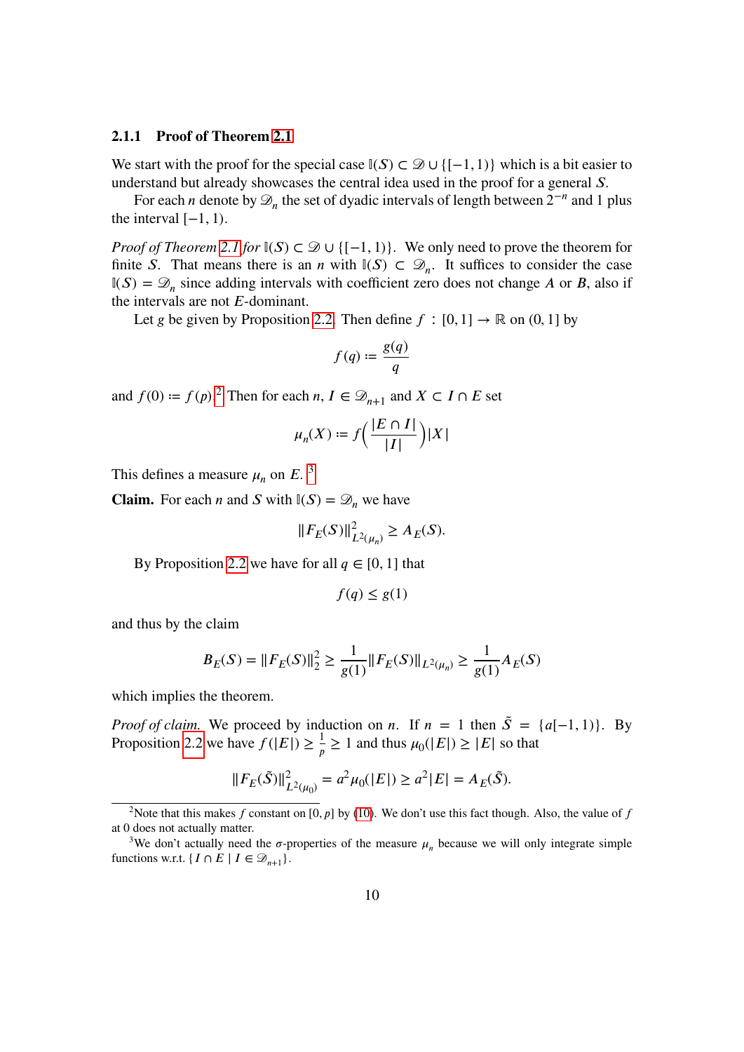### 2.1.1 Proof of Theorem 2.1

We start with the proof for the special case $\mathbb{I}(S) \subset \mathcal{D} \cup \{[-1,1)\}$ which is a bit easier to understand but already showcases the central idea used in the proof for a general $S$.

For each $n$ denote by $\mathcal{D}_n$ the set of dyadic intervals of length between $2^{-n}$ and 1 plus the interval $[-1,1)$.

*Proof of Theorem 2.1 for* $\mathbb{I}(S) \subset \mathcal{D} \cup \{[-1,1)\}$. We only need to prove the theorem for finite $S$. That means there is an $n$ with $\mathbb{I}(S) \subset \mathcal{D}_n$. It suffices to consider the case $\mathbb{I}(S) = \mathcal{D}_n$ since adding intervals with coefficient zero does not change $A$ or $B$, also if the intervals are not $E$-dominant.

Let $g$ be given by Proposition 2.2. Then define $f : [0,1] \to \mathbb{R}$ on $(0,1]$ by

$$f(q) := \frac{g(q)}{q}$$

and $f(0) := f(p)$.[2] Then for each $n$, $I \in \mathcal{D}_{n+1}$ and $X \subset I \cap E$ set

$$\mu_n(X) := f\Big(\frac{|E \cap I|}{|I|}\Big)|X|$$

This defines a measure $\mu_n$ on $E$. [3]

**Claim.** For each $n$ and $S$ with $\mathbb{I}(S) = \mathcal{D}_n$ we have

$$\|F_E(S)\|^2_{L^2(\mu_n)} \geq A_E(S).$$

By Proposition 2.2 we have for all $q \in [0,1]$ that

$$f(q) \leq g(1)$$

and thus by the claim

$$B_E(S) = \|F_E(S)\|_2^2 \geq \frac{1}{g(1)}\|F_E(S)\|_{L^2(\mu_n)} \geq \frac{1}{g(1)}A_E(S)$$

which implies the theorem.

*Proof of claim.* We proceed by induction on $n$. If $n = 1$ then $\tilde{S} = \{a[-1,1)\}$. By Proposition 2.2 we have $f(|E|) \geq \frac{1}{p} \geq 1$ and thus $\mu_0(|E|) \geq |E|$ so that

$$\|F_E(\tilde{S})\|^2_{L^2(\mu_0)} = a^2\mu_0(|E|) \geq a^2|E| = A_E(\tilde{S}).$$

---

[2] Note that this makes $f$ constant on $[0,p]$ by (10). We don't use this fact though. Also, the value of $f$ at 0 does not actually matter.

[3] We don't actually need the $\sigma$-properties of the measure $\mu_n$ because we will only integrate simple functions w.r.t. $\{I \cap E \mid I \in \mathcal{D}_{n+1}\}$.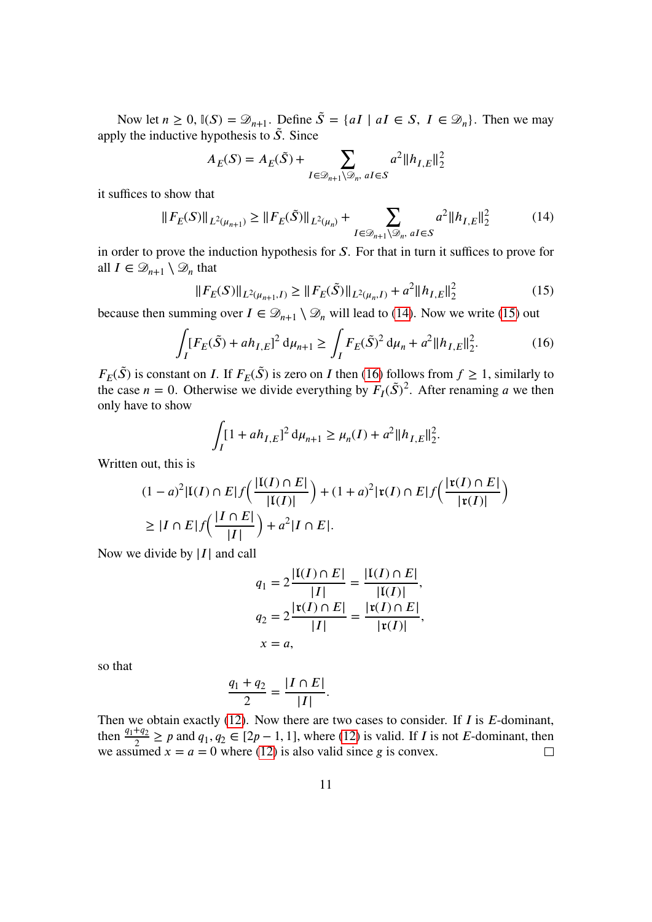Now let $n \geq 0$, $\mathbb{I}(S) = \mathscr{D}_{n+1}$. Define $\tilde{S} = \{aI \mid aI \in S,\ I \in \mathscr{D}_n\}$. Then we may apply the inductive hypothesis to $\tilde{S}$. Since

$$A_E(S) = A_E(\tilde{S}) + \sum_{I \in \mathscr{D}_{n+1} \setminus \mathscr{D}_n,\ aI \in S} a^2 \|h_{I,E}\|_2^2$$

it suffices to show that

$$\|F_E(S)\|_{L^2(\mu_{n+1})} \geq \|F_E(\tilde{S})\|_{L^2(\mu_n)} + \sum_{I \in \mathscr{D}_{n+1} \setminus \mathscr{D}_n,\ aI \in S} a^2 \|h_{I,E}\|_2^2 \tag{14}$$

in order to prove the induction hypothesis for $S$. For that in turn it suffices to prove for all $I \in \mathscr{D}_{n+1} \setminus \mathscr{D}_n$ that

$$\|F_E(S)\|_{L^2(\mu_{n+1},I)} \geq \|F_E(\tilde{S})\|_{L^2(\mu_n,I)} + a^2 \|h_{I,E}\|_2^2 \tag{15}$$

because then summing over $I \in \mathscr{D}_{n+1} \setminus \mathscr{D}_n$ will lead to (14). Now we write (15) out

$$\int_I [F_E(\tilde{S}) + a h_{I,E}]^2 \,\mathrm{d}\mu_{n+1} \geq \int_I F_E(\tilde{S})^2 \,\mathrm{d}\mu_n + a^2 \|h_{I,E}\|_2^2. \tag{16}$$

$F_E(\tilde{S})$ is constant on $I$. If $F_E(\tilde{S})$ is zero on $I$ then (16) follows from $f \geq 1$, similarly to the case $n = 0$. Otherwise we divide everything by $F_I(\tilde{S})^2$. After renaming $a$ we then only have to show

$$\int_I [1 + a h_{I,E}]^2 \,\mathrm{d}\mu_{n+1} \geq \mu_n(I) + a^2 \|h_{I,E}\|_2^2.$$

Written out, this is

$$\begin{aligned}
&(1-a)^2 |\mathfrak{l}(I) \cap E| f\Big(\frac{|\mathfrak{l}(I) \cap E|}{|\mathfrak{l}(I)|}\Big) + (1+a)^2 |\mathfrak{r}(I) \cap E| f\Big(\frac{|\mathfrak{r}(I) \cap E|}{|\mathfrak{r}(I)|}\Big) \\
&\geq |I \cap E| f\Big(\frac{|I \cap E|}{|I|}\Big) + a^2 |I \cap E|.
\end{aligned}$$

Now we divide by $|I|$ and call

$$\begin{aligned}
q_1 &= 2\frac{|\mathfrak{l}(I) \cap E|}{|I|} = \frac{|\mathfrak{l}(I) \cap E|}{|\mathfrak{l}(I)|}, \\
q_2 &= 2\frac{|\mathfrak{r}(I) \cap E|}{|I|} = \frac{|\mathfrak{r}(I) \cap E|}{|\mathfrak{r}(I)|}, \\
x &= a,
\end{aligned}$$

so that

$$\frac{q_1 + q_2}{2} = \frac{|I \cap E|}{|I|}.$$

Then we obtain exactly (12). Now there are two cases to consider. If $I$ is $E$-dominant, then $\frac{q_1+q_2}{2} \geq p$ and $q_1, q_2 \in [2p-1, 1]$, where (12) is valid. If $I$ is not $E$-dominant, then we assumed $x = a = 0$ where (12) is also valid since $g$ is convex. $\square$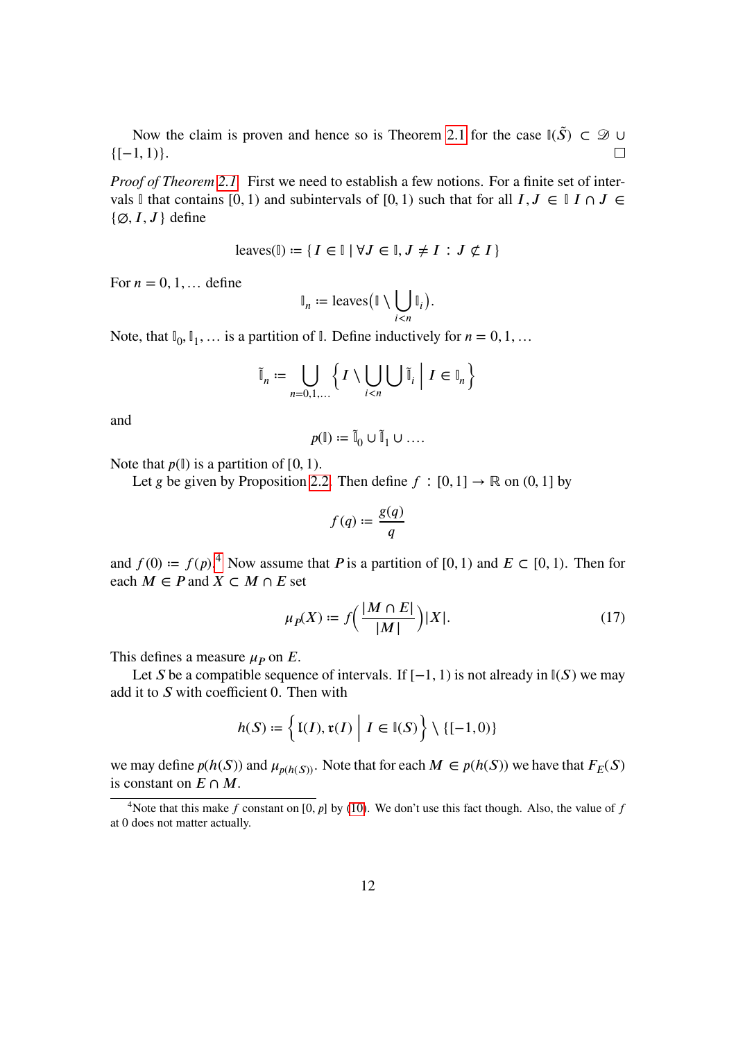Now the claim is proven and hence so is Theorem 2.1 for the case $\mathbb{I}(\tilde{S}) \subset \mathscr{D} \cup \{[-1, 1)\}$. ☐

*Proof of Theorem 2.1.* First we need to establish a few notions. For a finite set of intervals $\mathbb{I}$ that contains $[0, 1)$ and subintervals of $[0, 1)$ such that for all $I, J \in \mathbb{I}$ $I \cap J \in \{\emptyset, I, J\}$ define

$$\operatorname{leaves}(\mathbb{I}) := \{ I \in \mathbb{I} \mid \forall J \in \mathbb{I}, J \neq I : J \not\subset I \}$$

For $n = 0, 1, \ldots$ define

$$\mathbb{I}_n := \operatorname{leaves}\big(\mathbb{I} \setminus \bigcup_{i<n} \mathbb{I}_i\big).$$

Note, that $\mathbb{I}_0, \mathbb{I}_1, \ldots$ is a partition of $\mathbb{I}$. Define inductively for $n = 0, 1, \ldots$

$$\tilde{\mathbb{I}}_n := \bigcup_{n=0,1,\ldots} \left\{ I \setminus \bigcup_{i<n} \bigcup \tilde{\mathbb{I}}_i \;\middle|\; I \in \mathbb{I}_n \right\}$$

and

$$p(\mathbb{I}) := \tilde{\mathbb{I}}_0 \cup \tilde{\mathbb{I}}_1 \cup \ldots.$$

Note that $p(\mathbb{I})$ is a partition of $[0, 1)$.

Let $g$ be given by Proposition 2.2. Then define $f : [0, 1] \to \mathbb{R}$ on $(0, 1]$ by

$$f(q) := \frac{g(q)}{q}$$

and $f(0) := f(p)$.[4] Now assume that $P$ is a partition of $[0, 1)$ and $E \subset [0, 1)$. Then for each $M \in P$ and $X \subset M \cap E$ set

$$\mu_P(X) := f\Big(\frac{|M \cap E|}{|M|}\Big)|X|. \tag{17}$$

This defines a measure $\mu_P$ on $E$.

Let $S$ be a compatible sequence of intervals. If $[-1, 1)$ is not already in $\mathbb{I}(S)$ we may add it to $S$ with coefficient 0. Then with

$$h(S) := \left\{ [\mathfrak{l}(I), \mathfrak{r}(I) \;\middle|\; I \in \mathbb{I}(S) \right\} \setminus \{[-1, 0)\}$$

we may define $p(h(S))$ and $\mu_{p(h(S))}$. Note that for each $M \in p(h(S))$ we have that $F_E(S)$ is constant on $E \cap M$.

[4] Note that this make $f$ constant on $[0, p]$ by (10). We don't use this fact though. Also, the value of $f$ at 0 does not matter actually.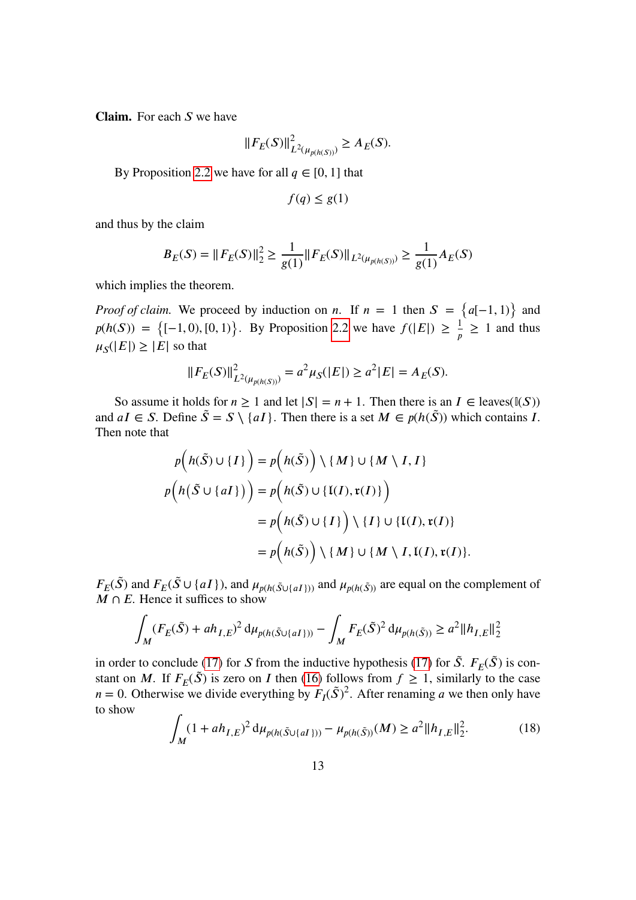**Claim.** For each $S$ we have

$$\|F_E(S)\|^2_{L^2(\mu_{p(h(S))})} \geq A_E(S).$$

By Proposition 2.2 we have for all $q \in [0,1]$ that

$$f(q) \leq g(1)$$

and thus by the claim

$$B_E(S) = \|F_E(S)\|_2^2 \geq \frac{1}{g(1)}\|F_E(S)\|_{L^2(\mu_{p(h(S))})} \geq \frac{1}{g(1)}A_E(S)$$

which implies the theorem.

*Proof of claim.* We proceed by induction on $n$. If $n = 1$ then $S = \{a[-1,1)\}$ and $p(h(S)) = \{[-1,0),[0,1)\}$. By Proposition 2.2 we have $f(|E|) \geq \frac{1}{p} \geq 1$ and thus $\mu_S(|E|) \geq |E|$ so that

$$\|F_E(S)\|^2_{L^2(\mu_{p(h(S))})} = a^2\mu_S(|E|) \geq a^2|E| = A_E(S).$$

So assume it holds for $n \geq 1$ and let $|S| = n+1$. Then there is an $I \in \text{leaves}(\mathbb{I}(S))$ and $aI \in S$. Define $\tilde{S} = S \setminus \{aI\}$. Then there is a set $M \in p(h(\tilde{S}))$ which contains $I$. Then note that

$$\begin{aligned}
p\Big(h(\tilde{S}) \cup \{I\}\Big) &= p\Big(h(\tilde{S})\Big) \setminus \{M\} \cup \{M \setminus I, I\} \\
p\Big(h\big(\tilde{S} \cup \{aI\}\big)\Big) &= p\Big(h(\tilde{S}) \cup \{\mathfrak{l}(I), \mathfrak{r}(I)\}\Big) \\
&= p\Big(h(\tilde{S}) \cup \{I\}\Big) \setminus \{I\} \cup \{\mathfrak{l}(I), \mathfrak{r}(I)\} \\
&= p\Big(h(\tilde{S})\Big) \setminus \{M\} \cup \{M \setminus I, \mathfrak{l}(I), \mathfrak{r}(I)\}.
\end{aligned}$$

$F_E(\tilde{S})$ and $F_E(\tilde{S} \cup \{aI\})$, and $\mu_{p(h(\tilde{S} \cup \{aI\}))}$ and $\mu_{p(h(\tilde{S}))}$ are equal on the complement of $M \cap E$. Hence it suffices to show

$$\int_M (F_E(\tilde{S}) + ah_{I,E})^2 \, \mathrm{d}\mu_{p(h(\tilde{S}\cup\{aI\}))} - \int_M F_E(\tilde{S})^2 \, \mathrm{d}\mu_{p(h(\tilde{S}))} \geq a^2\|h_{I,E}\|_2^2$$

in order to conclude (17) for $S$ from the inductive hypothesis (17) for $\tilde{S}$. $F_E(\tilde{S})$ is constant on $M$. If $F_E(\tilde{S})$ is zero on $I$ then (16) follows from $f \geq 1$, similarly to the case $n = 0$. Otherwise we divide everything by $F_I(\tilde{S})^2$. After renaming $a$ we then only have to show

$$\int_M (1 + ah_{I,E})^2 \, \mathrm{d}\mu_{p(h(\tilde{S}\cup\{aI\}))} - \mu_{p(h(\tilde{S}))}(M) \geq a^2\|h_{I,E}\|_2^2. \tag{18}$$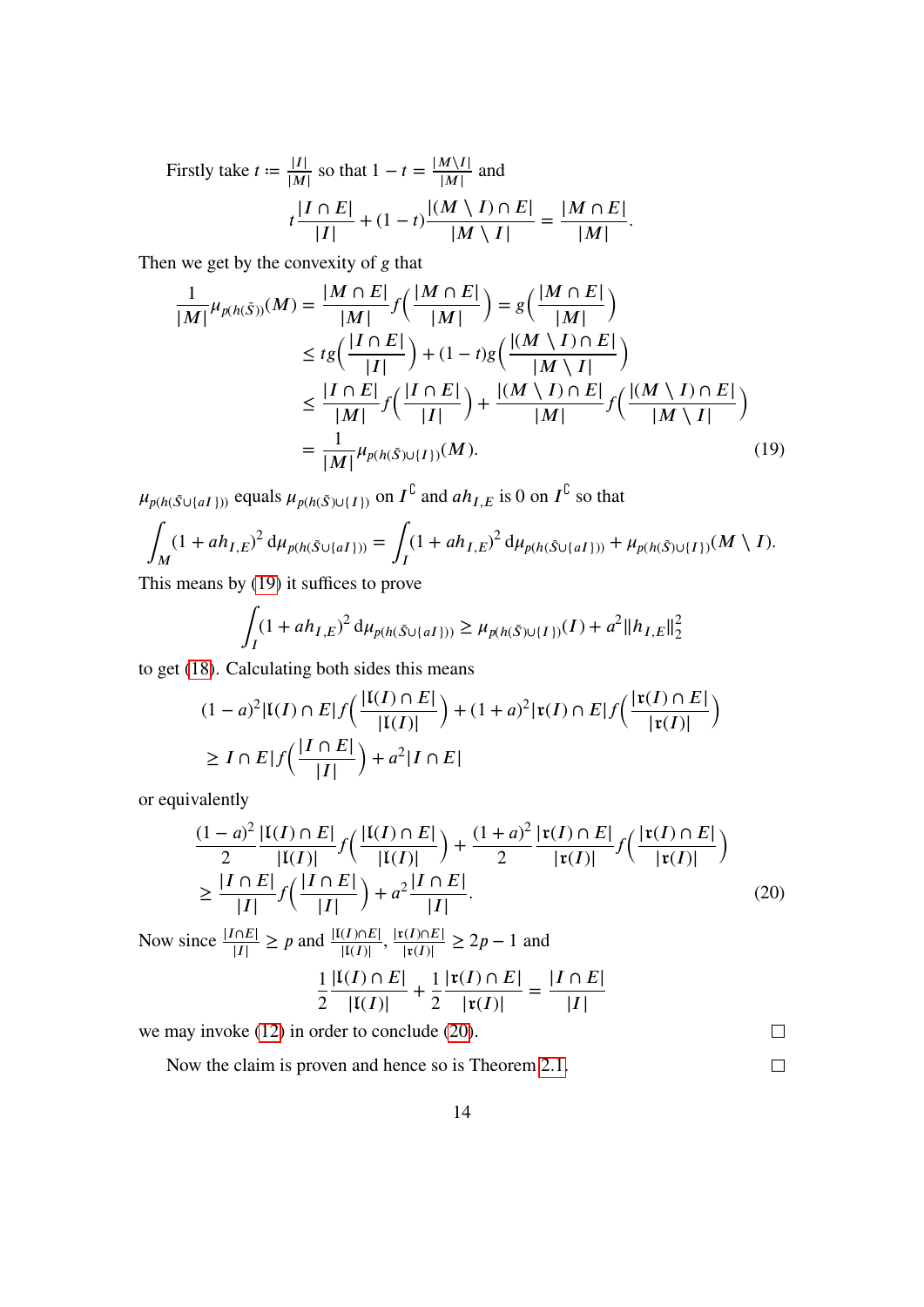Firstly take $t := \frac{|I|}{|M|}$ so that $1 - t = \frac{|M \setminus I|}{|M|}$ and

$$t\frac{|I \cap E|}{|I|} + (1-t)\frac{|(M \setminus I) \cap E|}{|M \setminus I|} = \frac{|M \cap E|}{|M|}.$$

Then we get by the convexity of $g$ that

$$\begin{aligned}
\frac{1}{|M|}\mu_{p(h(\tilde{S}))}(M) &= \frac{|M \cap E|}{|M|} f\Big(\frac{|M \cap E|}{|M|}\Big) = g\Big(\frac{|M \cap E|}{|M|}\Big) \\
&\leq t g\Big(\frac{|I \cap E|}{|I|}\Big) + (1-t) g\Big(\frac{|(M \setminus I) \cap E|}{|M \setminus I|}\Big) \\
&\leq \frac{|I \cap E|}{|M|} f\Big(\frac{|I \cap E|}{|I|}\Big) + \frac{|(M \setminus I) \cap E|}{|M|} f\Big(\frac{|(M \setminus I) \cap E|}{|M \setminus I|}\Big) \\
&= \frac{1}{|M|}\mu_{p(h(\tilde{S}) \cup \{I\})}(M). \qquad (19)
\end{aligned}$$

$\mu_{p(h(\tilde{S} \cup \{aI\}))}$ equals $\mu_{p(h(\tilde{S}) \cup \{I\})}$ on $I^{\complement}$ and $ah_{I,E}$ is 0 on $I^{\complement}$ so that

$$\int_M (1 + ah_{I,E})^2 \, \mathrm{d}\mu_{p(h(\tilde{S} \cup \{aI\}))} = \int_I (1 + ah_{I,E})^2 \, \mathrm{d}\mu_{p(h(\tilde{S} \cup \{aI\}))} + \mu_{p(h(\tilde{S}) \cup \{I\})}(M \setminus I).$$

This means by (19) it suffices to prove

$$\int_I (1 + ah_{I,E})^2 \, \mathrm{d}\mu_{p(h(\tilde{S} \cup \{aI\}))} \geq \mu_{p(h(\tilde{S}) \cup \{I\})}(I) + a^2 \|h_{I,E}\|_2^2$$

to get (18). Calculating both sides this means

$$\begin{aligned}
&(1-a)^2 |\mathfrak{l}(I) \cap E| f\Big(\frac{|\mathfrak{l}(I) \cap E|}{|\mathfrak{l}(I)|}\Big) + (1+a)^2 |\mathfrak{r}(I) \cap E| f\Big(\frac{|\mathfrak{r}(I) \cap E|}{|\mathfrak{r}(I)|}\Big) \\
&\geq I \cap E| f\Big(\frac{|I \cap E|}{|I|}\Big) + a^2 |I \cap E|
\end{aligned}$$

or equivalently

$$\begin{aligned}
&\frac{(1-a)^2}{2} \frac{|\mathfrak{l}(I) \cap E|}{|\mathfrak{l}(I)|} f\Big(\frac{|\mathfrak{l}(I) \cap E|}{|\mathfrak{l}(I)|}\Big) + \frac{(1+a)^2}{2} \frac{|\mathfrak{r}(I) \cap E|}{|\mathfrak{r}(I)|} f\Big(\frac{|\mathfrak{r}(I) \cap E|}{|\mathfrak{r}(I)|}\Big) \\
&\geq \frac{|I \cap E|}{|I|} f\Big(\frac{|I \cap E|}{|I|}\Big) + a^2 \frac{|I \cap E|}{|I|}. \qquad (20)
\end{aligned}$$

Now since $\frac{|I \cap E|}{|I|} \geq p$ and $\frac{|\mathfrak{l}(I) \cap E|}{|\mathfrak{l}(I)|}, \frac{|\mathfrak{r}(I) \cap E|}{|\mathfrak{r}(I)|} \geq 2p - 1$ and

$$\frac{1}{2}\frac{|\mathfrak{l}(I) \cap E|}{|\mathfrak{l}(I)|} + \frac{1}{2}\frac{|\mathfrak{r}(I) \cap E|}{|\mathfrak{r}(I)|} = \frac{|I \cap E|}{|I|}$$

we may invoke (12) in order to conclude (20). □

Now the claim is proven and hence so is Theorem 2.1. □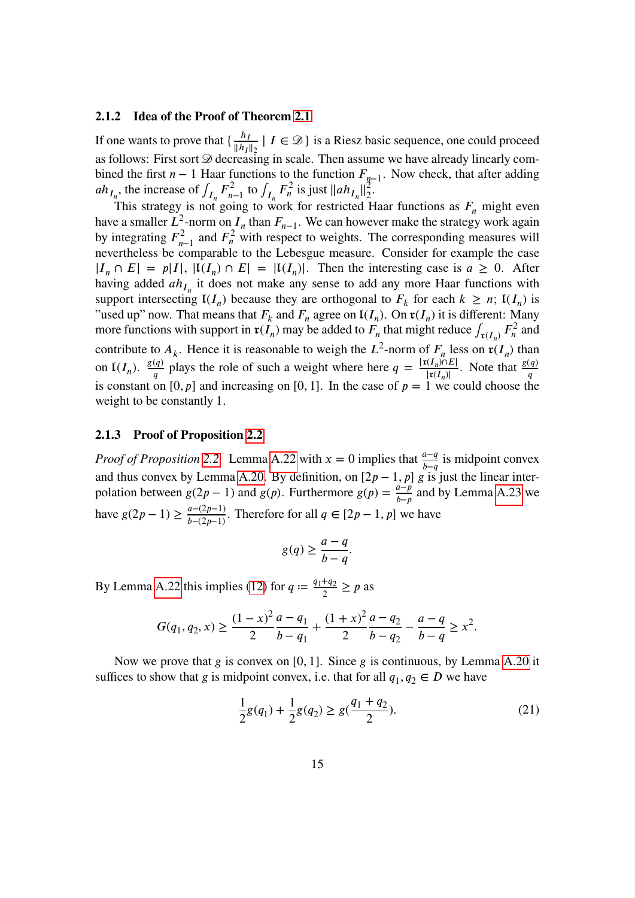### 2.1.2 Idea of the Proof of Theorem 2.1

If one wants to prove that $\{\frac{h_I}{\|h_I\|_2} \mid I \in \mathscr{D}\}$ is a Riesz basic sequence, one could proceed as follows: First sort $\mathscr{D}$ decreasing in scale. Then assume we have already linearly combined the first $n-1$ Haar functions to the function $F_{n-1}$. Now check, that after adding $ah_{I_n}$, the increase of $\int_{I_n} F_{n-1}^2$ to $\int_{I_n} F_n^2$ is just $\|ah_{I_n}\|_2^2$.

This strategy is not going to work for restricted Haar functions as $F_n$ might even have a smaller $L^2$-norm on $I_n$ than $F_{n-1}$. We can however make the strategy work again by integrating $F_{n-1}^2$ and $F_n^2$ with respect to weights. The corresponding measures will nevertheless be comparable to the Lebesgue measure. Consider for example the case $|I_n \cap E| = p|I|$, $|\mathfrak{l}(I_n) \cap E| = |\mathfrak{l}(I_n)|$. Then the interesting case is $a \geq 0$. After having added $ah_{I_n}$ it does not make any sense to add any more Haar functions with support intersecting $\mathfrak{l}(I_n)$ because they are orthogonal to $F_k$ for each $k \geq n$; $\mathfrak{l}(I_n)$ is "used up" now. That means that $F_k$ and $F_n$ agree on $\mathfrak{l}(I_n)$. On $\mathfrak{r}(I_n)$ it is different: Many more functions with support in $\mathfrak{r}(I_n)$ may be added to $F_n$ that might reduce $\int_{\mathfrak{r}(I_n)} F_n^2$ and contribute to $A_k$. Hence it is reasonable to weigh the $L^2$-norm of $F_n$ less on $\mathfrak{r}(I_n)$ than on $\mathfrak{l}(I_n)$. $\frac{g(q)}{q}$ plays the role of such a weight where here $q = \frac{|\mathfrak{r}(I_n) \cap E|}{|\mathfrak{r}(I_n)|}$. Note that $\frac{g(q)}{q}$ is constant on $[0, p]$ and increasing on $[0, 1]$. In the case of $p = 1$ we could choose the weight to be constantly 1.

### 2.1.3 Proof of Proposition 2.2

*Proof of Proposition 2.2.* Lemma A.22 with $x = 0$ implies that $\frac{a-q}{b-q}$ is midpoint convex and thus convex by Lemma A.20. By definition, on $[2p-1, p]$ $g$ is just the linear interpolation between $g(2p-1)$ and $g(p)$. Furthermore $g(p) = \frac{a-p}{b-p}$ and by Lemma A.23 we have $g(2p-1) \geq \frac{a-(2p-1)}{b-(2p-1)}$. Therefore for all $q \in [2p-1, p]$ we have

$$g(q) \geq \frac{a-q}{b-q}.$$

By Lemma A.22 this implies (12) for $q := \frac{q_1+q_2}{2} \geq p$ as

$$G(q_1, q_2, x) \geq \frac{(1-x)^2}{2}\frac{a-q_1}{b-q_1} + \frac{(1+x)^2}{2}\frac{a-q_2}{b-q_2} - \frac{a-q}{b-q} \geq x^2.$$

Now we prove that $g$ is convex on $[0, 1]$. Since $g$ is continuous, by Lemma A.20 it suffices to show that $g$ is midpoint convex, i.e. that for all $q_1, q_2 \in D$ we have

$$\frac{1}{2}g(q_1) + \frac{1}{2}g(q_2) \geq g(\frac{q_1+q_2}{2}). \tag{21}$$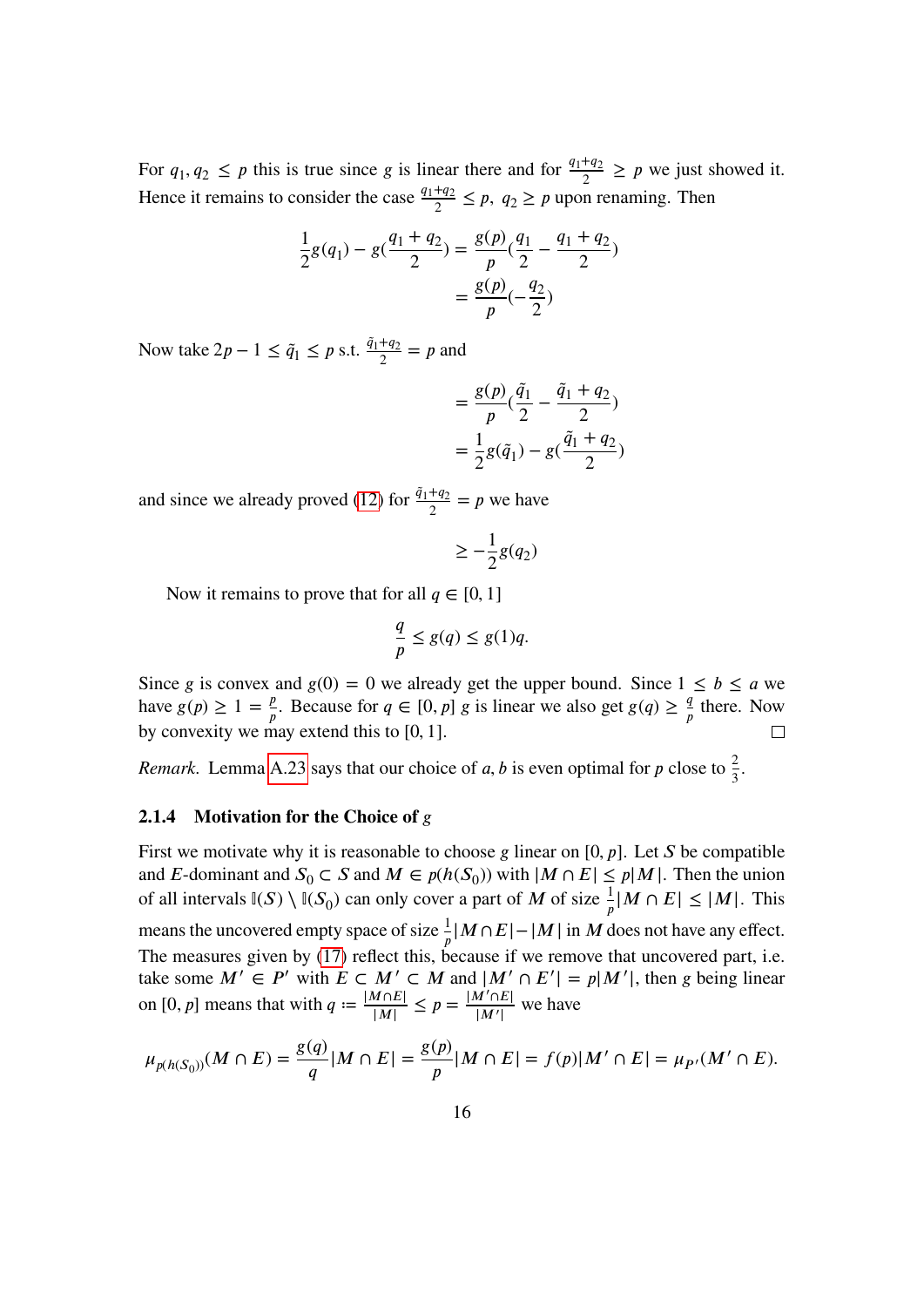For $q_1, q_2 \leq p$ this is true since $g$ is linear there and for $\frac{q_1+q_2}{2} \geq p$ we just showed it. Hence it remains to consider the case $\frac{q_1+q_2}{2} \leq p,\ q_2 \geq p$ upon renaming. Then

$$\begin{aligned}
\frac{1}{2}g(q_1) - g(\frac{q_1+q_2}{2}) &= \frac{g(p)}{p}(\frac{q_1}{2} - \frac{q_1+q_2}{2}) \\
&= \frac{g(p)}{p}(-\frac{q_2}{2})
\end{aligned}$$

Now take $2p - 1 \leq \tilde{q}_1 \leq p$ s.t. $\frac{\tilde{q}_1+q_2}{2} = p$ and

$$\begin{aligned}
&= \frac{g(p)}{p}(\frac{\tilde{q}_1}{2} - \frac{\tilde{q}_1+q_2}{2}) \\
&= \frac{1}{2}g(\tilde{q}_1) - g(\frac{\tilde{q}_1+q_2}{2})
\end{aligned}$$

and since we already proved (12) for $\frac{\tilde{q}_1+q_2}{2} = p$ we have

$$\geq -\frac{1}{2}g(q_2)$$

Now it remains to prove that for all $q \in [0, 1]$

$$\frac{q}{p} \leq g(q) \leq g(1)q.$$

Since $g$ is convex and $g(0) = 0$ we already get the upper bound. Since $1 \leq b \leq a$ we have $g(p) \geq 1 = \frac{p}{p}$. Because for $q \in [0, p]$ $g$ is linear we also get $g(q) \geq \frac{q}{p}$ there. Now by convexity we may extend this to $[0, 1]$. □

*Remark.* Lemma A.23 says that our choice of $a, b$ is even optimal for $p$ close to $\frac{2}{3}$.

#### 2.1.4 Motivation for the Choice of $g$

First we motivate why it is reasonable to choose $g$ linear on $[0, p]$. Let $S$ be compatible and $E$-dominant and $S_0 \subset S$ and $M \in p(h(S_0))$ with $|M \cap E| \leq p|M|$. Then the union of all intervals $\mathbb{I}(S) \setminus \mathbb{I}(S_0)$ can only cover a part of $M$ of size $\frac{1}{p}|M \cap E| \leq |M|$. This means the uncovered empty space of size $\frac{1}{p}|M \cap E| - |M|$ in $M$ does not have any effect. The measures given by (17) reflect this, because if we remove that uncovered part, i.e. take some $M' \in P'$ with $E \subset M' \subset M$ and $|M' \cap E'| = p|M'|$, then $g$ being linear on $[0, p]$ means that with $q := \frac{|M \cap E|}{|M|} \leq p = \frac{|M' \cap E|}{|M'|}$ we have

$$\mu_{p(h(S_0))}(M \cap E) = \frac{g(q)}{q}|M \cap E| = \frac{g(p)}{p}|M \cap E| = f(p)|M' \cap E| = \mu_{P'}(M' \cap E).$$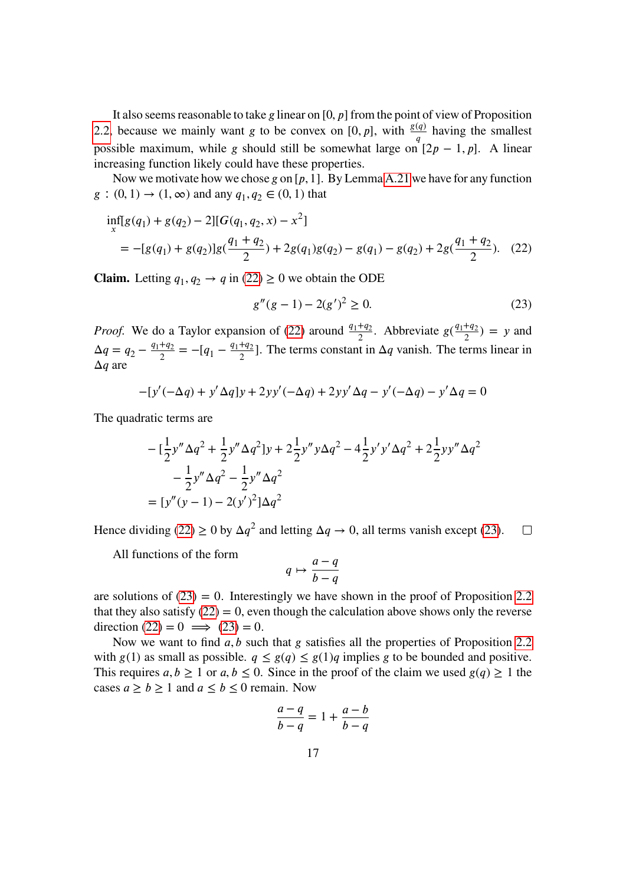It also seems reasonable to take $g$ linear on $[0, p]$ from the point of view of Proposition 2.2, because we mainly want $g$ to be convex on $[0, p]$, with $\frac{g(q)}{q}$ having the smallest possible maximum, while $g$ should still be somewhat large on $[2p-1, p]$. A linear increasing function likely could have these properties.

Now we motivate how we chose $g$ on $[p, 1]$. By Lemma A.21 we have for any function $g : (0, 1) \to (1, \infty)$ and any $q_1, q_2 \in (0, 1)$ that

$$
\begin{aligned}
&\inf_x [g(q_1) + g(q_2) - 2][G(q_1, q_2, x) - x^2] \\
&\quad = -[g(q_1) + g(q_2)]g(\frac{q_1 + q_2}{2}) + 2g(q_1)g(q_2) - g(q_1) - g(q_2) + 2g(\frac{q_1 + q_2}{2}). \qquad (22)
\end{aligned}
$$

**Claim.** Letting $q_1, q_2 \to q$ in (22) $\geq 0$ we obtain the ODE

$$
g''(g-1) - 2(g')^2 \geq 0. \qquad (23)
$$

*Proof.* We do a Taylor expansion of (22) around $\frac{q_1+q_2}{2}$. Abbreviate $g(\frac{q_1+q_2}{2}) = y$ and $\Delta q = q_2 - \frac{q_1+q_2}{2} = -[q_1 - \frac{q_1+q_2}{2}]$. The terms constant in $\Delta q$ vanish. The terms linear in $\Delta q$ are

$$
-[y'(-\Delta q) + y'\Delta q]y + 2yy'(-\Delta q) + 2yy'\Delta q - y'(-\Delta q) - y'\Delta q = 0
$$

The quadratic terms are

$$
\begin{aligned}
&-[\frac{1}{2}y''\Delta q^2 + \frac{1}{2}y''\Delta q^2]y + 2\frac{1}{2}y''y\Delta q^2 - 4\frac{1}{2}y'y'\Delta q^2 + 2\frac{1}{2}yy''\Delta q^2 \\
&\quad - \frac{1}{2}y''\Delta q^2 - \frac{1}{2}y''\Delta q^2 \\
&= [y''(y-1) - 2(y')^2]\Delta q^2
\end{aligned}
$$

Hence dividing (22) $\geq 0$ by $\Delta q^2$ and letting $\Delta q \to 0$, all terms vanish except (23). $\square$

All functions of the form

$$
q \mapsto \frac{a-q}{b-q}
$$

are solutions of (23) $= 0$. Interestingly we have shown in the proof of Proposition 2.2 that they also satisfy (22) $= 0$, even though the calculation above shows only the reverse direction (22) $= 0 \implies$ (23) $= 0$.

Now we want to find $a, b$ such that $g$ satisfies all the properties of Proposition 2.2 with $g(1)$ as small as possible. $q \leq g(q) \leq g(1)q$ implies $g$ to be bounded and positive. This requires $a, b \geq 1$ or $a, b \leq 0$. Since in the proof of the claim we used $g(q) \geq 1$ the cases $a \geq b \geq 1$ and $a \leq b \leq 0$ remain. Now

$$
\frac{a-q}{b-q} = 1 + \frac{a-b}{b-q}
$$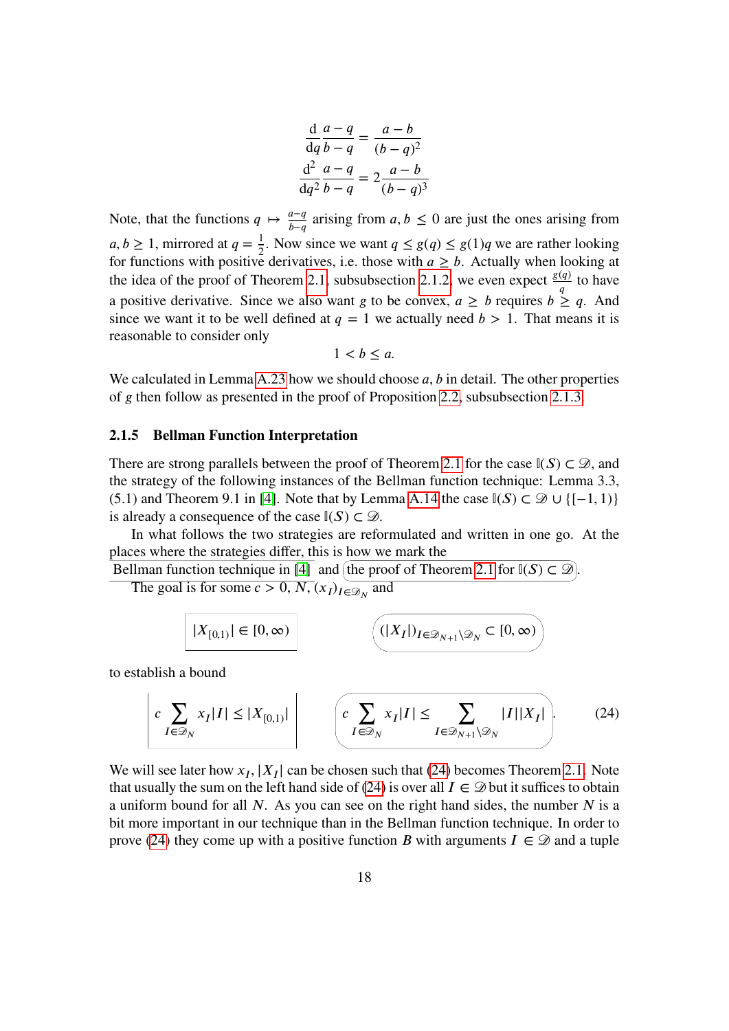$$\frac{\mathrm{d}}{\mathrm{d}q}\frac{a-q}{b-q} = \frac{a-b}{(b-q)^2}$$
$$\frac{\mathrm{d}^2}{\mathrm{d}q^2}\frac{a-q}{b-q} = 2\frac{a-b}{(b-q)^3}$$

Note, that the functions $q \mapsto \frac{a-q}{b-q}$ arising from $a, b \leq 0$ are just the ones arising from $a, b \geq 1$, mirrored at $q = \frac{1}{2}$. Now since we want $q \leq g(q) \leq g(1)q$ we are rather looking for functions with positive derivatives, i.e. those with $a \geq b$. Actually when looking at the idea of the proof of Theorem 2.1, subsubsection 2.1.2, we even expect $\frac{g(q)}{q}$ to have a positive derivative. Since we also want $g$ to be convex, $a \geq b$ requires $b \geq q$. And since we want it to be well defined at $q = 1$ we actually need $b > 1$. That means it is reasonable to consider only

$$1 < b \leq a.$$

We calculated in Lemma A.23 how we should choose $a, b$ in detail. The other properties of $g$ then follow as presented in the proof of Proposition 2.2, subsubsection 2.1.3.

### 2.1.5 Bellman Function Interpretation

There are strong parallels between the proof of Theorem 2.1 for the case $\mathbb{I}(S) \subset \mathscr{D}$, and the strategy of the following instances of the Bellman function technique: Lemma 3.3, (5.1) and Theorem 9.1 in [4]. Note that by Lemma A.14 the case $\mathbb{I}(S) \subset \mathscr{D} \cup \{[-1, 1)\}$ is already a consequence of the case $\mathbb{I}(S) \subset \mathscr{D}$.

In what follows the two strategies are reformulated and written in one go. At the places where the strategies differ, this is how we mark the Bellman function technique in [4] and (the proof of Theorem 2.1 for $\mathbb{I}(S) \subset \mathscr{D}$).

The goal is for some $c > 0$, $N$, $(x_I)_{I \in \mathscr{D}_N}$ and

$$|X_{[0,1)}| \in [0, \infty) \qquad \left( (|X_I|)_{I \in \mathscr{D}_{N+1} \setminus \mathscr{D}_N} \subset [0, \infty) \right)$$

to establish a bound

$$c \sum_{I \in \mathscr{D}_N} x_I |I| \leq |X_{[0,1)}| \qquad \left( c \sum_{I \in \mathscr{D}_N} x_I |I| \leq \sum_{I \in \mathscr{D}_{N+1} \setminus \mathscr{D}_N} |I||X_I| \right). \tag{24}$$

We will see later how $x_I, |X_I|$ can be chosen such that (24) becomes Theorem 2.1. Note that usually the sum on the left hand side of (24) is over all $I \in \mathscr{D}$ but it suffices to obtain a uniform bound for all $N$. As you can see on the right hand sides, the number $N$ is a bit more important in our technique than in the Bellman function technique. In order to prove (24) they come up with a positive function $B$ with arguments $I \in \mathscr{D}$ and a tuple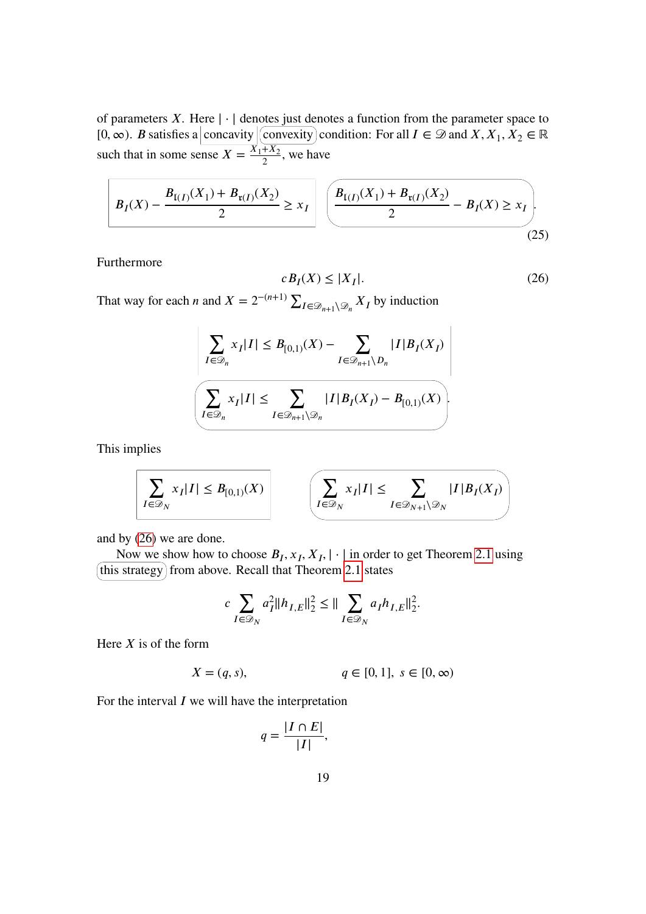of parameters $X$. Here $|\cdot|$ denotes just denotes a function from the parameter space to $[0,\infty)$. $B$ satisfies a concavity convexity condition: For all $I \in \mathscr{D}$ and $X, X_1, X_2 \in \mathbb{R}$ such that in some sense $X = \frac{X_1+X_2}{2}$, we have

$$B_I(X) - \frac{B_{\mathrm{l}(I)}(X_1) + B_{\mathrm{r}(I)}(X_2)}{2} \geq x_I \qquad \frac{B_{\mathrm{l}(I)}(X_1) + B_{\mathrm{r}(I)}(X_2)}{2} - B_I(X) \geq x_I. \tag{25}$$

Furthermore

$$cB_I(X) \leq |X_I|. \tag{26}$$

That way for each $n$ and $X = 2^{-(n+1)} \sum_{I \in \mathscr{D}_{n+1} \setminus \mathscr{D}_n} X_I$ by induction

$$\sum_{I \in \mathscr{D}_n} x_I |I| \leq B_{[0,1)}(X) - \sum_{I \in \mathscr{D}_{n+1} \setminus D_n} |I| B_I(X_I)$$

$$\sum_{I \in \mathscr{D}_n} x_I |I| \leq \sum_{I \in \mathscr{D}_{n+1} \setminus \mathscr{D}_n} |I| B_I(X_I) - B_{[0,1)}(X).$$

This implies

$$\sum_{I \in \mathscr{D}_N} x_I |I| \leq B_{[0,1)}(X) \qquad \sum_{I \in \mathscr{D}_N} x_I |I| \leq \sum_{I \in \mathscr{D}_{N+1} \setminus \mathscr{D}_N} |I| B_I(X_I)$$

and by (26) we are done.

Now we show how to choose $B_I, x_I, X_I, |\cdot|$ in order to get Theorem 2.1 using this strategy from above. Recall that Theorem 2.1 states

$$c \sum_{I \in \mathscr{D}_N} a_I^2 \|h_{I,E}\|_2^2 \leq \| \sum_{I \in \mathscr{D}_N} a_I h_{I,E} \|_2^2.$$

Here $X$ is of the form

$$X = (q, s), \qquad q \in [0,1],\ s \in [0,\infty)$$

For the interval $I$ we will have the interpretation

$$q = \frac{|I \cap E|}{|I|},$$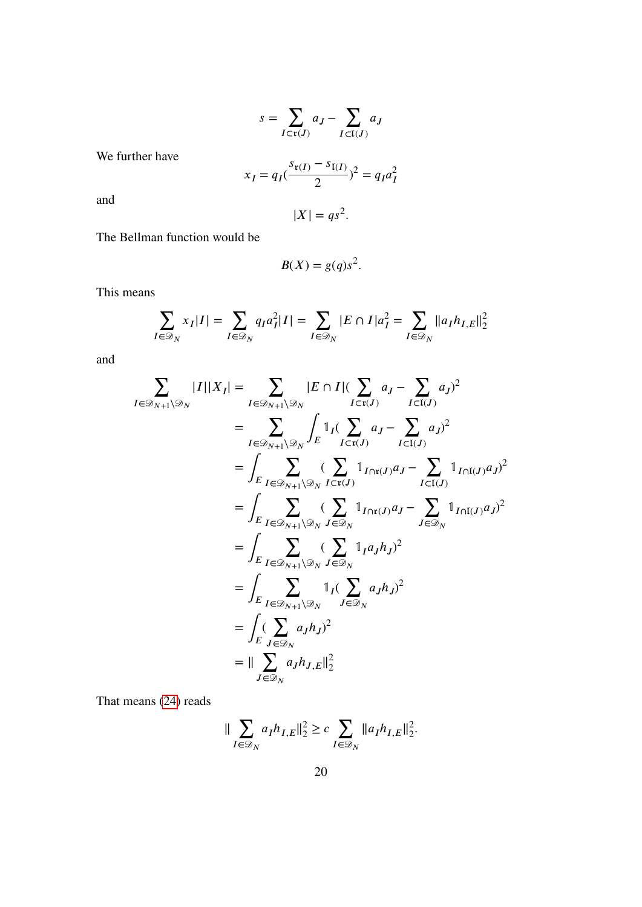$$s = \sum_{I \subset \mathfrak{r}(J)} a_J - \sum_{I \subset \mathfrak{l}(J)} a_J$$

We further have

$$x_I = q_I \left(\frac{s_{\mathfrak{r}(I)} - s_{\mathfrak{l}(I)}}{2}\right)^2 = q_I a_I^2$$

and

$$|X| = qs^2.$$

The Bellman function would be

$$B(X) = g(q)s^2.$$

This means

$$\sum_{I \in \mathscr{D}_N} x_I |I| = \sum_{I \in \mathscr{D}_N} q_I a_I^2 |I| = \sum_{I \in \mathscr{D}_N} |E \cap I| a_I^2 = \sum_{I \in \mathscr{D}_N} \|a_I h_{I,E}\|_2^2$$

and

$$\begin{aligned}
\sum_{I \in \mathscr{D}_{N+1} \setminus \mathscr{D}_N} |I||X_I| &= \sum_{I \in \mathscr{D}_{N+1} \setminus \mathscr{D}_N} |E \cap I| \left(\sum_{I \subset \mathfrak{r}(J)} a_J - \sum_{I \subset \mathfrak{l}(J)} a_J\right)^2 \\
&= \sum_{I \in \mathscr{D}_{N+1} \setminus \mathscr{D}_N} \int_E \mathbb{1}_I \left(\sum_{I \subset \mathfrak{r}(J)} a_J - \sum_{I \subset \mathfrak{l}(J)} a_J\right)^2 \\
&= \int_E \sum_{I \in \mathscr{D}_{N+1} \setminus \mathscr{D}_N} \left(\sum_{I \subset \mathfrak{r}(J)} \mathbb{1}_{I \cap \mathfrak{r}(J)} a_J - \sum_{I \subset \mathfrak{l}(J)} \mathbb{1}_{I \cap \mathfrak{l}(J)} a_J\right)^2 \\
&= \int_E \sum_{I \in \mathscr{D}_{N+1} \setminus \mathscr{D}_N} \left(\sum_{J \in \mathscr{D}_N} \mathbb{1}_{I \cap \mathfrak{r}(J)} a_J - \sum_{J \in \mathscr{D}_N} \mathbb{1}_{I \cap \mathfrak{l}(J)} a_J\right)^2 \\
&= \int_E \sum_{I \in \mathscr{D}_{N+1} \setminus \mathscr{D}_N} \left(\sum_{J \in \mathscr{D}_N} \mathbb{1}_I a_J h_J\right)^2 \\
&= \int_E \sum_{I \in \mathscr{D}_{N+1} \setminus \mathscr{D}_N} \mathbb{1}_I \left(\sum_{J \in \mathscr{D}_N} a_J h_J\right)^2 \\
&= \int_E \left(\sum_{J \in \mathscr{D}_N} a_J h_J\right)^2 \\
&= \Big\| \sum_{J \in \mathscr{D}_N} a_J h_{J,E} \Big\|_2^2
\end{aligned}$$

That means (24) reads

$$\Big\| \sum_{I \in \mathscr{D}_N} a_I h_{I,E} \Big\|_2^2 \geq c \sum_{I \in \mathscr{D}_N} \|a_I h_{I,E}\|_2^2.$$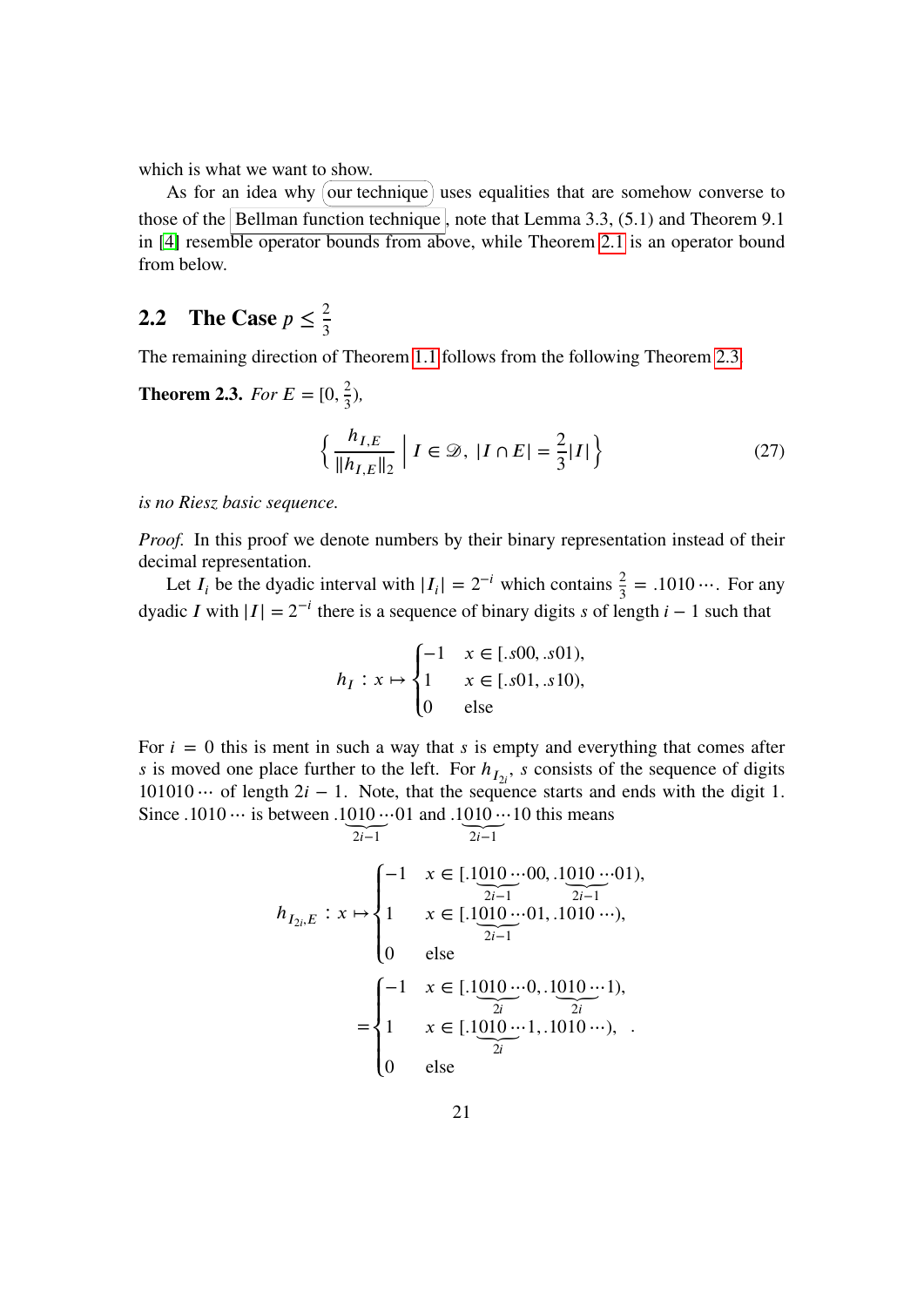which is what we want to show.

As for an idea why our technique uses equalities that are somehow converse to those of the Bellman function technique, note that Lemma 3.3, (5.1) and Theorem 9.1 in [4] resemble operator bounds from above, while Theorem 2.1 is an operator bound from below.

## 2.2 The Case $p \leq \frac{2}{3}$

The remaining direction of Theorem 1.1 follows from the following Theorem 2.3.

**Theorem 2.3.** *For $E = [0, \frac{2}{3})$,*

$$\left\{ \frac{h_{I,E}}{\|h_{I,E}\|_2} \;\middle|\; I \in \mathscr{D},\ |I \cap E| = \frac{2}{3}|I| \right\} \tag{27}$$

*is no Riesz basic sequence.*

*Proof.* In this proof we denote numbers by their binary representation instead of their decimal representation.

Let $I_i$ be the dyadic interval with $|I_i| = 2^{-i}$ which contains $\frac{2}{3} = .1010\cdots$. For any dyadic $I$ with $|I| = 2^{-i}$ there is a sequence of binary digits $s$ of length $i-1$ such that

$$h_I : x \mapsto \begin{cases} -1 & x \in [.s00, .s01), \\ 1 & x \in [.s01, .s10), \\ 0 & \text{else} \end{cases}$$

For $i = 0$ this is ment in such a way that $s$ is empty and everything that comes after $s$ is moved one place further to the left. For $h_{I_{2i}}$, $s$ consists of the sequence of digits $101010\cdots$ of length $2i-1$. Note, that the sequence starts and ends with the digit 1. Since $.1010\cdots$ is between $.\underbrace{1010\cdots}_{2i-1}01$ and $.\underbrace{1010\cdots}_{2i-1}10$ this means

$$h_{I_{2i},E} : x \mapsto \begin{cases} -1 & x \in [.\underbrace{1010\cdots}_{2i-1}00, .\underbrace{1010\cdots}_{2i-1}01), \\ 1 & x \in [.\underbrace{1010\cdots}_{2i-1}01, .1010\cdots), \\ 0 & \text{else} \end{cases}$$

$$= \begin{cases} -1 & x \in [.\underbrace{1010\cdots}_{2i}0, .\underbrace{1010\cdots}_{2i}1), \\ 1 & x \in [.\underbrace{1010\cdots}_{2i}1, .1010\cdots), \\ 0 & \text{else} \end{cases} .$$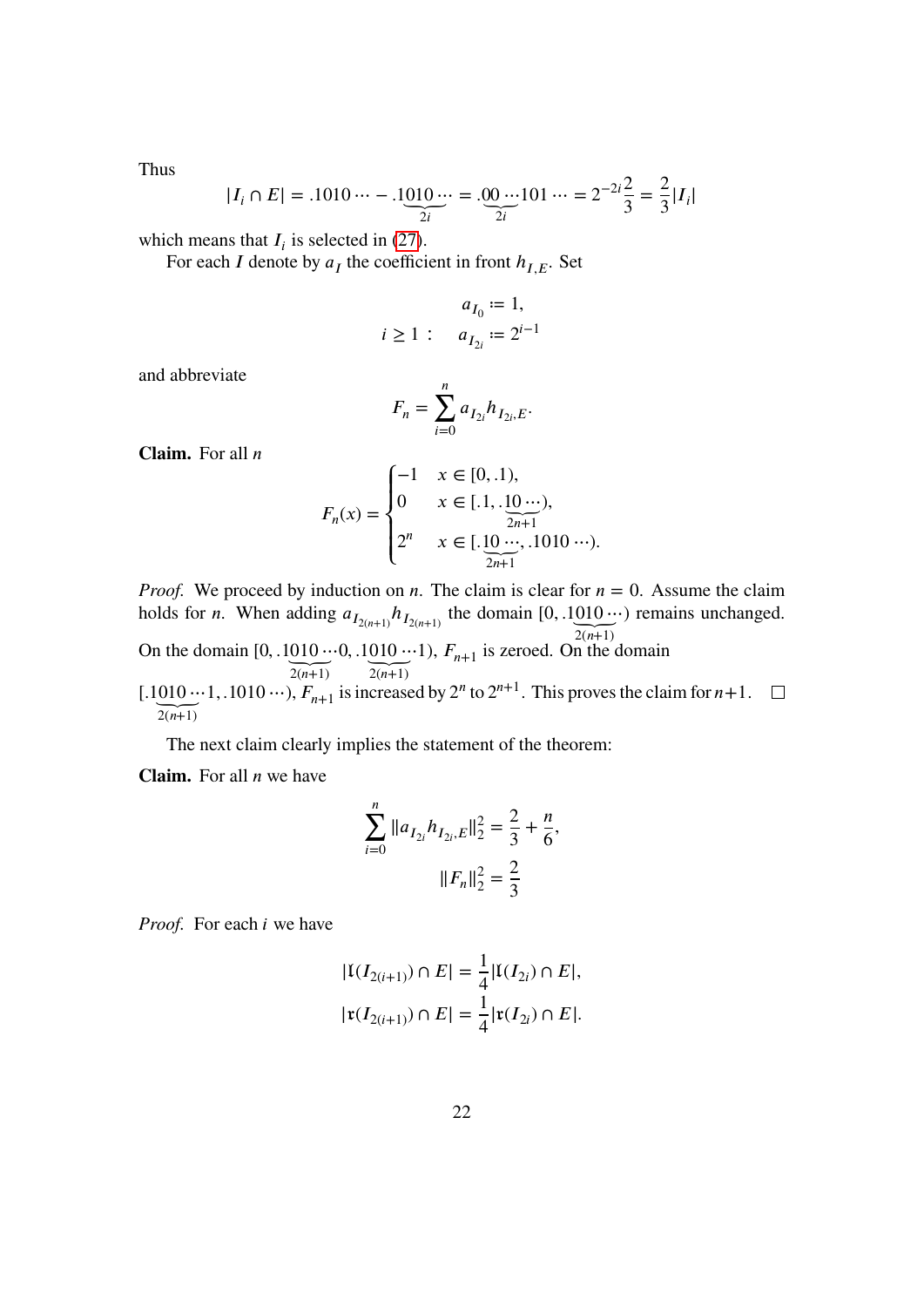Thus

$$|I_i \cap E| = .1010\cdots - .\underbrace{1010\cdots}_{2i} = .\underbrace{00\cdots}_{2i}101\cdots = 2^{-2i}\frac{2}{3} = \frac{2}{3}|I_i|$$

which means that $I_i$ is selected in (27).

For each $I$ denote by $a_I$ the coefficient in front $h_{I,E}$. Set

$$a_{I_0} := 1,$$
$$i \geq 1 : \quad a_{I_{2i}} := 2^{i-1}$$

and abbreviate

$$F_n = \sum_{i=0}^{n} a_{I_{2i}} h_{I_{2i},E}.$$

**Claim.** For all $n$

$$F_n(x) = \begin{cases} -1 & x \in [0, .1), \\ 0 & x \in [.1, .\underbrace{10\cdots}_{2n+1}), \\ 2^n & x \in [.\underbrace{10\cdots}_{2n+1}, .1010\cdots). \end{cases}$$

*Proof.* We proceed by induction on $n$. The claim is clear for $n = 0$. Assume the claim holds for $n$. When adding $a_{I_{2(n+1)}} h_{I_{2(n+1)}}$ the domain $[0, .\underbrace{1010\cdots}_{2(n+1)})$ remains unchanged. On the domain $[0, .\underbrace{1010\cdots}_{2(n+1)}0, .\underbrace{1010\cdots}_{2(n+1)}1)$, $F_{n+1}$ is zeroed. On the domain $[.\underbrace{1010\cdots}_{2(n+1)}1, .1010\cdots)$, $F_{n+1}$ is increased by $2^n$ to $2^{n+1}$. This proves the claim for $n+1$. □

The next claim clearly implies the statement of the theorem:

**Claim.** For all $n$ we have

$$\sum_{i=0}^{n} \|a_{I_{2i}} h_{I_{2i},E}\|_2^2 = \frac{2}{3} + \frac{n}{6},$$
$$\|F_n\|_2^2 = \frac{2}{3}$$

*Proof.* For each $i$ we have

$$|\mathfrak{l}(I_{2(i+1)}) \cap E| = \frac{1}{4}|\mathfrak{l}(I_{2i}) \cap E|,$$
$$|\mathfrak{r}(I_{2(i+1)}) \cap E| = \frac{1}{4}|\mathfrak{r}(I_{2i}) \cap E|.$$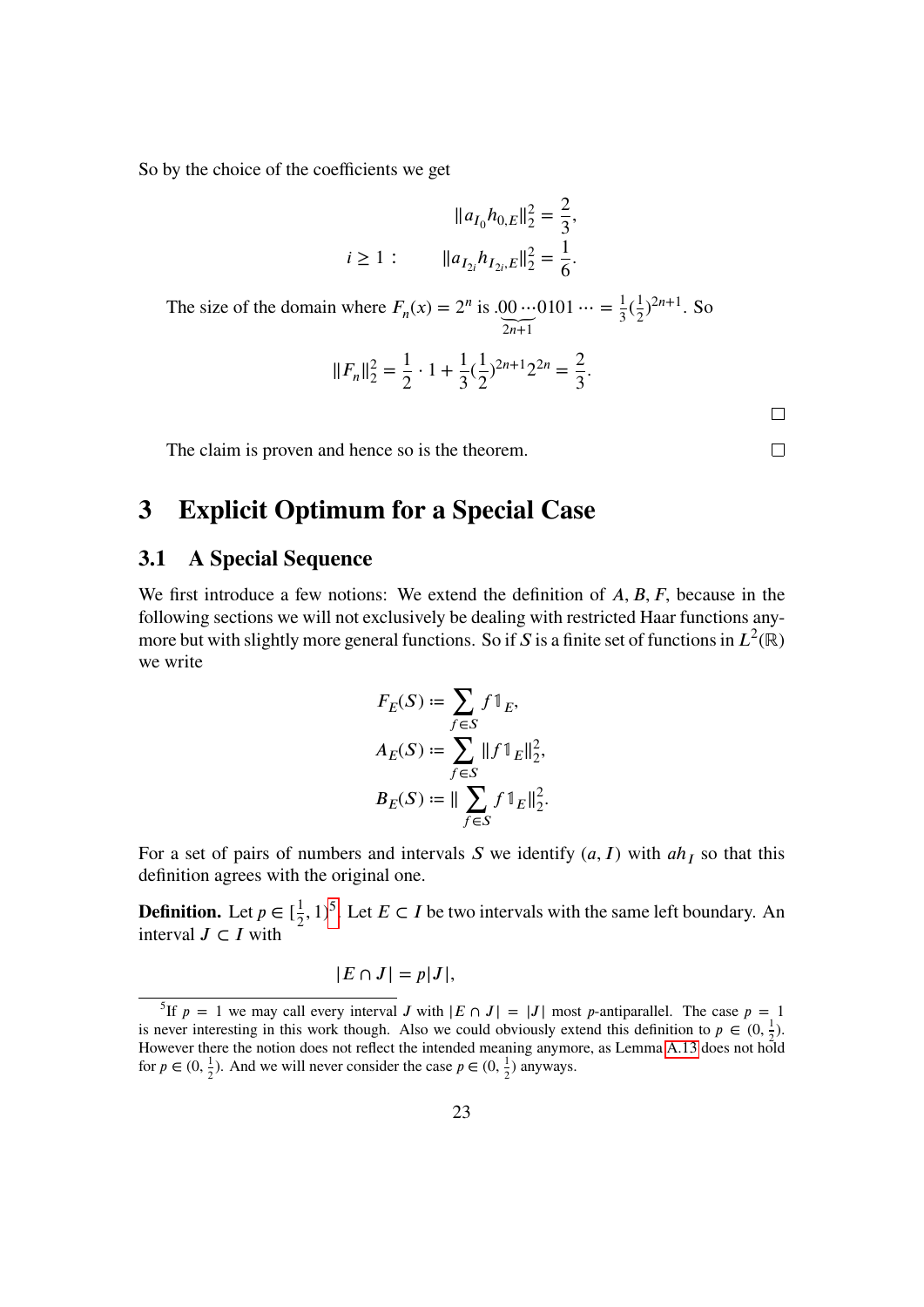So by the choice of the coefficients we get

$$\|a_{I_0} h_{0,E}\|_2^2 = \frac{2}{3},$$

$$i \geq 1: \qquad \|a_{I_{2i}} h_{I_{2i},E}\|_2^2 = \frac{1}{6}.$$

The size of the domain where $F_n(x) = 2^n$ is $.\underbrace{00\cdots}_{2n+1}0101\cdots = \frac{1}{3}(\frac{1}{2})^{2n+1}$. So

$$\|F_n\|_2^2 = \frac{1}{2} \cdot 1 + \frac{1}{3}(\frac{1}{2})^{2n+1} 2^{2n} = \frac{2}{3}.$$

□

The claim is proven and hence so is the theorem. □

# 3 Explicit Optimum for a Special Case

## 3.1 A Special Sequence

We first introduce a few notions: We extend the definition of $A, B, F$, because in the following sections we will not exclusively be dealing with restricted Haar functions anymore but with slightly more general functions. So if $S$ is a finite set of functions in $L^2(\mathbb{R})$ we write

$$F_E(S) := \sum_{f \in S} f \mathbb{1}_E,$$

$$A_E(S) := \sum_{f \in S} \|f \mathbb{1}_E\|_2^2,$$

$$B_E(S) := \| \sum_{f \in S} f \mathbb{1}_E \|_2^2.$$

For a set of pairs of numbers and intervals $S$ we identify $(a, I)$ with $a h_I$ so that this definition agrees with the original one.

**Definition.** Let $p \in [\frac{1}{2}, 1)$[5]. Let $E \subset I$ be two intervals with the same left boundary. An interval $J \subset I$ with

$$|E \cap J| = p|J|,$$

[5] If $p = 1$ we may call every interval $J$ with $|E \cap J| = |J|$ most $p$-antiparallel. The case $p = 1$ is never interesting in this work though. Also we could obviously extend this definition to $p \in (0, \frac{1}{2})$. However there the notion does not reflect the intended meaning anymore, as Lemma A.13 does not hold for $p \in (0, \frac{1}{2})$. And we will never consider the case $p \in (0, \frac{1}{2})$ anyways.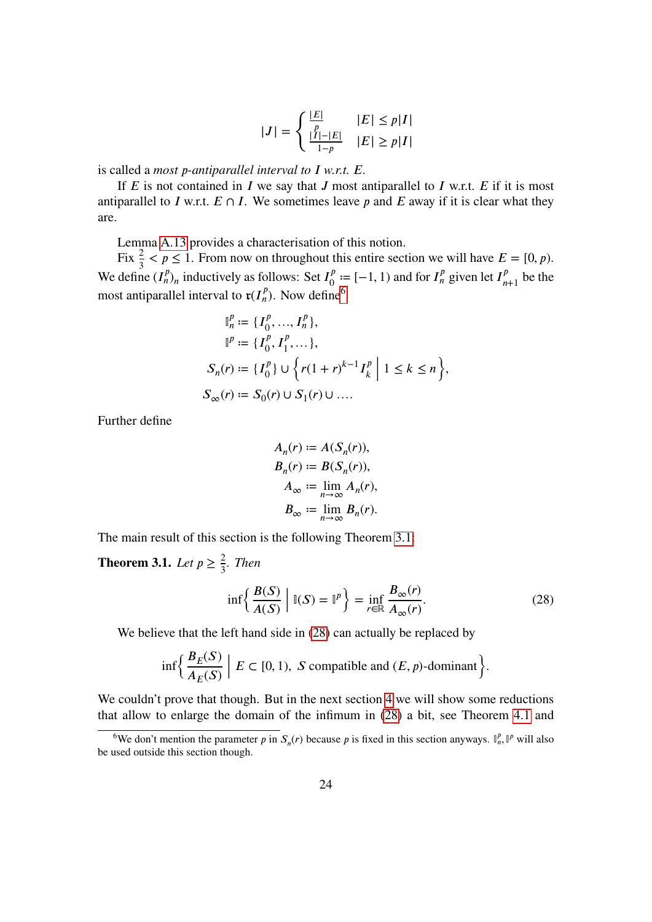$$|J| = \begin{cases} \frac{|E|}{p} & |E| \leq p|I| \\ \frac{|I|-|E|}{1-p} & |E| \geq p|I| \end{cases}$$

is called a *most p-antiparallel interval to I w.r.t. E*.

If $E$ is not contained in $I$ we say that $J$ most antiparallel to $I$ w.r.t. $E$ if it is most antiparallel to $I$ w.r.t. $E \cap I$. We sometimes leave $p$ and $E$ away if it is clear what they are.

Lemma A.13 provides a characterisation of this notion.

Fix $\frac{2}{3} < p \leq 1$. From now on throughout this entire section we will have $E = [0, p)$. We define $(I_n^p)_n$ inductively as follows: Set $I_0^p := [-1, 1)$ and for $I_n^p$ given let $I_{n+1}^p$ be the most antiparallel interval to $\mathfrak{r}(I_n^p)$. Now define[6]

$$\begin{aligned}
\mathbb{I}_n^p &:= \{I_0^p, \dots, I_n^p\}, \\
\mathbb{I}^p &:= \{I_0^p, I_1^p, \dots\}, \\
S_n(r) &:= \{I_0^p\} \cup \left\{ r(1+r)^{k-1} I_k^p \;\middle|\; 1 \leq k \leq n \right\}, \\
S_\infty(r) &:= S_0(r) \cup S_1(r) \cup \dots.
\end{aligned}$$

Further define

$$\begin{aligned}
A_n(r) &:= A(S_n(r)), \\
B_n(r) &:= B(S_n(r)), \\
A_\infty &:= \lim_{n\to\infty} A_n(r), \\
B_\infty &:= \lim_{n\to\infty} B_n(r).
\end{aligned}$$

The main result of this section is the following Theorem 3.1:

**Theorem 3.1.** *Let $p \geq \frac{2}{3}$. Then*

$$\inf\left\{ \frac{B(S)}{A(S)} \;\middle|\; \mathbb{I}(S) = \mathbb{I}^p \right\} = \inf_{r\in\mathbb{R}} \frac{B_\infty(r)}{A_\infty(r)}. \tag{28}$$

We believe that the left hand side in (28) can actually be replaced by

$$\inf\left\{ \frac{B_E(S)}{A_E(S)} \;\middle|\; E \subset [0, 1),\ S \text{ compatible and } (E, p)\text{-dominant} \right\}.$$

We couldn't prove that though. But in the next section 4 we will show some reductions that allow to enlarge the domain of the infimum in (28) a bit, see Theorem 4.1 and

[6] We don't mention the parameter $p$ in $S_n(r)$ because $p$ is fixed in this section anyways. $\mathbb{I}_n^p, \mathbb{I}^p$ will also be used outside this section though.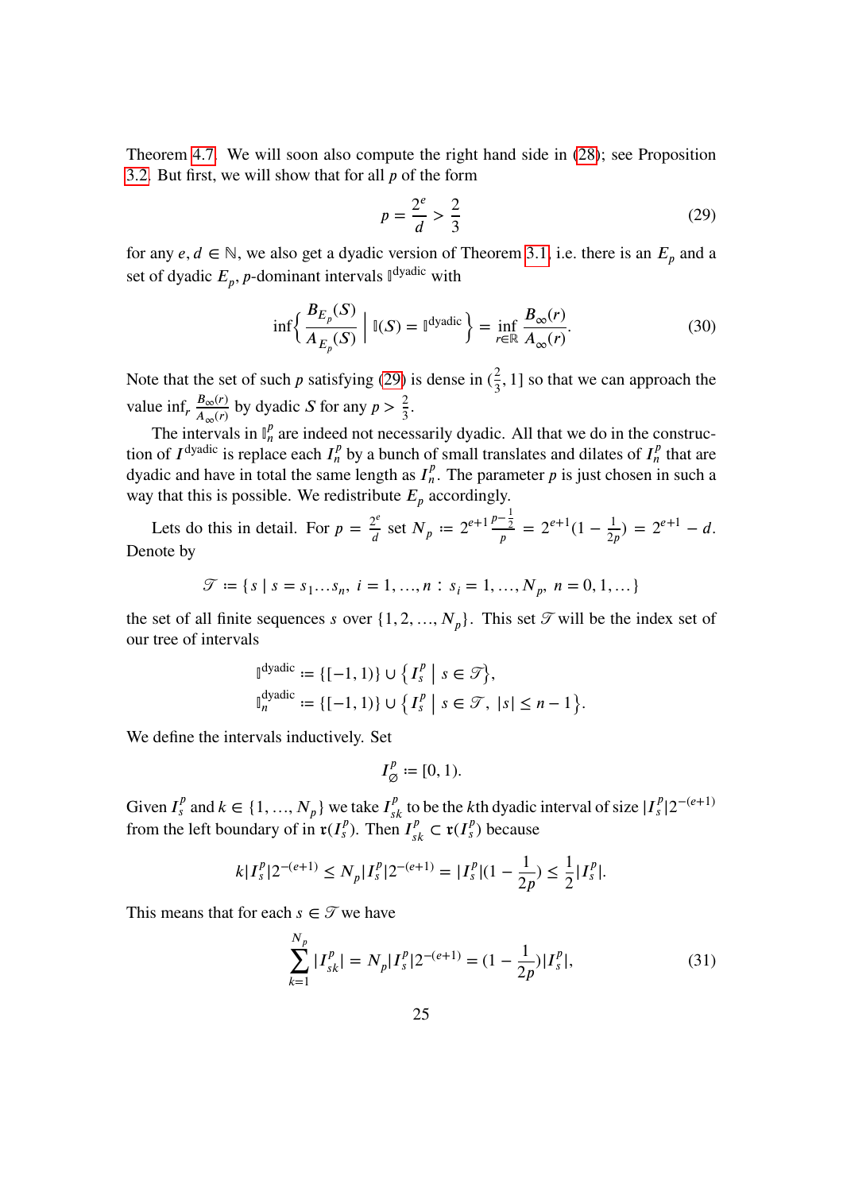Theorem 4.7. We will soon also compute the right hand side in (28); see Proposition 3.2. But first, we will show that for all $p$ of the form

$$p = \frac{2^e}{d} > \frac{2}{3} \tag{29}$$

for any $e, d \in \mathbb{N}$, we also get a dyadic version of Theorem 3.1, i.e. there is an $E_p$ and a set of dyadic $E_p$, $p$-dominant intervals $\mathbb{I}^{\text{dyadic}}$ with

$$\inf\left\{ \frac{B_{E_p}(S)}{A_{E_p}(S)} \;\middle|\; \mathbb{I}(S) = \mathbb{I}^{\text{dyadic}} \right\} = \inf_{r \in \mathbb{R}} \frac{B_\infty(r)}{A_\infty(r)}. \tag{30}$$

Note that the set of such $p$ satisfying (29) is dense in $(\frac{2}{3}, 1]$ so that we can approach the value $\inf_r \frac{B_\infty(r)}{A_\infty(r)}$ by dyadic $S$ for any $p > \frac{2}{3}$.

The intervals in $\mathbb{I}_n^p$ are indeed not necessarily dyadic. All that we do in the construction of $I^{\text{dyadic}}$ is replace each $I_n^p$ by a bunch of small translates and dilates of $I_n^p$ that are dyadic and have in total the same length as $I_n^p$. The parameter $p$ is just chosen in such a way that this is possible. We redistribute $E_p$ accordingly.

Lets do this in detail. For $p = \frac{2^e}{d}$ set $N_p := 2^{e+1} \frac{p - \frac{1}{2}}{p} = 2^{e+1}(1 - \frac{1}{2p}) = 2^{e+1} - d$. Denote by

$$\mathscr{T} := \{ s \mid s = s_1 \dots s_n,\ i = 1, \dots, n : s_i = 1, \dots, N_p,\ n = 0, 1, \dots \}$$

the set of all finite sequences $s$ over $\{1, 2, \dots, N_p\}$. This set $\mathscr{T}$ will be the index set of our tree of intervals

$$\begin{aligned} \mathbb{I}^{\text{dyadic}} &:= \{[-1, 1)\} \cup \left\{ I_s^p \;\middle|\; s \in \mathscr{T} \right\}, \\ \mathbb{I}_n^{\text{dyadic}} &:= \{[-1, 1)\} \cup \left\{ I_s^p \;\middle|\; s \in \mathscr{T},\ |s| \le n - 1 \right\}. \end{aligned}$$

We define the intervals inductively. Set

$$I_\varnothing^p := [0, 1).$$

Given $I_s^p$ and $k \in \{1, \dots, N_p\}$ we take $I_{sk}^p$ to be the $k$th dyadic interval of size $|I_s^p| 2^{-(e+1)}$ from the left boundary of in $\mathfrak{r}(I_s^p)$. Then $I_{sk}^p \subset \mathfrak{r}(I_s^p)$ because

$$k |I_s^p| 2^{-(e+1)} \le N_p |I_s^p| 2^{-(e+1)} = |I_s^p| (1 - \frac{1}{2p}) \le \frac{1}{2} |I_s^p|.$$

This means that for each $s \in \mathscr{T}$ we have

$$\sum_{k=1}^{N_p} |I_{sk}^p| = N_p |I_s^p| 2^{-(e+1)} = (1 - \frac{1}{2p}) |I_s^p|, \tag{31}$$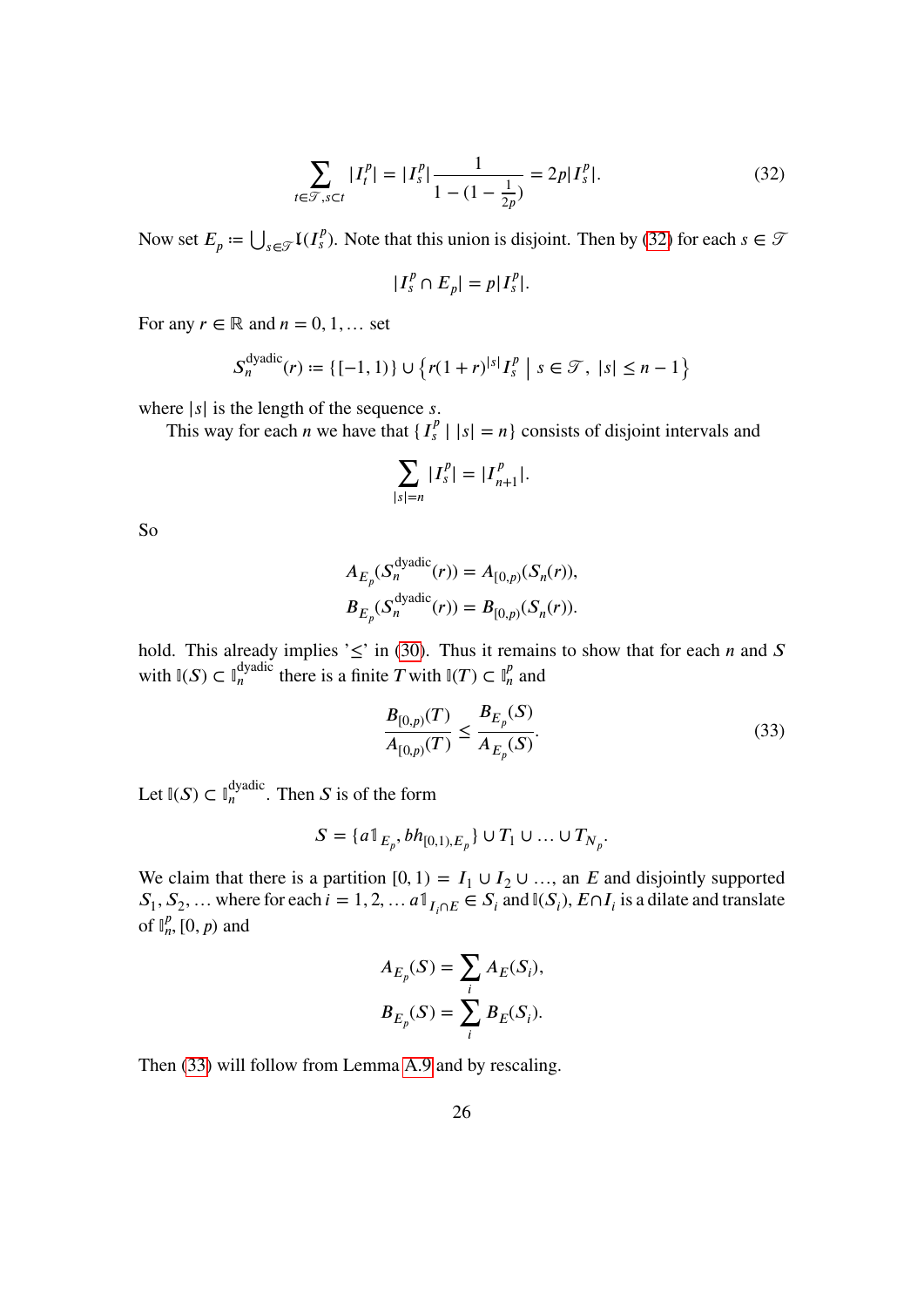$$\sum_{t\in\mathscr{T},s\subset t}|I_t^p| = |I_s^p|\frac{1}{1-(1-\frac{1}{2p})} = 2p|I_s^p|. \tag{32}$$

Now set $E_p := \bigcup_{s\in\mathscr{T}} \mathfrak{l}(I_s^p)$. Note that this union is disjoint. Then by (32) for each $s\in\mathscr{T}$

$$|I_s^p \cap E_p| = p|I_s^p|.$$

For any $r\in\mathbb{R}$ and $n=0,1,\dots$ set

$$S_n^{\text{dyadic}}(r) := \{[-1,1)\}\cup\left\{r(1+r)^{|s|}I_s^p \;\middle|\; s\in\mathscr{T},\ |s|\le n-1\right\}$$

where $|s|$ is the length of the sequence $s$.

This way for each $n$ we have that $\{I_s^p \mid |s|=n\}$ consists of disjoint intervals and

$$\sum_{|s|=n}|I_s^p| = |I_{n+1}^p|.$$

So

$$A_{E_p}(S_n^{\text{dyadic}}(r)) = A_{[0,p)}(S_n(r)),$$
$$B_{E_p}(S_n^{\text{dyadic}}(r)) = B_{[0,p)}(S_n(r)).$$

hold. This already implies '$\le$' in (30). Thus it remains to show that for each $n$ and $S$ with $\mathbb{I}(S)\subset \mathbb{I}_n^{\text{dyadic}}$ there is a finite $T$ with $\mathbb{I}(T)\subset\mathbb{I}_n^p$ and

$$\frac{B_{[0,p)}(T)}{A_{[0,p)}(T)} \le \frac{B_{E_p}(S)}{A_{E_p}(S)}. \tag{33}$$

Let $\mathbb{I}(S)\subset\mathbb{I}_n^{\text{dyadic}}$. Then $S$ is of the form

$$S = \{a\mathbb{1}_{E_p}, bh_{[0,1),E_p}\}\cup T_1\cup\ldots\cup T_{N_p}.$$

We claim that there is a partition $[0,1) = I_1\cup I_2\cup\ldots$, an $E$ and disjointly supported $S_1, S_2,\ldots$ where for each $i=1,2,\ldots$ $a\mathbb{1}_{I_i\cap E}\in S_i$ and $\mathbb{I}(S_i)$, $E\cap I_i$ is a dilate and translate of $\mathbb{I}_n^p$, $[0,p)$ and

$$A_{E_p}(S) = \sum_i A_E(S_i),$$
$$B_{E_p}(S) = \sum_i B_E(S_i).$$

Then (33) will follow from Lemma A.9 and by rescaling.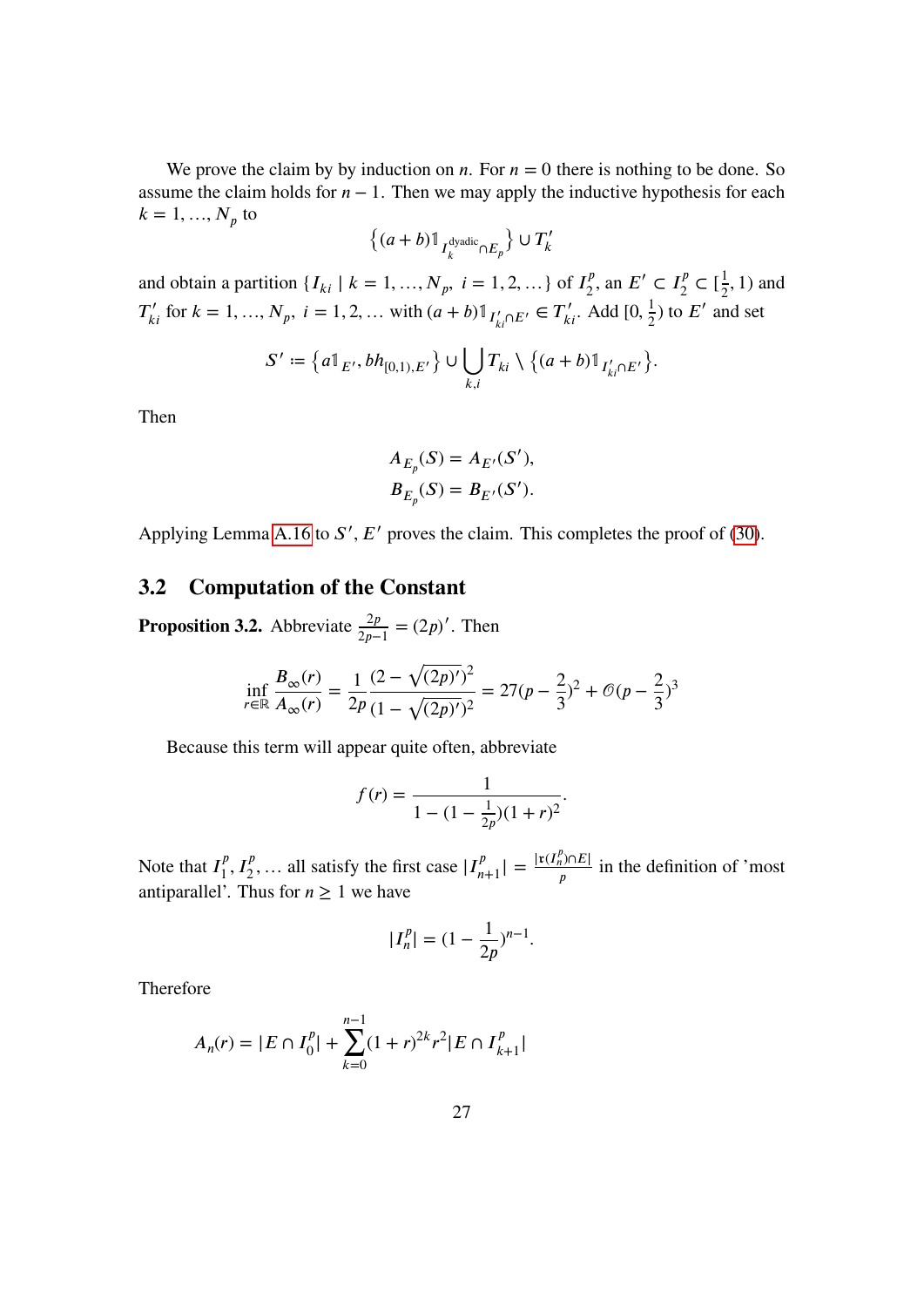We prove the claim by by induction on $n$. For $n = 0$ there is nothing to be done. So assume the claim holds for $n-1$. Then we may apply the inductive hypothesis for each $k = 1, \dots, N_p$ to

$$\left\{(a+b)\mathbb{1}_{I_k^{\text{dyadic}} \cap E_p}\right\} \cup T_k'$$

and obtain a partition $\{I_{ki} \mid k = 1, \dots, N_p,\ i = 1, 2, \dots\}$ of $I_2^p$, an $E' \subset I_2^p \subset [\frac{1}{2}, 1)$ and $T_{ki}'$ for $k = 1, \dots, N_p,\ i = 1, 2, \dots$ with $(a+b)\mathbb{1}_{I_{ki}' \cap E'} \in T_{ki}'$. Add $[0, \frac{1}{2})$ to $E'$ and set

$$S' := \left\{a\mathbb{1}_{E'}, bh_{[0,1),E'}\right\} \cup \bigcup_{k,i} T_{ki} \setminus \left\{(a+b)\mathbb{1}_{I_{ki}' \cap E'}\right\}.$$

Then

$$\begin{aligned} A_{E_p}(S) &= A_{E'}(S'), \\ B_{E_p}(S) &= B_{E'}(S'). \end{aligned}$$

Applying Lemma A.16 to $S', E'$ proves the claim. This completes the proof of (30).

## 3.2 Computation of the Constant

**Proposition 3.2.** Abbreviate $\frac{2p}{2p-1} = (2p)'$. Then

$$\inf_{r \in \mathbb{R}} \frac{B_\infty(r)}{A_\infty(r)} = \frac{1}{2p} \frac{(2 - \sqrt{(2p)'})^2}{(1 - \sqrt{(2p)'})^2} = 27(p - \frac{2}{3})^2 + \mathcal{O}(p - \frac{2}{3})^3$$

Because this term will appear quite often, abbreviate

$$f(r) = \frac{1}{1 - (1 - \frac{1}{2p})(1+r)^2}.$$

Note that $I_1^p, I_2^p, \dots$ all satisfy the first case $|I_{n+1}^p| = \frac{|\mathfrak{r}(I_n^p) \cap E|}{p}$ in the definition of 'most antiparallel'. Thus for $n \geq 1$ we have

$$|I_n^p| = (1 - \frac{1}{2p})^{n-1}.$$

Therefore

$$A_n(r) = |E \cap I_0^p| + \sum_{k=0}^{n-1} (1+r)^{2k} r^2 |E \cap I_{k+1}^p|$$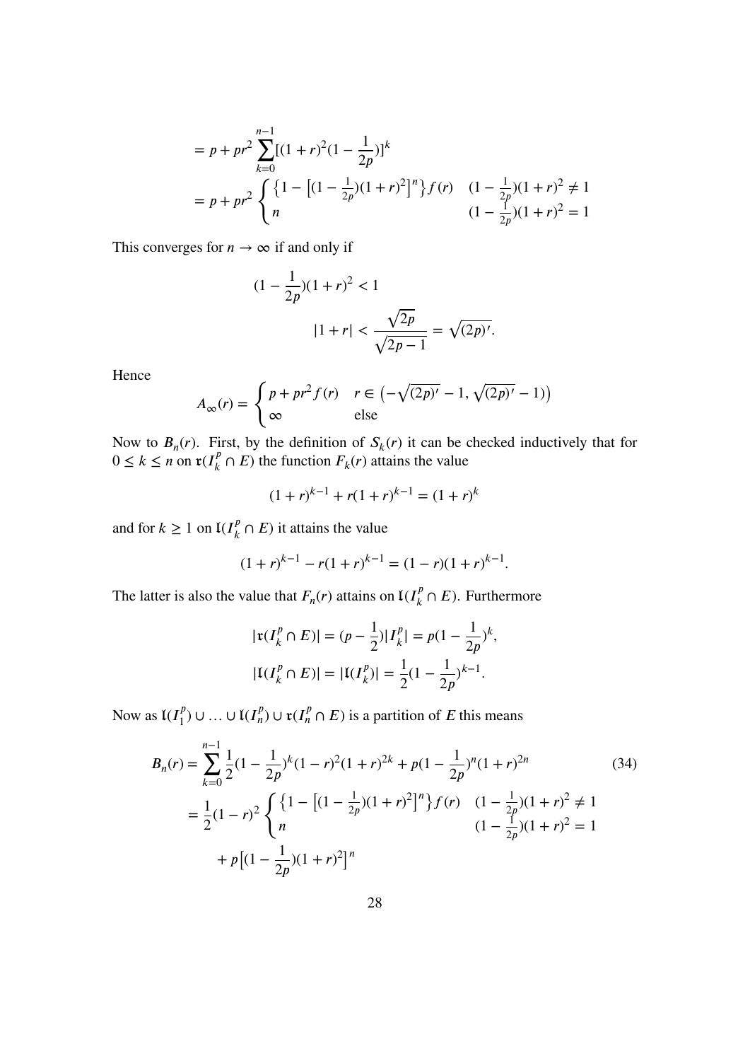$$
\begin{aligned}
&= p + pr^2 \sum_{k=0}^{n-1} [(1+r)^2(1-\frac{1}{2p})]^k \\
&= p + pr^2 \begin{cases} \left\{1 - \left[(1-\frac{1}{2p})(1+r)^2\right]^n\right\} f(r) & (1-\frac{1}{2p})(1+r)^2 \neq 1 \\ n & (1-\frac{1}{2p})(1+r)^2 = 1 \end{cases}
\end{aligned}
$$

This converges for $n \to \infty$ if and only if

$$
\begin{aligned}
(1 - \frac{1}{2p})(1+r)^2 &< 1 \\
|1+r| &< \frac{\sqrt{2p}}{\sqrt{2p-1}} = \sqrt{(2p)'}.
\end{aligned}
$$

Hence

$$
A_\infty(r) = \begin{cases} p + pr^2 f(r) & r \in \left(-\sqrt{(2p)'} - 1, \sqrt{(2p)'} - 1\right) \\ \infty & \text{else} \end{cases}
$$

Now to $B_n(r)$. First, by the definition of $S_k(r)$ it can be checked inductively that for $0 \leq k \leq n$ on $\mathfrak{r}(I_k^p \cap E)$ the function $F_k(r)$ attains the value

$$
(1+r)^{k-1} + r(1+r)^{k-1} = (1+r)^k
$$

and for $k \geq 1$ on $\mathfrak{l}(I_k^p \cap E)$ it attains the value

$$
(1+r)^{k-1} - r(1+r)^{k-1} = (1-r)(1+r)^{k-1}.
$$

The latter is also the value that $F_n(r)$ attains on $\mathfrak{l}(I_k^p \cap E)$. Furthermore

$$
\begin{aligned}
|\mathfrak{r}(I_k^p \cap E)| &= (p - \frac{1}{2})|I_k^p| = p(1 - \frac{1}{2p})^k, \\
|\mathfrak{l}(I_k^p \cap E)| &= |\mathfrak{l}(I_k^p)| = \frac{1}{2}(1 - \frac{1}{2p})^{k-1}.
\end{aligned}
$$

Now as $\mathfrak{l}(I_1^p) \cup \ldots \cup \mathfrak{l}(I_n^p) \cup \mathfrak{r}(I_n^p \cap E)$ is a partition of $E$ this means

$$
\begin{aligned}
B_n(r) &= \sum_{k=0}^{n-1} \frac{1}{2}(1 - \frac{1}{2p})^k (1-r)^2 (1+r)^{2k} + p(1 - \frac{1}{2p})^n (1+r)^{2n} \qquad (34) \\
&= \frac{1}{2}(1-r)^2 \begin{cases} \left\{1 - \left[(1-\frac{1}{2p})(1+r)^2\right]^n\right\} f(r) & (1-\frac{1}{2p})(1+r)^2 \neq 1 \\ n & (1-\frac{1}{2p})(1+r)^2 = 1 \end{cases} \\
&\quad + p\left[(1 - \frac{1}{2p})(1+r)^2\right]^n
\end{aligned}
$$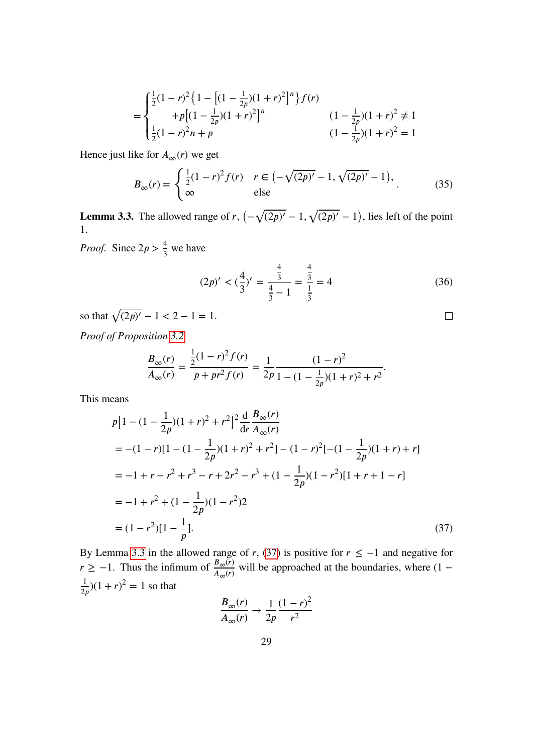$$
= \begin{cases} \frac{1}{2}(1-r)^2\left\{1 - \left[(1-\frac{1}{2p})(1+r)^2\right]^n\right\} f(r) & \\ \quad +p\left[(1-\frac{1}{2p})(1+r)^2\right]^n & (1-\frac{1}{2p})(1+r)^2 \neq 1 \\ \frac{1}{2}(1-r)^2 n + p & (1-\frac{1}{2p})(1+r)^2 = 1 \end{cases}
$$

Hence just like for $A_\infty(r)$ we get

$$
B_\infty(r) = \begin{cases} \frac{1}{2}(1-r)^2 f(r) & r \in \left(-\sqrt{(2p)'} - 1, \sqrt{(2p)'} - 1\right), \\ \infty & \text{else} \end{cases}. \tag{35}
$$

**Lemma 3.3.** The allowed range of $r$, $\left(-\sqrt{(2p)'} - 1, \sqrt{(2p)'} - 1\right)$, lies left of the point 1.

*Proof.* Since $2p > \frac{4}{3}$ we have

$$
(2p)' < (\frac{4}{3})' = \frac{\frac{4}{3}}{\frac{4}{3} - 1} = \frac{\frac{4}{3}}{\frac{1}{3}} = 4 \tag{36}
$$

so that $\sqrt{(2p)'} - 1 < 2 - 1 = 1$. □

*Proof of Proposition 3.2.*

$$
\frac{B_\infty(r)}{A_\infty(r)} = \frac{\frac{1}{2}(1-r)^2 f(r)}{p + pr^2 f(r)} = \frac{1}{2p} \frac{(1-r)^2}{1 - (1-\frac{1}{2p})(1+r)^2 + r^2}.
$$

This means

$$
\begin{aligned}
& p\left[1 - (1-\frac{1}{2p})(1+r)^2 + r^2\right]^2 \frac{\mathrm{d}}{\mathrm{d}r} \frac{B_\infty(r)}{A_\infty(r)} \\
&= -(1-r)[1 - (1-\frac{1}{2p})(1+r)^2 + r^2] - (1-r)^2[-(1-\frac{1}{2p})(1+r) + r] \\
&= -1 + r - r^2 + r^3 - r + 2r^2 - r^3 + (1-\frac{1}{2p})(1-r^2)[1 + r + 1 - r] \\
&= -1 + r^2 + (1-\frac{1}{2p})(1-r^2)2 \\
&= (1-r^2)[1 - \frac{1}{p}].
\end{aligned} \tag{37}
$$

By Lemma 3.3 in the allowed range of $r$, (37) is positive for $r \leq -1$ and negative for $r \geq -1$. Thus the infimum of $\frac{B_\infty(r)}{A_\infty(r)}$ will be approached at the boundaries, where $(1 - \frac{1}{2p})(1+r)^2 = 1$ so that

$$
\frac{B_\infty(r)}{A_\infty(r)} \to \frac{1}{2p} \frac{(1-r)^2}{r^2}
$$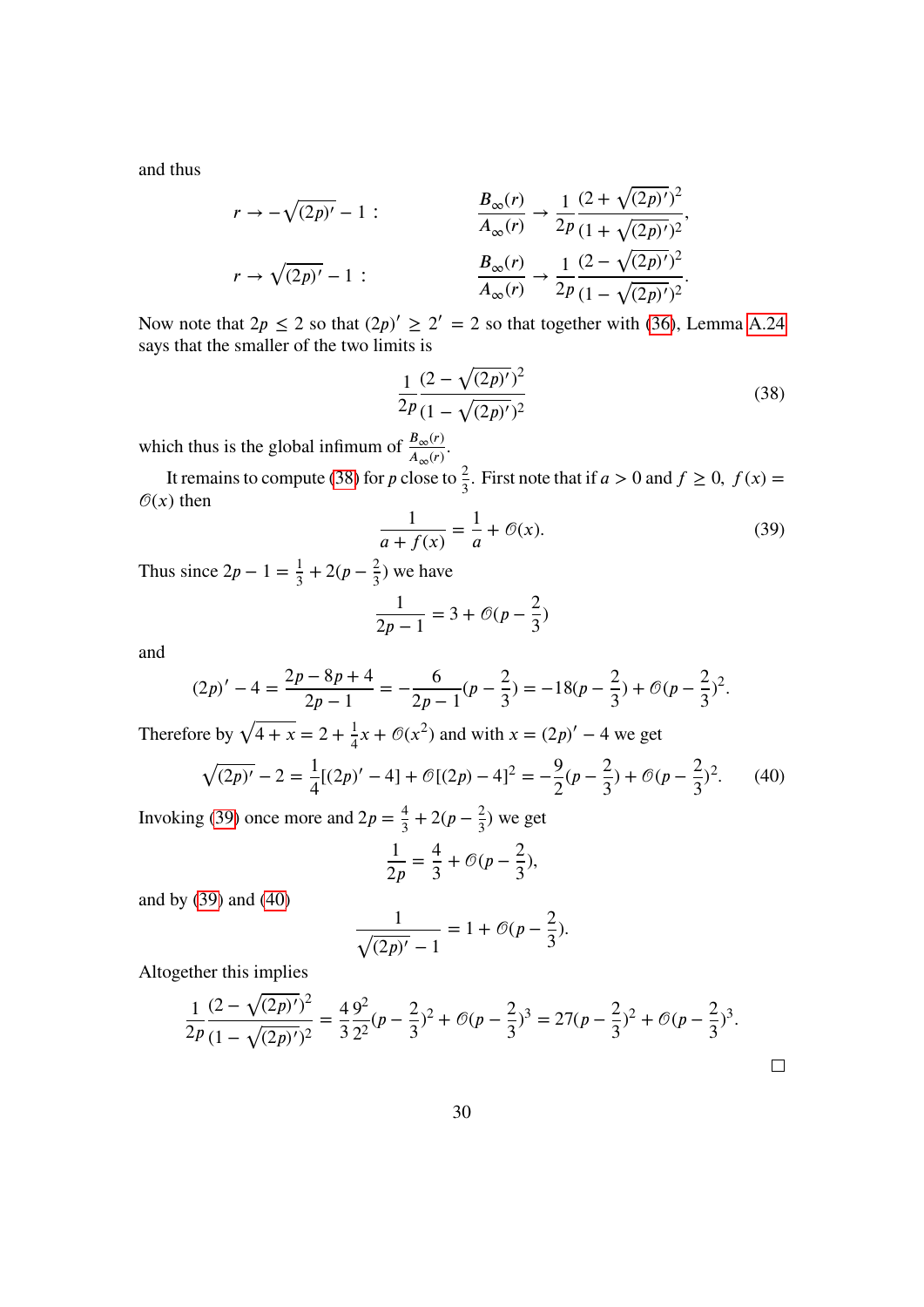and thus

$$
\begin{aligned}
r \to -\sqrt{(2p)'} - 1: \qquad & \frac{B_\infty(r)}{A_\infty(r)} \to \frac{1}{2p} \frac{(2+\sqrt{(2p)'})^2}{(1+\sqrt{(2p)'})^2}, \\
r \to \sqrt{(2p)'} - 1: \qquad & \frac{B_\infty(r)}{A_\infty(r)} \to \frac{1}{2p} \frac{(2-\sqrt{(2p)'})^2}{(1-\sqrt{(2p)'})^2}.
\end{aligned}
$$

Now note that $2p \leq 2$ so that $(2p)' \geq 2' = 2$ so that together with (36), Lemma A.24 says that the smaller of the two limits is

$$
\frac{1}{2p} \frac{(2-\sqrt{(2p)'})^2}{(1-\sqrt{(2p)'})^2} \tag{38}
$$

which thus is the global infimum of $\frac{B_\infty(r)}{A_\infty(r)}$.

It remains to compute (38) for $p$ close to $\frac{2}{3}$. First note that if $a > 0$ and $f \geq 0$, $f(x) = \mathcal{O}(x)$ then

$$
\frac{1}{a+f(x)} = \frac{1}{a} + \mathcal{O}(x). \tag{39}
$$

Thus since $2p-1 = \frac{1}{3} + 2(p-\frac{2}{3})$ we have

$$
\frac{1}{2p-1} = 3 + \mathcal{O}(p - \frac{2}{3})
$$

and

$$
(2p)' - 4 = \frac{2p - 8p + 4}{2p-1} = -\frac{6}{2p-1}(p - \frac{2}{3}) = -18(p-\frac{2}{3}) + \mathcal{O}(p-\frac{2}{3})^2.
$$

Therefore by $\sqrt{4+x} = 2 + \frac{1}{4}x + \mathcal{O}(x^2)$ and with $x = (2p)' - 4$ we get

$$
\sqrt{(2p)'} - 2 = \frac{1}{4}[(2p)' - 4] + \mathcal{O}[(2p) - 4]^2 = -\frac{9}{2}(p - \frac{2}{3}) + \mathcal{O}(p - \frac{2}{3})^2. \tag{40}
$$

Invoking (39) once more and $2p = \frac{4}{3} + 2(p - \frac{2}{3})$ we get

$$
\frac{1}{2p} = \frac{4}{3} + \mathcal{O}(p - \frac{2}{3}),
$$

and by (39) and (40)

$$
\frac{1}{\sqrt{(2p)'} - 1} = 1 + \mathcal{O}(p - \frac{2}{3}).
$$

Altogether this implies

$$
\frac{1}{2p} \frac{(2-\sqrt{(2p)'})^2}{(1-\sqrt{(2p)'})^2} = \frac{4}{3}\frac{9^2}{2^2}(p-\frac{2}{3})^2 + \mathcal{O}(p-\frac{2}{3})^3 = 27(p-\frac{2}{3})^2 + \mathcal{O}(p-\frac{2}{3})^3.
$$

□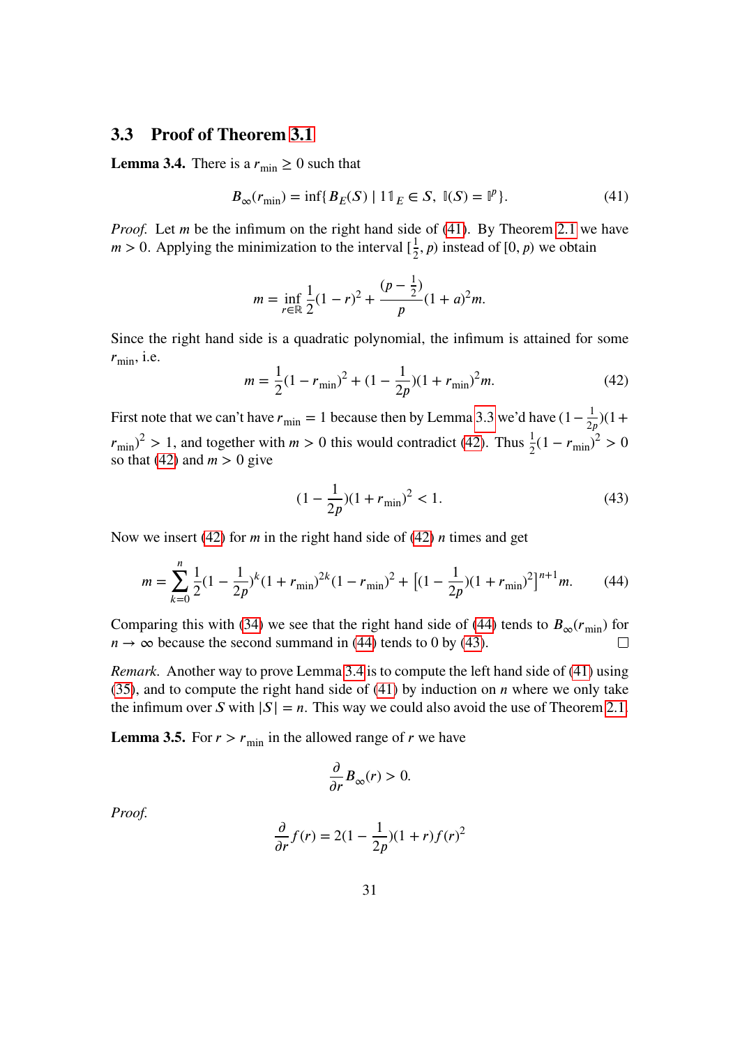### 3.3 Proof of Theorem 3.1

**Lemma 3.4.** There is a $r_{\min} \geq 0$ such that

$$B_\infty(r_{\min}) = \inf\{B_E(S) \mid 1\mathbb{1}_E \in S,\ \mathbb{I}(S) = \mathbb{I}^p\}. \tag{41}$$

*Proof.* Let $m$ be the infimum on the right hand side of (41). By Theorem 2.1 we have $m > 0$. Applying the minimization to the interval $[\frac{1}{2}, p)$ instead of $[0, p)$ we obtain

$$m = \inf_{r \in \mathbb{R}} \frac{1}{2}(1-r)^2 + \frac{(p - \frac{1}{2})}{p}(1+a)^2 m.$$

Since the right hand side is a quadratic polynomial, the infimum is attained for some $r_{\min}$, i.e.

$$m = \frac{1}{2}(1 - r_{\min})^2 + (1 - \frac{1}{2p})(1 + r_{\min})^2 m. \tag{42}$$

First note that we can't have $r_{\min} = 1$ because then by Lemma 3.3 we'd have $(1 - \frac{1}{2p})(1 + r_{\min})^2 > 1$, and together with $m > 0$ this would contradict (42). Thus $\frac{1}{2}(1 - r_{\min})^2 > 0$ so that (42) and $m > 0$ give

$$(1 - \frac{1}{2p})(1 + r_{\min})^2 < 1. \tag{43}$$

Now we insert (42) for $m$ in the right hand side of (42) $n$ times and get

$$m = \sum_{k=0}^{n} \frac{1}{2}(1 - \frac{1}{2p})^k (1 + r_{\min})^{2k}(1 - r_{\min})^2 + \left[(1 - \frac{1}{2p})(1 + r_{\min})^2\right]^{n+1} m. \tag{44}$$

Comparing this with (34) we see that the right hand side of (44) tends to $B_\infty(r_{\min})$ for $n \to \infty$ because the second summand in (44) tends to 0 by (43). $\square$

*Remark.* Another way to prove Lemma 3.4 is to compute the left hand side of (41) using (35), and to compute the right hand side of (41) by induction on $n$ where we only take the infimum over $S$ with $|S| = n$. This way we could also avoid the use of Theorem 2.1.

**Lemma 3.5.** For $r > r_{\min}$ in the allowed range of $r$ we have

$$\frac{\partial}{\partial r} B_\infty(r) > 0.$$

*Proof.*

$$\frac{\partial}{\partial r} f(r) = 2(1 - \frac{1}{2p})(1 + r) f(r)^2$$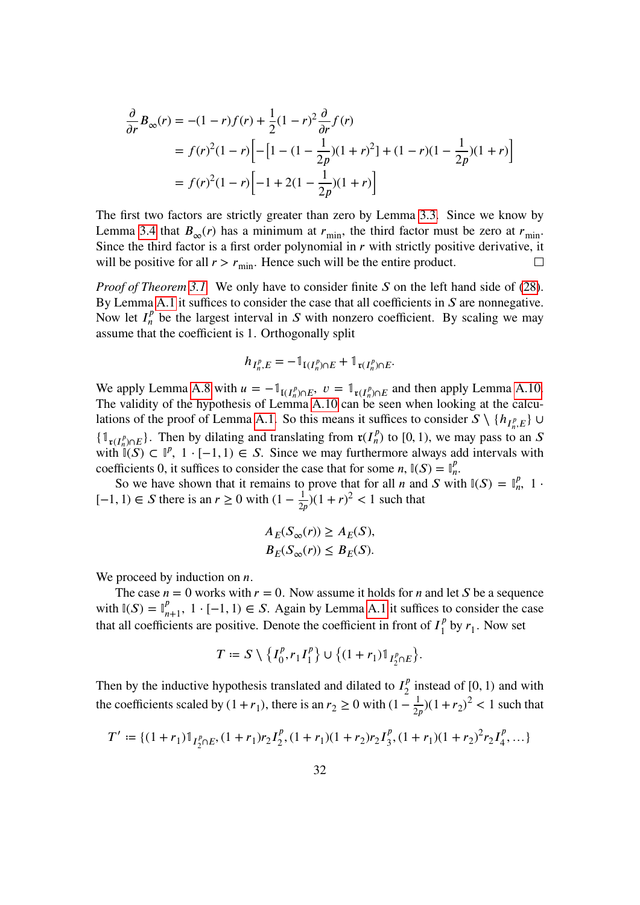$$
\begin{aligned}
\frac{\partial}{\partial r} B_\infty(r) &= -(1-r) f(r) + \frac{1}{2}(1-r)^2 \frac{\partial}{\partial r} f(r) \\
&= f(r)^2 (1-r) \Big[ -\big[1 - (1 - \frac{1}{2p})(1+r)^2\big] + (1-r)(1 - \frac{1}{2p})(1+r) \Big] \\
&= f(r)^2 (1-r) \Big[ -1 + 2(1 - \frac{1}{2p})(1+r) \Big]
\end{aligned}
$$

The first two factors are strictly greater than zero by Lemma 3.3. Since we know by Lemma 3.4 that $B_\infty(r)$ has a minimum at $r_{\min}$, the third factor must be zero at $r_{\min}$. Since the third factor is a first order polynomial in $r$ with strictly positive derivative, it will be positive for all $r > r_{\min}$. Hence such will be the entire product. □

*Proof of Theorem 3.1.* We only have to consider finite $S$ on the left hand side of (28). By Lemma A.1 it suffices to consider the case that all coefficients in $S$ are nonnegative. Now let $I_n^p$ be the largest interval in $S$ with nonzero coefficient. By scaling we may assume that the coefficient is 1. Orthogonally split

$$
h_{I_n^p, E} = -\mathbb{1}_{\mathfrak{l}(I_n^p) \cap E} + \mathbb{1}_{\mathfrak{r}(I_n^p) \cap E}.
$$

We apply Lemma A.8 with $u = -\mathbb{1}_{\mathfrak{l}(I_n^p)\cap E}$, $v = \mathbb{1}_{\mathfrak{r}(I_n^p)\cap E}$ and then apply Lemma A.10. The validity of the hypothesis of Lemma A.10 can be seen when looking at the calculations of the proof of Lemma A.1. So this means it suffices to consider $S \setminus \{h_{I_n^p, E}\} \cup \{\mathbb{1}_{\mathfrak{r}(I_n^p)\cap E}\}$. Then by dilating and translating from $\mathfrak{r}(I_n^p)$ to $[0,1)$, we may pass to an $S$ with $\mathbb{I}(S) \subset \mathbb{I}^p$, $1 \cdot [-1, 1) \in S$. Since we may furthermore always add intervals with coefficients 0, it suffices to consider the case that for some $n$, $\mathbb{I}(S) = \mathbb{I}_n^p$.

So we have shown that it remains to prove that for all $n$ and $S$ with $\mathbb{I}(S) = \mathbb{I}_n^p$, $1 \cdot [-1, 1) \in S$ there is an $r \geq 0$ with $(1 - \frac{1}{2p})(1+r)^2 < 1$ such that

$$
\begin{aligned}
A_E(S_\infty(r)) &\geq A_E(S), \\
B_E(S_\infty(r)) &\leq B_E(S).
\end{aligned}
$$

We proceed by induction on $n$.

The case $n = 0$ works with $r = 0$. Now assume it holds for $n$ and let $S$ be a sequence with $\mathbb{I}(S) = \mathbb{I}_{n+1}^p$, $1 \cdot [-1, 1) \in S$. Again by Lemma A.1 it suffices to consider the case that all coefficients are positive. Denote the coefficient in front of $I_1^p$ by $r_1$. Now set

$$
T := S \setminus \left\{ I_0^p, r_1 I_1^p \right\} \cup \left\{ (1 + r_1) \mathbb{1}_{I_2^p \cap E} \right\}.
$$

Then by the inductive hypothesis translated and dilated to $I_2^p$ instead of $[0,1)$ and with the coefficients scaled by $(1 + r_1)$, there is an $r_2 \geq 0$ with $(1 - \frac{1}{2p})(1 + r_2)^2 < 1$ such that

$$
T' := \{ (1 + r_1) \mathbb{1}_{I_2^p \cap E}, (1 + r_1) r_2 I_2^p, (1 + r_1)(1 + r_2) r_2 I_3^p, (1 + r_1)(1 + r_2)^2 r_2 I_4^p, \ldots \}
$$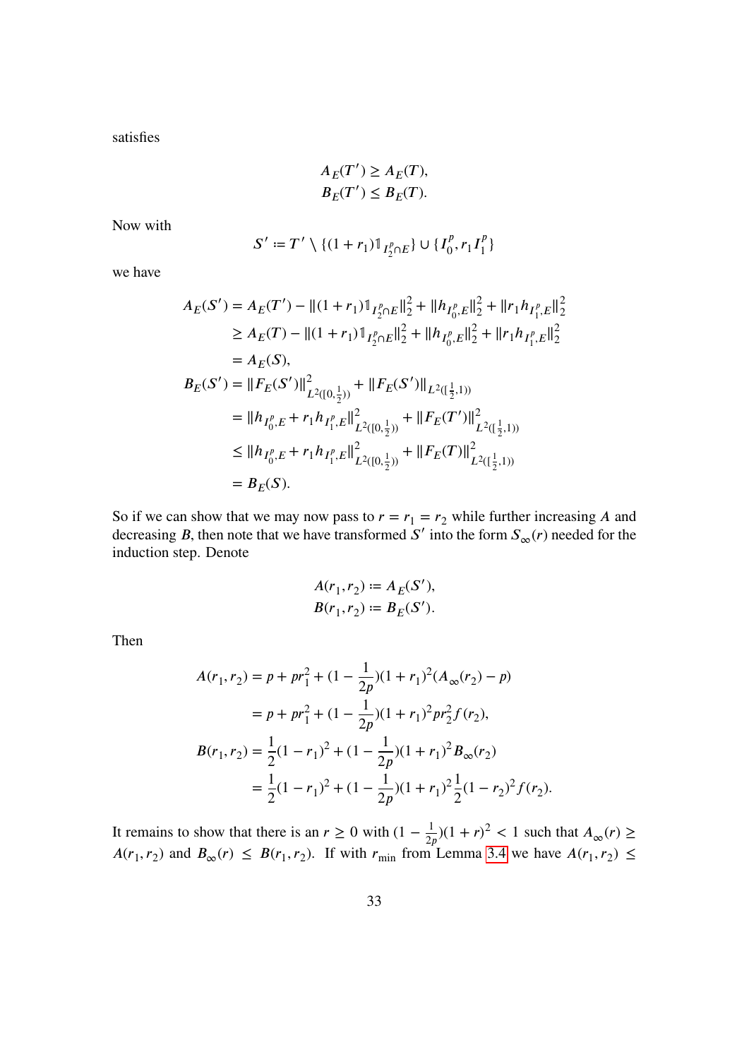satisfies

$$
\begin{aligned}
A_E(T') &\geq A_E(T),\\
B_E(T') &\leq B_E(T).
\end{aligned}
$$

Now with

$$
S' := T' \setminus \{(1+r_1)\mathbb{1}_{I_2^p \cap E}\} \cup \{I_0^p, r_1 I_1^p\}
$$

we have

$$
\begin{aligned}
A_E(S') &= A_E(T') - \|(1+r_1)\mathbb{1}_{I_2^p\cap E}\|_2^2 + \|h_{I_0^p,E}\|_2^2 + \|r_1 h_{I_1^p,E}\|_2^2\\
&\geq A_E(T) - \|(1+r_1)\mathbb{1}_{I_2^p\cap E}\|_2^2 + \|h_{I_0^p,E}\|_2^2 + \|r_1 h_{I_1^p,E}\|_2^2\\
&= A_E(S),\\
B_E(S') &= \|F_E(S')\|^2_{L^2([0,\frac{1}{2}))} + \|F_E(S')\|_{L^2([\frac{1}{2},1))}\\
&= \|h_{I_0^p,E} + r_1 h_{I_1^p,E}\|^2_{L^2([0,\frac{1}{2}))} + \|F_E(T')\|^2_{L^2([\frac{1}{2},1))}\\
&\leq \|h_{I_0^p,E} + r_1 h_{I_1^p,E}\|^2_{L^2([0,\frac{1}{2}))} + \|F_E(T)\|^2_{L^2([\frac{1}{2},1))}\\
&= B_E(S).
\end{aligned}
$$

So if we can show that we may now pass to $r = r_1 = r_2$ while further increasing $A$ and decreasing $B$, then note that we have transformed $S'$ into the form $S_\infty(r)$ needed for the induction step. Denote

$$
\begin{aligned}
A(r_1, r_2) &:= A_E(S'),\\
B(r_1, r_2) &:= B_E(S').
\end{aligned}
$$

Then

$$
\begin{aligned}
A(r_1, r_2) &= p + pr_1^2 + (1 - \frac{1}{2p})(1+r_1)^2(A_\infty(r_2) - p)\\
&= p + pr_1^2 + (1 - \frac{1}{2p})(1+r_1)^2 p r_2^2 f(r_2),\\
B(r_1, r_2) &= \frac{1}{2}(1-r_1)^2 + (1 - \frac{1}{2p})(1+r_1)^2 B_\infty(r_2)\\
&= \frac{1}{2}(1-r_1)^2 + (1 - \frac{1}{2p})(1+r_1)^2 \frac{1}{2}(1-r_2)^2 f(r_2).
\end{aligned}
$$

It remains to show that there is an $r \geq 0$ with $(1 - \frac{1}{2p})(1+r)^2 < 1$ such that $A_\infty(r) \geq A(r_1, r_2)$ and $B_\infty(r) \leq B(r_1, r_2)$. If with $r_{\min}$ from Lemma 3.4 we have $A(r_1, r_2) \leq$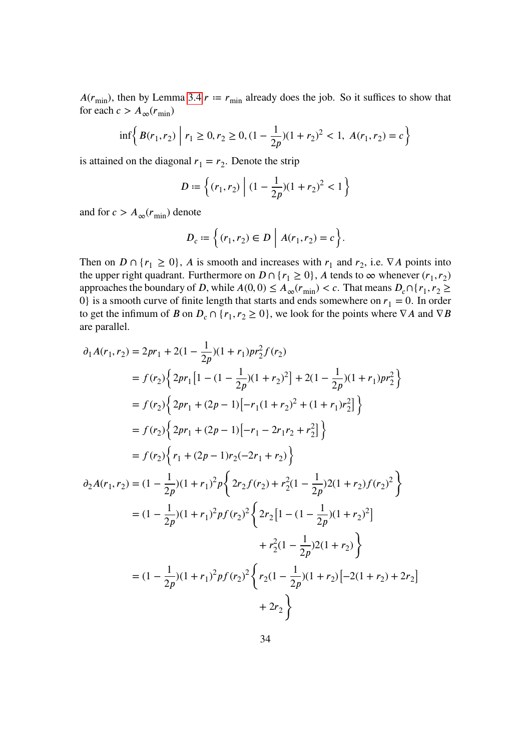$A(r_{\min})$, then by Lemma 3.4 $r := r_{\min}$ already does the job. So it suffices to show that for each $c > A_\infty(r_{\min})$

$$\inf\Big\{ B(r_1, r_2) \;\Big|\; r_1 \geq 0, r_2 \geq 0, (1 - \frac{1}{2p})(1 + r_2)^2 < 1,\; A(r_1, r_2) = c \Big\}$$

is attained on the diagonal $r_1 = r_2$. Denote the strip

$$D := \Big\{ (r_1, r_2) \;\Big|\; (1 - \frac{1}{2p})(1 + r_2)^2 < 1 \Big\}$$

and for $c > A_\infty(r_{\min})$ denote

$$D_c := \Big\{ (r_1, r_2) \in D \;\Big|\; A(r_1, r_2) = c \Big\}.$$

Then on $D \cap \{r_1 \geq 0\}$, $A$ is smooth and increases with $r_1$ and $r_2$, i.e. $\nabla A$ points into the upper right quadrant. Furthermore on $D \cap \{r_1 \geq 0\}$, $A$ tends to $\infty$ whenever $(r_1, r_2)$ approaches the boundary of $D$, while $A(0, 0) \leq A_\infty(r_{\min}) < c$. That means $D_c \cap \{r_1, r_2 \geq 0\}$ is a smooth curve of finite length that starts and ends somewhere on $r_1 = 0$. In order to get the infimum of $B$ on $D_c \cap \{r_1, r_2 \geq 0\}$, we look for the points where $\nabla A$ and $\nabla B$ are parallel.

$$\begin{aligned}
\partial_1 A(r_1, r_2) &= 2pr_1 + 2(1 - \frac{1}{2p})(1 + r_1)pr_2^2 f(r_2) \\
&= f(r_2)\Big\{ 2pr_1\big[1 - (1 - \frac{1}{2p})(1 + r_2)^2\big] + 2(1 - \frac{1}{2p})(1 + r_1)pr_2^2 \Big\} \\
&= f(r_2)\Big\{ 2pr_1 + (2p - 1)\big[-r_1(1 + r_2)^2 + (1 + r_1)r_2^2\big] \Big\} \\
&= f(r_2)\Big\{ 2pr_1 + (2p - 1)\big[-r_1 - 2r_1 r_2 + r_2^2\big] \Big\} \\
&= f(r_2)\Big\{ r_1 + (2p - 1)r_2(-2r_1 + r_2) \Big\} \\
\partial_2 A(r_1, r_2) &= (1 - \frac{1}{2p})(1 + r_1)^2 p\Big\{ 2r_2 f(r_2) + r_2^2(1 - \frac{1}{2p})2(1 + r_2)f(r_2)^2 \Big\} \\
&= (1 - \frac{1}{2p})(1 + r_1)^2 pf(r_2)^2 \Big\{ 2r_2\big[1 - (1 - \frac{1}{2p})(1 + r_2)^2\big] \\
&\qquad\qquad + r_2^2(1 - \frac{1}{2p})2(1 + r_2) \Big\} \\
&= (1 - \frac{1}{2p})(1 + r_1)^2 pf(r_2)^2 \Big\{ r_2(1 - \frac{1}{2p})(1 + r_2)\big[-2(1 + r_2) + 2r_2\big] \\
&\qquad\qquad + 2r_2 \Big\}
\end{aligned}$$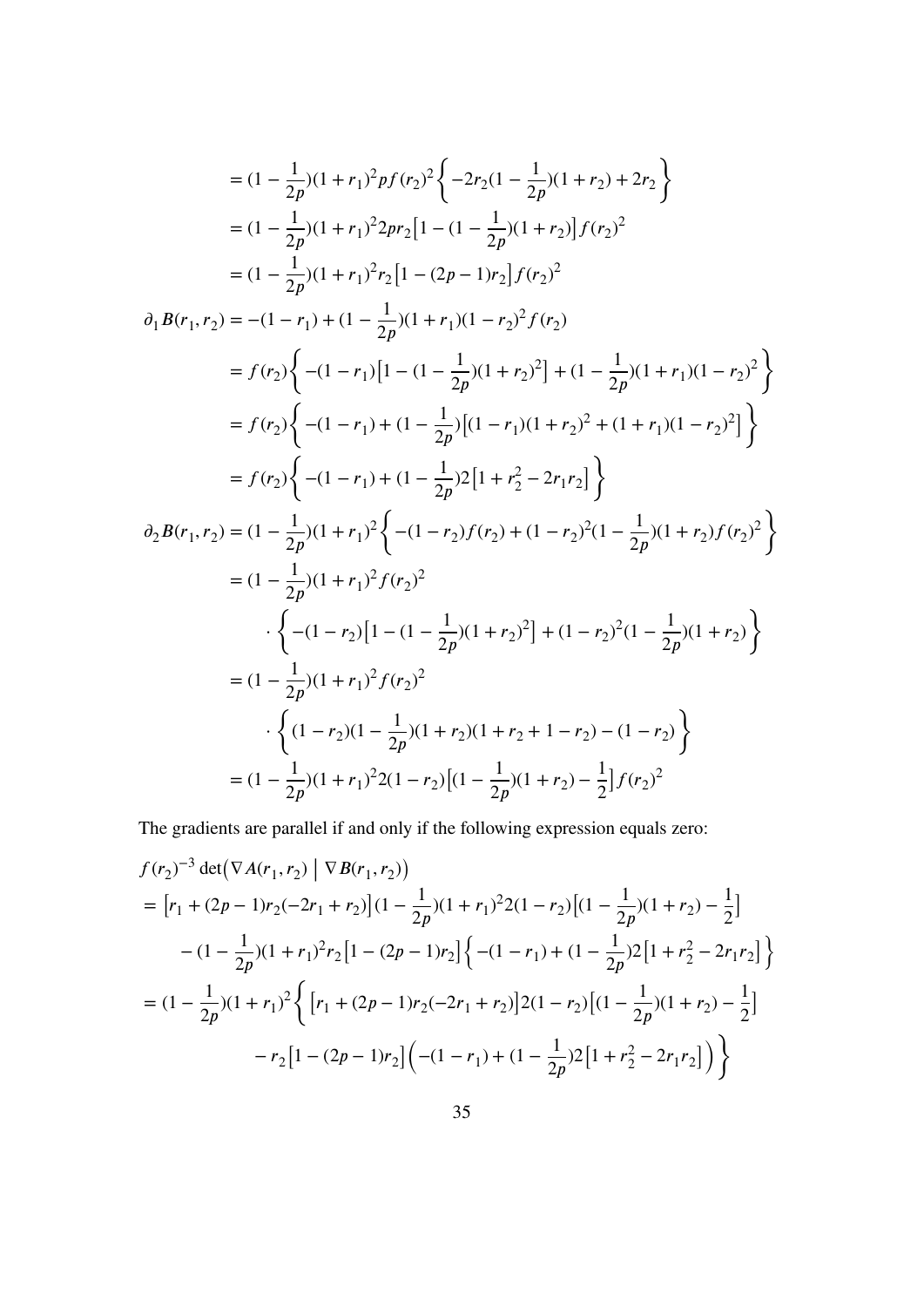$$
\begin{aligned}
&= (1 - \frac{1}{2p})(1+r_1)^2 p f(r_2)^2 \Big\{ -2r_2(1-\frac{1}{2p})(1+r_2) + 2r_2 \Big\} \\
&= (1 - \frac{1}{2p})(1+r_1)^2 2p r_2 \big[1 - (1-\frac{1}{2p})(1+r_2)\big] f(r_2)^2 \\
&= (1 - \frac{1}{2p})(1+r_1)^2 r_2 \big[1 - (2p-1) r_2\big] f(r_2)^2
\end{aligned}
$$

$$
\begin{aligned}
\partial_1 B(r_1, r_2) &= -(1-r_1) + (1-\frac{1}{2p})(1+r_1)(1-r_2)^2 f(r_2) \\
&= f(r_2) \Big\{ -(1-r_1)\big[1 - (1-\frac{1}{2p})(1+r_2)^2\big] + (1-\frac{1}{2p})(1+r_1)(1-r_2)^2 \Big\} \\
&= f(r_2) \Big\{ -(1-r_1) + (1-\frac{1}{2p})\big[(1-r_1)(1+r_2)^2 + (1+r_1)(1-r_2)^2\big] \Big\} \\
&= f(r_2) \Big\{ -(1-r_1) + (1-\frac{1}{2p}) 2 \big[1 + r_2^2 - 2r_1 r_2\big] \Big\}
\end{aligned}
$$

$$
\begin{aligned}
\partial_2 B(r_1, r_2) &= (1-\frac{1}{2p})(1+r_1)^2 \Big\{ -(1-r_2) f(r_2) + (1-r_2)^2 (1-\frac{1}{2p})(1+r_2) f(r_2)^2 \Big\} \\
&= (1-\frac{1}{2p})(1+r_1)^2 f(r_2)^2 \\
&\qquad \cdot \Big\{ -(1-r_2)\big[1 - (1-\frac{1}{2p})(1+r_2)^2\big] + (1-r_2)^2 (1-\frac{1}{2p})(1+r_2) \Big\} \\
&= (1-\frac{1}{2p})(1+r_1)^2 f(r_2)^2 \\
&\qquad \cdot \Big\{ (1-r_2)(1-\frac{1}{2p})(1+r_2)(1+r_2+1-r_2) - (1-r_2) \Big\} \\
&= (1-\frac{1}{2p})(1+r_1)^2 2(1-r_2)\big[(1-\frac{1}{2p})(1+r_2) - \frac{1}{2}\big] f(r_2)^2
\end{aligned}
$$

The gradients are parallel if and only if the following expression equals zero:

$$
\begin{aligned}
&f(r_2)^{-3} \det\big(\nabla A(r_1, r_2) \mid \nabla B(r_1, r_2)\big) \\
&= \big[r_1 + (2p-1) r_2(-2r_1 + r_2)\big](1-\frac{1}{2p})(1+r_1)^2 2(1-r_2)\big[(1-\frac{1}{2p})(1+r_2) - \frac{1}{2}\big] \\
&\quad - (1-\frac{1}{2p})(1+r_1)^2 r_2 \big[1 - (2p-1)r_2\big] \Big\{ -(1-r_1) + (1-\frac{1}{2p}) 2\big[1 + r_2^2 - 2r_1 r_2\big] \Big\} \\
&= (1-\frac{1}{2p})(1+r_1)^2 \Big\{ \big[r_1 + (2p-1) r_2(-2r_1 + r_2)\big] 2(1-r_2)\big[(1-\frac{1}{2p})(1+r_2) - \frac{1}{2}\big] \\
&\qquad - r_2\big[1 - (2p-1)r_2\big]\Big( -(1-r_1) + (1-\frac{1}{2p}) 2\big[1 + r_2^2 - 2r_1 r_2\big] \Big) \Big\}
\end{aligned}
$$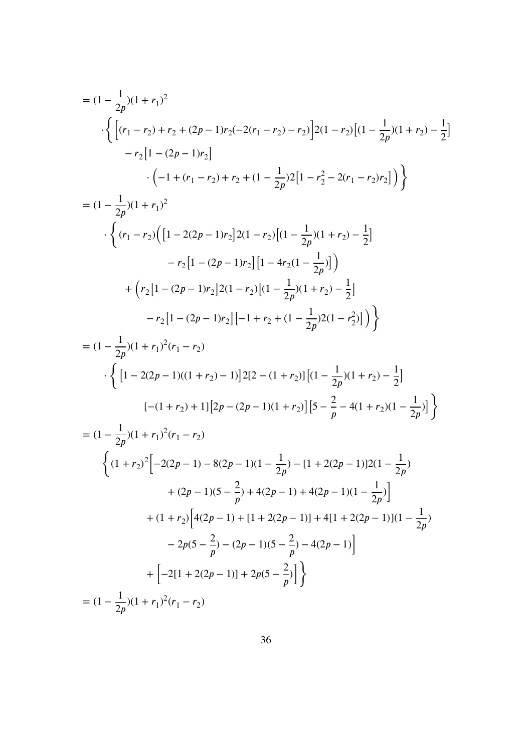$$
\begin{aligned}
&= (1-\frac{1}{2p})(1+r_1)^2 \\
&\quad \cdot \Big\{ \Big[(r_1-r_2)+r_2+(2p-1)r_2(-2(r_1-r_2)-r_2)\Big]2(1-r_2)\big[(1-\frac{1}{2p})(1+r_2)-\frac{1}{2}\big] \\
&\qquad -r_2\big[1-(2p-1)r_2\big] \\
&\qquad\qquad \cdot \Big(-1+(r_1-r_2)+r_2+(1-\frac{1}{2p})2\big[1-r_2^2-2(r_1-r_2)r_2\big]\Big)\Big\} \\
&= (1-\frac{1}{2p})(1+r_1)^2 \\
&\quad \cdot \Big\{ (r_1-r_2)\Big(\big[1-2(2p-1)r_2\big]2(1-r_2)\big[(1-\frac{1}{2p})(1+r_2)-\frac{1}{2}\big] \\
&\qquad\qquad -r_2\big[1-(2p-1)r_2\big]\big[1-4r_2(1-\frac{1}{2p})\big]\Big) \\
&\qquad + \Big(r_2\big[1-(2p-1)r_2\big]2(1-r_2)\big[(1-\frac{1}{2p})(1+r_2)-\frac{1}{2}\big] \\
&\qquad\qquad -r_2\big[1-(2p-1)r_2\big]\big[-1+r_2+(1-\frac{1}{2p})2(1-r_2^2)\big]\Big)\Big\} \\
&= (1-\frac{1}{2p})(1+r_1)^2(r_1-r_2) \\
&\quad \cdot \Big\{ \big[1-2(2p-1)((1+r_2)-1)\big]2[2-(1+r_2)]\big[(1-\frac{1}{2p})(1+r_2)-\frac{1}{2}\big] \\
&\qquad\qquad [-(1+r_2)+1]\big[2p-(2p-1)(1+r_2)\big]\big[5-\frac{2}{p}-4(1+r_2)(1-\frac{1}{2p})\big]\Big\} \\
&= (1-\frac{1}{2p})(1+r_1)^2(r_1-r_2) \\
&\quad \Big\{(1+r_2)^2\Big[-2(2p-1)-8(2p-1)(1-\frac{1}{2p})-[1+2(2p-1)]2(1-\frac{1}{2p}) \\
&\qquad\qquad +(2p-1)(5-\frac{2}{p})+4(2p-1)+4(2p-1)(1-\frac{1}{2p})\Big] \\
&\qquad +(1+r_2)\Big[4(2p-1)+[1+2(2p-1)]+4[1+2(2p-1)](1-\frac{1}{2p}) \\
&\qquad\qquad -2p(5-\frac{2}{p})-(2p-1)(5-\frac{2}{p})-4(2p-1)\Big] \\
&\qquad +\Big[-2[1+2(2p-1)]+2p(5-\frac{2}{p})\Big]\Big\} \\
&= (1-\frac{1}{2p})(1+r_1)^2(r_1-r_2)
\end{aligned}
$$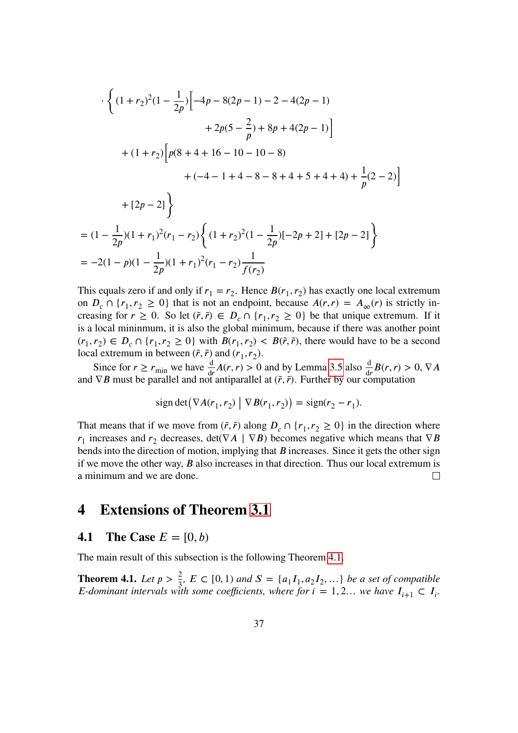$$
\begin{aligned}
&\cdot \Bigg\{ (1+r_2)^2(1-\frac{1}{2p})\Big[-4p-8(2p-1)-2-4(2p-1) \\
&\qquad\qquad + 2p(5-\frac{2}{p}) + 8p + 4(2p-1)\Big] \\
&\quad + (1+r_2)\Big[p(8+4+16-10-10-8) \\
&\qquad\qquad + (-4-1+4-8-8+4+5+4+4) + \frac{1}{p}(2-2)\Big] \\
&\quad + [2p-2]\Bigg\} \\
&= (1-\frac{1}{2p})(1+r_1)^2(r_1-r_2)\Big\{(1+r_2)^2(1-\frac{1}{2p})[-2p+2]+[2p-2]\Big\} \\
&= -2(1-p)(1-\frac{1}{2p})(1+r_1)^2(r_1-r_2)\frac{1}{f(r_2)}
\end{aligned}
$$

This equals zero if and only if $r_1 = r_2$. Hence $B(r_1, r_2)$ has exactly one local extremum on $D_c \cap \{r_1, r_2 \geq 0\}$ that is not an endpoint, because $A(r, r) = A_\infty(r)$ is strictly increasing for $r \geq 0$. So let $(\tilde{r}, \tilde{r}) \in D_c \cap \{r_1, r_2 \geq 0\}$ be that unique extremum. If it is a local mininmum, it is also the global minimum, because if there was another point $(r_1, r_2) \in D_c \cap \{r_1, r_2 \geq 0\}$ with $B(r_1, r_2) < B(\tilde{r}, \tilde{r})$, there would have to be a second local extremum in between $(\tilde{r}, \tilde{r})$ and $(r_1, r_2)$.

Since for $r \geq r_{\min}$ we have $\frac{\mathrm{d}}{\mathrm{d}r}A(r, r) > 0$ and by Lemma 3.5 also $\frac{\mathrm{d}}{\mathrm{d}r}B(r, r) > 0$, $\nabla A$ and $\nabla B$ must be parallel and not antiparallel at $(\tilde{r}, \tilde{r})$. Further by our computation

$$
\operatorname{sign}\det\big(\nabla A(r_1, r_2) \;\big|\; \nabla B(r_1, r_2)\big) = \operatorname{sign}(r_2 - r_1).
$$

That means that if we move from $(\tilde{r}, \tilde{r})$ along $D_c \cap \{r_1, r_2 \geq 0\}$ in the direction where $r_1$ increases and $r_2$ decreases, $\det(\nabla A \mid \nabla B)$ becomes negative which means that $\nabla B$ bends into the direction of motion, implying that $B$ increases. Since it gets the other sign if we move the other way, $B$ also increases in that direction. Thus our local extremum is a minimum and we are done. $\square$

# 4 Extensions of Theorem 3.1

## 4.1 The Case $E = [0, b)$

The main result of this subsection is the following Theorem 4.1.

**Theorem 4.1.** *Let $p > \frac{2}{3}$, $E \subset [0, 1)$ and $S = \{a_1 I_1, a_2 I_2, \ldots\}$ be a set of compatible $E$-dominant intervals with some coefficients, where for $i = 1, 2\ldots$ we have $I_{i+1} \subset I_i$.*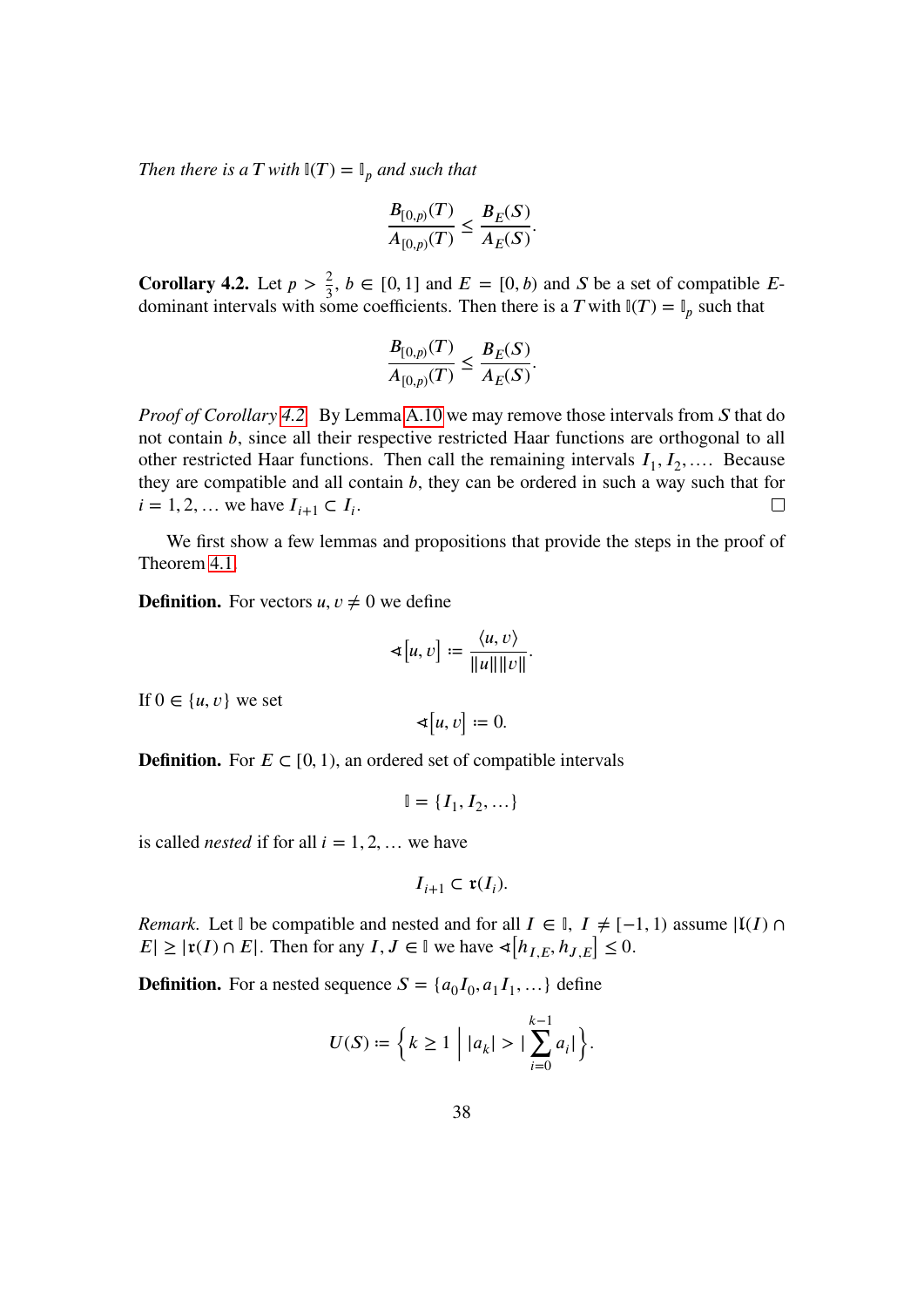*Then there is a $T$ with $\mathbb{I}(T) = \mathbb{I}_p$ and such that*

$$\frac{B_{[0,p)}(T)}{A_{[0,p)}(T)} \le \frac{B_E(S)}{A_E(S)}.$$

**Corollary 4.2.** Let $p > \frac{2}{3}$, $b \in [0, 1]$ and $E = [0, b)$ and $S$ be a set of compatible $E$-dominant intervals with some coefficients. Then there is a $T$ with $\mathbb{I}(T) = \mathbb{I}_p$ such that

$$\frac{B_{[0,p)}(T)}{A_{[0,p)}(T)} \le \frac{B_E(S)}{A_E(S)}.$$

*Proof of Corollary 4.2.* By Lemma A.10 we may remove those intervals from $S$ that do not contain $b$, since all their respective restricted Haar functions are orthogonal to all other restricted Haar functions. Then call the remaining intervals $I_1, I_2, \ldots$. Because they are compatible and all contain $b$, they can be ordered in such a way such that for $i = 1, 2, \ldots$ we have $I_{i+1} \subset I_i$. □

We first show a few lemmas and propositions that provide the steps in the proof of Theorem 4.1.

**Definition.** For vectors $u, v \neq 0$ we define

$$\sphericalangle\left[u, v\right] := \frac{\langle u, v\rangle}{\|u\|\|v\|}.$$

If $0 \in \{u, v\}$ we set

$$\sphericalangle\left[u, v\right] := 0.$$

**Definition.** For $E \subset [0, 1)$, an ordered set of compatible intervals

$$\mathbb{I} = \{I_1, I_2, \ldots\}$$

is called *nested* if for all $i = 1, 2, \ldots$ we have

$$I_{i+1} \subset \mathfrak{r}(I_i).$$

*Remark.* Let $\mathbb{I}$ be compatible and nested and for all $I \in \mathbb{I}$, $I \neq [-1, 1)$ assume $|\mathfrak{l}(I) \cap E| \ge |\mathfrak{r}(I) \cap E|$. Then for any $I, J \in \mathbb{I}$ we have $\sphericalangle\left[h_{I,E}, h_{J,E}\right] \le 0$.

**Definition.** For a nested sequence $S = \{a_0 I_0, a_1 I_1, \ldots\}$ define

$$U(S) := \left\{ k \ge 1 \;\middle|\; |a_k| > |\sum_{i=0}^{k-1} a_i| \right\}.$$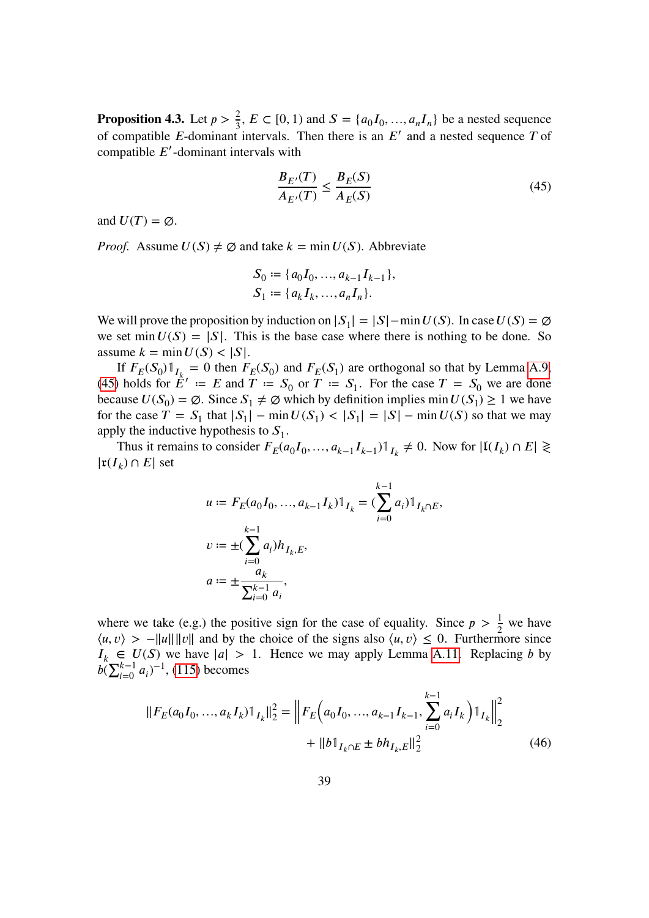**Proposition 4.3.** Let $p > \frac{2}{3}$, $E \subset [0, 1)$ and $S = \{a_0 I_0, \dots, a_n I_n\}$ be a nested sequence of compatible $E$-dominant intervals. Then there is an $E'$ and a nested sequence $T$ of compatible $E'$-dominant intervals with

$$\frac{B_{E'}(T)}{A_{E'}(T)} \le \frac{B_E(S)}{A_E(S)} \tag{45}$$

and $U(T) = \varnothing$.

*Proof.* Assume $U(S) \neq \varnothing$ and take $k = \min U(S)$. Abbreviate

$$S_0 := \{a_0 I_0, \dots, a_{k-1} I_{k-1}\},$$
$$S_1 := \{a_k I_k, \dots, a_n I_n\}.$$

We will prove the proposition by induction on $|S_1| = |S| - \min U(S)$. In case $U(S) = \varnothing$ we set $\min U(S) = |S|$. This is the base case where there is nothing to be done. So assume $k = \min U(S) < |S|$.

If $F_E(S_0)\mathbb{1}_{I_k} = 0$ then $F_E(S_0)$ and $F_E(S_1)$ are orthogonal so that by Lemma A.9, (45) holds for $E' := E$ and $T := S_0$ or $T := S_1$. For the case $T = S_0$ we are done because $U(S_0) = \varnothing$. Since $S_1 \neq \varnothing$ which by definition implies $\min U(S_1) \ge 1$ we have for the case $T = S_1$ that $|S_1| - \min U(S_1) < |S_1| = |S| - \min U(S)$ so that we may apply the inductive hypothesis to $S_1$.

Thus it remains to consider $F_E(a_0 I_0, \dots, a_{k-1} I_{k-1})\mathbb{1}_{I_k} \neq 0$. Now for $|\mathfrak{l}(I_k) \cap E| \gtrless |\mathfrak{r}(I_k) \cap E|$ set

$$u := F_E(a_0 I_0, \dots, a_{k-1} I_k)\mathbb{1}_{I_k} = (\sum_{i=0}^{k-1} a_i)\mathbb{1}_{I_k \cap E},$$
$$v := \pm(\sum_{i=0}^{k-1} a_i) h_{I_k, E},$$
$$a := \pm \frac{a_k}{\sum_{i=0}^{k-1} a_i},$$

where we take (e.g.) the positive sign for the case of equality. Since $p > \frac{1}{2}$ we have $\langle u, v\rangle > -\|u\|\|v\|$ and by the choice of the signs also $\langle u, v\rangle \le 0$. Furthermore since $I_k \in U(S)$ we have $|a| > 1$. Hence we may apply Lemma A.11. Replacing $b$ by $b(\sum_{i=0}^{k-1} a_i)^{-1}$, (115) becomes

$$\|F_E(a_0 I_0, \dots, a_k I_k)\mathbb{1}_{I_k}\|_2^2 = \Big\|F_E\Big(a_0 I_0, \dots, a_{k-1} I_{k-1}, \sum_{i=0}^{k-1} a_i I_k\Big)\mathbb{1}_{I_k}\Big\|_2^2 + \|b\mathbb{1}_{I_k \cap E} \pm b h_{I_k, E}\|_2^2 \tag{46}$$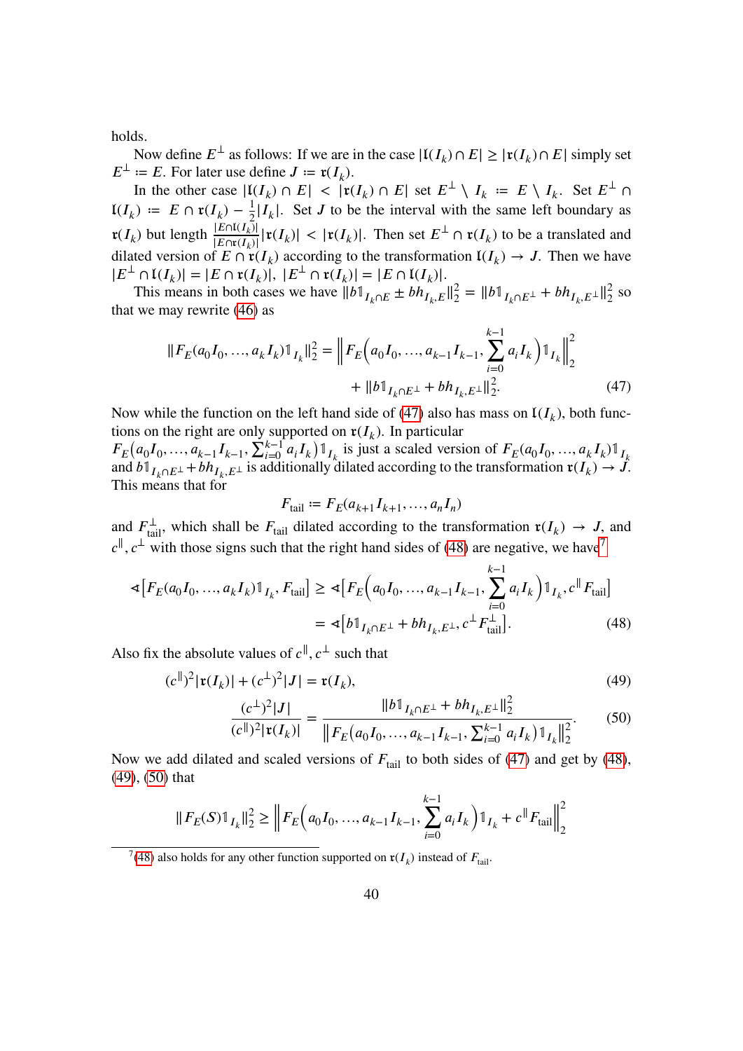holds.

Now define $E^\perp$ as follows: If we are in the case $|\mathfrak{l}(I_k) \cap E| \geq |\mathfrak{r}(I_k) \cap E|$ simply set $E^\perp := E$. For later use define $J := \mathfrak{r}(I_k)$.

In the other case $|\mathfrak{l}(I_k) \cap E| < |\mathfrak{r}(I_k) \cap E|$ set $E^\perp \setminus I_k := E \setminus I_k$. Set $E^\perp \cap \mathfrak{l}(I_k) := E \cap \mathfrak{r}(I_k) - \frac{1}{2}|I_k|$. Set $J$ to be the interval with the same left boundary as $\mathfrak{r}(I_k)$ but length $\frac{|E \cap \mathfrak{l}(I_k)|}{|E \cap \mathfrak{r}(I_k)|}|\mathfrak{r}(I_k)| < |\mathfrak{r}(I_k)|$. Then set $E^\perp \cap \mathfrak{r}(I_k)$ to be a translated and dilated version of $E \cap \mathfrak{r}(I_k)$ according to the transformation $\mathfrak{l}(I_k) \to J$. Then we have $|E^\perp \cap \mathfrak{l}(I_k)| = |E \cap \mathfrak{r}(I_k)|$, $|E^\perp \cap \mathfrak{r}(I_k)| = |E \cap \mathfrak{l}(I_k)|$.

This means in both cases we have $\|b\mathbb{1}_{I_k \cap E} \pm bh_{I_k,E}\|_2^2 = \|b\mathbb{1}_{I_k \cap E^\perp} + bh_{I_k,E^\perp}\|_2^2$ so that we may rewrite (46) as

$$\|F_E(a_0 I_0, \dots, a_k I_k)\mathbb{1}_{I_k}\|_2^2 = \Big\|F_E\Big(a_0 I_0, \dots, a_{k-1} I_{k-1}, \sum_{i=0}^{k-1} a_i I_k\Big)\mathbb{1}_{I_k}\Big\|_2^2 + \|b\mathbb{1}_{I_k \cap E^\perp} + bh_{I_k,E^\perp}\|_2^2. \tag{47}$$

Now while the function on the left hand side of (47) also has mass on $\mathfrak{l}(I_k)$, both functions on the right are only supported on $\mathfrak{r}(I_k)$. In particular $F_E\big(a_0 I_0, \dots, a_{k-1} I_{k-1}, \sum_{i=0}^{k-1} a_i I_k\big)\mathbb{1}_{I_k}$ is just a scaled version of $F_E(a_0 I_0, \dots, a_k I_k)\mathbb{1}_{I_k}$ and $b\mathbb{1}_{I_k \cap E^\perp} + bh_{I_k,E^\perp}$ is additionally dilated according to the transformation $\mathfrak{r}(I_k) \to J$. This means that for

$$F_{\text{tail}} := F_E(a_{k+1} I_{k+1}, \dots, a_n I_n)$$

and $F_{\text{tail}}^\perp$, which shall be $F_{\text{tail}}$ dilated according to the transformation $\mathfrak{r}(I_k) \to J$, and $c^\parallel, c^\perp$ with those signs such that the right hand sides of (48) are negative, we have[7]

$$\begin{aligned} \sphericalangle\big[F_E(a_0 I_0, \dots, a_k I_k)\mathbb{1}_{I_k}, F_{\text{tail}}\big] &\geq \sphericalangle\Big[F_E\Big(a_0 I_0, \dots, a_{k-1} I_{k-1}, \sum_{i=0}^{k-1} a_i I_k\Big)\mathbb{1}_{I_k}, c^\parallel F_{\text{tail}}\Big] \\ &= \sphericalangle\big[b\mathbb{1}_{I_k \cap E^\perp} + bh_{I_k,E^\perp}, c^\perp F_{\text{tail}}^\perp\big]. \end{aligned} \tag{48}$$

Also fix the absolute values of $c^\parallel, c^\perp$ such that

$$(c^\parallel)^2|\mathfrak{r}(I_k)| + (c^\perp)^2|J| = \mathfrak{r}(I_k), \tag{49}$$

$$\frac{(c^\perp)^2|J|}{(c^\parallel)^2|\mathfrak{r}(I_k)|} = \frac{\|b\mathbb{1}_{I_k \cap E^\perp} + bh_{I_k,E^\perp}\|_2^2}{\big\|F_E\big(a_0 I_0, \dots, a_{k-1} I_{k-1}, \sum_{i=0}^{k-1} a_i I_k\big)\mathbb{1}_{I_k}\big\|_2^2}. \tag{50}$$

Now we add dilated and scaled versions of $F_{\text{tail}}$ to both sides of (47) and get by (48), (49), (50) that

$$\|F_E(S)\mathbb{1}_{I_k}\|_2^2 \geq \Big\|F_E\Big(a_0 I_0, \dots, a_{k-1} I_{k-1}, \sum_{i=0}^{k-1} a_i I_k\Big)\mathbb{1}_{I_k} + c^\parallel F_{\text{tail}}\Big\|_2^2$$

[7] (48) also holds for any other function supported on $\mathfrak{r}(I_k)$ instead of $F_{\text{tail}}$.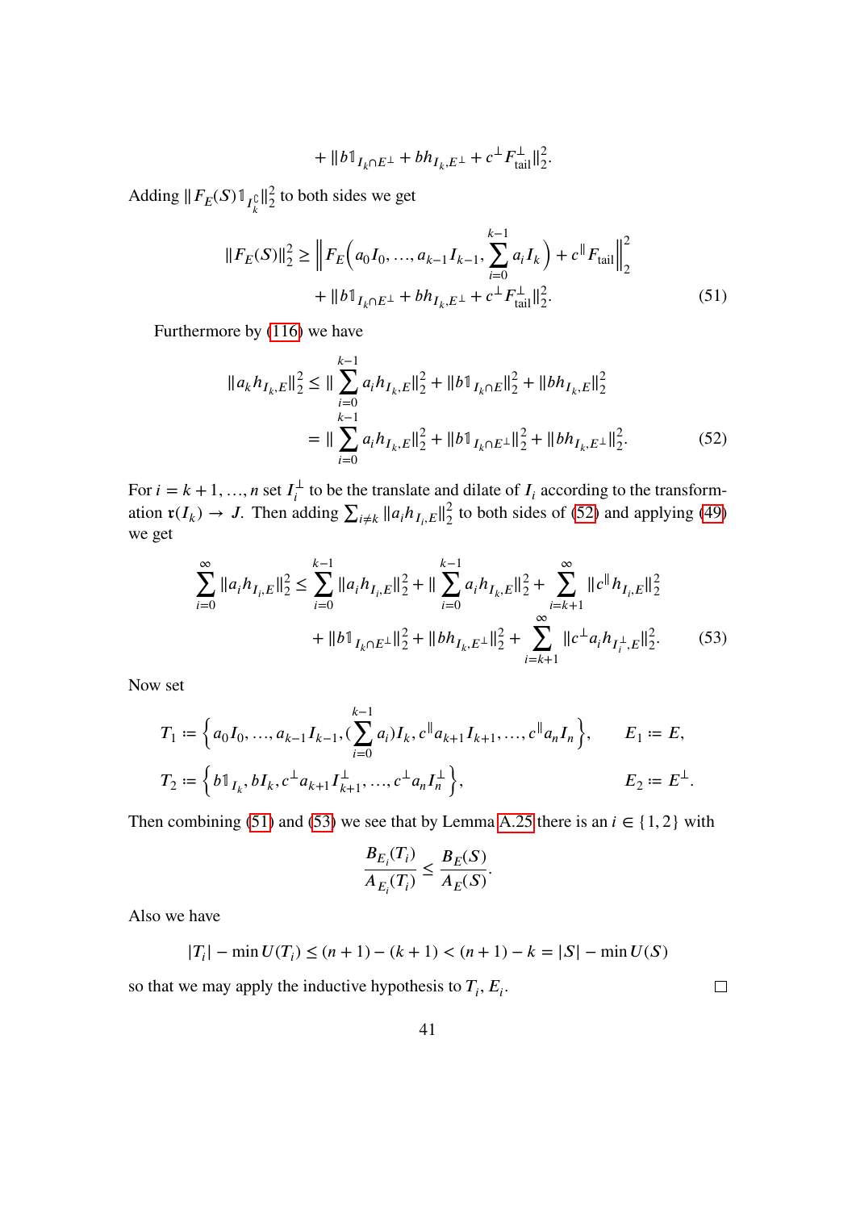$$+ \|b\mathbb{1}_{I_k \cap E^\perp} + bh_{I_k,E^\perp} + c^\perp F_{\text{tail}}^\perp\|_2^2.$$

Adding $\|F_E(S)\mathbb{1}_{I_k^\complement}\|_2^2$ to both sides we get

$$\|F_E(S)\|_2^2 \geq \left\| F_E\Big(a_0 I_0, \ldots, a_{k-1} I_{k-1}, \sum_{i=0}^{k-1} a_i I_k\Big) + c^\parallel F_{\text{tail}} \right\|_2^2 + \|b\mathbb{1}_{I_k \cap E^\perp} + bh_{I_k,E^\perp} + c^\perp F_{\text{tail}}^\perp\|_2^2. \tag{51}$$

Furthermore by (116) we have

$$\begin{aligned}\|a_k h_{I_k,E}\|_2^2 &\leq \|\sum_{i=0}^{k-1} a_i h_{I_k,E}\|_2^2 + \|b\mathbb{1}_{I_k \cap E}\|_2^2 + \|bh_{I_k,E}\|_2^2 \\ &= \|\sum_{i=0}^{k-1} a_i h_{I_k,E}\|_2^2 + \|b\mathbb{1}_{I_k \cap E^\perp}\|_2^2 + \|bh_{I_k,E^\perp}\|_2^2.\end{aligned} \tag{52}$$

For $i = k+1, \ldots, n$ set $I_i^\perp$ to be the translate and dilate of $I_i$ according to the transformation $\mathfrak{r}(I_k) \to J$. Then adding $\sum_{i \neq k} \|a_i h_{I_i,E}\|_2^2$ to both sides of (52) and applying (49) we get

$$\begin{aligned}\sum_{i=0}^{\infty} \|a_i h_{I_i,E}\|_2^2 \leq \sum_{i=0}^{k-1} \|a_i h_{I_i,E}\|_2^2 + \|\sum_{i=0}^{k-1} a_i h_{I_k,E}\|_2^2 + \sum_{i=k+1}^{\infty} \|c^\parallel h_{I_i,E}\|_2^2 \\ + \|b\mathbb{1}_{I_k \cap E^\perp}\|_2^2 + \|bh_{I_k,E^\perp}\|_2^2 + \sum_{i=k+1}^{\infty} \|c^\perp a_i h_{I_i^\perp,E}\|_2^2.\end{aligned} \tag{53}$$

Now set

$$T_1 := \Big\{a_0 I_0, \ldots, a_{k-1} I_{k-1}, (\sum_{i=0}^{k-1} a_i) I_k, c^\parallel a_{k+1} I_{k+1}, \ldots, c^\parallel a_n I_n\Big\}, \qquad E_1 := E,$$

$$T_2 := \Big\{b\mathbb{1}_{I_k}, bI_k, c^\perp a_{k+1} I_{k+1}^\perp, \ldots, c^\perp a_n I_n^\perp\Big\}, \qquad E_2 := E^\perp.$$

Then combining (51) and (53) we see that by Lemma A.25 there is an $i \in \{1, 2\}$ with

$$\frac{B_{E_i}(T_i)}{A_{E_i}(T_i)} \leq \frac{B_E(S)}{A_E(S)}.$$

Also we have

$$|T_i| - \min U(T_i) \leq (n+1) - (k+1) < (n+1) - k = |S| - \min U(S)$$

so that we may apply the inductive hypothesis to $T_i, E_i$. □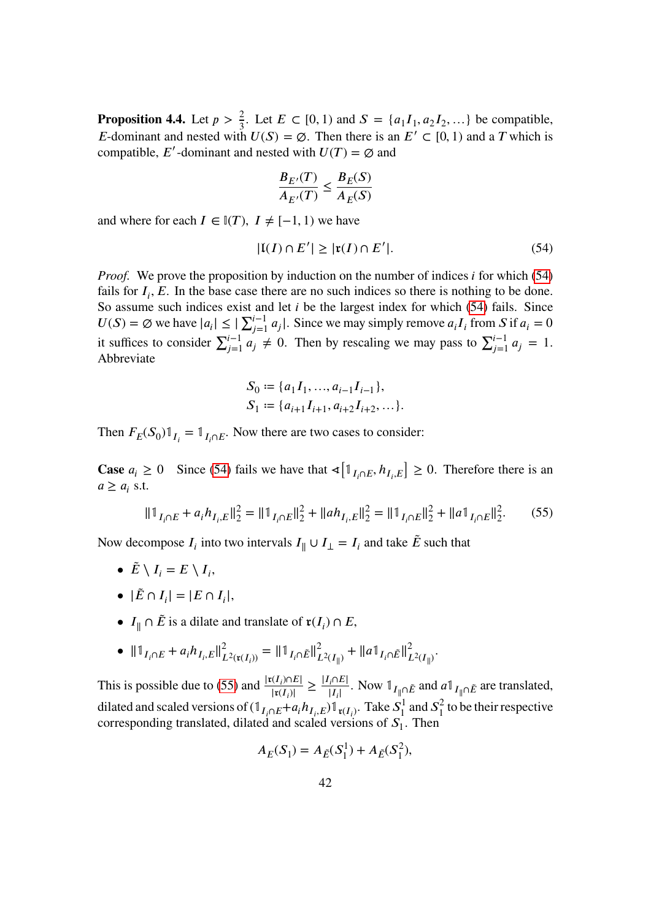**Proposition 4.4.** Let $p > \frac{2}{3}$. Let $E \subset [0,1)$ and $S = \{a_1 I_1, a_2 I_2, \dots\}$ be compatible, $E$-dominant and nested with $U(S) = \varnothing$. Then there is an $E' \subset [0,1)$ and a $T$ which is compatible, $E'$-dominant and nested with $U(T) = \varnothing$ and

$$\frac{B_{E'}(T)}{A_{E'}(T)} \le \frac{B_E(S)}{A_E(S)}$$

and where for each $I \in \mathbb{I}(T),\ I \ne [-1,1)$ we have

$$|\mathfrak{l}(I) \cap E'| \ge |\mathfrak{r}(I) \cap E'|. \tag{54}$$

*Proof.* We prove the proposition by induction on the number of indices $i$ for which (54) fails for $I_i, E$. In the base case there are no such indices so there is nothing to be done. So assume such indices exist and let $i$ be the largest index for which (54) fails. Since $U(S) = \varnothing$ we have $|a_i| \le |\sum_{j=1}^{i-1} a_j|$. Since we may simply remove $a_i I_i$ from $S$ if $a_i = 0$ it suffices to consider $\sum_{j=1}^{i-1} a_j \ne 0$. Then by rescaling we may pass to $\sum_{j=1}^{i-1} a_j = 1$. Abbreviate

$$\begin{aligned} S_0 &:= \{a_1 I_1, \dots, a_{i-1} I_{i-1}\}, \\ S_1 &:= \{a_{i+1} I_{i+1}, a_{i+2} I_{i+2}, \dots\}. \end{aligned}$$

Then $F_E(S_0)\mathbb{1}_{I_i} = \mathbb{1}_{I_i \cap E}$. Now there are two cases to consider:

**Case** $a_i \ge 0$ Since (54) fails we have that $\sphericalangle\left[\mathbb{1}_{I_i \cap E}, h_{I_i,E}\right] \ge 0$. Therefore there is an $a \ge a_i$ s.t.

$$\|\mathbb{1}_{I_i \cap E} + a_i h_{I_i,E}\|_2^2 = \|\mathbb{1}_{I_i \cap E}\|_2^2 + \|a h_{I_i,E}\|_2^2 = \|\mathbb{1}_{I_i \cap E}\|_2^2 + \|a \mathbb{1}_{I_i \cap E}\|_2^2. \tag{55}$$

Now decompose $I_i$ into two intervals $I_\parallel \cup I_\perp = I_i$ and take $\tilde{E}$ such that

- $\tilde{E} \setminus I_i = E \setminus I_i$,
- $|\tilde{E} \cap I_i| = |E \cap I_i|$,
- $I_\parallel \cap \tilde{E}$ is a dilate and translate of $\mathfrak{r}(I_i) \cap E$,
- $\|\mathbb{1}_{I_i \cap E} + a_i h_{I_i,E}\|_{L^2(\mathfrak{r}(I_i))}^2 = \|\mathbb{1}_{I_i \cap \tilde{E}}\|_{L^2(I_\parallel)}^2 + \|a \mathbb{1}_{I_i \cap \tilde{E}}\|_{L^2(I_\parallel)}^2$.

This is possible due to (55) and $\frac{|\mathfrak{r}(I_i) \cap E|}{|\mathfrak{r}(I_i)|} \ge \frac{|I_i \cap E|}{|I_i|}$. Now $\mathbb{1}_{I_\parallel \cap \tilde{E}}$ and $a\mathbb{1}_{I_\parallel \cap \tilde{E}}$ are translated, dilated and scaled versions of $(\mathbb{1}_{I_i \cap E} + a_i h_{I_i,E})\mathbb{1}_{\mathfrak{r}(I_i)}$. Take $S_1^1$ and $S_1^2$ to be their respective corresponding translated, dilated and scaled versions of $S_1$. Then

$$A_E(S_1) = A_{\tilde{E}}(S_1^1) + A_{\tilde{E}}(S_1^2),$$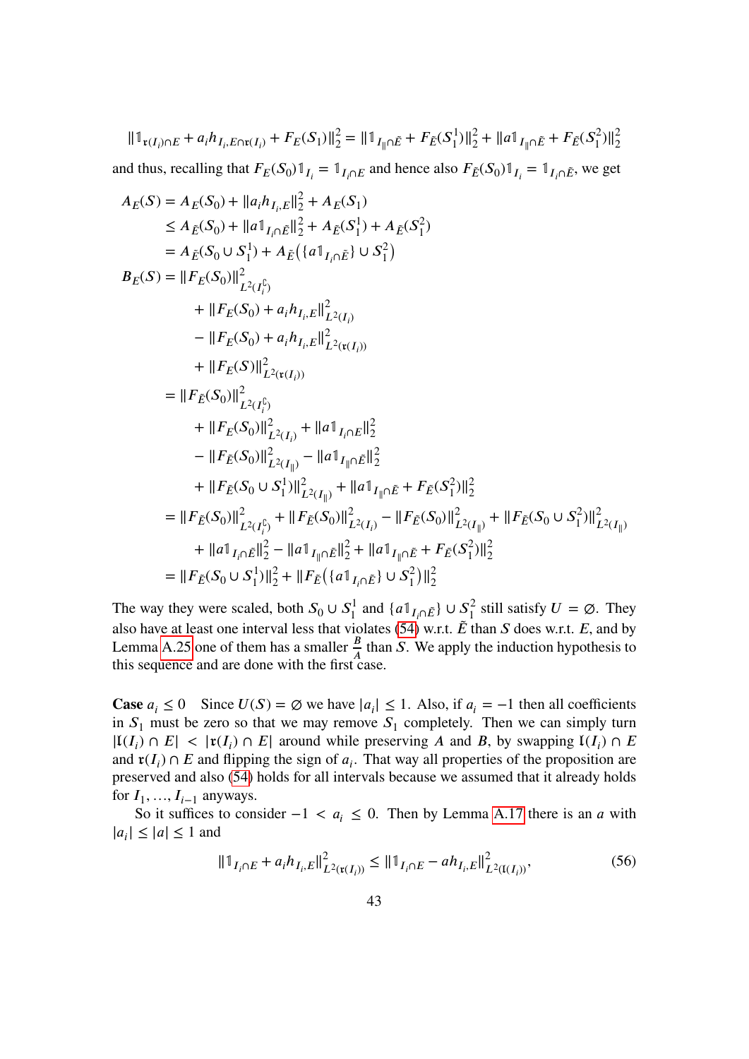$$\|\mathbb{1}_{\mathfrak{r}(I_i)\cap E} + a_i h_{I_i,E\cap\mathfrak{r}(I_i)} + F_E(S_1)\|_2^2 = \|\mathbb{1}_{I_\|\cap\tilde{E}} + F_{\tilde{E}}(S_1^1)\|_2^2 + \|a\mathbb{1}_{I_\|\cap\tilde{E}} + F_{\tilde{E}}(S_1^2)\|_2^2$$

and thus, recalling that $F_E(S_0)\mathbb{1}_{I_i} = \mathbb{1}_{I_i\cap E}$ and hence also $F_{\tilde{E}}(S_0)\mathbb{1}_{I_i} = \mathbb{1}_{I_i\cap\tilde{E}}$, we get

$$\begin{aligned}
A_E(S) &= A_E(S_0) + \|a_i h_{I_i,E}\|_2^2 + A_E(S_1) \\
&\le A_{\tilde{E}}(S_0) + \|a\mathbb{1}_{I_i\cap\tilde{E}}\|_2^2 + A_{\tilde{E}}(S_1^1) + A_{\tilde{E}}(S_1^2) \\
&= A_{\tilde{E}}(S_0\cup S_1^1) + A_{\tilde{E}}\big(\{a\mathbb{1}_{I_i\cap\tilde{E}}\}\cup S_1^2\big) \\
B_E(S) &= \|F_E(S_0)\|_{L^2(I_i^\complement)}^2 \\
&\quad + \|F_E(S_0) + a_i h_{I_i,E}\|_{L^2(I_i)}^2 \\
&\quad - \|F_E(S_0) + a_i h_{I_i,E}\|_{L^2(\mathfrak{r}(I_i))}^2 \\
&\quad + \|F_E(S)\|_{L^2(\mathfrak{r}(I_i))}^2 \\
&= \|F_{\tilde{E}}(S_0)\|_{L^2(I_i^\complement)}^2 \\
&\quad + \|F_E(S_0)\|_{L^2(I_i)}^2 + \|a\mathbb{1}_{I_i\cap E}\|_2^2 \\
&\quad - \|F_{\tilde{E}}(S_0)\|_{L^2(I_\|)}^2 - \|a\mathbb{1}_{I_\|\cap\tilde{E}}\|_2^2 \\
&\quad + \|F_{\tilde{E}}(S_0\cup S_1^1)\|_{L^2(I_\|)}^2 + \|a\mathbb{1}_{I_\|\cap\tilde{E}} + F_{\tilde{E}}(S_1^2)\|_2^2 \\
&= \|F_{\tilde{E}}(S_0)\|_{L^2(I_i^\complement)}^2 + \|F_{\tilde{E}}(S_0)\|_{L^2(I_i)}^2 - \|F_{\tilde{E}}(S_0)\|_{L^2(I_\|)}^2 + \|F_{\tilde{E}}(S_0\cup S_1^2)\|_{L^2(I_\|)}^2 \\
&\quad + \|a\mathbb{1}_{I_i\cap\tilde{E}}\|_2^2 - \|a\mathbb{1}_{I_\|\cap\tilde{E}}\|_2^2 + \|a\mathbb{1}_{I_\|\cap\tilde{E}} + F_{\tilde{E}}(S_1^2)\|_2^2 \\
&= \|F_{\tilde{E}}(S_0\cup S_1^1)\|_2^2 + \|F_{\tilde{E}}\big(\{a\mathbb{1}_{I_i\cap\tilde{E}}\}\cup S_1^2\big)\|_2^2
\end{aligned}$$

The way they were scaled, both $S_0\cup S_1^1$ and $\{a\mathbb{1}_{I_i\cap\tilde{E}}\}\cup S_1^2$ still satisfy $U=\varnothing$. They also have at least one interval less that violates (54) w.r.t. $\tilde{E}$ than $S$ does w.r.t. $E$, and by Lemma A.25 one of them has a smaller $\frac{B}{A}$ than $S$. We apply the induction hypothesis to this sequence and are done with the first case.

**Case** $a_i \le 0$ Since $U(S)=\varnothing$ we have $|a_i|\le 1$. Also, if $a_i=-1$ then all coefficients in $S_1$ must be zero so that we may remove $S_1$ completely. Then we can simply turn $|\mathfrak{l}(I_i)\cap E| < |\mathfrak{r}(I_i)\cap E|$ around while preserving $A$ and $B$, by swapping $\mathfrak{l}(I_i)\cap E$ and $\mathfrak{r}(I_i)\cap E$ and flipping the sign of $a_i$. That way all properties of the proposition are preserved and also (54) holds for all intervals because we assumed that it already holds for $I_1,\dots,I_{i-1}$ anyways.

So it suffices to consider $-1 < a_i \le 0$. Then by Lemma A.17 there is an $a$ with $|a_i|\le|a|\le 1$ and

$$\|\mathbb{1}_{I_i\cap E} + a_i h_{I_i,E}\|_{L^2(\mathfrak{r}(I_i))}^2 \le \|\mathbb{1}_{I_i\cap E} - a h_{I_i,E}\|_{L^2(\mathfrak{l}(I_i))}^2, \tag{56}$$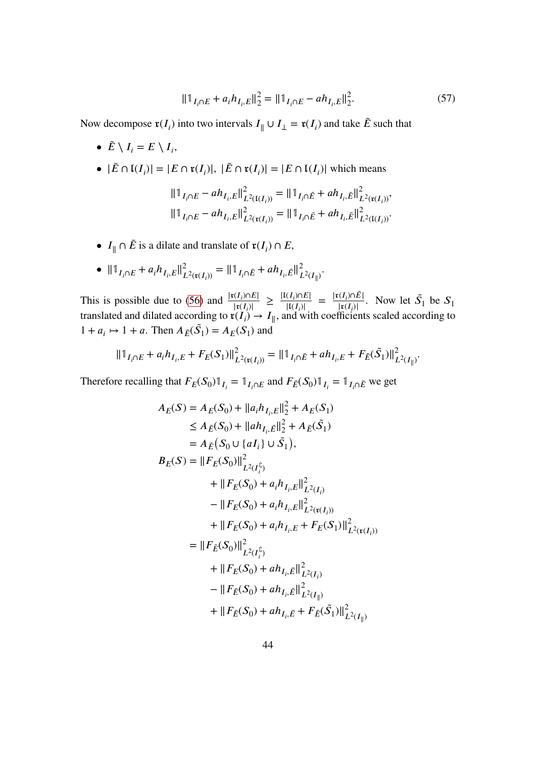$$\|\mathbb{1}_{I_i \cap E} + a_i h_{I_i,E}\|_2^2 = \|\mathbb{1}_{I_i \cap E} - a h_{I_i,E}\|_2^2. \tag{57}$$

Now decompose $\mathfrak{r}(I_i)$ into two intervals $I_\parallel \cup I_\perp = \mathfrak{r}(I_i)$ and take $\tilde{E}$ such that

- $\tilde{E} \setminus I_i = E \setminus I_i$,
- $|\tilde{E} \cap \mathfrak{l}(I_i)| = |E \cap \mathfrak{r}(I_i)|$, $|\tilde{E} \cap \mathfrak{r}(I_i)| = |E \cap \mathfrak{l}(I_i)|$ which means
$$\|\mathbb{1}_{I_i \cap E} - a h_{I_i,E}\|_{L^2(\mathfrak{l}(I_i))}^2 = \|\mathbb{1}_{I_i \cap \tilde{E}} + a h_{I_i,\tilde{E}}\|_{L^2(\mathfrak{r}(I_i))}^2,$$
$$\|\mathbb{1}_{I_i \cap E} - a h_{I_i,E}\|_{L^2(\mathfrak{r}(I_i))}^2 = \|\mathbb{1}_{I_i \cap \tilde{E}} + a h_{I_i,\tilde{E}}\|_{L^2(\mathfrak{l}(I_i))}^2.$$
- $I_\parallel \cap \tilde{E}$ is a dilate and translate of $\mathfrak{r}(I_i) \cap E$,
- $\|\mathbb{1}_{I_i \cap E} + a_i h_{I_i,E}\|_{L^2(\mathfrak{r}(I_i))}^2 = \|\mathbb{1}_{I_i \cap \tilde{E}} + a h_{I_i,\tilde{E}}\|_{L^2(I_\parallel)}^2$.

This is possible due to (56) and $\frac{|\mathfrak{r}(I_i)\cap E|}{|\mathfrak{r}(I_i)|} \geq \frac{|\mathfrak{l}(I_i)\cap E|}{|\mathfrak{l}(I_i)|} = \frac{|\mathfrak{r}(I_i)\cap \tilde{E}|}{|\mathfrak{r}(I_i)|}$. Now let $\tilde{S}_1$ be $S_1$ translated and dilated according to $\mathfrak{r}(I_i) \to I_\parallel$, and with coefficients scaled according to $1 + a_i \mapsto 1 + a$. Then $A_{\tilde{E}}(\tilde{S}_1) = A_E(S_1)$ and

$$\|\mathbb{1}_{I_i \cap E} + a_i h_{I_i,E} + F_E(S_1)\|_{L^2(\mathfrak{r}(I_i))}^2 = \|\mathbb{1}_{I_i \cap \tilde{E}} + a h_{I_i,E} + F_{\tilde{E}}(\tilde{S}_1)\|_{L^2(I_\parallel)}^2.$$

Therefore recalling that $F_E(S_0)\mathbb{1}_{I_i} = \mathbb{1}_{I_i \cap E}$ and $F_{\tilde{E}}(S_0)\mathbb{1}_{I_i} = \mathbb{1}_{I_i \cap \tilde{E}}$ we get

$$\begin{aligned}
A_E(S) &= A_E(S_0) + \|a_i h_{I_i,E}\|_2^2 + A_E(S_1) \\
&\leq A_{\tilde{E}}(S_0) + \|a h_{I_i,\tilde{E}}\|_2^2 + A_{\tilde{E}}(\tilde{S}_1) \\
&= A_{\tilde{E}}\big(S_0 \cup \{aI_i\} \cup \tilde{S}_1\big), \\
B_E(S) &= \|F_E(S_0)\|_{L^2(I_i^\complement)}^2 \\
&\quad + \|F_E(S_0) + a_i h_{I_i,E}\|_{L^2(I_i)}^2 \\
&\quad - \|F_E(S_0) + a_i h_{I_i,E}\|_{L^2(\mathfrak{r}(I_i))}^2 \\
&\quad + \|F_E(S_0) + a_i h_{I_i,E} + F_E(S_1)\|_{L^2(\mathfrak{r}(I_i))}^2 \\
&= \|F_{\tilde{E}}(S_0)\|_{L^2(I_i^\complement)}^2 \\
&\quad + \|F_E(S_0) + a h_{I_i,\tilde{E}}\|_{L^2(I_i)}^2 \\
&\quad - \|F_{\tilde{E}}(S_0) + a h_{I_i,\tilde{E}}\|_{L^2(I_\parallel)}^2 \\
&\quad + \|F_{\tilde{E}}(S_0) + a h_{I_i,\tilde{E}} + F_{\tilde{E}}(\tilde{S}_1)\|_{L^2(I_\parallel)}^2
\end{aligned}$$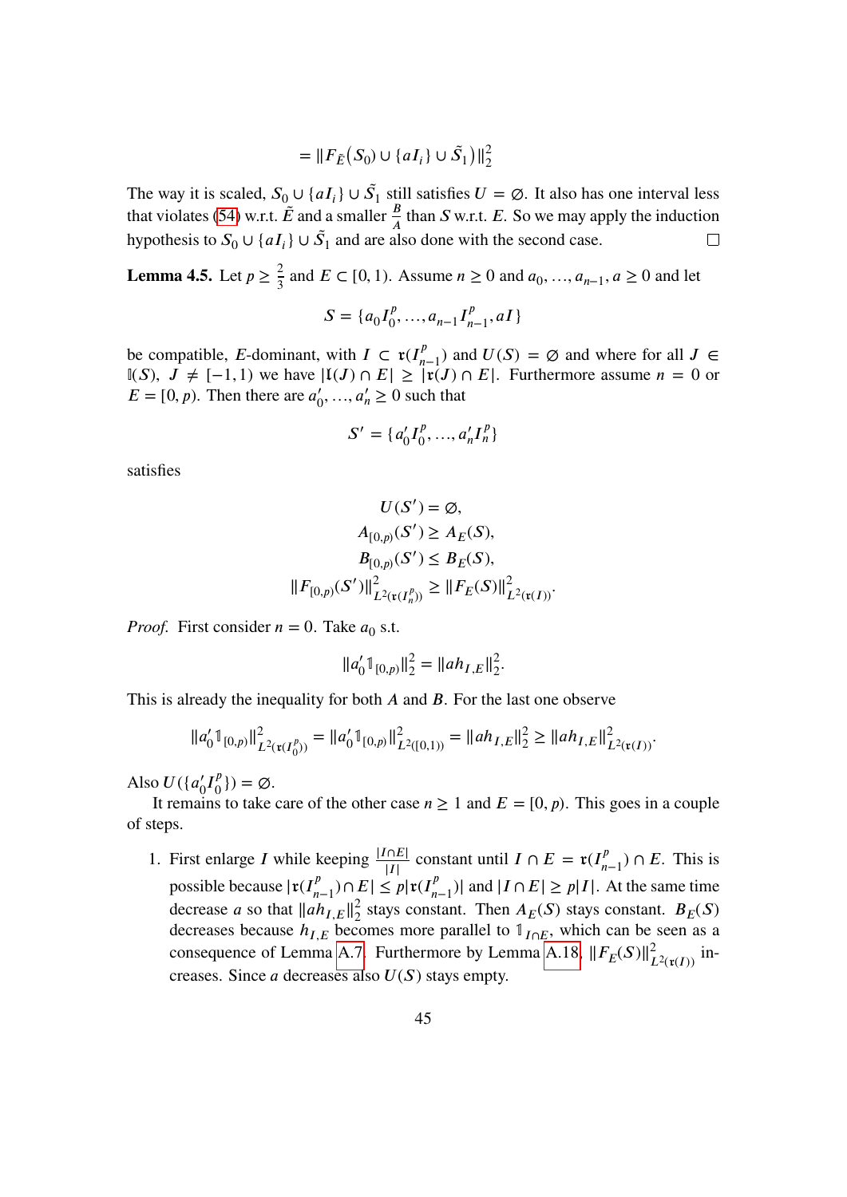$$= \|F_{\tilde{E}}\big(S_0) \cup \{aI_i\} \cup \tilde{S}_1\big)\|_2^2$$

The way it is scaled, $S_0 \cup \{aI_i\} \cup \tilde{S}_1$ still satisfies $U = \emptyset$. It also has one interval less that violates (54) w.r.t. $\tilde{E}$ and a smaller $\frac{B}{A}$ than $S$ w.r.t. $E$. So we may apply the induction hypothesis to $S_0 \cup \{aI_i\} \cup \tilde{S}_1$ and are also done with the second case. □

**Lemma 4.5.** Let $p \geq \frac{2}{3}$ and $E \subset [0, 1)$. Assume $n \geq 0$ and $a_0, \ldots, a_{n-1}, a \geq 0$ and let

$$S = \{a_0 I_0^p, \ldots, a_{n-1} I_{n-1}^p, aI\}$$

be compatible, $E$-dominant, with $I \subset \mathfrak{r}(I_{n-1}^p)$ and $U(S) = \emptyset$ and where for all $J \in \mathbb{I}(S)$, $J \neq [-1, 1)$ we have $|\mathfrak{l}(J) \cap E| \geq |\mathfrak{r}(J) \cap E|$. Furthermore assume $n = 0$ or $E = [0, p)$. Then there are $a_0', \ldots, a_n' \geq 0$ such that

$$S' = \{a_0' I_0^p, \ldots, a_n' I_n^p\}$$

satisfies

$$U(S') = \emptyset,$$
$$A_{[0,p)}(S') \geq A_E(S),$$
$$B_{[0,p)}(S') \leq B_E(S),$$
$$\|F_{[0,p)}(S')\|_{L^2(\mathfrak{r}(I_n^p))}^2 \geq \|F_E(S)\|_{L^2(\mathfrak{r}(I))}^2.$$

*Proof.* First consider $n = 0$. Take $a_0$ s.t.

$$\|a_0' \mathbb{1}_{[0,p)}\|_2^2 = \|ah_{I,E}\|_2^2.$$

This is already the inequality for both $A$ and $B$. For the last one observe

$$\|a_0' \mathbb{1}_{[0,p)}\|_{L^2(\mathfrak{r}(I_0^p))}^2 = \|a_0' \mathbb{1}_{[0,p)}\|_{L^2([0,1))}^2 = \|ah_{I,E}\|_2^2 \geq \|ah_{I,E}\|_{L^2(\mathfrak{r}(I))}^2.$$

Also $U(\{a_0' I_0^p\}) = \emptyset$.

It remains to take care of the other case $n \geq 1$ and $E = [0, p)$. This goes in a couple of steps.

1. First enlarge $I$ while keeping $\frac{|I \cap E|}{|I|}$ constant until $I \cap E = \mathfrak{r}(I_{n-1}^p) \cap E$. This is possible because $|\mathfrak{r}(I_{n-1}^p) \cap E| \leq p|\mathfrak{r}(I_{n-1}^p)|$ and $|I \cap E| \geq p|I|$. At the same time decrease $a$ so that $\|ah_{I,E}\|_2^2$ stays constant. Then $A_E(S)$ stays constant. $B_E(S)$ decreases because $h_{I,E}$ becomes more parallel to $\mathbb{1}_{I \cap E}$, which can be seen as a consequence of Lemma A.7. Furthermore by Lemma A.18, $\|F_E(S)\|_{L^2(\mathfrak{r}(I))}^2$ increases. Since $a$ decreases also $U(S)$ stays empty.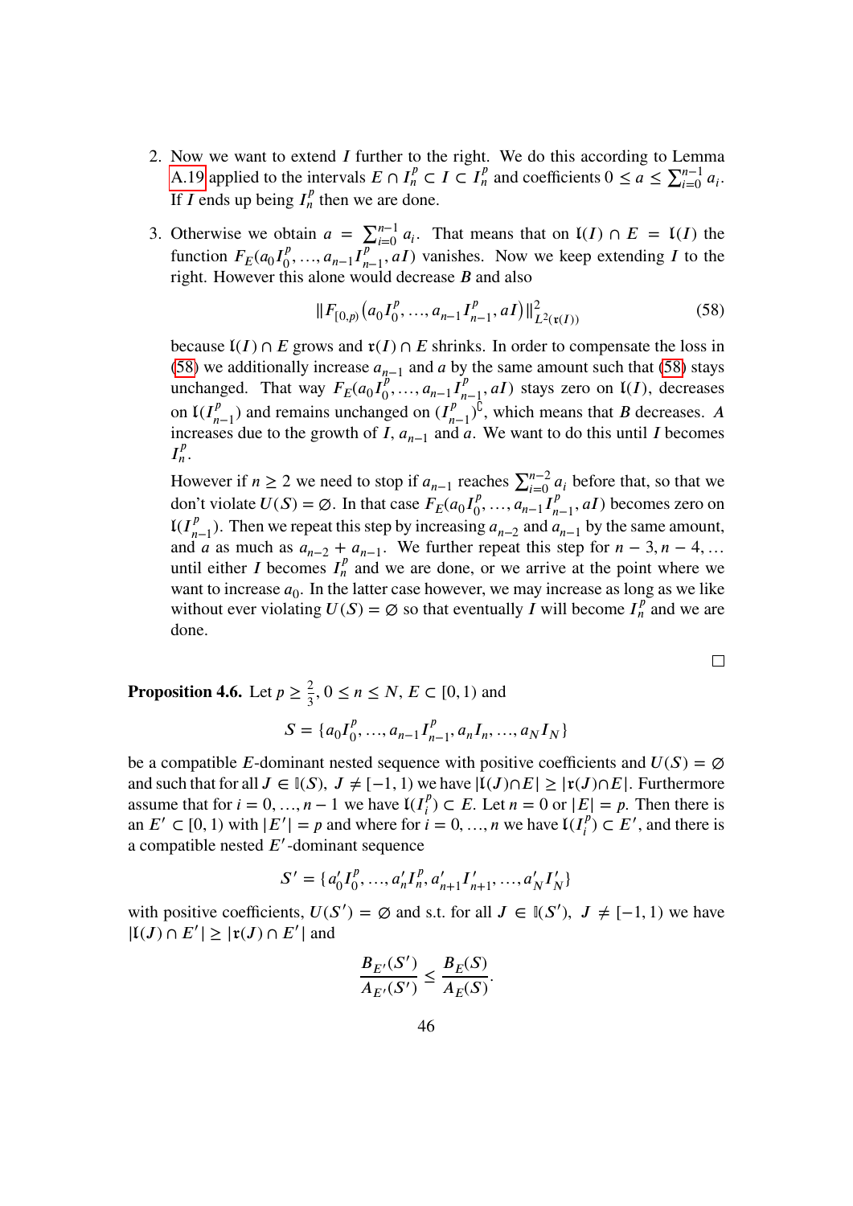2. Now we want to extend $I$ further to the right. We do this according to Lemma A.19 applied to the intervals $E \cap I_n^p \subset I \subset I_n^p$ and coefficients $0 \le a \le \sum_{i=0}^{n-1} a_i$. If $I$ ends up being $I_n^p$ then we are done.

3. Otherwise we obtain $a = \sum_{i=0}^{n-1} a_i$. That means that on $\mathfrak{l}(I) \cap E = \mathfrak{l}(I)$ the function $F_E(a_0 I_0^p, \ldots, a_{n-1} I_{n-1}^p, aI)$ vanishes. Now we keep extending $I$ to the right. However this alone would decrease $B$ and also

$$\|F_{[0,p)}\big(a_0 I_0^p, \ldots, a_{n-1} I_{n-1}^p, aI\big)\|_{L^2(\mathfrak{r}(I))}^2 \tag{58}$$

because $\mathfrak{l}(I) \cap E$ grows and $\mathfrak{r}(I) \cap E$ shrinks. In order to compensate the loss in (58) we additionally increase $a_{n-1}$ and $a$ by the same amount such that (58) stays unchanged. That way $F_E(a_0 I_0^p, \ldots, a_{n-1} I_{n-1}^p, aI)$ stays zero on $\mathfrak{l}(I)$, decreases on $\mathfrak{l}(I_{n-1}^p)$ and remains unchanged on $(I_{n-1}^p)^{\complement}$, which means that $B$ decreases. $A$ increases due to the growth of $I$, $a_{n-1}$ and $a$. We want to do this until $I$ becomes $I_n^p$.

However if $n \ge 2$ we need to stop if $a_{n-1}$ reaches $\sum_{i=0}^{n-2} a_i$ before that, so that we don't violate $U(S) = \emptyset$. In that case $F_E(a_0 I_0^p, \ldots, a_{n-1} I_{n-1}^p, aI)$ becomes zero on $\mathfrak{l}(I_{n-1}^p)$. Then we repeat this step by increasing $a_{n-2}$ and $a_{n-1}$ by the same amount, and $a$ as much as $a_{n-2} + a_{n-1}$. We further repeat this step for $n-3, n-4, \ldots$ until either $I$ becomes $I_n^p$ and we are done, or we arrive at the point where we want to increase $a_0$. In the latter case however, we may increase as long as we like without ever violating $U(S) = \emptyset$ so that eventually $I$ will become $I_n^p$ and we are done.

$\square$

**Proposition 4.6.** Let $p \ge \frac{2}{3}$, $0 \le n \le N$, $E \subset [0,1)$ and

$$S = \{a_0 I_0^p, \ldots, a_{n-1} I_{n-1}^p, a_n I_n, \ldots, a_N I_N\}$$

be a compatible $E$-dominant nested sequence with positive coefficients and $U(S) = \emptyset$ and such that for all $J \in \mathbb{I}(S)$, $J \ne [-1,1)$ we have $|\mathfrak{l}(J) \cap E| \ge |\mathfrak{r}(J) \cap E|$. Furthermore assume that for $i = 0, \ldots, n-1$ we have $\mathfrak{l}(I_i^p) \subset E$. Let $n = 0$ or $|E| = p$. Then there is an $E' \subset [0,1)$ with $|E'| = p$ and where for $i = 0, \ldots, n$ we have $\mathfrak{l}(I_i^p) \subset E'$, and there is a compatible nested $E'$-dominant sequence

$$S' = \{a_0' I_0^p, \ldots, a_n' I_n^p, a_{n+1}' I_{n+1}', \ldots, a_N' I_N'\}$$

with positive coefficients, $U(S') = \emptyset$ and s.t. for all $J \in \mathbb{I}(S')$, $J \ne [-1,1)$ we have $|\mathfrak{l}(J) \cap E'| \ge |\mathfrak{r}(J) \cap E'|$ and

$$\frac{B_{E'}(S')}{A_{E'}(S')} \le \frac{B_E(S)}{A_E(S)}.$$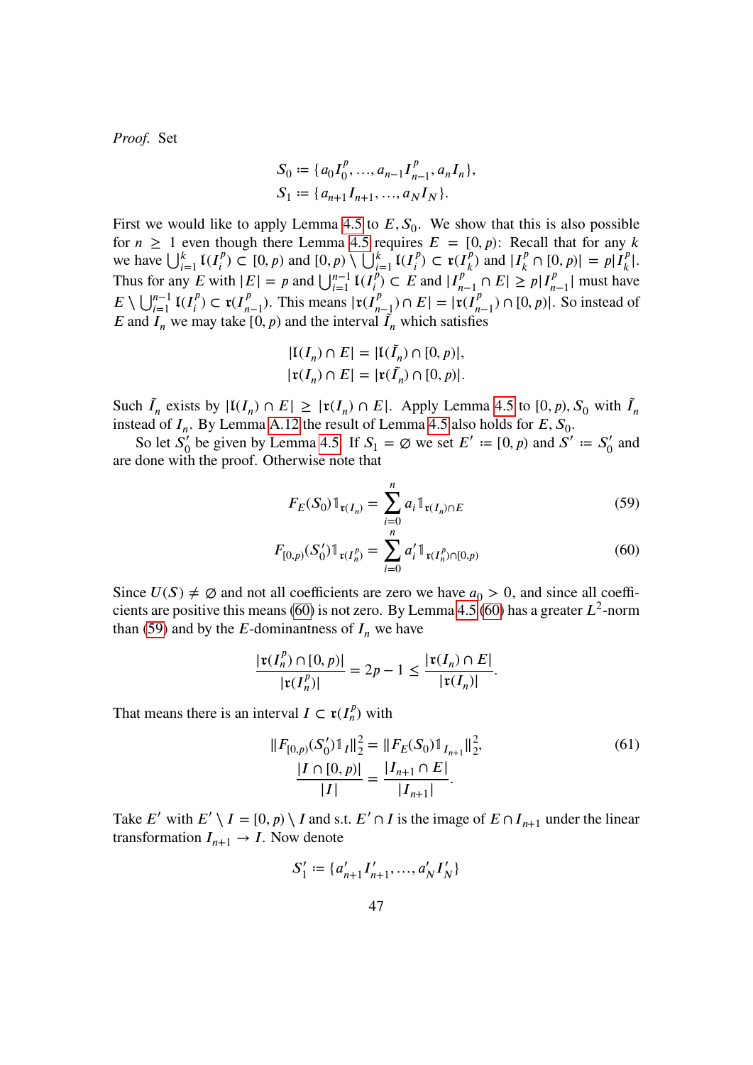*Proof.* Set

$$S_0 := \{a_0 I_0^p, \dots, a_{n-1} I_{n-1}^p, a_n I_n\},$$
$$S_1 := \{a_{n+1} I_{n+1}, \dots, a_N I_N\}.$$

First we would like to apply Lemma 4.5 to $E, S_0$. We show that this is also possible for $n \geq 1$ even though there Lemma 4.5 requires $E = [0,p)$: Recall that for any $k$ we have $\bigcup_{i=1}^k \mathfrak{l}(I_i^p) \subset [0,p)$ and $[0,p) \setminus \bigcup_{i=1}^k \mathfrak{l}(I_i^p) \subset \mathfrak{r}(I_k^p)$ and $|I_k^p \cap [0,p)| = p|I_k^p|$. Thus for any $E$ with $|E| = p$ and $\bigcup_{i=1}^{n-1} \mathfrak{l}(I_i^p) \subset E$ and $|I_{n-1}^p \cap E| \geq p|I_{n-1}^p|$ must have $E \setminus \bigcup_{i=1}^{n-1} \mathfrak{l}(I_i^p) \subset \mathfrak{r}(I_{n-1}^p)$. This means $|\mathfrak{r}(I_{n-1}^p) \cap E| = |\mathfrak{r}(I_{n-1}^p) \cap [0,p)|$. So instead of $E$ and $I_n$ we may take $[0,p)$ and the interval $\tilde{I}_n$ which satisfies

$$|\mathfrak{l}(I_n) \cap E| = |\mathfrak{l}(\tilde{I}_n) \cap [0,p)|,$$
$$|\mathfrak{r}(I_n) \cap E| = |\mathfrak{r}(\tilde{I}_n) \cap [0,p)|.$$

Such $\tilde{I}_n$ exists by $|\mathfrak{l}(I_n) \cap E| \geq |\mathfrak{r}(I_n) \cap E|$. Apply Lemma 4.5 to $[0,p), S_0$ with $\tilde{I}_n$ instead of $I_n$. By Lemma A.12 the result of Lemma 4.5 also holds for $E, S_0$.

So let $S_0'$ be given by Lemma 4.5. If $S_1 = \emptyset$ we set $E' := [0,p)$ and $S' := S_0'$ and are done with the proof. Otherwise note that

$$F_E(S_0)\mathbb{1}_{\mathfrak{r}(I_n)} = \sum_{i=0}^{n} a_i \mathbb{1}_{\mathfrak{r}(I_n)\cap E} \tag{59}$$

$$F_{[0,p)}(S_0')\mathbb{1}_{\mathfrak{r}(I_n^p)} = \sum_{i=0}^{n} a_i' \mathbb{1}_{\mathfrak{r}(I_n^p)\cap[0,p)} \tag{60}$$

Since $U(S) \neq \emptyset$ and not all coefficients are zero we have $a_0 > 0$, and since all coefficients are positive this means (60) is not zero. By Lemma 4.5 (60) has a greater $L^2$-norm than (59) and by the $E$-dominantness of $I_n$ we have

$$\frac{|\mathfrak{r}(I_n^p) \cap [0,p)|}{|\mathfrak{r}(I_n^p)|} = 2p - 1 \leq \frac{|\mathfrak{r}(I_n) \cap E|}{|\mathfrak{r}(I_n)|}.$$

That means there is an interval $I \subset \mathfrak{r}(I_n^p)$ with

$$\|F_{[0,p)}(S_0')\mathbb{1}_I\|_2^2 = \|F_E(S_0)\mathbb{1}_{I_{n+1}}\|_2^2, \tag{61}$$
$$\frac{|I \cap [0,p)|}{|I|} = \frac{|I_{n+1} \cap E|}{|I_{n+1}|}.$$

Take $E'$ with $E' \setminus I = [0,p) \setminus I$ and s.t. $E' \cap I$ is the image of $E \cap I_{n+1}$ under the linear transformation $I_{n+1} \to I$. Now denote

$$S_1' := \{a_{n+1}' I_{n+1}', \dots, a_N' I_N'\}$$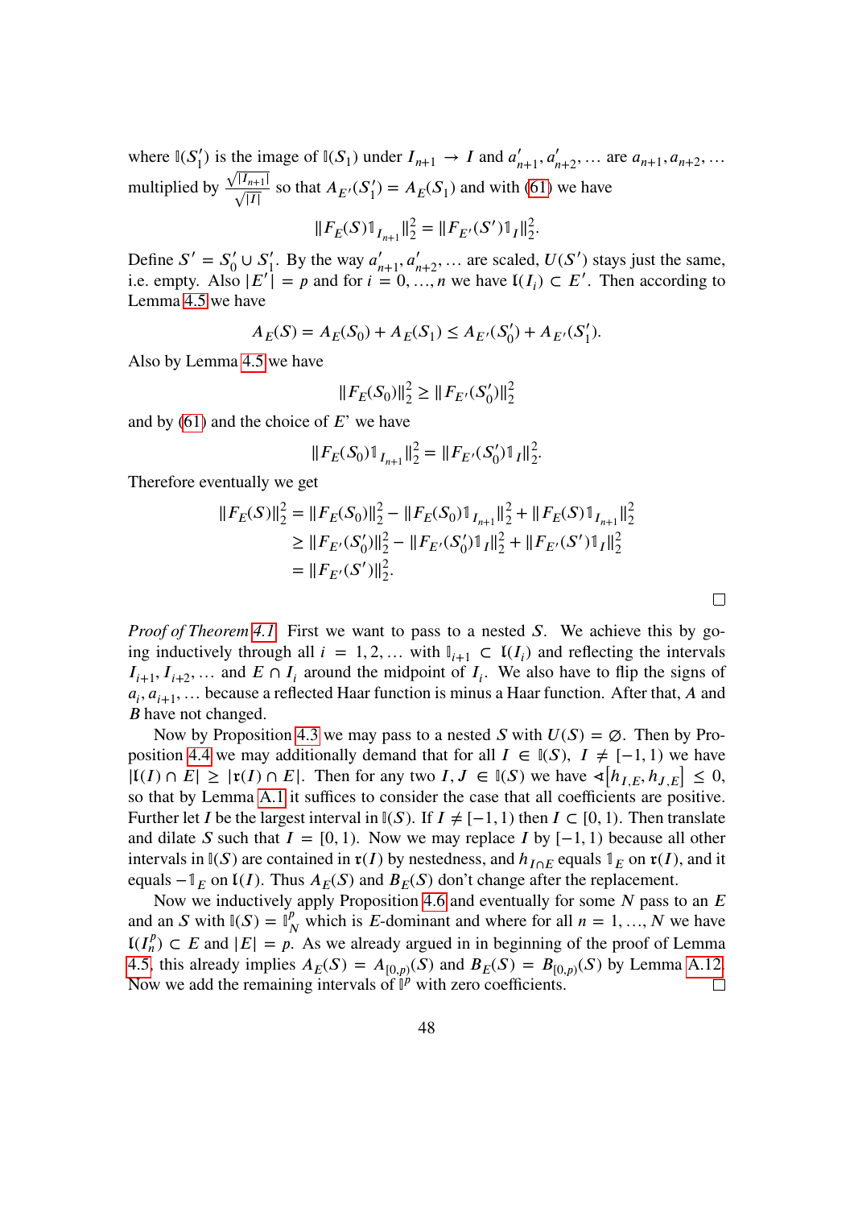where $\mathbb{I}(S_1')$ is the image of $\mathbb{I}(S_1)$ under $I_{n+1} \to I$ and $a_{n+1}', a_{n+2}', \dots$ are $a_{n+1}, a_{n+2}, \dots$ multiplied by $\frac{\sqrt{|I_{n+1}|}}{\sqrt{|I|}}$ so that $A_{E'}(S_1') = A_E(S_1)$ and with (61) we have

$$\|F_E(S)\mathbb{1}_{I_{n+1}}\|_2^2 = \|F_{E'}(S')\mathbb{1}_I\|_2^2.$$

Define $S' = S_0' \cup S_1'$. By the way $a_{n+1}', a_{n+2}', \dots$ are scaled, $U(S')$ stays just the same, i.e. empty. Also $|E'| = p$ and for $i = 0, \dots, n$ we have $\mathfrak{l}(I_i) \subset E'$. Then according to Lemma 4.5 we have

$$A_E(S) = A_E(S_0) + A_E(S_1) \le A_{E'}(S_0') + A_{E'}(S_1').$$

Also by Lemma 4.5 we have

$$\|F_E(S_0)\|_2^2 \ge \|F_{E'}(S_0')\|_2^2$$

and by (61) and the choice of $E'$ we have

$$\|F_E(S_0)\mathbb{1}_{I_{n+1}}\|_2^2 = \|F_{E'}(S_0')\mathbb{1}_I\|_2^2.$$

Therefore eventually we get

$$\begin{aligned}
\|F_E(S)\|_2^2 &= \|F_E(S_0)\|_2^2 - \|F_E(S_0)\mathbb{1}_{I_{n+1}}\|_2^2 + \|F_E(S)\mathbb{1}_{I_{n+1}}\|_2^2 \\
&\ge \|F_{E'}(S_0')\|_2^2 - \|F_{E'}(S_0')\mathbb{1}_I\|_2^2 + \|F_{E'}(S')\mathbb{1}_I\|_2^2 \\
&= \|F_{E'}(S')\|_2^2.
\end{aligned}$$

□

*Proof of Theorem 4.1.* First we want to pass to a nested $S$. We achieve this by going inductively through all $i = 1, 2, \dots$ with $\mathbb{I}_{i+1} \subset \mathfrak{l}(I_i)$ and reflecting the intervals $I_{i+1}, I_{i+2}, \dots$ and $E \cap I_i$ around the midpoint of $I_i$. We also have to flip the signs of $a_i, a_{i+1}, \dots$ because a reflected Haar function is minus a Haar function. After that, $A$ and $B$ have not changed.

Now by Proposition 4.3 we may pass to a nested $S$ with $U(S) = \varnothing$. Then by Proposition 4.4 we may additionally demand that for all $I \in \mathbb{I}(S)$, $I \ne [-1, 1)$ we have $|\mathfrak{l}(I) \cap E| \ge |\mathfrak{r}(I) \cap E|$. Then for any two $I, J \in \mathbb{I}(S)$ we have $\sphericalangle[h_{I,E}, h_{J,E}] \le 0$, so that by Lemma A.1 it suffices to consider the case that all coefficients are positive. Further let $I$ be the largest interval in $\mathbb{I}(S)$. If $I \ne [-1, 1)$ then $I \subset [0, 1)$. Then translate and dilate $S$ such that $I = [0, 1)$. Now we may replace $I$ by $[-1, 1)$ because all other intervals in $\mathbb{I}(S)$ are contained in $\mathfrak{r}(I)$ by nestedness, and $h_{I \cap E}$ equals $\mathbb{1}_E$ on $\mathfrak{r}(I)$, and it equals $-\mathbb{1}_E$ on $\mathfrak{l}(I)$. Thus $A_E(S)$ and $B_E(S)$ don't change after the replacement.

Now we inductively apply Proposition 4.6 and eventually for some $N$ pass to an $E$ and an $S$ with $\mathbb{I}(S) = \mathbb{I}_N^p$ which is $E$-dominant and where for all $n = 1, \dots, N$ we have $\mathfrak{l}(I_n^p) \subset E$ and $|E| = p$. As we already argued in in beginning of the proof of Lemma 4.5, this already implies $A_E(S) = A_{[0,p)}(S)$ and $B_E(S) = B_{[0,p)}(S)$ by Lemma A.12. Now we add the remaining intervals of $\mathbb{I}^p$ with zero coefficients. □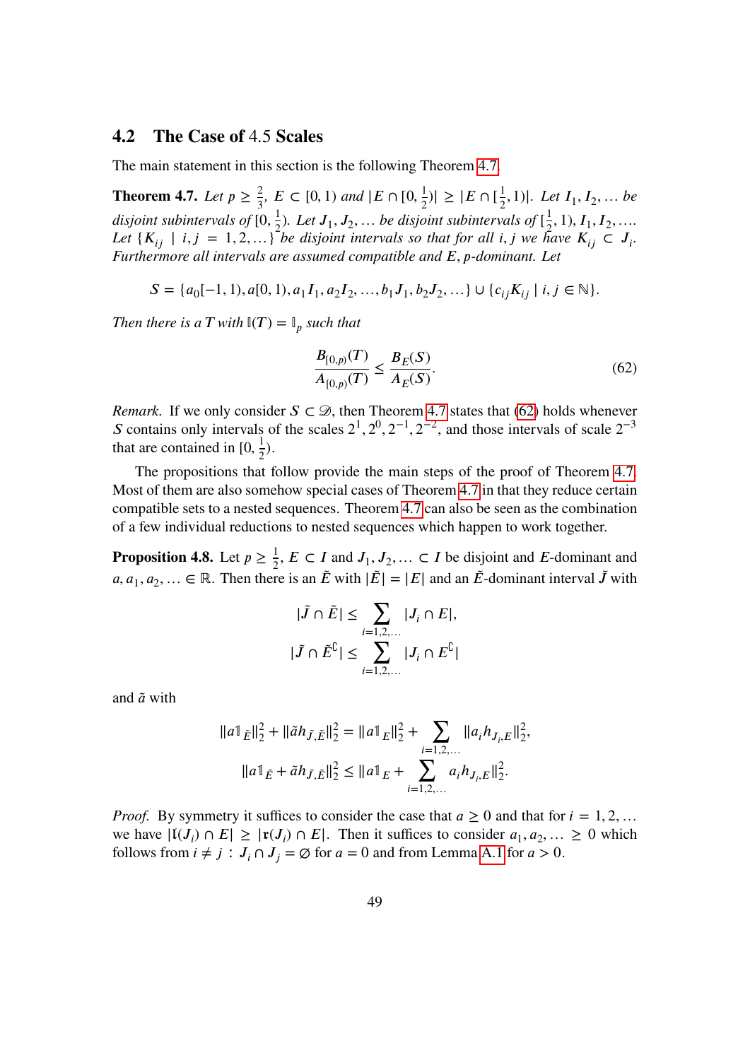## 4.2 The Case of 4.5 Scales

The main statement in this section is the following Theorem 4.7.

**Theorem 4.7.** *Let $p \geq \frac{2}{3}$, $E \subset [0,1)$ and $|E \cap [0, \frac{1}{2})| \geq |E \cap [\frac{1}{2}, 1)|$. Let $I_1, I_2, \ldots$ be disjoint subintervals of $[0, \frac{1}{2})$. Let $J_1, J_2, \ldots$ be disjoint subintervals of $[\frac{1}{2}, 1), I_1, I_2, \ldots$. Let $\{K_{ij} \mid i, j = 1, 2, \ldots\}$ be disjoint intervals so that for all $i, j$ we have $K_{ij} \subset J_i$. Furthermore all intervals are assumed compatible and $E, p$-dominant. Let*

$$S = \{a_0[-1,1), a[0,1), a_1 I_1, a_2 I_2, \ldots, b_1 J_1, b_2 J_2, \ldots\} \cup \{c_{ij} K_{ij} \mid i, j \in \mathbb{N}\}.$$

*Then there is a $T$ with $\mathbb{I}(T) = \mathbb{I}_p$ such that*

$$\frac{B_{[0,p)}(T)}{A_{[0,p)}(T)} \leq \frac{B_E(S)}{A_E(S)}. \tag{62}$$

*Remark.* If we only consider $S \subset \mathscr{D}$, then Theorem 4.7 states that (62) holds whenever $S$ contains only intervals of the scales $2^1, 2^0, 2^{-1}, 2^{-2}$, and those intervals of scale $2^{-3}$ that are contained in $[0, \frac{1}{2})$.

The propositions that follow provide the main steps of the proof of Theorem 4.7. Most of them are also somehow special cases of Theorem 4.7 in that they reduce certain compatible sets to a nested sequences. Theorem 4.7 can also be seen as the combination of a few individual reductions to nested sequences which happen to work together.

**Proposition 4.8.** Let $p \geq \frac{1}{2}$, $E \subset I$ and $J_1, J_2, \ldots \subset I$ be disjoint and $E$-dominant and $a, a_1, a_2, \ldots \in \mathbb{R}$. Then there is an $\tilde{E}$ with $|\tilde{E}| = |E|$ and an $\tilde{E}$-dominant interval $\tilde{J}$ with

$$|\tilde{J} \cap \tilde{E}| \leq \sum_{i=1,2,\ldots} |J_i \cap E|,$$

$$|\tilde{J} \cap \tilde{E}^{\complement}| \leq \sum_{i=1,2,\ldots} |J_i \cap E^{\complement}|$$

and $\tilde{a}$ with

$$\|a\mathbb{1}_{\tilde{E}}\|_2^2 + \|\tilde{a}h_{\tilde{J},\tilde{E}}\|_2^2 = \|a\mathbb{1}_E\|_2^2 + \sum_{i=1,2,\ldots} \|a_i h_{J_i,E}\|_2^2,$$

$$\|a\mathbb{1}_{\tilde{E}} + \tilde{a}h_{\tilde{J},\tilde{E}}\|_2^2 \leq \|a\mathbb{1}_E + \sum_{i=1,2,\ldots} a_i h_{J_i,E}\|_2^2.$$

*Proof.* By symmetry it suffices to consider the case that $a \geq 0$ and that for $i = 1, 2, \ldots$ we have $|\mathfrak{l}(J_i) \cap E| \geq |\mathfrak{r}(J_i) \cap E|$. Then it suffices to consider $a_1, a_2, \ldots \geq 0$ which follows from $i \neq j : J_i \cap J_j = \varnothing$ for $a = 0$ and from Lemma A.1 for $a > 0$.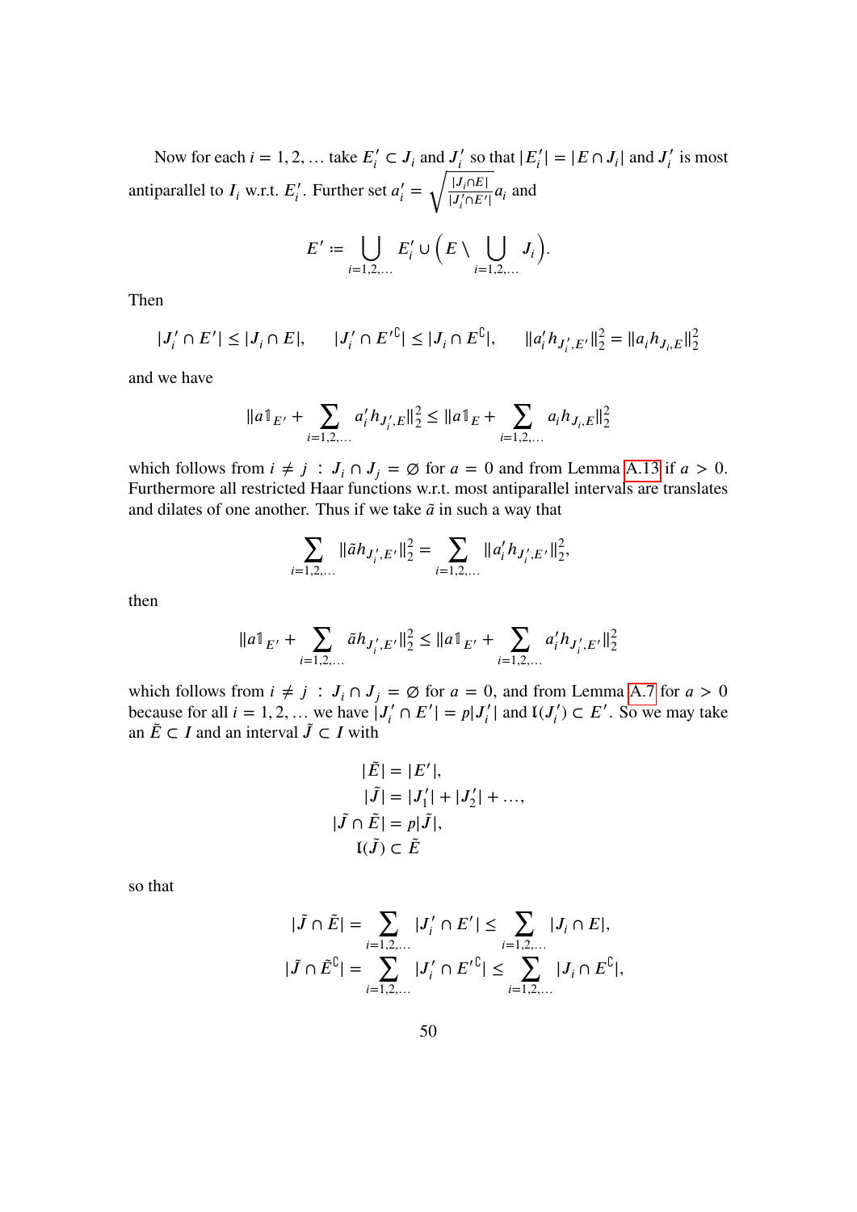Now for each $i = 1, 2, \dots$ take $E_i' \subset J_i$ and $J_i'$ so that $|E_i'| = |E \cap J_i|$ and $J_i'$ is most antiparallel to $I_i$ w.r.t. $E_i'$. Further set $a_i' = \sqrt{\frac{|J_i \cap E|}{|J_i' \cap E'|}} a_i$ and

$$E' := \bigcup_{i=1,2,\dots} E_i' \cup \Big( E \setminus \bigcup_{i=1,2,\dots} J_i \Big).$$

Then

$$|J_i' \cap E'| \leq |J_i \cap E|, \qquad |J_i' \cap E'^{\complement}| \leq |J_i \cap E^{\complement}|, \qquad \|a_i' h_{J_i', E'}\|_2^2 = \|a_i h_{J_i, E}\|_2^2$$

and we have

$$\|a \mathbb{1}_{E'} + \sum_{i=1,2,\dots} a_i' h_{J_i', E}\|_2^2 \leq \|a \mathbb{1}_E + \sum_{i=1,2,\dots} a_i h_{J_i, E}\|_2^2$$

which follows from $i \neq j \ : \ J_i \cap J_j = \emptyset$ for $a = 0$ and from Lemma A.13 if $a > 0$. Furthermore all restricted Haar functions w.r.t. most antiparallel intervals are translates and dilates of one another. Thus if we take $\tilde{a}$ in such a way that

$$\sum_{i=1,2,\dots} \|\tilde{a} h_{J_i', E'}\|_2^2 = \sum_{i=1,2,\dots} \|a_i' h_{J_i', E'}\|_2^2,$$

then

$$\|a \mathbb{1}_{E'} + \sum_{i=1,2,\dots} \tilde{a} h_{J_i', E'}\|_2^2 \leq \|a \mathbb{1}_{E'} + \sum_{i=1,2,\dots} a_i' h_{J_i', E'}\|_2^2$$

which follows from $i \neq j \ : \ J_i \cap J_j = \emptyset$ for $a = 0$, and from Lemma A.7 for $a > 0$ because for all $i = 1, 2, \dots$ we have $|J_i' \cap E'| = p|J_i'|$ and $\mathfrak{l}(J_i') \subset E'$. So we may take an $\tilde{E} \subset I$ and an interval $\tilde{J} \subset I$ with

$$\begin{aligned}
|\tilde{E}| &= |E'|, \\
|\tilde{J}| &= |J_1'| + |J_2'| + \dots, \\
|\tilde{J} \cap \tilde{E}| &= p|\tilde{J}|, \\
\mathfrak{l}(\tilde{J}) &\subset \tilde{E}
\end{aligned}$$

so that

$$\begin{aligned}
|\tilde{J} \cap \tilde{E}| &= \sum_{i=1,2,\dots} |J_i' \cap E'| \leq \sum_{i=1,2,\dots} |J_i \cap E|, \\
|\tilde{J} \cap \tilde{E}^{\complement}| &= \sum_{i=1,2,\dots} |J_i' \cap E'^{\complement}| \leq \sum_{i=1,2,\dots} |J_i \cap E^{\complement}|,
\end{aligned}$$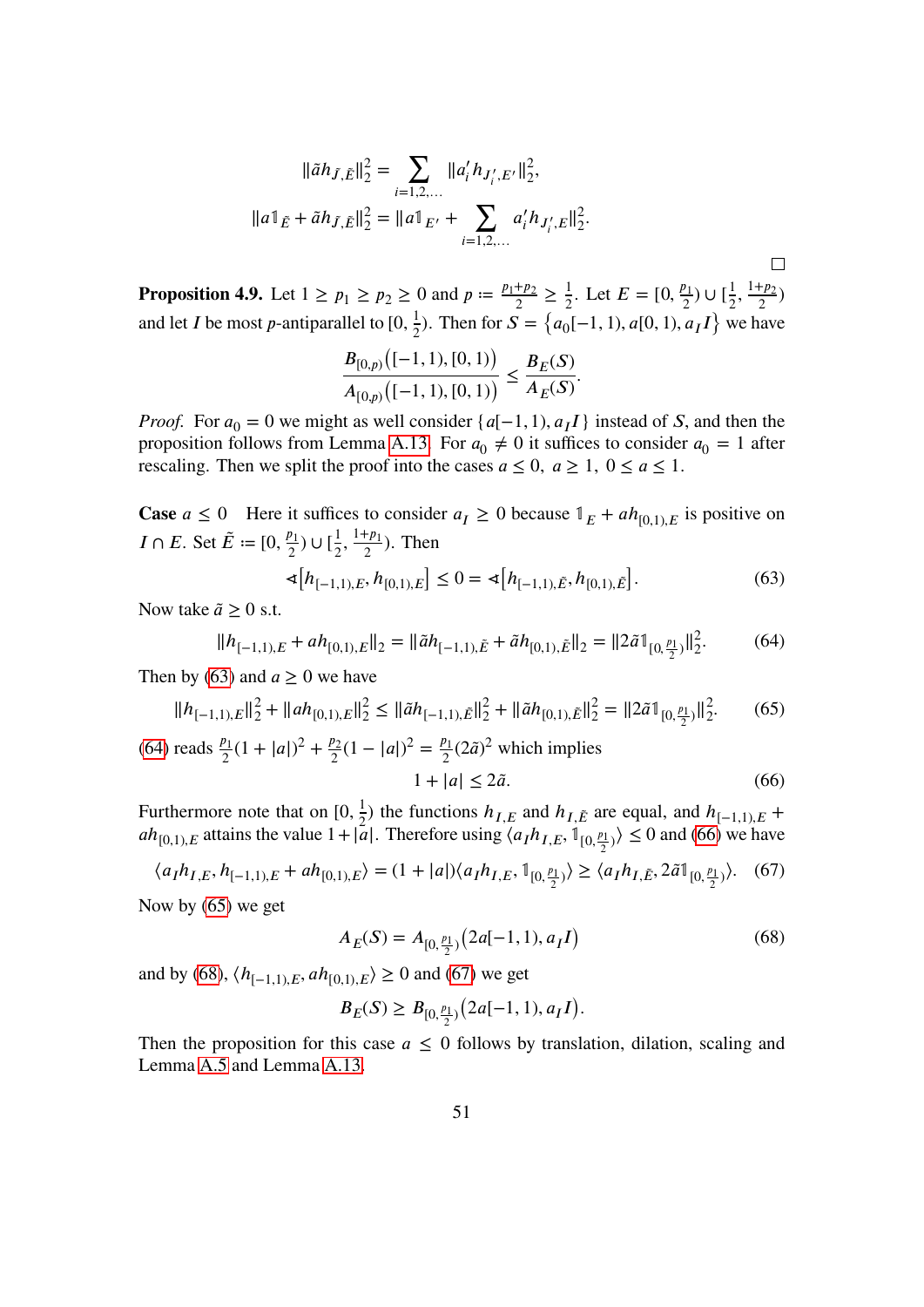$$\|\tilde{a} h_{\tilde{J},\tilde{E}}\|_2^2 = \sum_{i=1,2,\dots} \|a_i' h_{J_i',E'}\|_2^2,$$

$$\|a \mathbb{1}_{\tilde{E}} + \tilde{a} h_{\tilde{J},\tilde{E}}\|_2^2 = \|a \mathbb{1}_{E'} + \sum_{i=1,2,\dots} a_i' h_{J_i',E}\|_2^2.$$

□

**Proposition 4.9.** Let $1 \geq p_1 \geq p_2 \geq 0$ and $p := \frac{p_1+p_2}{2} \geq \frac{1}{2}$. Let $E = [0, \frac{p_1}{2}) \cup [\frac{1}{2}, \frac{1+p_2}{2})$ and let $I$ be most $p$-antiparallel to $[0, \frac{1}{2})$. Then for $S = \{a_0[-1,1), a[0,1), a_I I\}$ we have

$$\frac{B_{[0,p)}\big([-1,1),[0,1)\big)}{A_{[0,p)}\big([-1,1),[0,1)\big)} \leq \frac{B_E(S)}{A_E(S)}.$$

*Proof.* For $a_0 = 0$ we might as well consider $\{a[-1,1), a_I I\}$ instead of $S$, and then the proposition follows from Lemma A.13. For $a_0 \neq 0$ it suffices to consider $a_0 = 1$ after rescaling. Then we split the proof into the cases $a \leq 0$, $a \geq 1$, $0 \leq a \leq 1$.

**Case** $a \leq 0$ Here it suffices to consider $a_I \geq 0$ because $\mathbb{1}_E + a h_{[0,1),E}$ is positive on $I \cap E$. Set $\tilde{E} := [0, \frac{p_1}{2}) \cup [\frac{1}{2}, \frac{1+p_1}{2})$. Then

$$\sphericalangle\big[h_{[-1,1),E}, h_{[0,1),E}\big] \leq 0 = \sphericalangle\big[h_{[-1,1),\tilde{E}}, h_{[0,1),\tilde{E}}\big]. \tag{63}$$

Now take $\tilde{a} \geq 0$ s.t.

$$\|h_{[-1,1),E} + a h_{[0,1),E}\|_2 = \|\tilde{a} h_{[-1,1),\tilde{E}} + \tilde{a} h_{[0,1),\tilde{E}}\|_2 = \|2\tilde{a} \mathbb{1}_{[0,\frac{p_1}{2})}\|_2^2. \tag{64}$$

Then by (63) and $a \geq 0$ we have

$$\|h_{[-1,1),E}\|_2^2 + \|a h_{[0,1),E}\|_2^2 \leq \|\tilde{a} h_{[-1,1),\tilde{E}}\|_2^2 + \|\tilde{a} h_{[0,1),\tilde{E}}\|_2^2 = \|2\tilde{a} \mathbb{1}_{[0,\frac{p_1}{2})}\|_2^2. \tag{65}$$

(64) reads $\frac{p_1}{2}(1+|a|)^2 + \frac{p_2}{2}(1-|a|)^2 = \frac{p_1}{2}(2\tilde{a})^2$ which implies

$$1 + |a| \leq 2\tilde{a}. \tag{66}$$

Furthermore note that on $[0, \frac{1}{2})$ the functions $h_{I,E}$ and $h_{I,\tilde{E}}$ are equal, and $h_{[-1,1),E} + a h_{[0,1),E}$ attains the value $1 + |a|$. Therefore using $\langle a_I h_{I,E}, \mathbb{1}_{[0,\frac{p_1}{2})}\rangle \leq 0$ and (66) we have

$$\langle a_I h_{I,E}, h_{[-1,1),E} + a h_{[0,1),E}\rangle = (1+|a|)\langle a_I h_{I,E}, \mathbb{1}_{[0,\frac{p_1}{2})}\rangle \geq \langle a_I h_{I,\tilde{E}}, 2\tilde{a} \mathbb{1}_{[0,\frac{p_1}{2})}\rangle. \tag{67}$$

Now by (65) we get

$$A_E(S) = A_{[0,\frac{p_1}{2})}\big(2a[-1,1), a_I I\big) \tag{68}$$

and by (68), $\langle h_{[-1,1),E}, a h_{[0,1),E}\rangle \geq 0$ and (67) we get

$$B_E(S) \geq B_{[0,\frac{p_1}{2})}\big(2a[-1,1), a_I I\big).$$

Then the proposition for this case $a \leq 0$ follows by translation, dilation, scaling and Lemma A.5 and Lemma A.13.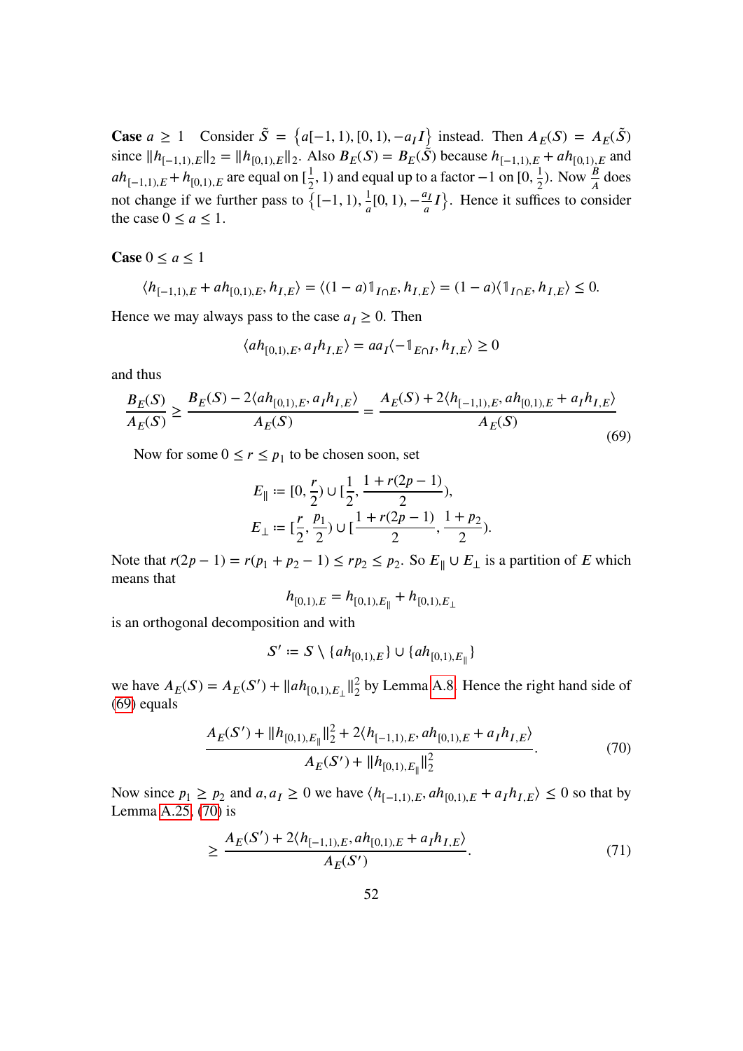**Case $a \geq 1$** Consider $\tilde{S} = \{a[-1,1), [0,1), -a_I I\}$ instead. Then $A_E(S) = A_E(\tilde{S})$ since $\|h_{[-1,1),E}\|_2 = \|h_{[0,1),E}\|_2$. Also $B_E(S) = B_E(\tilde{S})$ because $h_{[-1,1),E} + ah_{[0,1),E}$ and $ah_{[-1,1),E} + h_{[0,1),E}$ are equal on $[\frac{1}{2}, 1)$ and equal up to a factor $-1$ on $[0, \frac{1}{2})$. Now $\frac{B}{A}$ does not change if we further pass to $\{[-1,1), \frac{1}{a}[0,1), -\frac{a_I}{a} I\}$. Hence it suffices to consider the case $0 \leq a \leq 1$.

**Case $0 \leq a \leq 1$**

$$\langle h_{[-1,1),E} + ah_{[0,1),E}, h_{I,E}\rangle = \langle (1-a)\mathbb{1}_{I\cap E}, h_{I,E}\rangle = (1-a)\langle \mathbb{1}_{I\cap E}, h_{I,E}\rangle \leq 0.$$

Hence we may always pass to the case $a_I \geq 0$. Then

$$\langle ah_{[0,1),E}, a_I h_{I,E}\rangle = aa_I\langle -\mathbb{1}_{E\cap I}, h_{I,E}\rangle \geq 0$$

and thus

$$\frac{B_E(S)}{A_E(S)} \geq \frac{B_E(S) - 2\langle ah_{[0,1),E}, a_I h_{I,E}\rangle}{A_E(S)} = \frac{A_E(S) + 2\langle h_{[-1,1),E}, ah_{[0,1),E} + a_I h_{I,E}\rangle}{A_E(S)} \tag{69}$$

Now for some $0 \leq r \leq p_1$ to be chosen soon, set

$$E_\parallel := [0, \frac{r}{2}) \cup [\frac{1}{2}, \frac{1 + r(2p-1)}{2}),$$
$$E_\perp := [\frac{r}{2}, \frac{p_1}{2}) \cup [\frac{1 + r(2p-1)}{2}, \frac{1+p_2}{2}).$$

Note that $r(2p-1) = r(p_1 + p_2 - 1) \leq rp_2 \leq p_2$. So $E_\parallel \cup E_\perp$ is a partition of $E$ which means that

$$h_{[0,1),E} = h_{[0,1),E_\parallel} + h_{[0,1),E_\perp}$$

is an orthogonal decomposition and with

$$S' := S \setminus \{ah_{[0,1),E}\} \cup \{ah_{[0,1),E_\parallel}\}$$

we have $A_E(S) = A_E(S') + \|ah_{[0,1),E_\perp}\|_2^2$ by Lemma A.8. Hence the right hand side of (69) equals

$$\frac{A_E(S') + \|h_{[0,1),E_\parallel}\|_2^2 + 2\langle h_{[-1,1),E}, ah_{[0,1),E} + a_I h_{I,E}\rangle}{A_E(S') + \|h_{[0,1),E_\parallel}\|_2^2}. \tag{70}$$

Now since $p_1 \geq p_2$ and $a, a_I \geq 0$ we have $\langle h_{[-1,1),E}, ah_{[0,1),E} + a_I h_{I,E}\rangle \leq 0$ so that by Lemma A.25, (70) is

$$\geq \frac{A_E(S') + 2\langle h_{[-1,1),E}, ah_{[0,1),E} + a_I h_{I,E}\rangle}{A_E(S')}. \tag{71}$$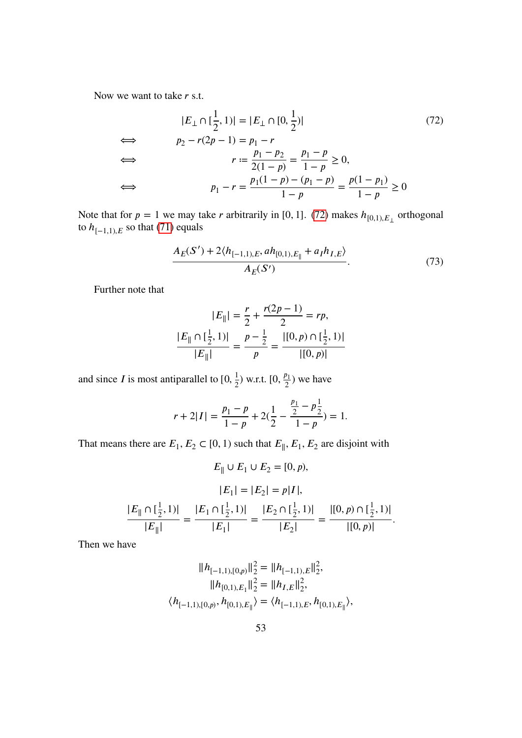Now we want to take $r$ s.t.

$$
\begin{aligned}
& |E_\perp \cap [\tfrac{1}{2}, 1)| = |E_\perp \cap [0, \tfrac{1}{2})| \\
\iff \quad & p_2 - r(2p-1) = p_1 - r \\
\iff \quad & r := \frac{p_1 - p_2}{2(1-p)} = \frac{p_1 - p}{1-p} \geq 0, \\
\iff \quad & p_1 - r = \frac{p_1(1-p) - (p_1 - p)}{1-p} = \frac{p(1-p_1)}{1-p} \geq 0
\end{aligned}
\tag{72}
$$

Note that for $p = 1$ we may take $r$ arbitrarily in $[0, 1]$. (72) makes $h_{[0,1),E_\perp}$ orthogonal to $h_{[-1,1),E}$ so that (71) equals

$$
\frac{A_E(S') + 2\langle h_{[-1,1),E}, a h_{[0,1),E_\parallel} + a_I h_{I,E} \rangle}{A_E(S')}. \tag{73}
$$

Further note that

$$
|E_\parallel| = \frac{r}{2} + \frac{r(2p-1)}{2} = rp,
$$

$$
\frac{|E_\parallel \cap [\frac{1}{2}, 1)|}{|E_\parallel|} = \frac{p - \frac{1}{2}}{p} = \frac{|[0,p) \cap [\frac{1}{2}, 1)|}{|[0,p)|}
$$

and since $I$ is most antiparallel to $[0, \frac{1}{2})$ w.r.t. $[0, \frac{p_1}{2})$ we have

$$
r + 2|I| = \frac{p_1 - p}{1-p} + 2\left(\frac{1}{2} - \frac{\frac{p_1}{2} - p\frac{1}{2}}{1-p}\right) = 1.
$$

That means there are $E_1, E_2 \subset [0, 1)$ such that $E_\parallel, E_1, E_2$ are disjoint with

$$
E_\parallel \cup E_1 \cup E_2 = [0, p),
$$

$$
|E_1| = |E_2| = p|I|,
$$

$$
\frac{|E_\parallel \cap [\frac{1}{2}, 1)|}{|E_\parallel|} = \frac{|E_1 \cap [\frac{1}{2}, 1)|}{|E_1|} = \frac{|E_2 \cap [\frac{1}{2}, 1)|}{|E_2|} = \frac{|[0,p) \cap [\frac{1}{2}, 1)|}{|[0,p)|}.
$$

Then we have

$$
\|h_{[-1,1),[0,p)}\|_2^2 = \|h_{[-1,1),E}\|_2^2,
$$

$$
\|h_{[0,1),E_1}\|_2^2 = \|h_{I,E}\|_2^2,
$$

$$
\langle h_{[-1,1),[0,p)}, h_{[0,1),E_\parallel} \rangle = \langle h_{[-1,1),E}, h_{[0,1),E_\parallel} \rangle,
$$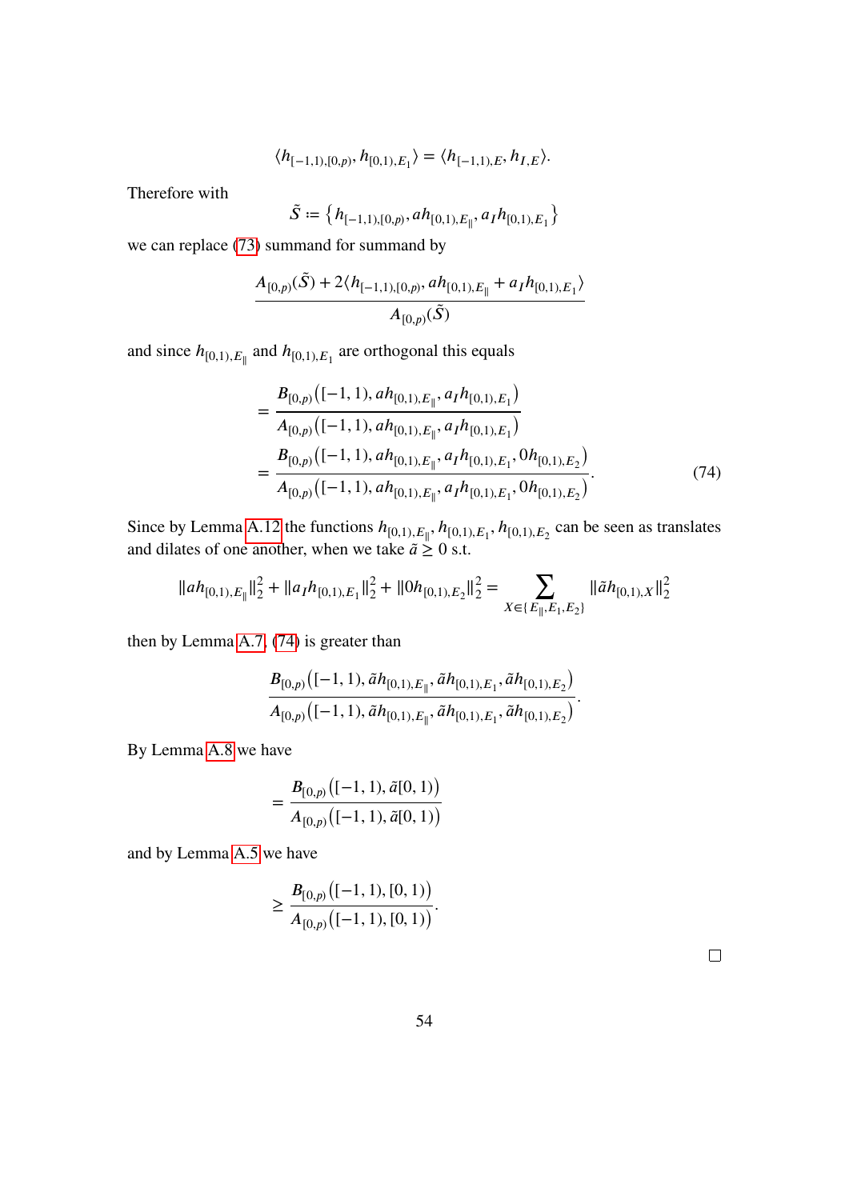$$\langle h_{[-1,1),[0,p)}, h_{[0,1),E_1}\rangle = \langle h_{[-1,1),E}, h_{I,E}\rangle.$$

Therefore with

$$\tilde{S} := \left\{ h_{[-1,1),[0,p)}, a h_{[0,1),E_\parallel}, a_I h_{[0,1),E_1} \right\}$$

we can replace (73) summand for summand by

$$\frac{A_{[0,p)}(\tilde{S}) + 2\langle h_{[-1,1),[0,p)}, a h_{[0,1),E_\parallel} + a_I h_{[0,1),E_1}\rangle}{A_{[0,p)}(\tilde{S})}$$

and since $h_{[0,1),E_\parallel}$ and $h_{[0,1),E_1}$ are orthogonal this equals

$$\begin{aligned}
&= \frac{B_{[0,p)}\big([-1,1), a h_{[0,1),E_\parallel}, a_I h_{[0,1),E_1}\big)}{A_{[0,p)}\big([-1,1), a h_{[0,1),E_\parallel}, a_I h_{[0,1),E_1}\big)} \\
&= \frac{B_{[0,p)}\big([-1,1), a h_{[0,1),E_\parallel}, a_I h_{[0,1),E_1}, 0 h_{[0,1),E_2}\big)}{A_{[0,p)}\big([-1,1), a h_{[0,1),E_\parallel}, a_I h_{[0,1),E_1}, 0 h_{[0,1),E_2}\big)}.
\end{aligned} \tag{74}$$

Since by Lemma A.12 the functions $h_{[0,1),E_\parallel}, h_{[0,1),E_1}, h_{[0,1),E_2}$ can be seen as translates and dilates of one another, when we take $\tilde{a} \geq 0$ s.t.

$$\|a h_{[0,1),E_\parallel}\|_2^2 + \|a_I h_{[0,1),E_1}\|_2^2 + \|0 h_{[0,1),E_2}\|_2^2 = \sum_{X \in \{E_\parallel, E_1, E_2\}} \|\tilde{a} h_{[0,1),X}\|_2^2$$

then by Lemma A.7, (74) is greater than

$$\frac{B_{[0,p)}\big([-1,1), \tilde{a} h_{[0,1),E_\parallel}, \tilde{a} h_{[0,1),E_1}, \tilde{a} h_{[0,1),E_2}\big)}{A_{[0,p)}\big([-1,1), \tilde{a} h_{[0,1),E_\parallel}, \tilde{a} h_{[0,1),E_1}, \tilde{a} h_{[0,1),E_2}\big)}.$$

By Lemma A.8 we have

$$= \frac{B_{[0,p)}\big([-1,1), \tilde{a}[0,1)\big)}{A_{[0,p)}\big([-1,1), \tilde{a}[0,1)\big)}$$

and by Lemma A.5 we have

$$\geq \frac{B_{[0,p)}\big([-1,1), [0,1)\big)}{A_{[0,p)}\big([-1,1), [0,1)\big)}.$$

□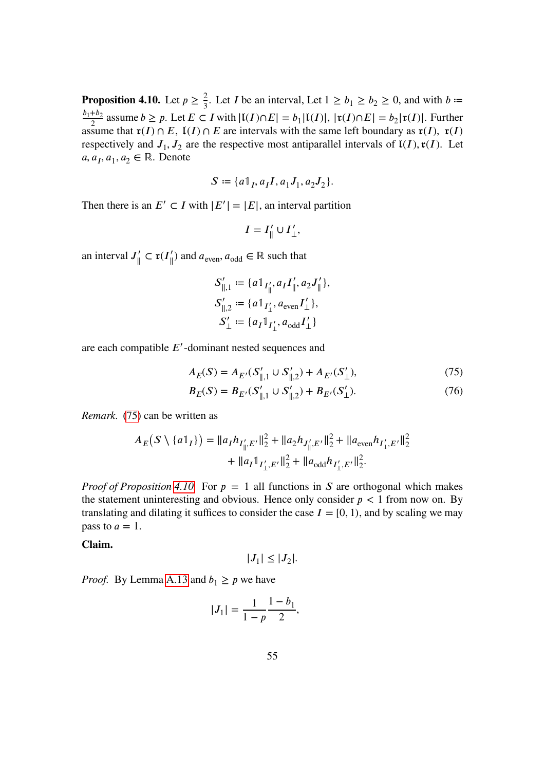**Proposition 4.10.** Let $p \geq \frac{2}{3}$. Let $I$ be an interval, Let $1 \geq b_1 \geq b_2 \geq 0$, and with $b := \frac{b_1+b_2}{2}$ assume $b \geq p$. Let $E \subset I$ with $|\mathfrak{l}(I) \cap E| = b_1 |\mathfrak{l}(I)|$, $|\mathfrak{r}(I) \cap E| = b_2 |\mathfrak{r}(I)|$. Further assume that $\mathfrak{r}(I) \cap E$, $\mathfrak{l}(I) \cap E$ are intervals with the same left boundary as $\mathfrak{r}(I)$, $\mathfrak{r}(I)$ respectively and $J_1, J_2$ are the respective most antiparallel intervals of $\mathfrak{l}(I), \mathfrak{r}(I)$. Let $a, a_I, a_1, a_2 \in \mathbb{R}$. Denote

$$S := \{a \mathbb{1}_I, a_I I, a_1 J_1, a_2 J_2\}.$$

Then there is an $E' \subset I$ with $|E'| = |E|$, an interval partition

$$I = I'_\parallel \cup I'_\perp,$$

an interval $J'_\parallel \subset \mathfrak{r}(I'_\parallel)$ and $a_{\text{even}}, a_{\text{odd}} \in \mathbb{R}$ such that

$$\begin{aligned}
S'_{\parallel,1} &:= \{a \mathbb{1}_{I'_\parallel}, a_I I'_\parallel, a_2 J'_\parallel\}, \\
S'_{\parallel,2} &:= \{a \mathbb{1}_{I'_\perp}, a_{\text{even}} I'_\perp\}, \\
S'_\perp &:= \{a_I \mathbb{1}_{I'_\perp}, a_{\text{odd}} I'_\perp\}
\end{aligned}$$

are each compatible $E'$-dominant nested sequences and

$$A_E(S) = A_{E'}(S'_{\parallel,1} \cup S'_{\parallel,2}) + A_{E'}(S'_\perp), \tag{75}$$

$$B_E(S) = B_{E'}(S'_{\parallel,1} \cup S'_{\parallel,2}) + B_{E'}(S'_\perp). \tag{76}$$

*Remark.* (75) can be written as

$$\begin{aligned}
A_E\big(S \setminus \{a \mathbb{1}_I\}\big) = {} & \|a_I h_{I'_\parallel, E'}\|_2^2 + \|a_2 h_{J'_\parallel, E'}\|_2^2 + \|a_{\text{even}} h_{I'_\perp, E'}\|_2^2 \\
& + \|a_I \mathbb{1}_{I'_\perp, E'}\|_2^2 + \|a_{\text{odd}} h_{I'_\perp, E'}\|_2^2.
\end{aligned}$$

*Proof of Proposition 4.10.* For $p = 1$ all functions in $S$ are orthogonal which makes the statement uninteresting and obvious. Hence only consider $p < 1$ from now on. By translating and dilating it suffices to consider the case $I = [0, 1)$, and by scaling we may pass to $a = 1$.

**Claim.**

$$|J_1| \leq |J_2|.$$

*Proof.* By Lemma A.13 and $b_1 \geq p$ we have

$$|J_1| = \frac{1}{1-p} \frac{1-b_1}{2},$$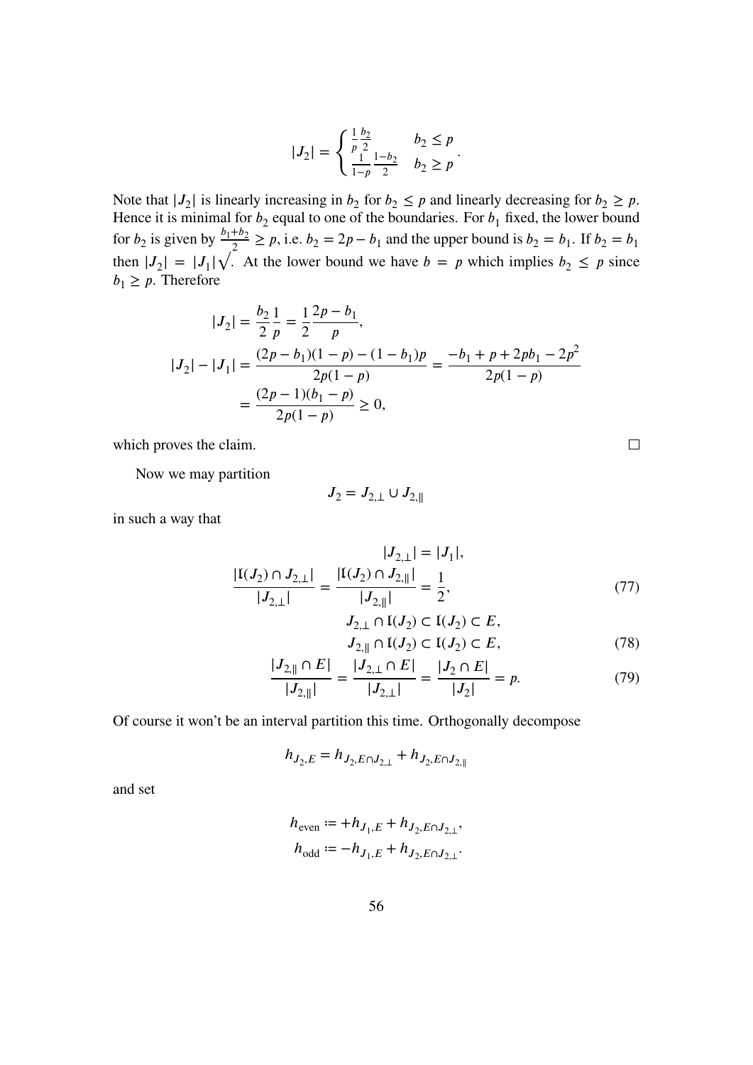$$|J_2| = \begin{cases} \frac{1}{p}\frac{b_2}{2} & b_2 \le p \\ \frac{1}{1-p}\frac{1-b_2}{2} & b_2 \ge p \end{cases}.$$

Note that $|J_2|$ is linearly increasing in $b_2$ for $b_2 \le p$ and linearly decreasing for $b_2 \ge p$. Hence it is minimal for $b_2$ equal to one of the boundaries. For $b_1$ fixed, the lower bound for $b_2$ is given by $\frac{b_1+b_2}{2} \ge p$, i.e. $b_2 = 2p - b_1$ and the upper bound is $b_2 = b_1$. If $b_2 = b_1$ then $|J_2| = |J_1| \sqrt{}$. At the lower bound we have $b = p$ which implies $b_2 \le p$ since $b_1 \ge p$. Therefore

$$\begin{aligned}
|J_2| &= \frac{b_2}{2}\frac{1}{p} = \frac{1}{2}\frac{2p - b_1}{p}, \\
|J_2| - |J_1| &= \frac{(2p - b_1)(1 - p) - (1 - b_1)p}{2p(1 - p)} = \frac{-b_1 + p + 2pb_1 - 2p^2}{2p(1 - p)} \\
&= \frac{(2p - 1)(b_1 - p)}{2p(1 - p)} \ge 0,
\end{aligned}$$

which proves the claim. $\square$

Now we may partition

$$J_2 = J_{2,\perp} \cup J_{2,\parallel}$$

in such a way that

$$|J_{2,\perp}| = |J_1|,$$

$$\frac{|\mathfrak{l}(J_2) \cap J_{2,\perp}|}{|J_{2,\perp}|} = \frac{|\mathfrak{l}(J_2) \cap J_{2,\parallel}|}{|J_{2,\parallel}|} = \frac{1}{2}, \tag{77}$$

$$J_{2,\perp} \cap \mathfrak{l}(J_2) \subset \mathfrak{l}(J_2) \subset E,$$

$$J_{2,\parallel} \cap \mathfrak{l}(J_2) \subset \mathfrak{l}(J_2) \subset E, \tag{78}$$

$$\frac{|J_{2,\parallel} \cap E|}{|J_{2,\parallel}|} = \frac{|J_{2,\perp} \cap E|}{|J_{2,\perp}|} = \frac{|J_2 \cap E|}{|J_2|} = p. \tag{79}$$

Of course it won't be an interval partition this time. Orthogonally decompose

$$h_{J_2,E} = h_{J_2,E\cap J_{2,\perp}} + h_{J_2,E\cap J_{2,\parallel}}$$

and set

$$\begin{aligned}
h_{\text{even}} &:= +h_{J_1,E} + h_{J_2,E\cap J_{2,\perp}}, \\
h_{\text{odd}} &:= -h_{J_1,E} + h_{J_2,E\cap J_{2,\perp}}.
\end{aligned}$$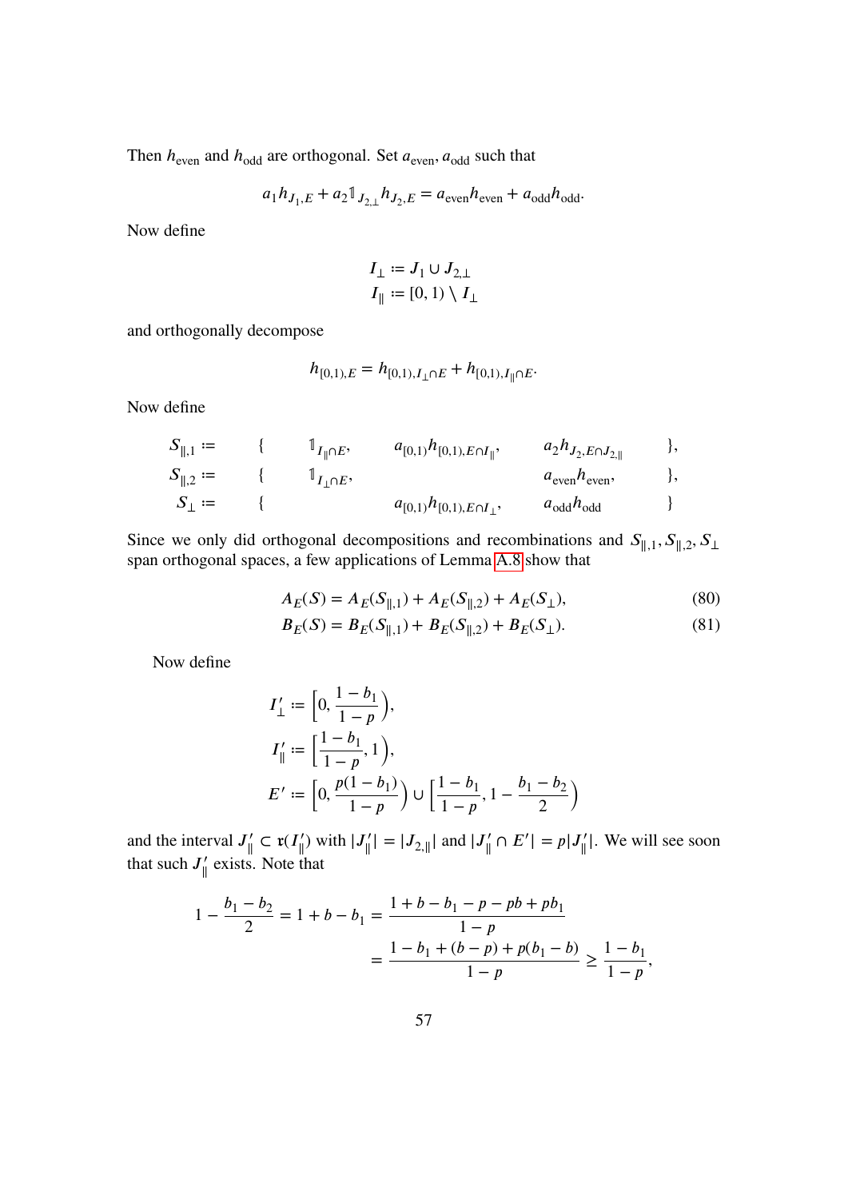Then $h_{\text{even}}$ and $h_{\text{odd}}$ are orthogonal. Set $a_{\text{even}}, a_{\text{odd}}$ such that

$$a_1 h_{J_1,E} + a_2 \mathbb{1}_{J_{2,\perp}} h_{J_2,E} = a_{\text{even}} h_{\text{even}} + a_{\text{odd}} h_{\text{odd}}.$$

Now define

$$I_\perp := J_1 \cup J_{2,\perp}$$
$$I_\parallel := [0,1) \setminus I_\perp$$

and orthogonally decompose

$$h_{[0,1),E} = h_{[0,1),I_\perp \cap E} + h_{[0,1),I_\parallel \cap E}.$$

Now define

$$\begin{aligned}
S_{\parallel,1} &:= \{ \quad \mathbb{1}_{I_\parallel \cap E}, \quad a_{[0,1)} h_{[0,1),E \cap I_\parallel}, \quad a_2 h_{J_2, E \cap J_{2,\parallel}} \quad \}, \\
S_{\parallel,2} &:= \{ \quad \mathbb{1}_{I_\perp \cap E}, \quad a_{\text{even}} h_{\text{even}}, \quad \}, \\
S_\perp &:= \{ \quad a_{[0,1)} h_{[0,1),E \cap I_\perp}, \quad a_{\text{odd}} h_{\text{odd}} \quad \}
\end{aligned}$$

Since we only did orthogonal decompositions and recombinations and $S_{\parallel,1}, S_{\parallel,2}, S_\perp$ span orthogonal spaces, a few applications of Lemma A.8 show that

$$A_E(S) = A_E(S_{\parallel,1}) + A_E(S_{\parallel,2}) + A_E(S_\perp), \tag{80}$$

$$B_E(S) = B_E(S_{\parallel,1}) + B_E(S_{\parallel,2}) + B_E(S_\perp). \tag{81}$$

Now define

$$\begin{aligned}
I'_\perp &:= \left[0, \frac{1-b_1}{1-p}\right), \\
I'_\parallel &:= \left[\frac{1-b_1}{1-p}, 1\right), \\
E' &:= \left[0, \frac{p(1-b_1)}{1-p}\right) \cup \left[\frac{1-b_1}{1-p}, 1 - \frac{b_1 - b_2}{2}\right)
\end{aligned}$$

and the interval $J'_\parallel \subset \mathfrak{r}(I'_\parallel)$ with $|J'_\parallel| = |J_{2,\parallel}|$ and $|J'_\parallel \cap E'| = p|J'_\parallel|$. We will see soon that such $J'_\parallel$ exists. Note that

$$\begin{aligned}
1 - \frac{b_1 - b_2}{2} = 1 + b - b_1 &= \frac{1 + b - b_1 - p - pb + pb_1}{1-p} \\
&= \frac{1 - b_1 + (b - p) + p(b_1 - b)}{1-p} \geq \frac{1 - b_1}{1-p},
\end{aligned}$$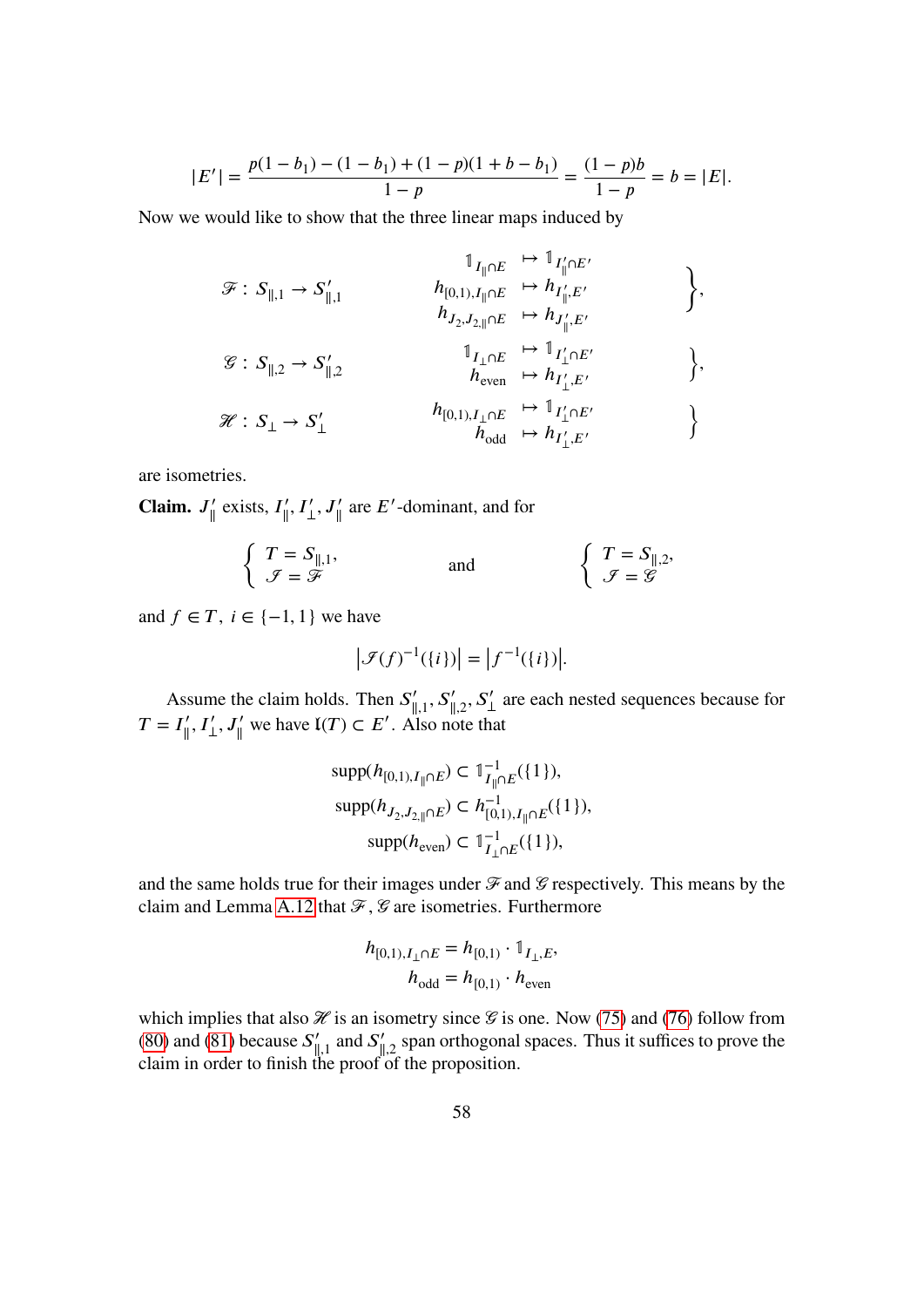$$|E'| = \frac{p(1-b_1) - (1-b_1) + (1-p)(1+b-b_1)}{1-p} = \frac{(1-p)b}{1-p} = b = |E|.$$

Now we would like to show that the three linear maps induced by

$$
\begin{aligned}
&\mathscr{F} : S_{\|,1} \to S'_{\|,1} && \left.\begin{aligned} \mathbb{1}_{I_\| \cap E} &\mapsto \mathbb{1}_{I'_\| \cap E'} \\ h_{[0,1), I_\| \cap E} &\mapsto h_{I'_\|, E'} \\ h_{J_2, J_{2,\|} \cap E} &\mapsto h_{J'_\|, E'} \end{aligned}\right\}, \\
&\mathscr{G} : S_{\|,2} \to S'_{\|,2} && \left.\begin{aligned} \mathbb{1}_{I_\perp \cap E} &\mapsto \mathbb{1}_{I'_\perp \cap E'} \\ h_{\text{even}} &\mapsto h_{I'_\perp, E'} \end{aligned}\right\}, \\
&\mathscr{H} : S_\perp \to S'_\perp && \left.\begin{aligned} h_{[0,1), I_\perp \cap E} &\mapsto \mathbb{1}_{I'_\perp \cap E'} \\ h_{\text{odd}} &\mapsto h_{I'_\perp, E'} \end{aligned}\right\}
\end{aligned}
$$

are isometries.

**Claim.** $J'_\|$ exists, $I'_\|, I'_\perp, J'_\|$ are $E'$-dominant, and for

$$\begin{cases} T = S_{\|,1}, \\ \mathscr{I} = \mathscr{F} \end{cases} \qquad \text{and} \qquad \begin{cases} T = S_{\|,2}, \\ \mathscr{I} = \mathscr{G} \end{cases}$$

and $f \in T$, $i \in \{-1, 1\}$ we have

$$\left|\mathscr{I}(f)^{-1}(\{i\})\right| = \left|f^{-1}(\{i\})\right|.$$

Assume the claim holds. Then $S'_{\|,1}, S'_{\|,2}, S'_\perp$ are each nested sequences because for $T = I'_\|, I'_\perp, J'_\|$ we have $\mathfrak{l}(T) \subset E'$. Also note that

$$
\begin{aligned}
\operatorname{supp}(h_{[0,1), I_\| \cap E}) &\subset \mathbb{1}^{-1}_{I_\| \cap E}(\{1\}), \\
\operatorname{supp}(h_{J_2, J_{2,\|} \cap E}) &\subset h^{-1}_{[0,1), I_\| \cap E}(\{1\}), \\
\operatorname{supp}(h_{\text{even}}) &\subset \mathbb{1}^{-1}_{I_\perp \cap E}(\{1\}),
\end{aligned}
$$

and the same holds true for their images under $\mathscr{F}$ and $\mathscr{G}$ respectively. This means by the claim and Lemma A.12 that $\mathscr{F}, \mathscr{G}$ are isometries. Furthermore

$$
\begin{aligned}
h_{[0,1), I_\perp \cap E} &= h_{[0,1)} \cdot \mathbb{1}_{I_\perp, E}, \\
h_{\text{odd}} &= h_{[0,1)} \cdot h_{\text{even}}
\end{aligned}
$$

which implies that also $\mathscr{H}$ is an isometry since $\mathscr{G}$ is one. Now (75) and (76) follow from (80) and (81) because $S'_{\|,1}$ and $S'_{\|,2}$ span orthogonal spaces. Thus it suffices to prove the claim in order to finish the proof of the proposition.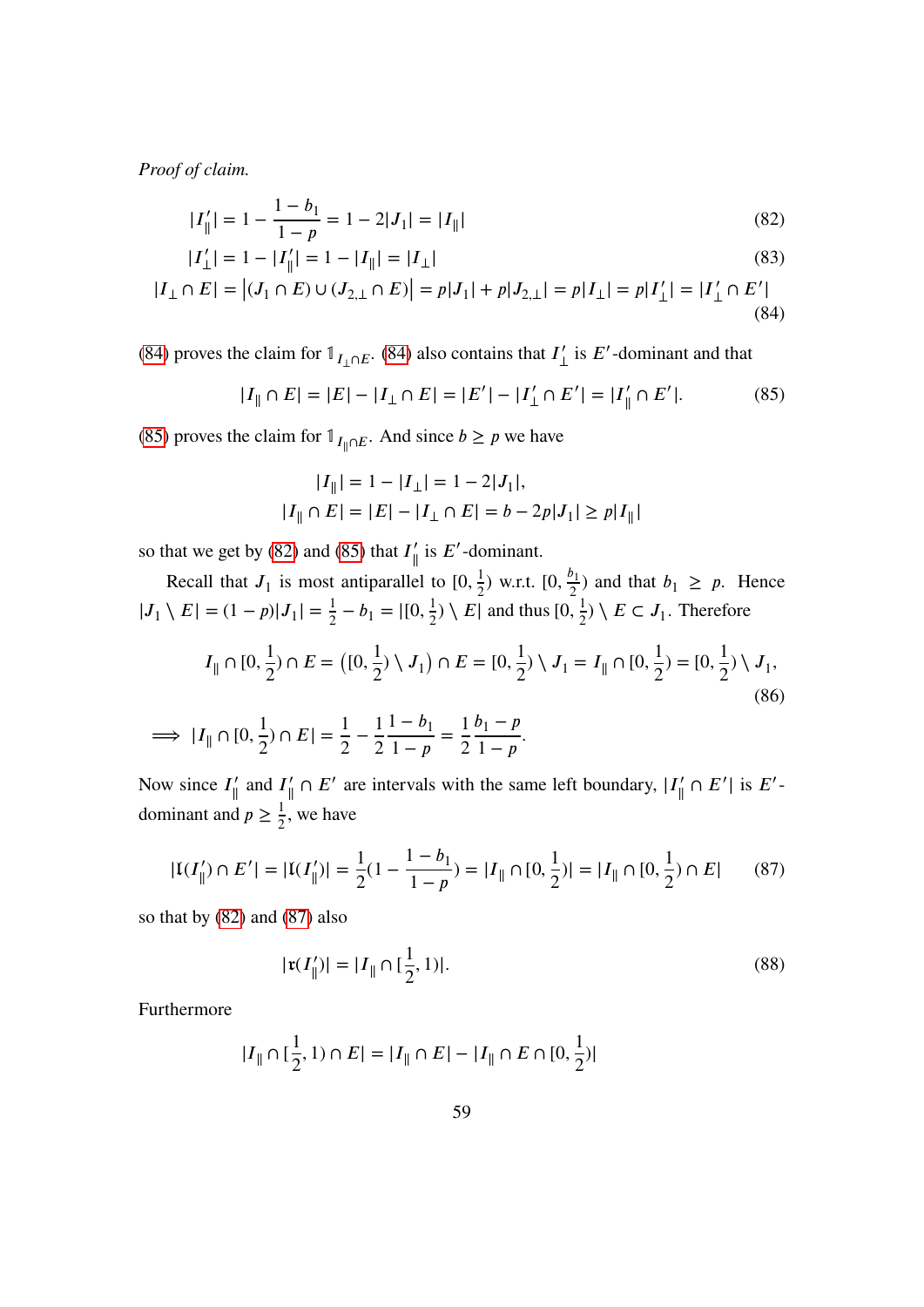*Proof of claim.*

$$|I'_\parallel| = 1 - \frac{1-b_1}{1-p} = 1 - 2|J_1| = |I_\parallel| \tag{82}$$

$$|I'_\perp| = 1 - |I'_\parallel| = 1 - |I_\parallel| = |I_\perp| \tag{83}$$

$$|I_\perp \cap E| = \left|(J_1 \cap E) \cup (J_{2,\perp} \cap E)\right| = p|J_1| + p|J_{2,\perp}| = p|I_\perp| = p|I'_\perp| = |I'_\perp \cap E'| \tag{84}$$

(84) proves the claim for $\mathbb{1}_{I_\perp \cap E}$. (84) also contains that $I'_\perp$ is $E'$-dominant and that

$$|I_\parallel \cap E| = |E| - |I_\perp \cap E| = |E'| - |I'_\perp \cap E'| = |I'_\parallel \cap E'|. \tag{85}$$

(85) proves the claim for $\mathbb{1}_{I_\parallel \cap E}$. And since $b \geq p$ we have

$$|I_\parallel| = 1 - |I_\perp| = 1 - 2|J_1|,$$
$$|I_\parallel \cap E| = |E| - |I_\perp \cap E| = b - 2p|J_1| \geq p|I_\parallel|$$

so that we get by (82) and (85) that $I'_\parallel$ is $E'$-dominant.

Recall that $J_1$ is most antiparallel to $[0, \frac{1}{2})$ w.r.t. $[0, \frac{b_1}{2})$ and that $b_1 \geq p$. Hence $|J_1 \setminus E| = (1-p)|J_1| = \frac{1}{2} - b_1 = |[0, \frac{1}{2}) \setminus E|$ and thus $[0, \frac{1}{2}) \setminus E \subset J_1$. Therefore

$$I_\parallel \cap [0, \frac{1}{2}) \cap E = \left([0, \frac{1}{2}) \setminus J_1\right) \cap E = [0, \frac{1}{2}) \setminus J_1 = I_\parallel \cap [0, \frac{1}{2}) = [0, \frac{1}{2}) \setminus J_1, \tag{86}$$

$$\implies |I_\parallel \cap [0, \frac{1}{2}) \cap E| = \frac{1}{2} - \frac{1}{2}\frac{1-b_1}{1-p} = \frac{1}{2}\frac{b_1 - p}{1-p}.$$

Now since $I'_\parallel$ and $I'_\parallel \cap E'$ are intervals with the same left boundary, $|I'_\parallel \cap E'|$ is $E'$-dominant and $p \geq \frac{1}{2}$, we have

$$|\mathfrak{l}(I'_\parallel) \cap E'| = |\mathfrak{l}(I'_\parallel)| = \frac{1}{2}(1 - \frac{1-b_1}{1-p}) = |I_\parallel \cap [0, \frac{1}{2})| = |I_\parallel \cap [0, \frac{1}{2}) \cap E| \tag{87}$$

so that by (82) and (87) also

$$|\mathfrak{r}(I'_\parallel)| = |I_\parallel \cap [\frac{1}{2}, 1)|. \tag{88}$$

Furthermore

$$|I_\parallel \cap [\frac{1}{2}, 1) \cap E| = |I_\parallel \cap E| - |I_\parallel \cap E \cap [0, \frac{1}{2})|$$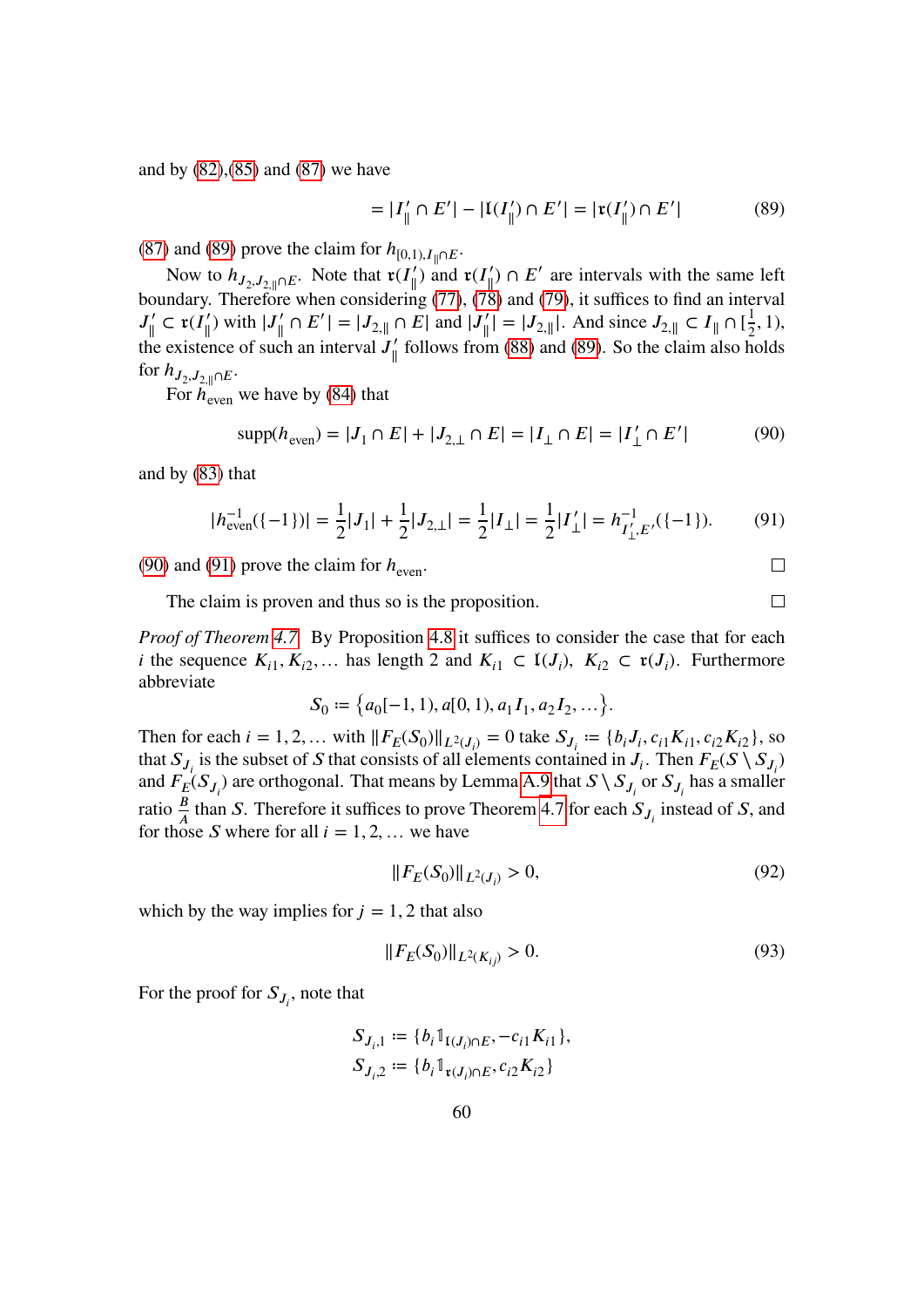and by (82),(85) and (87) we have

$$= |I'_{\parallel} \cap E'| - |\mathfrak{l}(I'_{\parallel}) \cap E'| = |\mathfrak{r}(I'_{\parallel}) \cap E'| \tag{89}$$

(87) and (89) prove the claim for $h_{[0,1),I_{\parallel}\cap E}$.

Now to $h_{J_2,J_{2,\parallel}\cap E}$. Note that $\mathfrak{r}(I'_{\parallel})$ and $\mathfrak{r}(I'_{\parallel}) \cap E'$ are intervals with the same left boundary. Therefore when considering (77), (78) and (79), it suffices to find an interval $J'_{\parallel} \subset \mathfrak{r}(I'_{\parallel})$ with $|J'_{\parallel} \cap E'| = |J_{2,\parallel} \cap E|$ and $|J'_{\parallel}| = |J_{2,\parallel}|$. And since $J_{2,\parallel} \subset I_{\parallel} \cap [\frac{1}{2}, 1)$, the existence of such an interval $J'_{\parallel}$ follows from (88) and (89). So the claim also holds for $h_{J_2,J_{2,\parallel}\cap E}$.

For $h_{\text{even}}$ we have by (84) that

$$\operatorname{supp}(h_{\text{even}}) = |J_1 \cap E| + |J_{2,\perp} \cap E| = |I_{\perp} \cap E| = |I'_{\perp} \cap E'| \tag{90}$$

and by (83) that

$$|h_{\text{even}}^{-1}(\{-1\})| = \frac{1}{2}|J_1| + \frac{1}{2}|J_{2,\perp}| = \frac{1}{2}|I_{\perp}| = \frac{1}{2}|I'_{\perp}| = h^{-1}_{I'_{\perp},E'}(\{-1\}). \tag{91}$$

(90) and (91) prove the claim for $h_{\text{even}}$. □

The claim is proven and thus so is the proposition. □

*Proof of Theorem 4.7.* By Proposition 4.8 it suffices to consider the case that for each $i$ the sequence $K_{i1}, K_{i2}, \dots$ has length 2 and $K_{i1} \subset \mathfrak{l}(J_i)$, $K_{i2} \subset \mathfrak{r}(J_i)$. Furthermore abbreviate

$$S_0 := \{a_0[-1,1), a[0,1), a_1 I_1, a_2 I_2, \dots\}.$$

Then for each $i = 1, 2, \dots$ with $\|F_E(S_0)\|_{L^2(J_i)} = 0$ take $S_{J_i} := \{b_i J_i, c_{i1} K_{i1}, c_{i2} K_{i2}\}$, so that $S_{J_i}$ is the subset of $S$ that consists of all elements contained in $J_i$. Then $F_E(S \setminus S_{J_i})$ and $F_E(S_{J_i})$ are orthogonal. That means by Lemma A.9 that $S \setminus S_{J_i}$ or $S_{J_i}$ has a smaller ratio $\frac{B}{A}$ than $S$. Therefore it suffices to prove Theorem 4.7 for each $S_{J_i}$ instead of $S$, and for those $S$ where for all $i = 1, 2, \dots$ we have

$$\|F_E(S_0)\|_{L^2(J_i)} > 0, \tag{92}$$

which by the way implies for $j = 1, 2$ that also

$$\|F_E(S_0)\|_{L^2(K_{ij})} > 0. \tag{93}$$

For the proof for $S_{J_i}$, note that

$$S_{J_i,1} := \{b_i \mathbb{1}_{\mathfrak{l}(J_i)\cap E}, -c_{i1} K_{i1}\},$$
$$S_{J_i,2} := \{b_i \mathbb{1}_{\mathfrak{r}(J_i)\cap E}, c_{i2} K_{i2}\}$$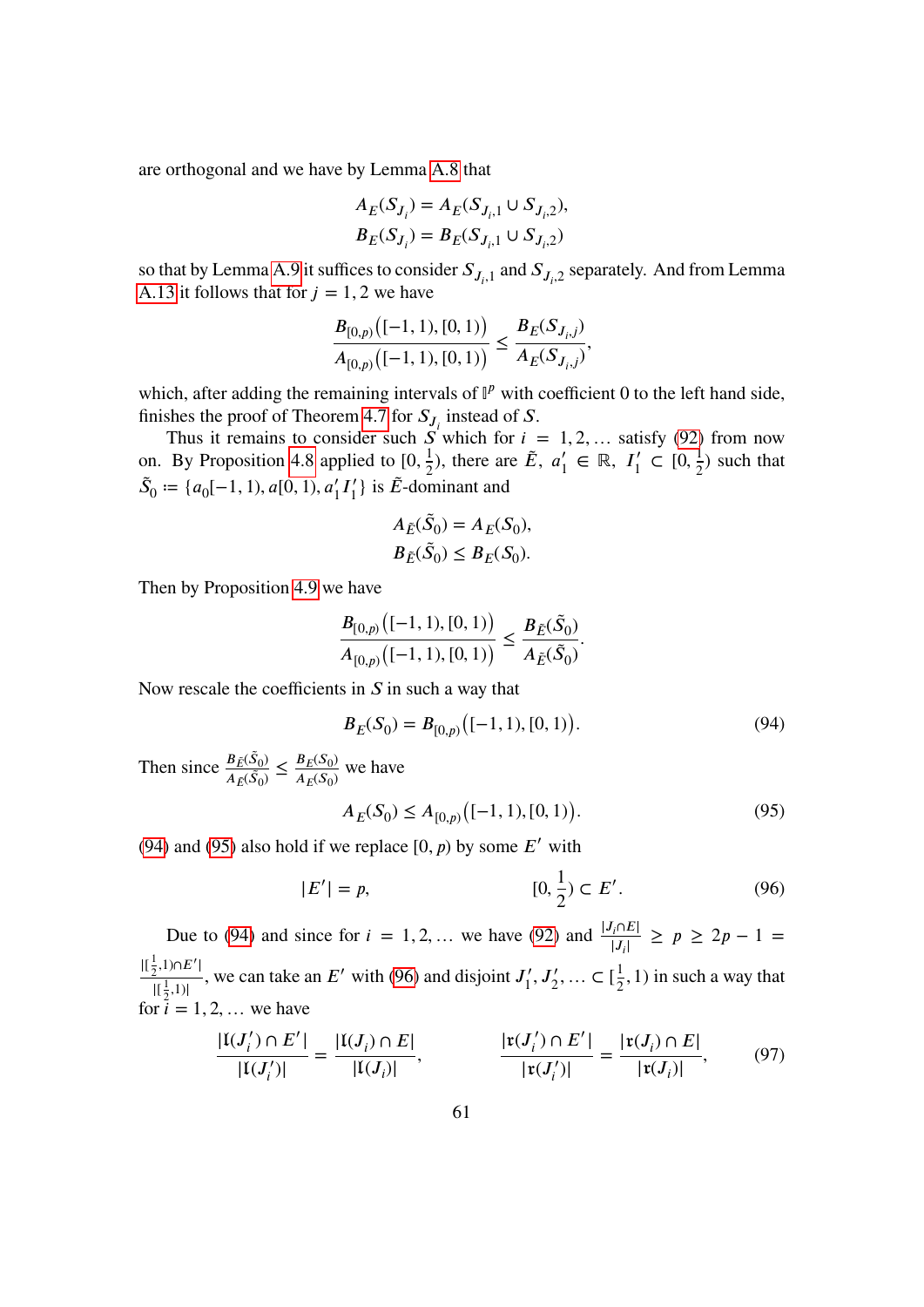are orthogonal and we have by Lemma A.8 that

$$A_E(S_{J_i}) = A_E(S_{J_i,1} \cup S_{J_i,2}),$$
$$B_E(S_{J_i}) = B_E(S_{J_i,1} \cup S_{J_i,2})$$

so that by Lemma A.9 it suffices to consider $S_{J_i,1}$ and $S_{J_i,2}$ separately. And from Lemma A.13 it follows that for $j = 1, 2$ we have

$$\frac{B_{[0,p)}\big([-1,1),[0,1)\big)}{A_{[0,p)}\big([-1,1),[0,1)\big)} \le \frac{B_E(S_{J_i,j})}{A_E(S_{J_i,j})},$$

which, after adding the remaining intervals of $\mathbb{I}^p$ with coefficient 0 to the left hand side, finishes the proof of Theorem 4.7 for $S_{J_i}$ instead of $S$.

Thus it remains to consider such $S$ which for $i = 1, 2, \dots$ satisfy (92) from now on. By Proposition 4.8 applied to $[0, \frac{1}{2})$, there are $\tilde{E}$, $a_1' \in \mathbb{R}$, $I_1' \subset [0, \frac{1}{2})$ such that $\tilde{S}_0 := \{a_0[-1,1), a[0,1), a_1' I_1'\}$ is $\tilde{E}$-dominant and

$$A_{\tilde{E}}(\tilde{S}_0) = A_E(S_0),$$
$$B_{\tilde{E}}(\tilde{S}_0) \le B_E(S_0).$$

Then by Proposition 4.9 we have

$$\frac{B_{[0,p)}\big([-1,1),[0,1)\big)}{A_{[0,p)}\big([-1,1),[0,1)\big)} \le \frac{B_{\tilde{E}}(\tilde{S}_0)}{A_{\tilde{E}}(\tilde{S}_0)}.$$

Now rescale the coefficients in $S$ in such a way that

$$B_E(S_0) = B_{[0,p)}\big([-1,1),[0,1)\big). \tag{94}$$

Then since $\frac{B_{\tilde{E}}(\tilde{S}_0)}{A_{\tilde{E}}(\tilde{S}_0)} \le \frac{B_E(S_0)}{A_E(S_0)}$ we have

$$A_E(S_0) \le A_{[0,p)}\big([-1,1),[0,1)\big). \tag{95}$$

(94) and (95) also hold if we replace $[0, p)$ by some $E'$ with

$$|E'| = p, \qquad\qquad [0, \frac{1}{2}) \subset E'. \tag{96}$$

Due to (94) and since for $i = 1, 2, \dots$ we have (92) and $\frac{|J_i \cap E|}{|J_i|} \ge p \ge 2p - 1 = \frac{|[\frac{1}{2},1) \cap E'|}{|[\frac{1}{2},1)|}$, we can take an $E'$ with (96) and disjoint $J_1', J_2', \dots \subset [\frac{1}{2}, 1)$ in such a way that for $i = 1, 2, \dots$ we have

$$\frac{|\mathfrak{l}(J_i') \cap E'|}{|\mathfrak{l}(J_i')|} = \frac{|\mathfrak{l}(J_i) \cap E|}{|\mathfrak{l}(J_i)|}, \qquad \frac{|\mathfrak{r}(J_i') \cap E'|}{|\mathfrak{r}(J_i')|} = \frac{|\mathfrak{r}(J_i) \cap E|}{|\mathfrak{r}(J_i)|}, \tag{97}$$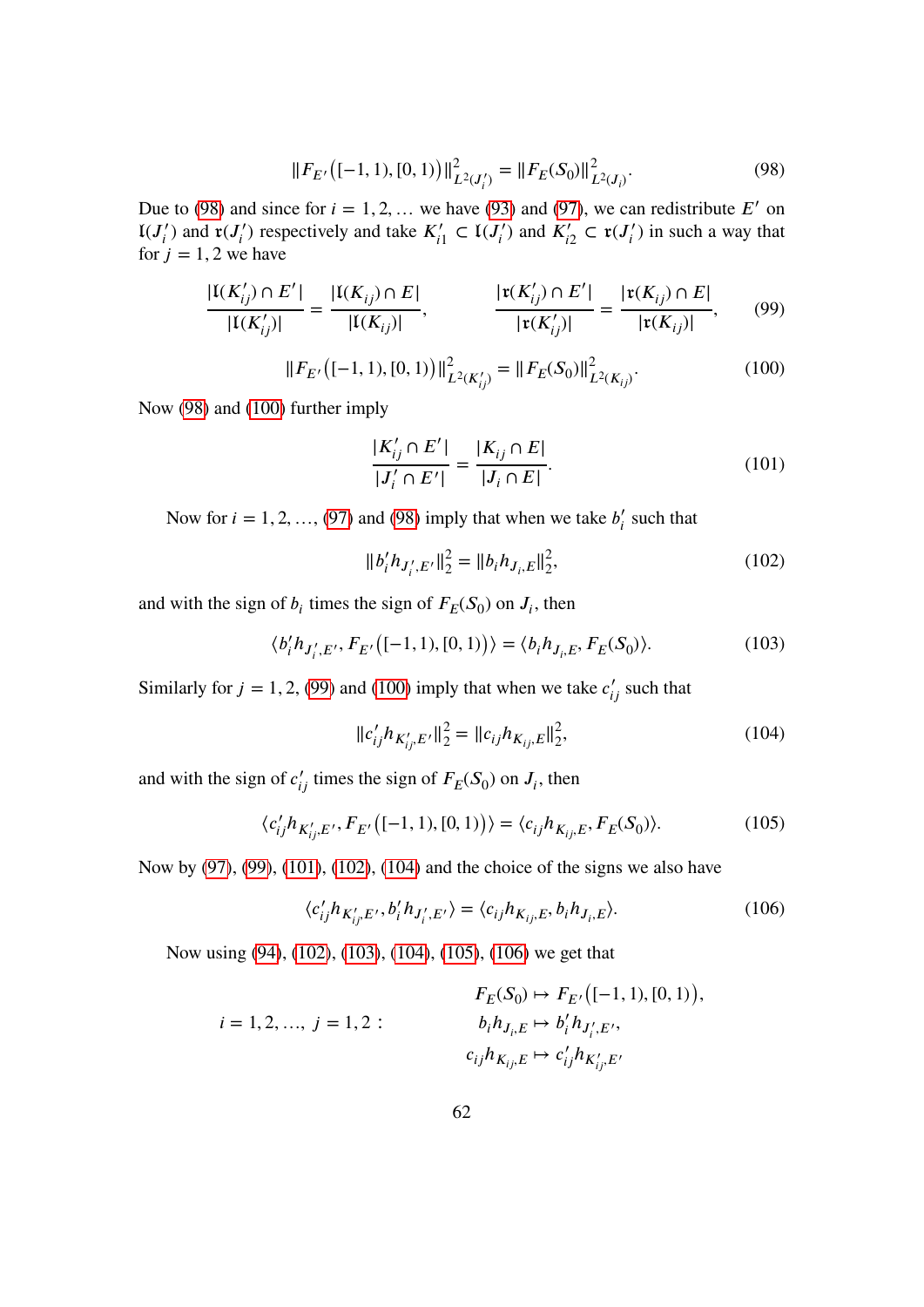$$\|F_{E'}\big([-1,1),[0,1)\big)\|^2_{L^2(J_i')} = \|F_E(S_0)\|^2_{L^2(J_i)}. \tag{98}$$

Due to (98) and since for $i = 1, 2, \ldots$ we have (93) and (97), we can redistribute $E'$ on $\mathfrak{l}(J_i')$ and $\mathfrak{r}(J_i')$ respectively and take $K_{i1}' \subset \mathfrak{l}(J_i')$ and $K_{i2}' \subset \mathfrak{r}(J_i')$ in such a way that for $j = 1, 2$ we have

$$\frac{|\mathfrak{l}(K_{ij}') \cap E'|}{|\mathfrak{l}(K_{ij}')|} = \frac{|\mathfrak{l}(K_{ij}) \cap E|}{|\mathfrak{l}(K_{ij})|}, \qquad \frac{|\mathfrak{r}(K_{ij}') \cap E'|}{|\mathfrak{r}(K_{ij}')|} = \frac{|\mathfrak{r}(K_{ij}) \cap E|}{|\mathfrak{r}(K_{ij})|}, \tag{99}$$

$$\|F_{E'}\big([-1,1),[0,1)\big)\|^2_{L^2(K_{ij}')} = \|F_E(S_0)\|^2_{L^2(K_{ij})}. \tag{100}$$

Now (98) and (100) further imply

$$\frac{|K_{ij}' \cap E'|}{|J_i' \cap E'|} = \frac{|K_{ij} \cap E|}{|J_i \cap E|}. \tag{101}$$

Now for $i = 1, 2, \ldots$, (97) and (98) imply that when we take $b_i'$ such that

$$\|b_i' h_{J_i', E'}\|_2^2 = \|b_i h_{J_i, E}\|_2^2, \tag{102}$$

and with the sign of $b_i$ times the sign of $F_E(S_0)$ on $J_i$, then

$$\langle b_i' h_{J_i', E'}, F_{E'}\big([-1,1),[0,1)\big)\rangle = \langle b_i h_{J_i, E}, F_E(S_0)\rangle. \tag{103}$$

Similarly for $j = 1, 2$, (99) and (100) imply that when we take $c_{ij}'$ such that

$$\|c_{ij}' h_{K_{ij}', E'}\|_2^2 = \|c_{ij} h_{K_{ij}, E}\|_2^2, \tag{104}$$

and with the sign of $c_{ij}'$ times the sign of $F_E(S_0)$ on $J_i$, then

$$\langle c_{ij}' h_{K_{ij}', E'}, F_{E'}\big([-1,1),[0,1)\big)\rangle = \langle c_{ij} h_{K_{ij}, E}, F_E(S_0)\rangle. \tag{105}$$

Now by (97), (99), (101), (102), (104) and the choice of the signs we also have

$$\langle c_{ij}' h_{K_{ij}', E'}, b_i' h_{J_i', E'}\rangle = \langle c_{ij} h_{K_{ij}, E}, b_i h_{J_i, E}\rangle. \tag{106}$$

Now using (94), (102), (103), (104), (105), (106) we get that

$$i = 1, 2, \ldots,\ j = 1, 2: \qquad \begin{aligned} F_E(S_0) &\mapsto F_{E'}\big([-1,1),[0,1)\big), \\ b_i h_{J_i, E} &\mapsto b_i' h_{J_i', E'}, \\ c_{ij} h_{K_{ij}, E} &\mapsto c_{ij}' h_{K_{ij}', E'} \end{aligned}$$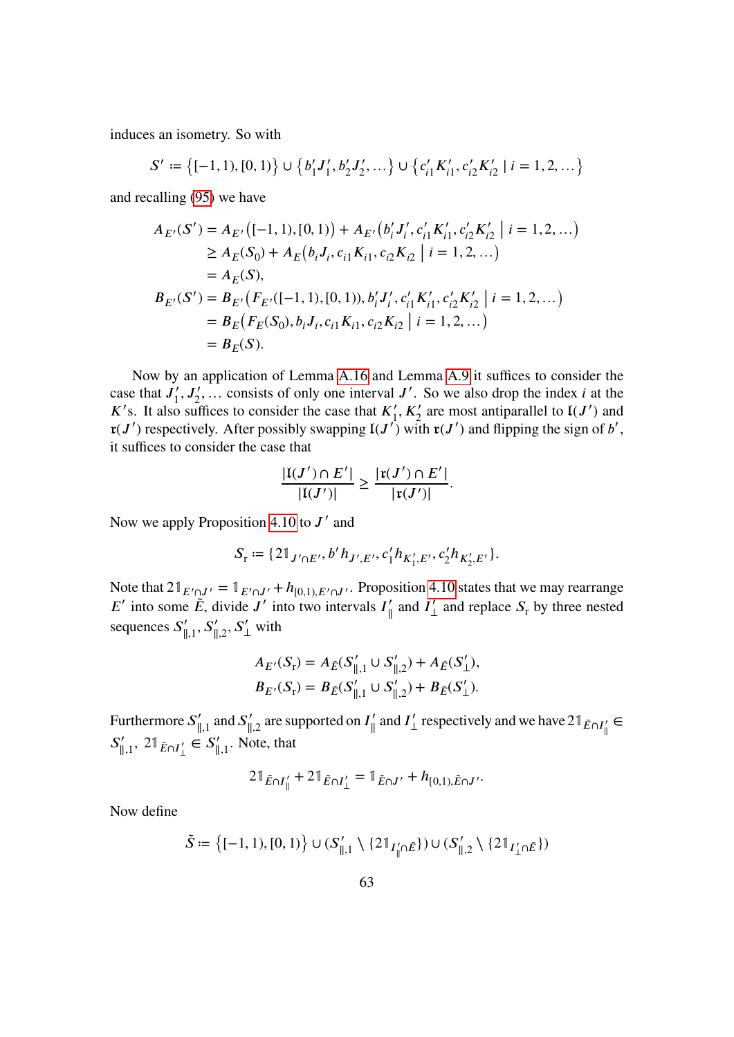induces an isometry. So with

$$S' := \{[-1,1),[0,1)\} \cup \{b_1' J_1', b_2' J_2', \dots\} \cup \{c_{i1}' K_{i1}', c_{i2}' K_{i2}' \mid i = 1,2,\dots\}$$

and recalling (95) we have

$$\begin{aligned}
A_{E'}(S') &= A_{E'}\big([-1,1),[0,1)\big) + A_{E'}\big(b_i' J_i', c_{i1}' K_{i1}', c_{i2}' K_{i2}' \;\big|\; i = 1,2,\dots\big) \\
&\geq A_E(S_0) + A_E\big(b_i J_i, c_{i1} K_{i1}, c_{i2} K_{i2} \;\big|\; i = 1,2,\dots\big) \\
&= A_E(S), \\
B_{E'}(S') &= B_{E'}\big(F_{E'}([-1,1),[0,1)), b_i' J_i', c_{i1}' K_{i1}', c_{i2}' K_{i2}' \;\big|\; i = 1,2,\dots\big) \\
&= B_E\big(F_E(S_0), b_i J_i, c_{i1} K_{i1}, c_{i2} K_{i2} \;\big|\; i = 1,2,\dots\big) \\
&= B_E(S).
\end{aligned}$$

Now by an application of Lemma A.16 and Lemma A.9 it suffices to consider the case that $J_1', J_2', \dots$ consists of only one interval $J'$. So we also drop the index $i$ at the $K'$s. It also suffices to consider the case that $K_1', K_2'$ are most antiparallel to $\mathfrak{l}(J')$ and $\mathfrak{r}(J')$ respectively. After possibly swapping $\mathfrak{l}(J')$ with $\mathfrak{r}(J')$ and flipping the sign of $b'$, it suffices to consider the case that

$$\frac{|\mathfrak{l}(J') \cap E'|}{|\mathfrak{l}(J')|} \geq \frac{|\mathfrak{r}(J') \cap E'|}{|\mathfrak{r}(J')|}.$$

Now we apply Proposition 4.10 to $J'$ and

$$S_{\mathrm{r}} := \{2\mathbb{1}_{J' \cap E'}, b' h_{J',E'}, c_1' h_{K_1',E'}, c_2' h_{K_2',E'}\}.$$

Note that $2\mathbb{1}_{E' \cap J'} = \mathbb{1}_{E' \cap J'} + h_{[0,1),E' \cap J'}$. Proposition 4.10 states that we may rearrange $E'$ into some $\tilde{E}$, divide $J'$ into two intervals $I_\parallel'$ and $I_\perp'$ and replace $S_{\mathrm{r}}$ by three nested sequences $S_{\parallel,1}', S_{\parallel,2}', S_\perp'$ with

$$\begin{aligned}
A_{E'}(S_{\mathrm{r}}) &= A_{\tilde{E}}(S_{\parallel,1}' \cup S_{\parallel,2}') + A_{\tilde{E}}(S_\perp'), \\
B_{E'}(S_{\mathrm{r}}) &= B_{\tilde{E}}(S_{\parallel,1}' \cup S_{\parallel,2}') + B_{\tilde{E}}(S_\perp').
\end{aligned}$$

Furthermore $S_{\parallel,1}'$ and $S_{\parallel,2}'$ are supported on $I_\parallel'$ and $I_\perp'$ respectively and we have $2\mathbb{1}_{\tilde{E} \cap I_\parallel'} \in S_{\parallel,1}'$, $2\mathbb{1}_{\tilde{E} \cap I_\perp'} \in S_{\parallel,1}'$. Note, that

$$2\mathbb{1}_{\tilde{E} \cap I_\parallel'} + 2\mathbb{1}_{\tilde{E} \cap I_\perp'} = \mathbb{1}_{\tilde{E} \cap J'} + h_{[0,1),\tilde{E} \cap J'}.$$

Now define

$$\tilde{S} := \{[-1,1),[0,1)\} \cup (S_{\parallel,1}' \setminus \{2\mathbb{1}_{I_\parallel' \cap \tilde{E}}\}) \cup (S_{\parallel,2}' \setminus \{2\mathbb{1}_{I_\perp' \cap \tilde{E}}\})$$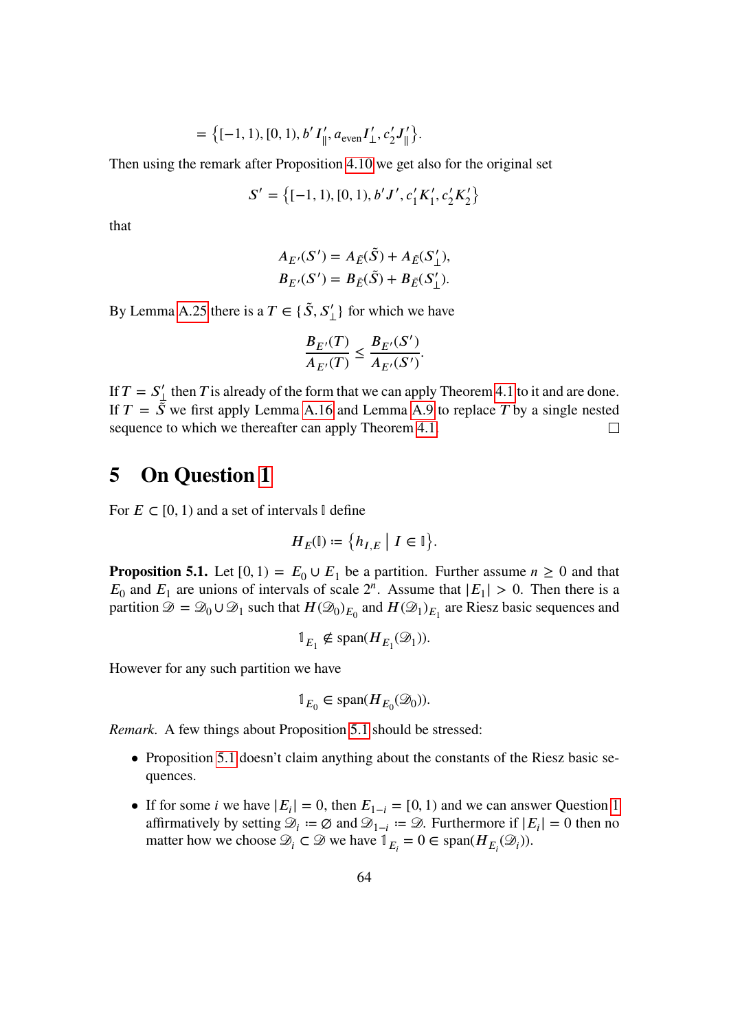$$= \{[-1,1), [0,1), b' I'_{\|}, a_{\text{even}} I'_{\perp}, c'_2 J'_{\|}\}.$$

Then using the remark after Proposition 4.10 we get also for the original set

$$S' = \{[-1,1), [0,1), b' J', c'_1 K'_1, c'_2 K'_2\}$$

that

$$A_{E'}(S') = A_{\tilde{E}}(\tilde{S}) + A_{\tilde{E}}(S'_{\perp}),$$
$$B_{E'}(S') = B_{\tilde{E}}(\tilde{S}) + B_{\tilde{E}}(S'_{\perp}).$$

By Lemma A.25 there is a $T \in \{\tilde{S}, S'_{\perp}\}$ for which we have

$$\frac{B_{E'}(T)}{A_{E'}(T)} \leq \frac{B_{E'}(S')}{A_{E'}(S')}.$$

If $T = S'_{\perp}$ then $T$ is already of the form that we can apply Theorem 4.1 to it and are done. If $T = \tilde{S}$ we first apply Lemma A.16 and Lemma A.9 to replace $T$ by a single nested sequence to which we thereafter can apply Theorem 4.1. □

# 5 On Question 1

For $E \subset [0,1)$ and a set of intervals $\mathbb{I}$ define

$$H_E(\mathbb{I}) := \{h_{I,E} \mid I \in \mathbb{I}\}.$$

**Proposition 5.1.** Let $[0,1) = E_0 \cup E_1$ be a partition. Further assume $n \geq 0$ and that $E_0$ and $E_1$ are unions of intervals of scale $2^n$. Assume that $|E_1| > 0$. Then there is a partition $\mathscr{D} = \mathscr{D}_0 \cup \mathscr{D}_1$ such that $H(\mathscr{D}_0)_{E_0}$ and $H(\mathscr{D}_1)_{E_1}$ are Riesz basic sequences and

$$\mathbb{1}_{E_1} \notin \operatorname{span}(H_{E_1}(\mathscr{D}_1)).$$

However for any such partition we have

$$\mathbb{1}_{E_0} \in \operatorname{span}(H_{E_0}(\mathscr{D}_0)).$$

*Remark.* A few things about Proposition 5.1 should be stressed:

- Proposition 5.1 doesn't claim anything about the constants of the Riesz basic sequences.
- If for some $i$ we have $|E_i| = 0$, then $E_{1-i} = [0,1)$ and we can answer Question 1 affirmatively by setting $\mathscr{D}_i := \emptyset$ and $\mathscr{D}_{1-i} := \mathscr{D}$. Furthermore if $|E_i| = 0$ then no matter how we choose $\mathscr{D}_i \subset \mathscr{D}$ we have $\mathbb{1}_{E_i} = 0 \in \operatorname{span}(H_{E_i}(\mathscr{D}_i))$.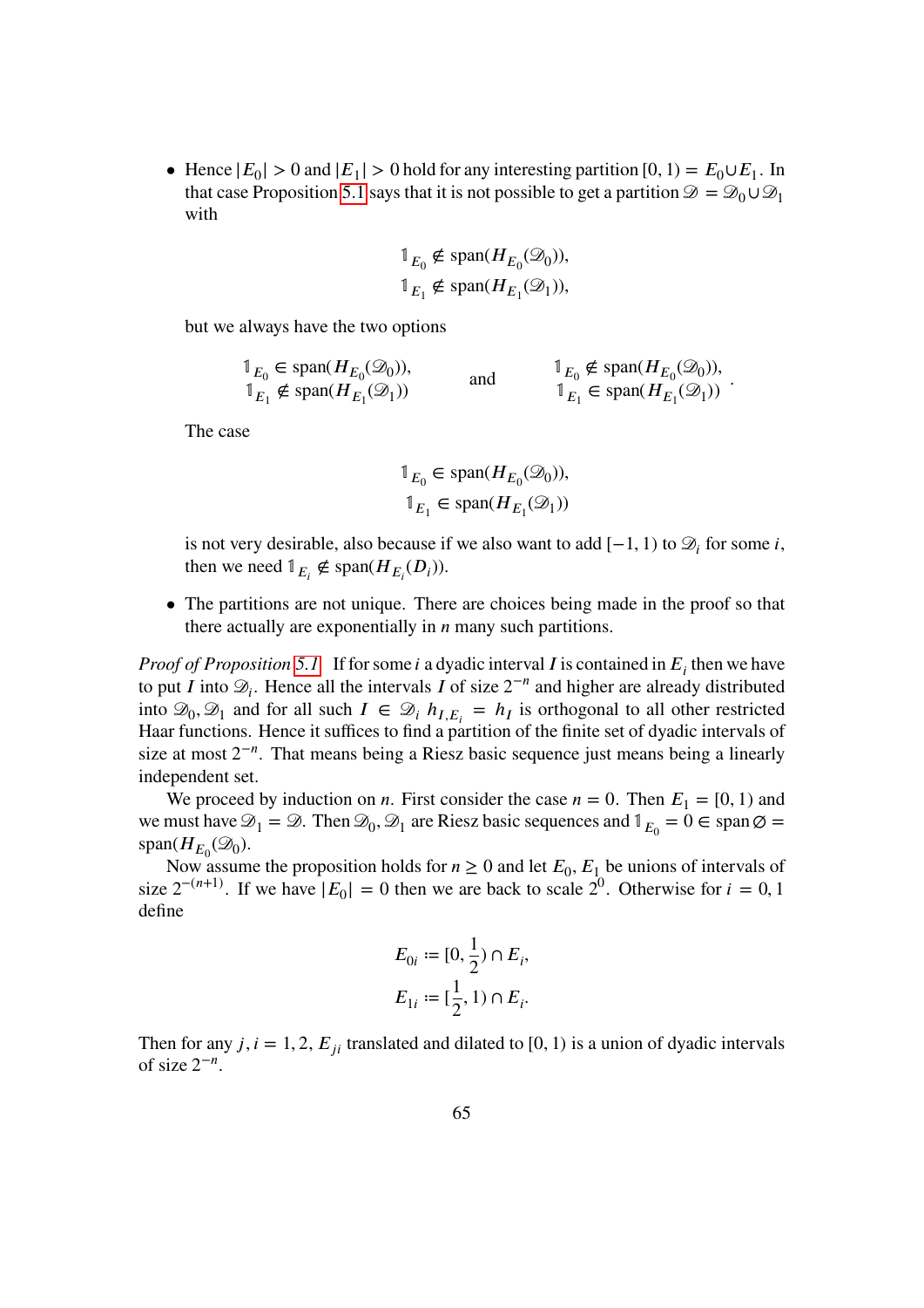- Hence $|E_0| > 0$ and $|E_1| > 0$ hold for any interesting partition $[0,1) = E_0 \cup E_1$. In that case Proposition 5.1 says that it is not possible to get a partition $\mathscr{D} = \mathscr{D}_0 \cup \mathscr{D}_1$ with

$$\mathbb{1}_{E_0} \notin \operatorname{span}(H_{E_0}(\mathscr{D}_0)),$$
$$\mathbb{1}_{E_1} \notin \operatorname{span}(H_{E_1}(\mathscr{D}_1)),$$

  but we always have the two options

$$\begin{matrix} \mathbb{1}_{E_0} \in \operatorname{span}(H_{E_0}(\mathscr{D}_0)), \\ \mathbb{1}_{E_1} \notin \operatorname{span}(H_{E_1}(\mathscr{D}_1)) \end{matrix} \qquad \text{and} \qquad \begin{matrix} \mathbb{1}_{E_0} \notin \operatorname{span}(H_{E_0}(\mathscr{D}_0)), \\ \mathbb{1}_{E_1} \in \operatorname{span}(H_{E_1}(\mathscr{D}_1)) \end{matrix}.$$

  The case

$$\mathbb{1}_{E_0} \in \operatorname{span}(H_{E_0}(\mathscr{D}_0)),$$
$$\mathbb{1}_{E_1} \in \operatorname{span}(H_{E_1}(\mathscr{D}_1))$$

  is not very desirable, also because if we also want to add $[-1,1)$ to $\mathscr{D}_i$ for some $i$, then we need $\mathbb{1}_{E_i} \notin \operatorname{span}(H_{E_i}(D_i))$.

- The partitions are not unique. There are choices being made in the proof so that there actually are exponentially in $n$ many such partitions.

*Proof of Proposition 5.1.* If for some $i$ a dyadic interval $I$ is contained in $E_i$ then we have to put $I$ into $\mathscr{D}_i$. Hence all the intervals $I$ of size $2^{-n}$ and higher are already distributed into $\mathscr{D}_0, \mathscr{D}_1$ and for all such $I \in \mathscr{D}_i$ $h_{I,E_i} = h_I$ is orthogonal to all other restricted Haar functions. Hence it suffices to find a partition of the finite set of dyadic intervals of size at most $2^{-n}$. That means being a Riesz basic sequence just means being a linearly independent set.

We proceed by induction on $n$. First consider the case $n = 0$. Then $E_1 = [0,1)$ and we must have $\mathscr{D}_1 = \mathscr{D}$. Then $\mathscr{D}_0, \mathscr{D}_1$ are Riesz basic sequences and $\mathbb{1}_{E_0} = 0 \in \operatorname{span} \varnothing = \operatorname{span}(H_{E_0}(\mathscr{D}_0))$.

Now assume the proposition holds for $n \geq 0$ and let $E_0, E_1$ be unions of intervals of size $2^{-(n+1)}$. If we have $|E_0| = 0$ then we are back to scale $2^0$. Otherwise for $i = 0, 1$ define

$$E_{0i} := [0, \frac{1}{2}) \cap E_i,$$
$$E_{1i} := [\frac{1}{2}, 1) \cap E_i.$$

Then for any $j, i = 1, 2$, $E_{ji}$ translated and dilated to $[0,1)$ is a union of dyadic intervals of size $2^{-n}$.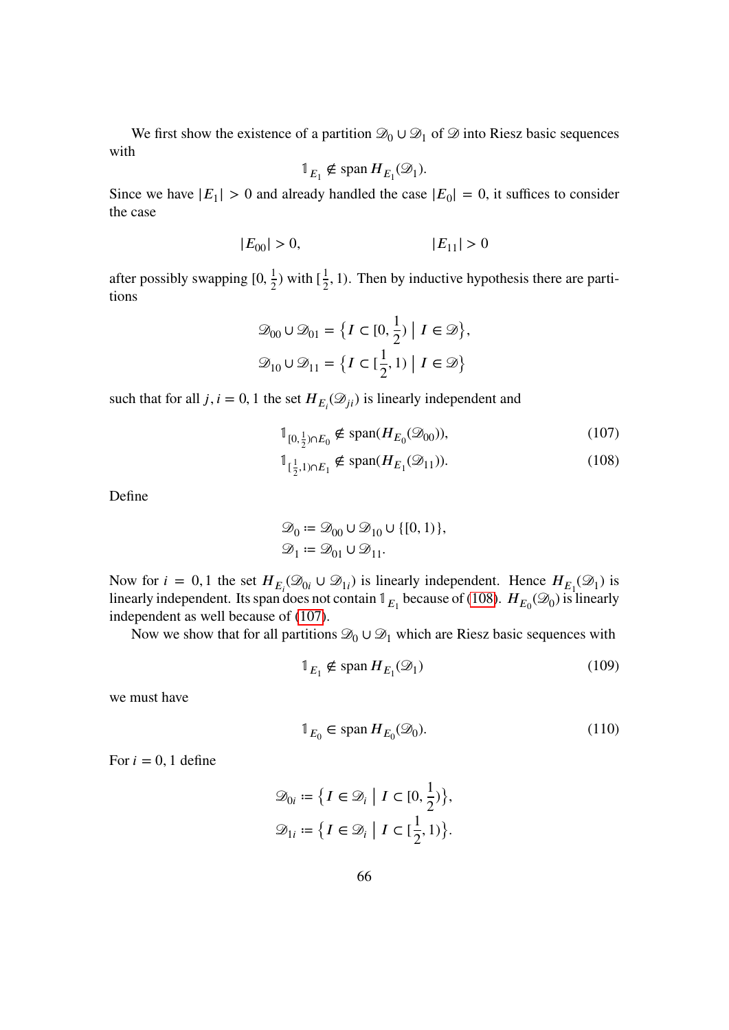We first show the existence of a partition $\mathscr{D}_0 \cup \mathscr{D}_1$ of $\mathscr{D}$ into Riesz basic sequences with

$$\mathbb{1}_{E_1} \notin \operatorname{span} H_{E_1}(\mathscr{D}_1).$$

Since we have $|E_1| > 0$ and already handled the case $|E_0| = 0$, it suffices to consider the case

$$|E_{00}| > 0, \qquad\qquad |E_{11}| > 0$$

after possibly swapping $[0, \frac{1}{2})$ with $[\frac{1}{2}, 1)$. Then by inductive hypothesis there are partitions

$$\mathscr{D}_{00} \cup \mathscr{D}_{01} = \big\{ I \subset [0, \frac{1}{2}) \;\big|\; I \in \mathscr{D} \big\},$$
$$\mathscr{D}_{10} \cup \mathscr{D}_{11} = \big\{ I \subset [\frac{1}{2}, 1) \;\big|\; I \in \mathscr{D} \big\}$$

such that for all $j, i = 0, 1$ the set $H_{E_i}(\mathscr{D}_{ji})$ is linearly independent and

$$\mathbb{1}_{[0,\frac{1}{2})\cap E_0} \notin \operatorname{span}(H_{E_0}(\mathscr{D}_{00})), \tag{107}$$
$$\mathbb{1}_{[\frac{1}{2},1)\cap E_1} \notin \operatorname{span}(H_{E_1}(\mathscr{D}_{11})). \tag{108}$$

Define

$$\mathscr{D}_0 := \mathscr{D}_{00} \cup \mathscr{D}_{10} \cup \{[0, 1)\},$$
$$\mathscr{D}_1 := \mathscr{D}_{01} \cup \mathscr{D}_{11}.$$

Now for $i = 0, 1$ the set $H_{E_i}(\mathscr{D}_{0i} \cup \mathscr{D}_{1i})$ is linearly independent. Hence $H_{E_1}(\mathscr{D}_1)$ is linearly independent. Its span does not contain $\mathbb{1}_{E_1}$ because of (108). $H_{E_0}(\mathscr{D}_0)$ is linearly independent as well because of (107).

Now we show that for all partitions $\mathscr{D}_0 \cup \mathscr{D}_1$ which are Riesz basic sequences with

$$\mathbb{1}_{E_1} \notin \operatorname{span} H_{E_1}(\mathscr{D}_1) \tag{109}$$

we must have

$$\mathbb{1}_{E_0} \in \operatorname{span} H_{E_0}(\mathscr{D}_0). \tag{110}$$

For $i = 0, 1$ define

$$\mathscr{D}_{0i} := \big\{ I \in \mathscr{D}_i \;\big|\; I \subset [0, \frac{1}{2}) \big\},$$
$$\mathscr{D}_{1i} := \big\{ I \in \mathscr{D}_i \;\big|\; I \subset [\frac{1}{2}, 1) \big\}.$$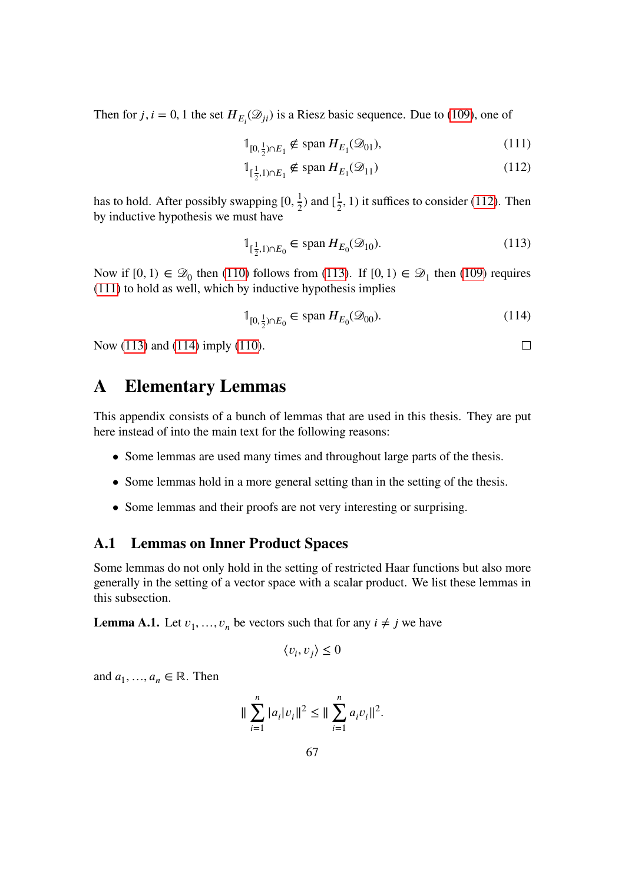Then for $j, i = 0, 1$ the set $H_{E_i}(\mathscr{D}_{ji})$ is a Riesz basic sequence. Due to (109), one of

$$\mathbb{1}_{[0,\frac{1}{2})\cap E_1} \notin \operatorname{span} H_{E_1}(\mathscr{D}_{01}), \tag{111}$$

$$\mathbb{1}_{[\frac{1}{2},1)\cap E_1} \notin \operatorname{span} H_{E_1}(\mathscr{D}_{11}) \tag{112}$$

has to hold. After possibly swapping $[0, \frac{1}{2})$ and $[\frac{1}{2}, 1)$ it suffices to consider (112). Then by inductive hypothesis we must have

$$\mathbb{1}_{[\frac{1}{2},1)\cap E_0} \in \operatorname{span} H_{E_0}(\mathscr{D}_{10}). \tag{113}$$

Now if $[0, 1) \in \mathscr{D}_0$ then (110) follows from (113). If $[0, 1) \in \mathscr{D}_1$ then (109) requires (111) to hold as well, which by inductive hypothesis implies

$$\mathbb{1}_{[0,\frac{1}{2})\cap E_0} \in \operatorname{span} H_{E_0}(\mathscr{D}_{00}). \tag{114}$$

Now (113) and (114) imply (110). □

# A Elementary Lemmas

This appendix consists of a bunch of lemmas that are used in this thesis. They are put here instead of into the main text for the following reasons:

- Some lemmas are used many times and throughout large parts of the thesis.
- Some lemmas hold in a more general setting than in the setting of the thesis.
- Some lemmas and their proofs are not very interesting or surprising.

## A.1 Lemmas on Inner Product Spaces

Some lemmas do not only hold in the setting of restricted Haar functions but also more generally in the setting of a vector space with a scalar product. We list these lemmas in this subsection.

**Lemma A.1.** Let $v_1, \ldots, v_n$ be vectors such that for any $i \neq j$ we have

$$\langle v_i, v_j \rangle \leq 0$$

and $a_1, \ldots, a_n \in \mathbb{R}$. Then

$$\| \sum_{i=1}^{n} |a_i| v_i \|^2 \leq \| \sum_{i=1}^{n} a_i v_i \|^2.$$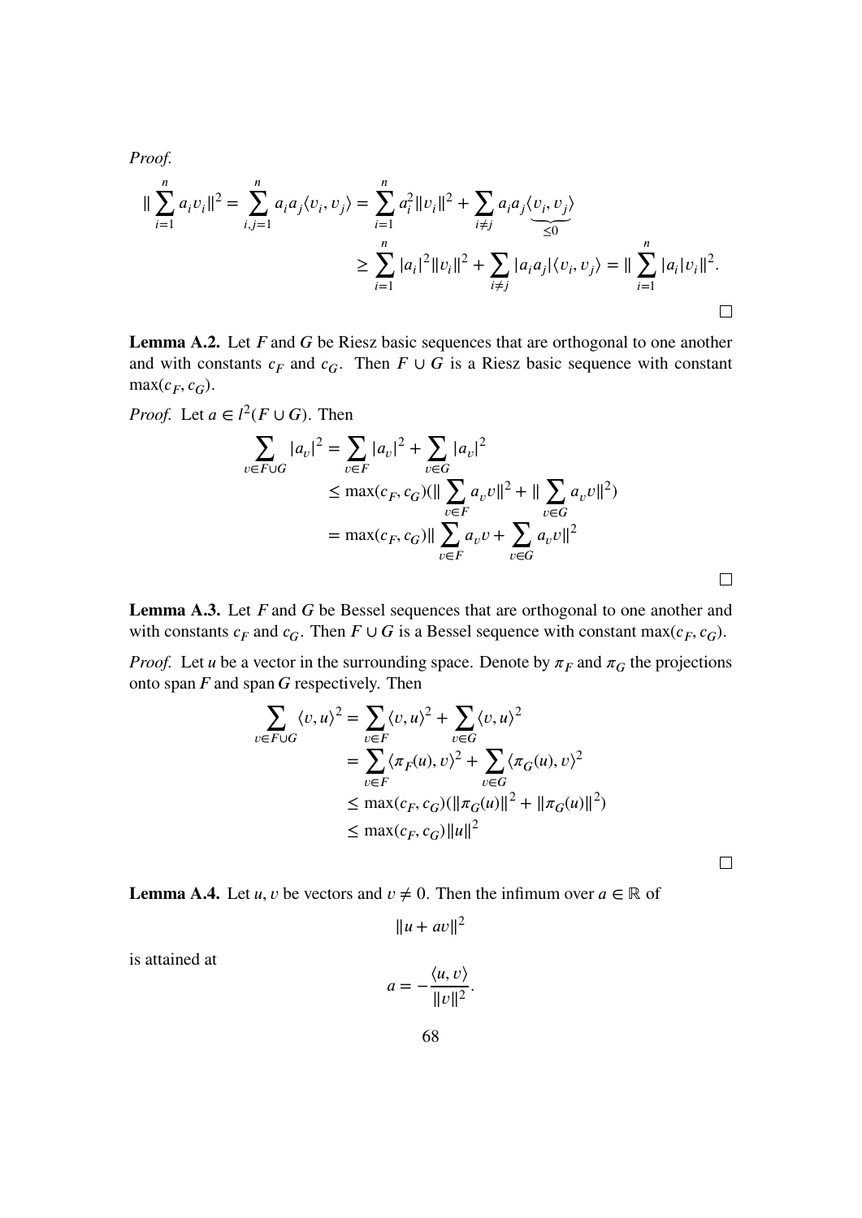*Proof.*

$$
\begin{aligned}
\| \sum_{i=1}^{n} a_i v_i \|^2 = \sum_{i,j=1}^{n} a_i a_j \langle v_i, v_j \rangle &= \sum_{i=1}^{n} a_i^2 \|v_i\|^2 + \sum_{i \neq j} a_i a_j \underbrace{\langle v_i, v_j \rangle}_{\leq 0} \\
&\geq \sum_{i=1}^{n} |a_i|^2 \|v_i\|^2 + \sum_{i \neq j} |a_i a_j| \langle v_i, v_j \rangle = \| \sum_{i=1}^{n} |a_i| v_i \|^2.
\end{aligned}
$$

□

**Lemma A.2.** Let $F$ and $G$ be Riesz basic sequences that are orthogonal to one another and with constants $c_F$ and $c_G$. Then $F \cup G$ is a Riesz basic sequence with constant $\max(c_F, c_G)$.

*Proof.* Let $a \in l^2(F \cup G)$. Then

$$
\begin{aligned}
\sum_{v \in F \cup G} |a_v|^2 &= \sum_{v \in F} |a_v|^2 + \sum_{v \in G} |a_v|^2 \\
&\leq \max(c_F, c_G)(\| \sum_{v \in F} a_v v \|^2 + \| \sum_{v \in G} a_v v \|^2) \\
&= \max(c_F, c_G) \| \sum_{v \in F} a_v v + \sum_{v \in G} a_v v \|^2
\end{aligned}
$$

□

**Lemma A.3.** Let $F$ and $G$ be Bessel sequences that are orthogonal to one another and with constants $c_F$ and $c_G$. Then $F \cup G$ is a Bessel sequence with constant $\max(c_F, c_G)$.

*Proof.* Let $u$ be a vector in the surrounding space. Denote by $\pi_F$ and $\pi_G$ the projections onto span $F$ and span $G$ respectively. Then

$$
\begin{aligned}
\sum_{v \in F \cup G} \langle v, u \rangle^2 &= \sum_{v \in F} \langle v, u \rangle^2 + \sum_{v \in G} \langle v, u \rangle^2 \\
&= \sum_{v \in F} \langle \pi_F(u), v \rangle^2 + \sum_{v \in G} \langle \pi_G(u), v \rangle^2 \\
&\leq \max(c_F, c_G)(\|\pi_G(u)\|^2 + \|\pi_G(u)\|^2) \\
&\leq \max(c_F, c_G) \|u\|^2
\end{aligned}
$$

□

**Lemma A.4.** Let $u, v$ be vectors and $v \neq 0$. Then the infimum over $a \in \mathbb{R}$ of

$$
\|u + av\|^2
$$

is attained at

$$
a = -\frac{\langle u, v \rangle}{\|v\|^2}.
$$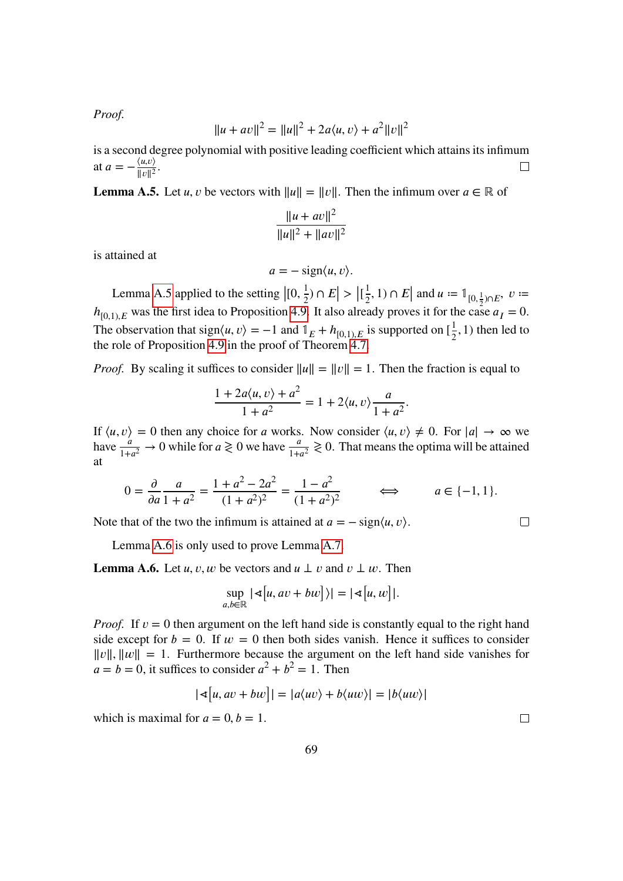*Proof.*
$$\|u + av\|^2 = \|u\|^2 + 2a\langle u, v\rangle + a^2\|v\|^2$$
is a second degree polynomial with positive leading coefficient which attains its infimum at $a = -\frac{\langle u,v\rangle}{\|v\|^2}$. ☐

**Lemma A.5.** Let $u, v$ be vectors with $\|u\| = \|v\|$. Then the infimum over $a \in \mathbb{R}$ of
$$\frac{\|u + av\|^2}{\|u\|^2 + \|av\|^2}$$
is attained at
$$a = -\operatorname{sign}\langle u, v\rangle.$$

Lemma A.5 applied to the setting $\left|[0, \frac{1}{2}) \cap E\right| > \left|[\frac{1}{2}, 1) \cap E\right|$ and $u := \mathbb{1}_{[0,\frac{1}{2})\cap E}$, $v := h_{[0,1),E}$ was the first idea to Proposition 4.9. It also already proves it for the case $a_I = 0$. The observation that $\operatorname{sign}\langle u, v\rangle = -1$ and $\mathbb{1}_E + h_{[0,1),E}$ is supported on $[\frac{1}{2}, 1)$ then led to the role of Proposition 4.9 in the proof of Theorem 4.7.

*Proof.* By scaling it suffices to consider $\|u\| = \|v\| = 1$. Then the fraction is equal to
$$\frac{1 + 2a\langle u, v\rangle + a^2}{1 + a^2} = 1 + 2\langle u, v\rangle \frac{a}{1 + a^2}.$$
If $\langle u, v\rangle = 0$ then any choice for $a$ works. Now consider $\langle u, v\rangle \neq 0$. For $|a| \to \infty$ we have $\frac{a}{1+a^2} \to 0$ while for $a \gtrless 0$ we have $\frac{a}{1+a^2} \gtrless 0$. That means the optima will be attained at
$$0 = \frac{\partial}{\partial a}\frac{a}{1 + a^2} = \frac{1 + a^2 - 2a^2}{(1 + a^2)^2} = \frac{1 - a^2}{(1 + a^2)^2} \qquad \Longleftrightarrow \qquad a \in \{-1, 1\}.$$
Note that of the two the infimum is attained at $a = -\operatorname{sign}\langle u, v\rangle$. ☐

Lemma A.6 is only used to prove Lemma A.7.

**Lemma A.6.** Let $u, v, w$ be vectors and $u \perp v$ and $v \perp w$. Then
$$\sup_{a,b\in\mathbb{R}} |\sphericalangle[u, av + bw]\rangle| = |\sphericalangle[u, w]|.$$

*Proof.* If $v = 0$ then argument on the left hand side is constantly equal to the right hand side except for $b = 0$. If $w = 0$ then both sides vanish. Hence it suffices to consider $\|v\|, \|w\| = 1$. Furthermore because the argument on the left hand side vanishes for $a = b = 0$, it suffices to consider $a^2 + b^2 = 1$. Then
$$|\sphericalangle[u, av + bw]| = |a\langle uv\rangle + b\langle uw\rangle| = |b\langle uw\rangle|$$
which is maximal for $a = 0, b = 1$. ☐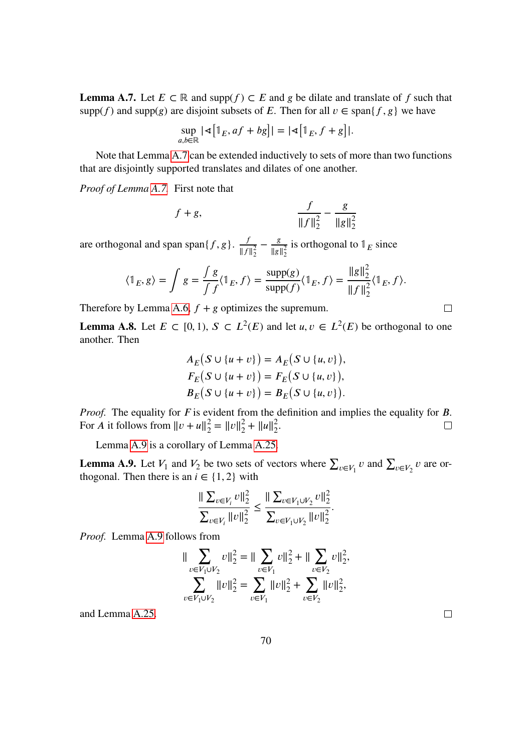**Lemma A.7.** Let $E \subset \mathbb{R}$ and $\operatorname{supp}(f) \subset E$ and $g$ be dilate and translate of $f$ such that $\operatorname{supp}(f)$ and $\operatorname{supp}(g)$ are disjoint subsets of $E$. Then for all $v \in \operatorname{span}\{f, g\}$ we have

$$\sup_{a,b\in\mathbb{R}} |\sphericalangle[\mathbb{1}_E, af + bg]| = |\sphericalangle[\mathbb{1}_E, f + g]|.$$

Note that Lemma A.7 can be extended inductively to sets of more than two functions that are disjointly supported translates and dilates of one another.

*Proof of Lemma A.7.* First note that

$$f + g, \qquad\qquad \frac{f}{\|f\|_2^2} - \frac{g}{\|g\|_2^2}$$

are orthogonal and span $\operatorname{span}\{f, g\}$. $\frac{f}{\|f\|_2^2} - \frac{g}{\|g\|_2^2}$ is orthogonal to $\mathbb{1}_E$ since

$$\langle \mathbb{1}_E, g\rangle = \int g = \frac{\int g}{\int f}\langle \mathbb{1}_E, f\rangle = \frac{\operatorname{supp}(g)}{\operatorname{supp}(f)}\langle \mathbb{1}_E, f\rangle = \frac{\|g\|_2^2}{\|f\|_2^2}\langle \mathbb{1}_E, f\rangle.$$

Therefore by Lemma A.6, $f + g$ optimizes the supremum. □

**Lemma A.8.** Let $E \subset [0, 1)$, $S \subset L^2(E)$ and let $u, v \in L^2(E)$ be orthogonal to one another. Then

$$\begin{aligned}
A_E\big(S \cup \{u + v\}\big) &= A_E\big(S \cup \{u, v\}\big),\\
F_E\big(S \cup \{u + v\}\big) &= F_E\big(S \cup \{u, v\}\big),\\
B_E\big(S \cup \{u + v\}\big) &= B_E\big(S \cup \{u, v\}\big).
\end{aligned}$$

*Proof.* The equality for $F$ is evident from the definition and implies the equality for $B$. For $A$ it follows from $\|v + u\|_2^2 = \|v\|_2^2 + \|u\|_2^2$. □

Lemma A.9 is a corollary of Lemma A.25.

**Lemma A.9.** Let $V_1$ and $V_2$ be two sets of vectors where $\sum_{v\in V_1} v$ and $\sum_{v\in V_2} v$ are orthogonal. Then there is an $i \in \{1, 2\}$ with

$$\frac{\|\sum_{v\in V_i} v\|_2^2}{\sum_{v\in V_i}\|v\|_2^2} \le \frac{\|\sum_{v\in V_1\cup V_2} v\|_2^2}{\sum_{v\in V_1\cup V_2}\|v\|_2^2}.$$

*Proof.* Lemma A.9 follows from

$$\begin{aligned}
\|\sum_{v\in V_1\cup V_2} v\|_2^2 &= \|\sum_{v\in V_1} v\|_2^2 + \|\sum_{v\in V_2} v\|_2^2,\\
\sum_{v\in V_1\cup V_2}\|v\|_2^2 &= \sum_{v\in V_1}\|v\|_2^2 + \sum_{v\in V_2}\|v\|_2^2,
\end{aligned}$$

and Lemma A.25. □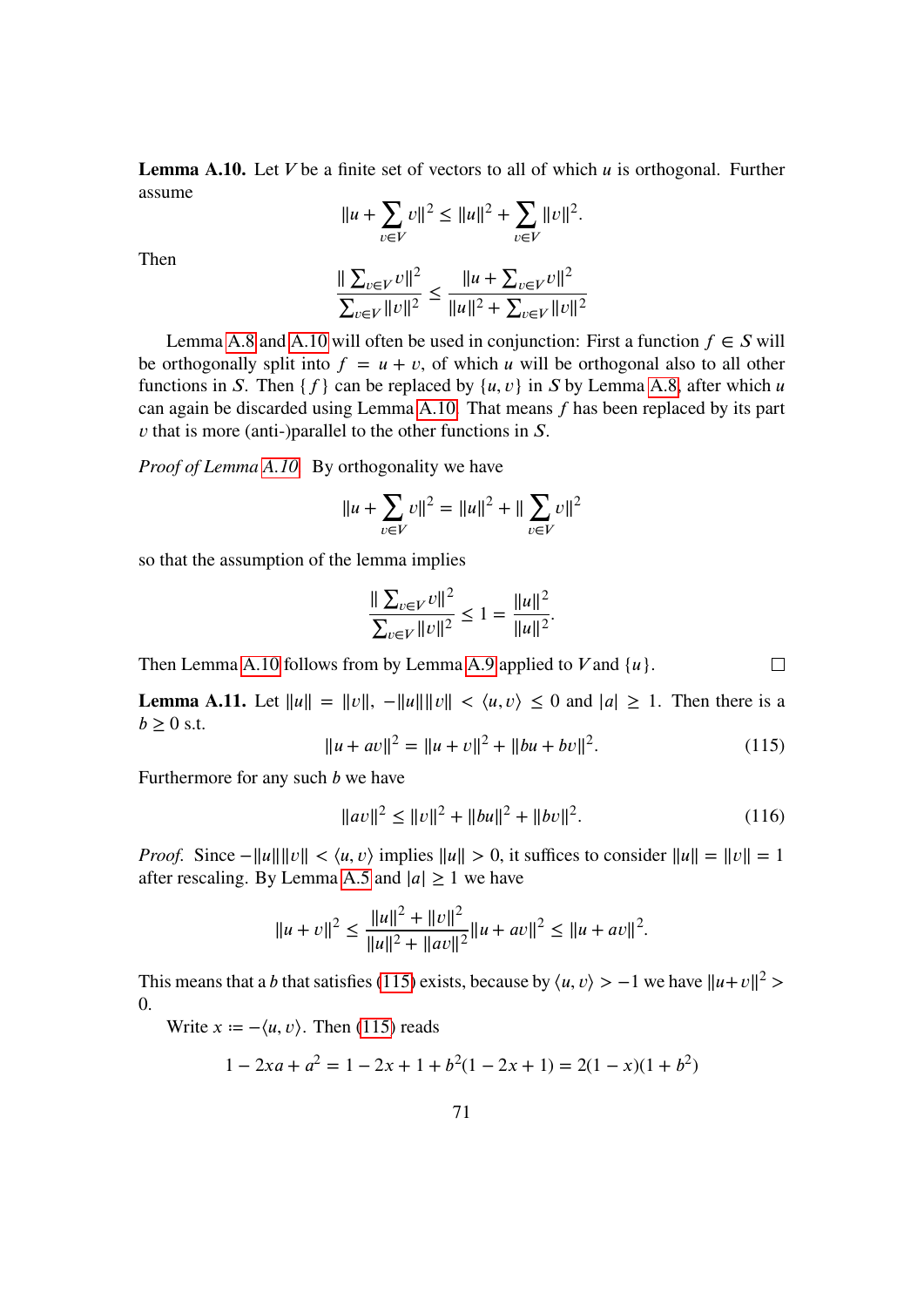**Lemma A.10.** Let $V$ be a finite set of vectors to all of which $u$ is orthogonal. Further assume

$$\|u + \sum_{v \in V} v\|^2 \le \|u\|^2 + \sum_{v \in V} \|v\|^2.$$

Then

$$\frac{\| \sum_{v \in V} v\|^2}{\sum_{v \in V} \|v\|^2} \le \frac{\|u + \sum_{v \in V} v\|^2}{\|u\|^2 + \sum_{v \in V} \|v\|^2}$$

Lemma A.8 and A.10 will often be used in conjunction: First a function $f \in S$ will be orthogonally split into $f = u + v$, of which $u$ will be orthogonal also to all other functions in $S$. Then $\{f\}$ can be replaced by $\{u, v\}$ in $S$ by Lemma A.8, after which $u$ can again be discarded using Lemma A.10. That means $f$ has been replaced by its part $v$ that is more (anti-)parallel to the other functions in $S$.

*Proof of Lemma A.10.* By orthogonality we have

$$\|u + \sum_{v \in V} v\|^2 = \|u\|^2 + \| \sum_{v \in V} v\|^2$$

so that the assumption of the lemma implies

$$\frac{\| \sum_{v \in V} v\|^2}{\sum_{v \in V} \|v\|^2} \le 1 = \frac{\|u\|^2}{\|u\|^2}.$$

Then Lemma A.10 follows from by Lemma A.9 applied to $V$ and $\{u\}$. □

**Lemma A.11.** Let $\|u\| = \|v\|$, $-\|u\|\|v\| < \langle u, v\rangle \le 0$ and $|a| \ge 1$. Then there is a $b \ge 0$ s.t.

$$\|u + av\|^2 = \|u + v\|^2 + \|bu + bv\|^2. \tag{115}$$

Furthermore for any such $b$ we have

$$\|av\|^2 \le \|v\|^2 + \|bu\|^2 + \|bv\|^2. \tag{116}$$

*Proof.* Since $-\|u\|\|v\| < \langle u, v\rangle$ implies $\|u\| > 0$, it suffices to consider $\|u\| = \|v\| = 1$ after rescaling. By Lemma A.5 and $|a| \ge 1$ we have

$$\|u + v\|^2 \le \frac{\|u\|^2 + \|v\|^2}{\|u\|^2 + \|av\|^2} \|u + av\|^2 \le \|u + av\|^2.$$

This means that a $b$ that satisfies (115) exists, because by $\langle u, v\rangle > -1$ we have $\|u+v\|^2 > 0$.

Write $x := -\langle u, v\rangle$. Then (115) reads

$$1 - 2xa + a^2 = 1 - 2x + 1 + b^2(1 - 2x + 1) = 2(1 - x)(1 + b^2)$$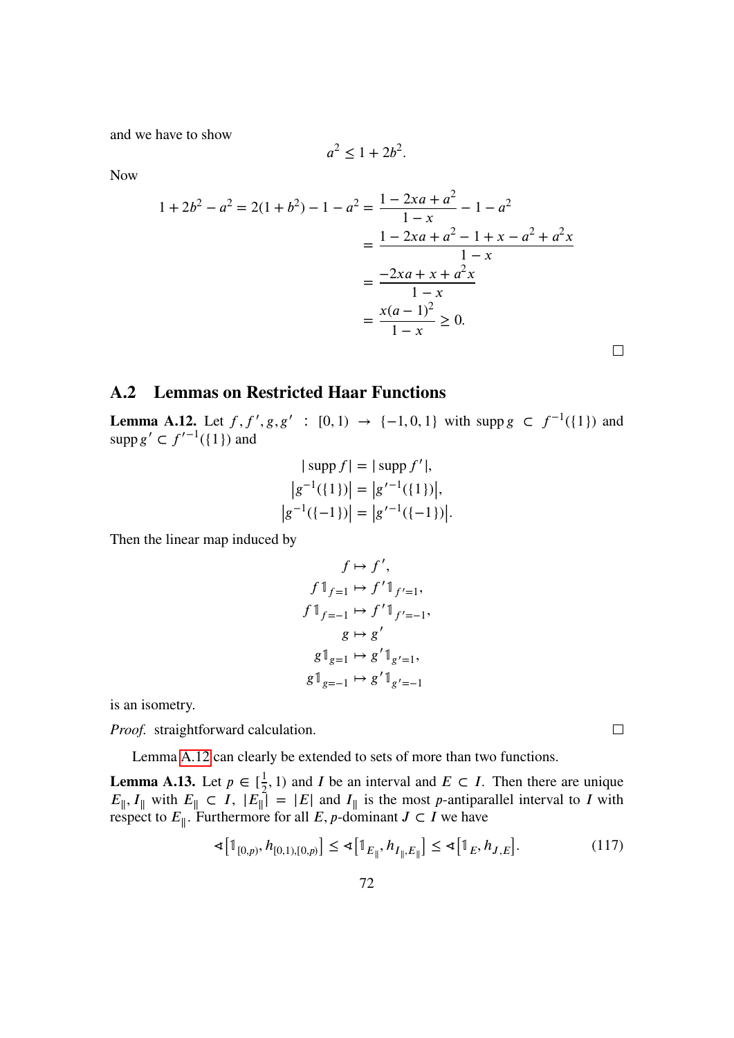and we have to show

$$a^2 \leq 1 + 2b^2.$$

Now

$$\begin{aligned}
1 + 2b^2 - a^2 = 2(1 + b^2) - 1 - a^2 &= \frac{1 - 2xa + a^2}{1 - x} - 1 - a^2 \\
&= \frac{1 - 2xa + a^2 - 1 + x - a^2 + a^2 x}{1 - x} \\
&= \frac{-2xa + x + a^2 x}{1 - x} \\
&= \frac{x(a-1)^2}{1 - x} \geq 0.
\end{aligned}$$

□

## A.2 Lemmas on Restricted Haar Functions

**Lemma A.12.** Let $f, f', g, g' : [0,1) \to \{-1, 0, 1\}$ with $\operatorname{supp} g \subset f^{-1}(\{1\})$ and $\operatorname{supp} g' \subset f'^{-1}(\{1\})$ and

$$\begin{aligned}
|\operatorname{supp} f| &= |\operatorname{supp} f'|, \\
\left|g^{-1}(\{1\})\right| &= \left|g'^{-1}(\{1\})\right|, \\
\left|g^{-1}(\{-1\})\right| &= \left|g'^{-1}(\{-1\})\right|.
\end{aligned}$$

Then the linear map induced by

$$\begin{aligned}
f &\mapsto f', \\
f \mathbb{1}_{f=1} &\mapsto f' \mathbb{1}_{f'=1}, \\
f \mathbb{1}_{f=-1} &\mapsto f' \mathbb{1}_{f'=-1}, \\
g &\mapsto g' \\
g \mathbb{1}_{g=1} &\mapsto g' \mathbb{1}_{g'=1}, \\
g \mathbb{1}_{g=-1} &\mapsto g' \mathbb{1}_{g'=-1}
\end{aligned}$$

is an isometry.

*Proof.* straightforward calculation. □

Lemma A.12 can clearly be extended to sets of more than two functions.

**Lemma A.13.** Let $p \in [\frac{1}{2}, 1)$ and $I$ be an interval and $E \subset I$. Then there are unique $E_\parallel, I_\parallel$ with $E_\parallel \subset I$, $|E_\parallel| = |E|$ and $I_\parallel$ is the most $p$-antiparallel interval to $I$ with respect to $E_\parallel$. Furthermore for all $E, p$-dominant $J \subset I$ we have

$$\sphericalangle\left[\mathbb{1}_{[0,p)}, h_{[0,1),[0,p)}\right] \leq \sphericalangle\left[\mathbb{1}_{E_\parallel}, h_{I_\parallel, E_\parallel}\right] \leq \sphericalangle\left[\mathbb{1}_E, h_{J,E}\right]. \tag{117}$$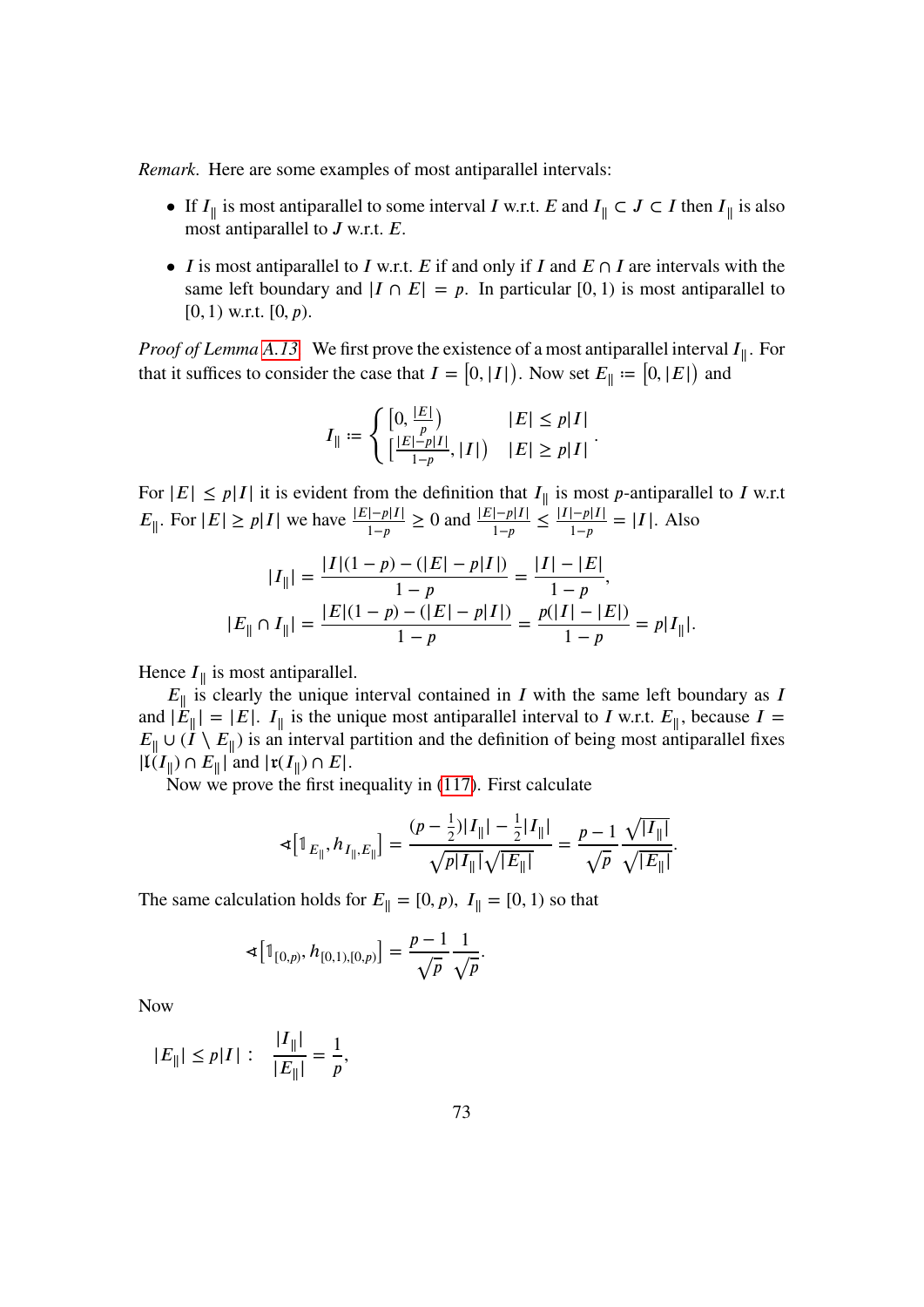*Remark*. Here are some examples of most antiparallel intervals:

- If $I_\parallel$ is most antiparallel to some interval $I$ w.r.t. $E$ and $I_\parallel \subset J \subset I$ then $I_\parallel$ is also most antiparallel to $J$ w.r.t. $E$.
- $I$ is most antiparallel to $I$ w.r.t. $E$ if and only if $I$ and $E \cap I$ are intervals with the same left boundary and $|I \cap E| = p$. In particular $[0, 1)$ is most antiparallel to $[0, 1)$ w.r.t. $[0, p)$.

*Proof of Lemma A.13.* We first prove the existence of a most antiparallel interval $I_\parallel$. For that it suffices to consider the case that $I = \big[0, |I|\big)$. Now set $E_\parallel := \big[0, |E|\big)$ and

$$I_\parallel := \begin{cases} \big[0, \frac{|E|}{p}\big) & |E| \le p|I| \\ \big[\frac{|E|-p|I|}{1-p}, |I|\big) & |E| \ge p|I| \end{cases}.$$

For $|E| \le p|I|$ it is evident from the definition that $I_\parallel$ is most $p$-antiparallel to $I$ w.r.t $E_\parallel$. For $|E| \ge p|I|$ we have $\frac{|E|-p|I|}{1-p} \ge 0$ and $\frac{|E|-p|I|}{1-p} \le \frac{|I|-p|I|}{1-p} = |I|$. Also

$$\begin{aligned} |I_\parallel| &= \frac{|I|(1-p) - (|E| - p|I|)}{1-p} = \frac{|I| - |E|}{1-p}, \\ |E_\parallel \cap I_\parallel| &= \frac{|E|(1-p) - (|E| - p|I|)}{1-p} = \frac{p(|I| - |E|)}{1-p} = p|I_\parallel|. \end{aligned}$$

Hence $I_\parallel$ is most antiparallel.

$E_\parallel$ is clearly the unique interval contained in $I$ with the same left boundary as $I$ and $|E_\parallel| = |E|$. $I_\parallel$ is the unique most antiparallel interval to $I$ w.r.t. $E_\parallel$, because $I = E_\parallel \cup (I \setminus E_\parallel)$ is an interval partition and the definition of being most antiparallel fixes $|\mathfrak{l}(I_\parallel) \cap E_\parallel|$ and $|\mathfrak{r}(I_\parallel) \cap E|$.

Now we prove the first inequality in (117). First calculate

$$\sphericalangle\big[\mathbb{1}_{E_\parallel}, h_{I_\parallel, E_\parallel}\big] = \frac{(p - \frac{1}{2})|I_\parallel| - \frac{1}{2}|I_\parallel|}{\sqrt{p|I_\parallel|}\sqrt{|E_\parallel|}} = \frac{p-1}{\sqrt{p}} \frac{\sqrt{|I_\parallel|}}{\sqrt{|E_\parallel|}}.$$

The same calculation holds for $E_\parallel = [0, p),\ I_\parallel = [0, 1)$ so that

$$\sphericalangle\big[\mathbb{1}_{[0,p)}, h_{[0,1),[0,p)}\big] = \frac{p-1}{\sqrt{p}} \frac{1}{\sqrt{p}}.$$

Now

$$|E_\parallel| \le p|I| : \quad \frac{|I_\parallel|}{|E_\parallel|} = \frac{1}{p},$$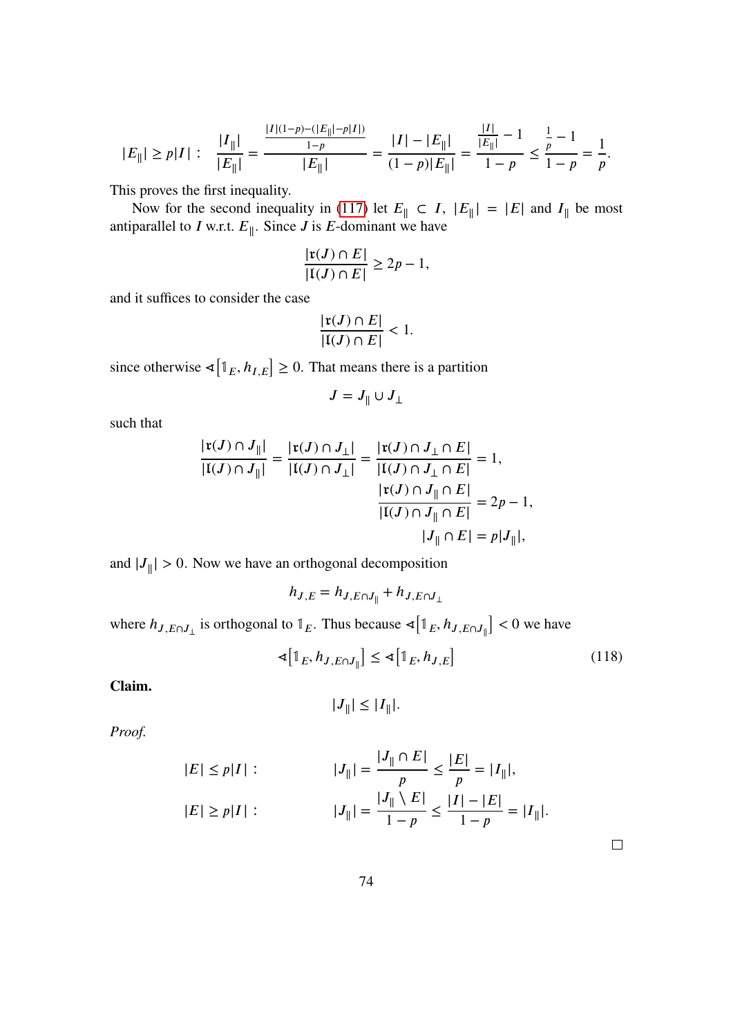$$|E_\parallel| \geq p|I|: \quad \frac{|I_\parallel|}{|E_\parallel|} = \frac{\frac{|I|(1-p)-(|E_\parallel|-p|I|)}{1-p}}{|E_\parallel|} = \frac{|I| - |E_\parallel|}{(1-p)|E_\parallel|} = \frac{\frac{|I|}{|E_\parallel|} - 1}{1-p} \leq \frac{\frac{1}{p} - 1}{1-p} = \frac{1}{p}.$$

This proves the first inequality.

Now for the second inequality in (117) let $E_\parallel \subset I$, $|E_\parallel| = |E|$ and $I_\parallel$ be most antiparallel to $I$ w.r.t. $E_\parallel$. Since $J$ is $E$-dominant we have

$$\frac{|\mathfrak{r}(J) \cap E|}{|\mathfrak{l}(J) \cap E|} \geq 2p - 1,$$

and it suffices to consider the case

$$\frac{|\mathfrak{r}(J) \cap E|}{|\mathfrak{l}(J) \cap E|} < 1.$$

since otherwise $\sphericalangle\left[\mathbb{1}_E, h_{I,E}\right] \geq 0$. That means there is a partition

$$J = J_\parallel \cup J_\perp$$

such that

$$\begin{aligned}
\frac{|\mathfrak{r}(J) \cap J_\parallel|}{|\mathfrak{l}(J) \cap J_\parallel|} = \frac{|\mathfrak{r}(J) \cap J_\perp|}{|\mathfrak{l}(J) \cap J_\perp|} = \frac{|\mathfrak{r}(J) \cap J_\perp \cap E|}{|\mathfrak{l}(J) \cap J_\perp \cap E|} &= 1, \\
\frac{|\mathfrak{r}(J) \cap J_\parallel \cap E|}{|\mathfrak{l}(J) \cap J_\parallel \cap E|} &= 2p - 1, \\
|J_\parallel \cap E| &= p|J_\parallel|,
\end{aligned}$$

and $|J_\parallel| > 0$. Now we have an orthogonal decomposition

$$h_{J,E} = h_{J,E \cap J_\parallel} + h_{J,E \cap J_\perp}$$

where $h_{J,E\cap J_\perp}$ is orthogonal to $\mathbb{1}_E$. Thus because $\sphericalangle\left[\mathbb{1}_E, h_{J,E\cap J_\parallel}\right] < 0$ we have

$$\sphericalangle\left[\mathbb{1}_E, h_{J,E\cap J_\parallel}\right] \leq \sphericalangle\left[\mathbb{1}_E, h_{J,E}\right] \tag{118}$$

**Claim.**

$$|J_\parallel| \leq |I_\parallel|.$$

*Proof.*

$$|E| \leq p|I|: \qquad |J_\parallel| = \frac{|J_\parallel \cap E|}{p} \leq \frac{|E|}{p} = |I_\parallel|,$$

$$|E| \geq p|I|: \qquad |J_\parallel| = \frac{|J_\parallel \setminus E|}{1-p} \leq \frac{|I| - |E|}{1-p} = |I_\parallel|.$$

□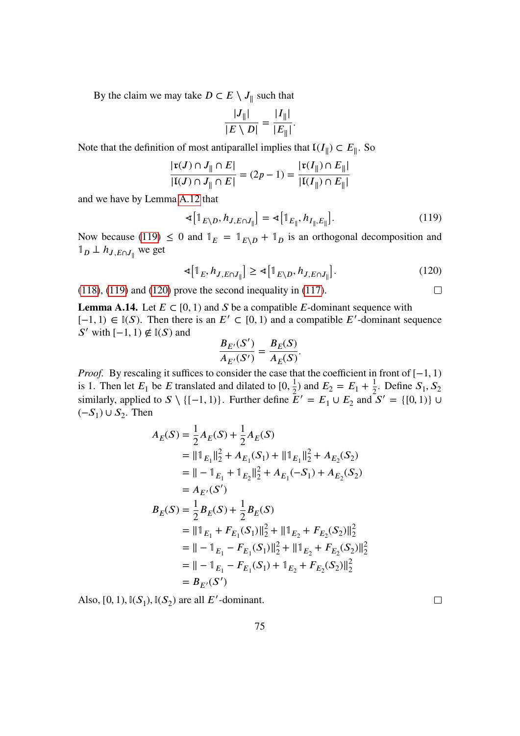By the claim we may take $D \subset E \setminus J_\parallel$ such that

$$\frac{|J_\parallel|}{|E \setminus D|} = \frac{|I_\parallel|}{|E_\parallel|}.$$

Note that the definition of most antiparallel implies that $\mathfrak{l}(I_\parallel) \subset E_\parallel$. So

$$\frac{|\mathfrak{r}(J) \cap J_\parallel \cap E|}{|\mathfrak{l}(J) \cap J_\parallel \cap E|} = (2p-1) = \frac{|\mathfrak{r}(I_\parallel) \cap E_\parallel|}{|\mathfrak{l}(I_\parallel) \cap E_\parallel|}$$

and we have by Lemma A.12 that

$$\sphericalangle\left[\mathbb{1}_{E\setminus D}, h_{J,E\cap J_\parallel}\right] = \sphericalangle\left[\mathbb{1}_{E_\parallel}, h_{I_\parallel,E_\parallel}\right]. \tag{119}$$

Now because (119) $\leq 0$ and $\mathbb{1}_E = \mathbb{1}_{E\setminus D} + \mathbb{1}_D$ is an orthogonal decomposition and $\mathbb{1}_D \perp h_{J,E\cap J_\parallel}$ we get

$$\sphericalangle\left[\mathbb{1}_E, h_{J,E\cap J_\parallel}\right] \geq \sphericalangle\left[\mathbb{1}_{E\setminus D}, h_{J,E\cap J_\parallel}\right]. \tag{120}$$

(118), (119) and (120) prove the second inequality in (117). □

**Lemma A.14.** Let $E \subset [0,1)$ and $S$ be a compatible $E$-dominant sequence with $[-1,1) \in \mathbb{I}(S)$. Then there is an $E' \subset [0,1)$ and a compatible $E'$-dominant sequence $S'$ with $[-1,1) \notin \mathbb{I}(S)$ and

$$\frac{B_{E'}(S')}{A_{E'}(S')} = \frac{B_E(S)}{A_E(S)}.$$

*Proof.* By rescaling it suffices to consider the case that the coefficient in front of $[-1,1)$ is 1. Then let $E_1$ be $E$ translated and dilated to $[0,\frac{1}{2})$ and $E_2 = E_1 + \frac{1}{2}$. Define $S_1, S_2$ similarly, applied to $S \setminus \{[-1,1)\}$. Further define $E' = E_1 \cup E_2$ and $S' = \{[0,1)\} \cup (-S_1) \cup S_2$. Then

$$\begin{aligned}
A_E(S) &= \frac{1}{2}A_E(S) + \frac{1}{2}A_E(S) \\
&= \|\mathbb{1}_{E_1}\|_2^2 + A_{E_1}(S_1) + \|\mathbb{1}_{E_1}\|_2^2 + A_{E_2}(S_2) \\
&= \|-\mathbb{1}_{E_1} + \mathbb{1}_{E_2}\|_2^2 + A_{E_1}(-S_1) + A_{E_2}(S_2) \\
&= A_{E'}(S') \\
B_E(S) &= \frac{1}{2}B_E(S) + \frac{1}{2}B_E(S) \\
&= \|\mathbb{1}_{E_1} + F_{E_1}(S_1)\|_2^2 + \|\mathbb{1}_{E_2} + F_{E_2}(S_2)\|_2^2 \\
&= \|-\mathbb{1}_{E_1} - F_{E_1}(S_1)\|_2^2 + \|\mathbb{1}_{E_2} + F_{E_2}(S_2)\|_2^2 \\
&= \|-\mathbb{1}_{E_1} - F_{E_1}(S_1) + \mathbb{1}_{E_2} + F_{E_2}(S_2)\|_2^2 \\
&= B_{E'}(S')
\end{aligned}$$

Also, $[0,1), \mathbb{I}(S_1), \mathbb{I}(S_2)$ are all $E'$-dominant. □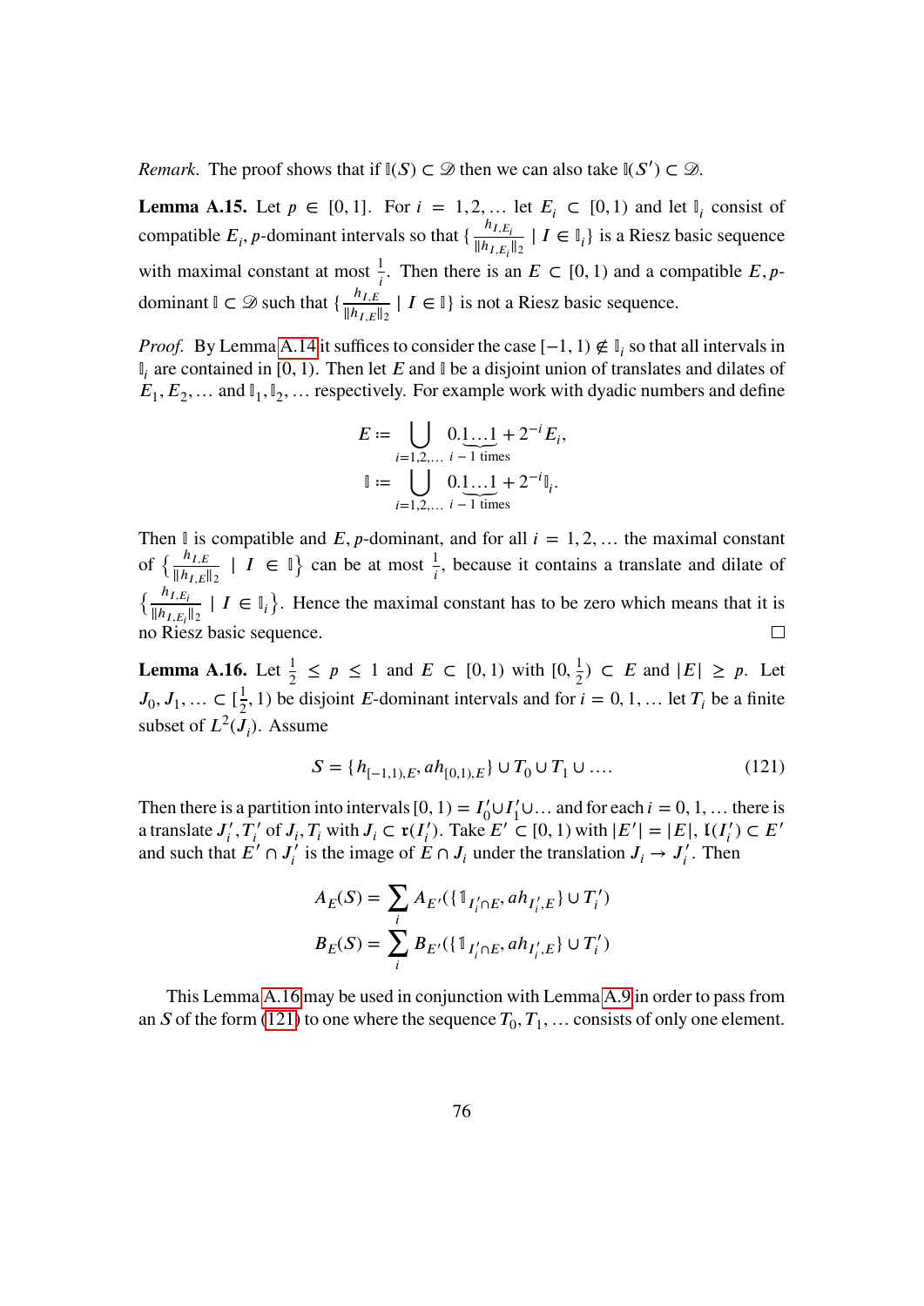*Remark.* The proof shows that if $\mathbb{I}(S) \subset \mathscr{D}$ then we can also take $\mathbb{I}(S') \subset \mathscr{D}$.

**Lemma A.15.** Let $p \in [0, 1]$. For $i = 1, 2, \ldots$ let $E_i \subset [0, 1)$ and let $\mathbb{I}_i$ consist of compatible $E_i, p$-dominant intervals so that $\{\frac{h_{I,E_i}}{\|h_{I,E_i}\|_2} \mid I \in \mathbb{I}_i\}$ is a Riesz basic sequence with maximal constant at most $\frac{1}{i}$. Then there is an $E \subset [0, 1)$ and a compatible $E, p$-dominant $\mathbb{I} \subset \mathscr{D}$ such that $\{\frac{h_{I,E}}{\|h_{I,E}\|_2} \mid I \in \mathbb{I}\}$ is not a Riesz basic sequence.

*Proof.* By Lemma A.14 it suffices to consider the case $[-1, 1) \notin \mathbb{I}_i$ so that all intervals in $\mathbb{I}_i$ are contained in $[0, 1)$. Then let $E$ and $\mathbb{I}$ be a disjoint union of translates and dilates of $E_1, E_2, \ldots$ and $\mathbb{I}_1, \mathbb{I}_2, \ldots$ respectively. For example work with dyadic numbers and define

$$E := \bigcup_{i=1,2,\ldots} 0.\underbrace{1\ldots1}_{i-1 \text{ times}} + 2^{-i}E_i,$$

$$\mathbb{I} := \bigcup_{i=1,2,\ldots} 0.\underbrace{1\ldots1}_{i-1 \text{ times}} + 2^{-i}\mathbb{I}_i.$$

Then $\mathbb{I}$ is compatible and $E, p$-dominant, and for all $i = 1, 2, \ldots$ the maximal constant of $\left\{\frac{h_{I,E}}{\|h_{I,E}\|_2} \mid I \in \mathbb{I}\right\}$ can be at most $\frac{1}{i}$, because it contains a translate and dilate of $\left\{\frac{h_{I,E_i}}{\|h_{I,E_i}\|_2} \mid I \in \mathbb{I}_i\right\}$. Hence the maximal constant has to be zero which means that it is no Riesz basic sequence. $\square$

**Lemma A.16.** Let $\frac{1}{2} \leq p \leq 1$ and $E \subset [0, 1)$ with $[0, \frac{1}{2}) \subset E$ and $|E| \geq p$. Let $J_0, J_1, \ldots \subset [\frac{1}{2}, 1)$ be disjoint $E$-dominant intervals and for $i = 0, 1, \ldots$ let $T_i$ be a finite subset of $L^2(J_i)$. Assume

$$S = \{h_{[-1,1),E}, ah_{[0,1),E}\} \cup T_0 \cup T_1 \cup \ldots. \tag{121}$$

Then there is a partition into intervals $[0, 1) = I_0' \cup I_1' \cup \ldots$ and for each $i = 0, 1, \ldots$ there is a translate $J_i', T_i'$ of $J_i, T_i$ with $J_i \subset \mathfrak{r}(I_i')$. Take $E' \subset [0, 1)$ with $|E'| = |E|$, $\mathfrak{l}(I_i') \subset E'$ and such that $E' \cap J_i'$ is the image of $E \cap J_i$ under the translation $J_i \to J_i'$. Then

$$A_E(S) = \sum_i A_{E'}(\{\mathbb{1}_{I_i' \cap E}, ah_{I_i',E}\} \cup T_i')$$

$$B_E(S) = \sum_i B_{E'}(\{\mathbb{1}_{I_i' \cap E}, ah_{I_i',E}\} \cup T_i')$$

This Lemma A.16 may be used in conjunction with Lemma A.9 in order to pass from an $S$ of the form (121) to one where the sequence $T_0, T_1, \ldots$ consists of only one element.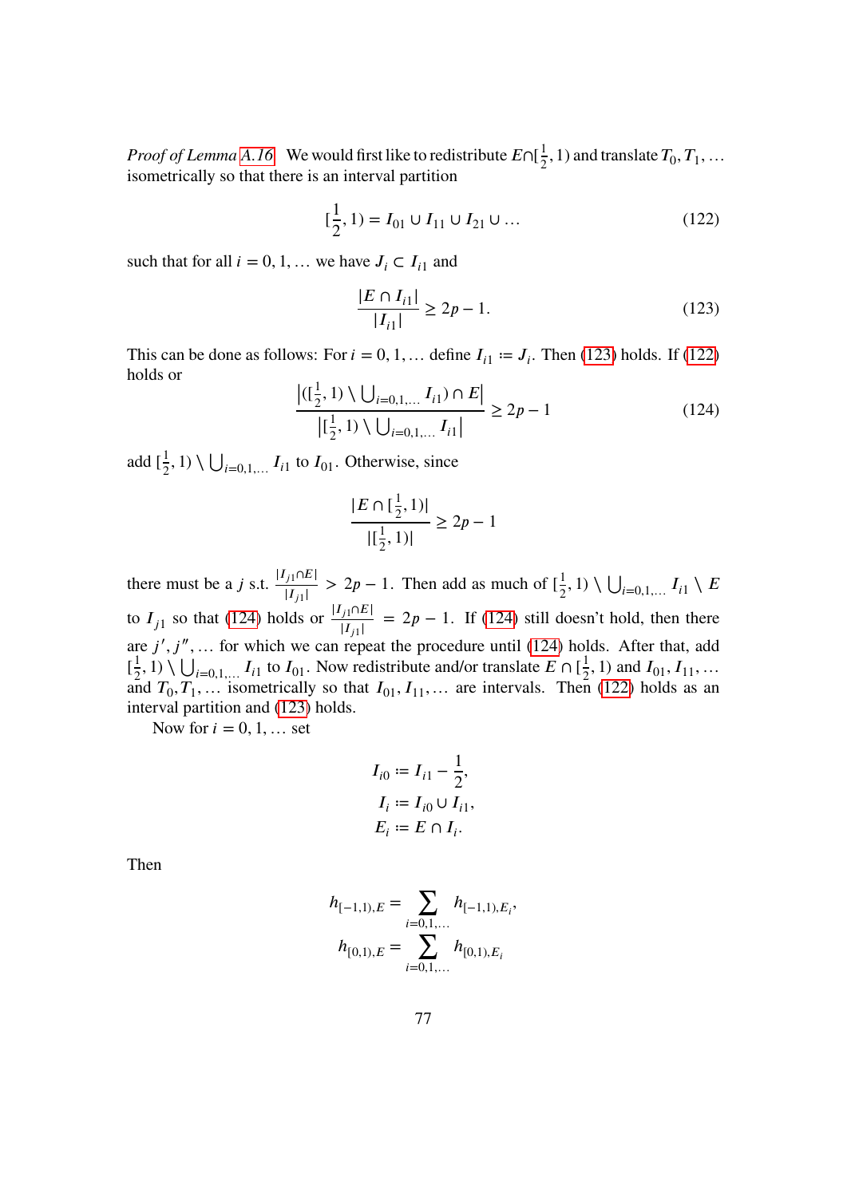*Proof of Lemma A.16.* We would first like to redistribute $E\cap[\frac{1}{2},1)$ and translate $T_0, T_1, \dots$ isometrically so that there is an interval partition

$$[\frac{1}{2},1) = I_{01} \cup I_{11} \cup I_{21} \cup \dots \tag{122}$$

such that for all $i = 0, 1, \dots$ we have $J_i \subset I_{i1}$ and

$$\frac{|E \cap I_{i1}|}{|I_{i1}|} \geq 2p - 1. \tag{123}$$

This can be done as follows: For $i = 0, 1, \dots$ define $I_{i1} := J_i$. Then (123) holds. If (122) holds or

$$\frac{\left|([\frac{1}{2},1) \setminus \bigcup_{i=0,1,\dots} I_{i1}) \cap E\right|}{\left|[\frac{1}{2},1) \setminus \bigcup_{i=0,1,\dots} I_{i1}\right|} \geq 2p - 1 \tag{124}$$

add $[\frac{1}{2},1) \setminus \bigcup_{i=0,1,\dots} I_{i1}$ to $I_{01}$. Otherwise, since

$$\frac{|E \cap [\frac{1}{2},1)|}{|[\frac{1}{2},1)|} \geq 2p - 1$$

there must be a $j$ s.t. $\frac{|I_{j1}\cap E|}{|I_{j1}|} > 2p - 1$. Then add as much of $[\frac{1}{2},1) \setminus \bigcup_{i=0,1,\dots} I_{i1} \setminus E$ to $I_{j1}$ so that (124) holds or $\frac{|I_{j1}\cap E|}{|I_{j1}|} = 2p - 1$. If (124) still doesn't hold, then there are $j', j'', \dots$ for which we can repeat the procedure until (124) holds. After that, add $[\frac{1}{2},1) \setminus \bigcup_{i=0,1,\dots} I_{i1}$ to $I_{01}$. Now redistribute and/or translate $E \cap [\frac{1}{2},1)$ and $I_{01}, I_{11}, \dots$ and $T_0, T_1, \dots$ isometrically so that $I_{01}, I_{11}, \dots$ are intervals. Then (122) holds as an interval partition and (123) holds.

Now for $i = 0, 1, \dots$ set

$$\begin{aligned}
I_{i0} &:= I_{i1} - \frac{1}{2}, \\
I_i &:= I_{i0} \cup I_{i1}, \\
E_i &:= E \cap I_i.
\end{aligned}$$

Then

$$\begin{aligned}
h_{[-1,1),E} &= \sum_{i=0,1,\dots} h_{[-1,1),E_i}, \\
h_{[0,1),E} &= \sum_{i=0,1,\dots} h_{[0,1),E_i}
\end{aligned}$$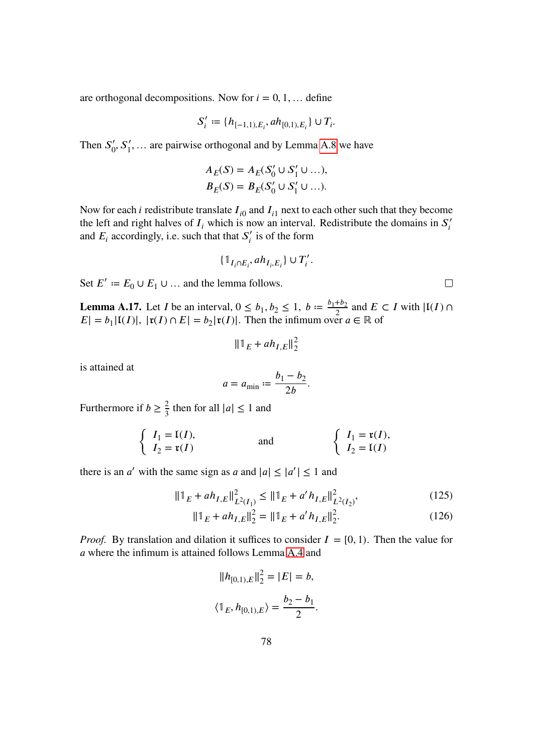are orthogonal decompositions. Now for $i = 0, 1, \dots$ define

$$S_i' \coloneqq \{h_{[-1,1),E_i}, ah_{[0,1),E_i}\} \cup T_i.$$

Then $S_0', S_1', \dots$ are pairwise orthogonal and by Lemma A.8 we have

$$A_E(S) = A_E(S_0' \cup S_1' \cup \dots),$$
$$B_E(S) = B_E(S_0' \cup S_1' \cup \dots).$$

Now for each $i$ redistribute translate $I_{i0}$ and $I_{i1}$ next to each other such that they become the left and right halves of $I_i$ which is now an interval. Redistribute the domains in $S_i'$ and $E_i$ accordingly, i.e. such that that $S_i'$ is of the form

$$\{\mathbb{1}_{I_i \cap E_i}, ah_{I_i,E_i}\} \cup T_i'.$$

Set $E' \coloneqq E_0 \cup E_1 \cup \dots$ and the lemma follows. □

**Lemma A.17.** Let $I$ be an interval, $0 \le b_1, b_2 \le 1$, $b \coloneqq \frac{b_1+b_2}{2}$ and $E \subset I$ with $|\mathfrak{l}(I) \cap E| = b_1|\mathfrak{l}(I)|$, $|\mathfrak{r}(I) \cap E| = b_2|\mathfrak{r}(I)|$. Then the infimum over $a \in \mathbb{R}$ of

$$\|\mathbb{1}_E + ah_{I,E}\|_2^2$$

is attained at

$$a = a_{\min} \coloneqq \frac{b_1 - b_2}{2b}.$$

Furthermore if $b \ge \frac{2}{3}$ then for all $|a| \le 1$ and

$$\begin{cases} I_1 = \mathfrak{l}(I), \\ I_2 = \mathfrak{r}(I) \end{cases} \qquad \text{and} \qquad \begin{cases} I_1 = \mathfrak{r}(I), \\ I_2 = \mathfrak{l}(I) \end{cases}$$

there is an $a'$ with the same sign as $a$ and $|a| \le |a'| \le 1$ and

$$\|\mathbb{1}_E + ah_{I,E}\|_{L^2(I_1)}^2 \le \|\mathbb{1}_E + a'h_{I,E}\|_{L^2(I_2)}^2, \tag{125}$$

$$\|\mathbb{1}_E + ah_{I,E}\|_2^2 = \|\mathbb{1}_E + a'h_{I,E}\|_2^2. \tag{126}$$

*Proof.* By translation and dilation it suffices to consider $I = [0, 1)$. Then the value for $a$ where the infimum is attained follows Lemma A.4 and

$$\|h_{[0,1),E}\|_2^2 = |E| = b,$$

$$\langle \mathbb{1}_E, h_{[0,1),E} \rangle = \frac{b_2 - b_1}{2}.$$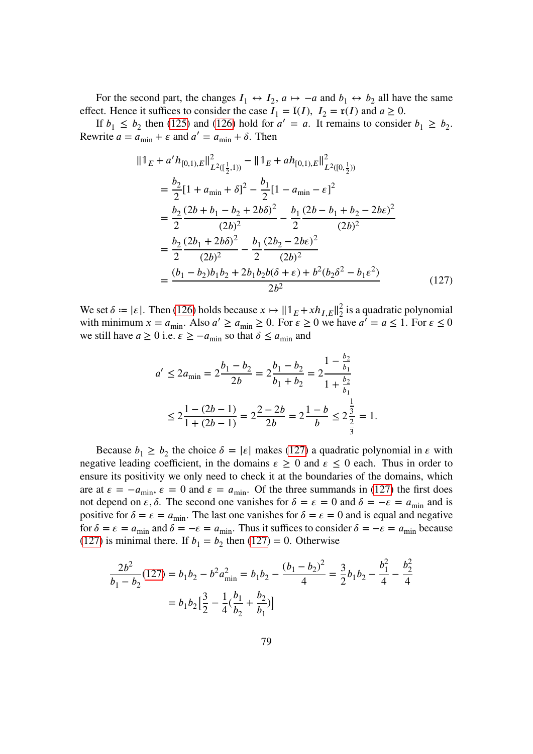For the second part, the changes $I_1 \leftrightarrow I_2$, $a \mapsto -a$ and $b_1 \leftrightarrow b_2$ all have the same effect. Hence it suffices to consider the case $I_1 = \mathfrak{l}(I)$, $I_2 = \mathfrak{r}(I)$ and $a \geq 0$.

If $b_1 \leq b_2$ then (125) and (126) hold for $a' = a$. It remains to consider $b_1 \geq b_2$. Rewrite $a = a_{\min} + \varepsilon$ and $a' = a_{\min} + \delta$. Then

$$
\begin{aligned}
&\|\mathbb{1}_E + a' h_{[0,1),E}\|^2_{L^2([\frac{1}{2},1))} - \|\mathbb{1}_E + a h_{[0,1),E}\|^2_{L^2([0,\frac{1}{2}))} \\
&= \frac{b_2}{2}[1 + a_{\min} + \delta]^2 - \frac{b_1}{2}[1 - a_{\min} - \varepsilon]^2 \\
&= \frac{b_2}{2}\frac{(2b + b_1 - b_2 + 2b\delta)^2}{(2b)^2} - \frac{b_1}{2}\frac{(2b - b_1 + b_2 - 2b\varepsilon)^2}{(2b)^2} \\
&= \frac{b_2}{2}\frac{(2b_1 + 2b\delta)^2}{(2b)^2} - \frac{b_1}{2}\frac{(2b_2 - 2b\varepsilon)^2}{(2b)^2} \\
&= \frac{(b_1 - b_2)b_1 b_2 + 2b_1 b_2 b(\delta + \varepsilon) + b^2(b_2\delta^2 - b_1\varepsilon^2)}{2b^2}
\end{aligned}
\tag{127}
$$

We set $\delta := |\varepsilon|$. Then (126) holds because $x \mapsto \|\mathbb{1}_E + x h_{I,E}\|_2^2$ is a quadratic polynomial with minimum $x = a_{\min}$. Also $a' \geq a_{\min} \geq 0$. For $\varepsilon \geq 0$ we have $a' = a \leq 1$. For $\varepsilon \leq 0$ we still have $a \geq 0$ i.e. $\varepsilon \geq -a_{\min}$ so that $\delta \leq a_{\min}$ and

$$
\begin{aligned}
a' &\leq 2a_{\min} = 2\frac{b_1 - b_2}{2b} = 2\frac{b_1 - b_2}{b_1 + b_2} = 2\frac{1 - \frac{b_2}{b_1}}{1 + \frac{b_2}{b_1}} \\
&\leq 2\frac{1 - (2b - 1)}{1 + (2b - 1)} = 2\frac{2 - 2b}{2b} = 2\frac{1 - b}{b} \leq 2\frac{\frac{1}{3}}{\frac{2}{3}} = 1.
\end{aligned}
$$

Because $b_1 \geq b_2$ the choice $\delta = |\varepsilon|$ makes (127) a quadratic polynomial in $\varepsilon$ with negative leading coefficient, in the domains $\varepsilon \geq 0$ and $\varepsilon \leq 0$ each. Thus in order to ensure its positivity we only need to check it at the boundaries of the domains, which are at $\varepsilon = -a_{\min}$, $\varepsilon = 0$ and $\varepsilon = a_{\min}$. Of the three summands in (127) the first does not depend on $\varepsilon, \delta$. The second one vanishes for $\delta = \varepsilon = 0$ and $\delta = -\varepsilon = a_{\min}$ and is positive for $\delta = \varepsilon = a_{\min}$. The last one vanishes for $\delta = \varepsilon = 0$ and is equal and negative for $\delta = \varepsilon = a_{\min}$ and $\delta = -\varepsilon = a_{\min}$. Thus it suffices to consider $\delta = -\varepsilon = a_{\min}$ because (127) is minimal there. If $b_1 = b_2$ then (127) $= 0$. Otherwise

$$
\begin{aligned}
\frac{2b^2}{b_1 - b_2}(127) &= b_1 b_2 - b^2 a_{\min}^2 = b_1 b_2 - \frac{(b_1 - b_2)^2}{4} = \frac{3}{2}b_1 b_2 - \frac{b_1^2}{4} - \frac{b_2^2}{4} \\
&= b_1 b_2\Big[\frac{3}{2} - \frac{1}{4}\Big(\frac{b_1}{b_2} + \frac{b_2}{b_1}\Big)\Big]
\end{aligned}
$$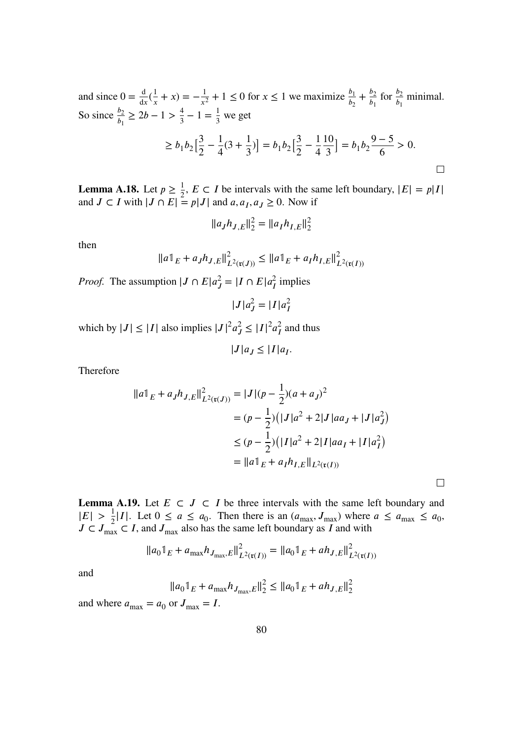and since $0 = \frac{\mathrm{d}}{\mathrm{d}x}(\frac{1}{x} + x) = -\frac{1}{x^2} + 1 \leq 0$ for $x \leq 1$ we maximize $\frac{b_1}{b_2} + \frac{b_2}{b_1}$ for $\frac{b_2}{b_1}$ minimal. So since $\frac{b_2}{b_1} \geq 2b - 1 > \frac{4}{3} - 1 = \frac{1}{3}$ we get

$$\geq b_1 b_2 \big[\frac{3}{2} - \frac{1}{4}(3 + \frac{1}{3})\big] = b_1 b_2 \big[\frac{3}{2} - \frac{1}{4}\frac{10}{3}\big] = b_1 b_2 \frac{9-5}{6} > 0.$$

□

**Lemma A.18.** Let $p \geq \frac{1}{2}$, $E \subset I$ be intervals with the same left boundary, $|E| = p|I|$ and $J \subset I$ with $|J \cap E| = p|J|$ and $a, a_I, a_J \geq 0$. Now if

$$\|a_J h_{J,E}\|_2^2 = \|a_I h_{I,E}\|_2^2$$

then

$$\|a\mathbb{1}_E + a_J h_{J,E}\|^2_{L^2(\mathfrak{r}(J))} \leq \|a\mathbb{1}_E + a_I h_{I,E}\|^2_{L^2(\mathfrak{r}(I))}$$

*Proof.* The assumption $|J \cap E| a_J^2 = |I \cap E| a_I^2$ implies

$$|J| a_J^2 = |I| a_I^2$$

which by $|J| \leq |I|$ also implies $|J|^2 a_J^2 \leq |I|^2 a_I^2$ and thus

$$|J| a_J \leq |I| a_I.$$

Therefore

$$\begin{aligned}
\|a\mathbb{1}_E + a_J h_{J,E}\|^2_{L^2(\mathfrak{r}(J))} &= |J|(p - \frac{1}{2})(a + a_J)^2 \\
&= (p - \frac{1}{2})\big(|J|a^2 + 2|J|a a_J + |J|a_J^2\big) \\
&\leq (p - \frac{1}{2})\big(|I|a^2 + 2|I|a a_I + |I|a_I^2\big) \\
&= \|a\mathbb{1}_E + a_I h_{I,E}\|_{L^2(\mathfrak{r}(I))}
\end{aligned}$$

□

**Lemma A.19.** Let $E \subset J \subset I$ be three intervals with the same left boundary and $|E| > \frac{1}{2}|I|$. Let $0 \leq a \leq a_0$. Then there is an $(a_{\max}, J_{\max})$ where $a \leq a_{\max} \leq a_0$, $J \subset J_{\max} \subset I$, and $J_{\max}$ also has the same left boundary as $I$ and with

$$\|a_0\mathbb{1}_E + a_{\max} h_{J_{\max},E}\|^2_{L^2(\mathfrak{r}(I))} = \|a_0\mathbb{1}_E + a h_{J,E}\|^2_{L^2(\mathfrak{r}(I))}$$

and

$$\|a_0\mathbb{1}_E + a_{\max} h_{J_{\max},E}\|_2^2 \leq \|a_0\mathbb{1}_E + a h_{J,E}\|_2^2$$

and where $a_{\max} = a_0$ or $J_{\max} = I$.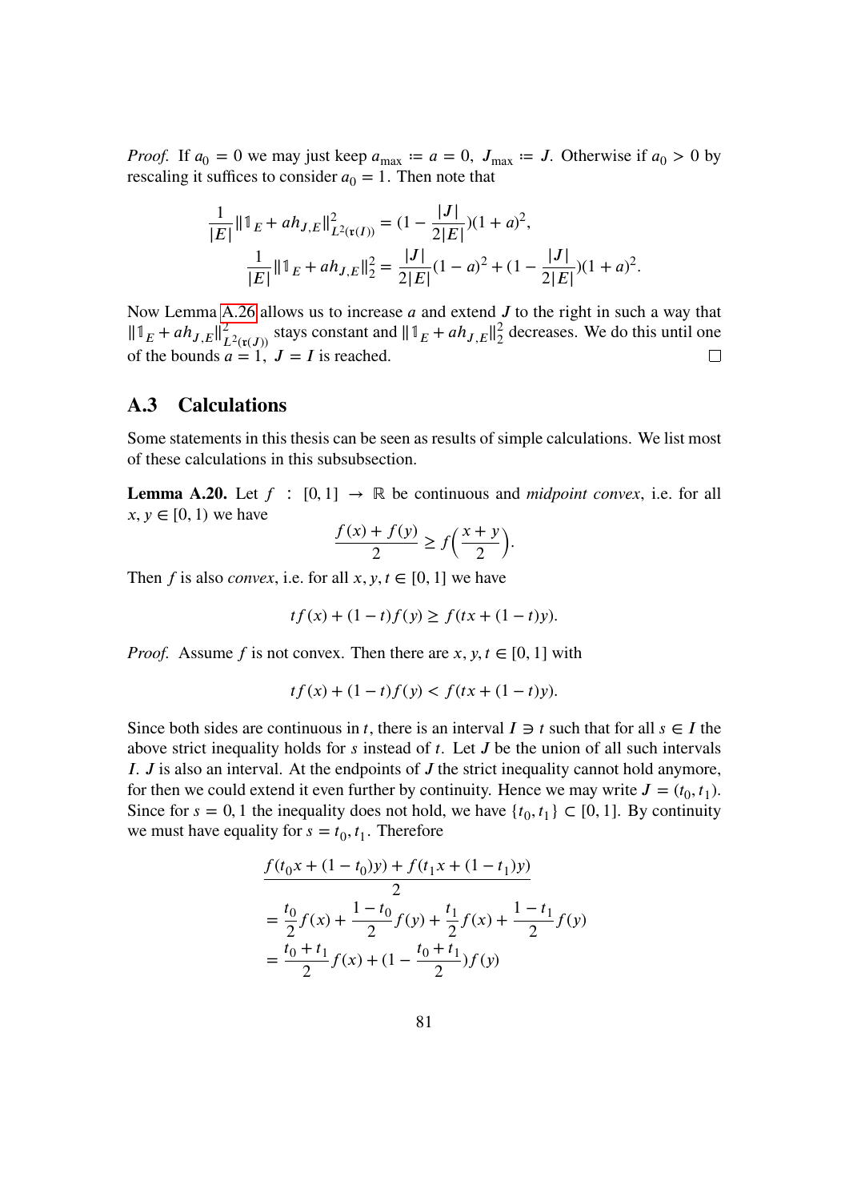*Proof.* If $a_0 = 0$ we may just keep $a_{\max} \coloneqq a = 0,\ J_{\max} \coloneqq J$. Otherwise if $a_0 > 0$ by rescaling it suffices to consider $a_0 = 1$. Then note that

$$\frac{1}{|E|}\|\mathbb{1}_E + ah_{J,E}\|^2_{L^2(\mathfrak{r}(I))} = (1 - \frac{|J|}{2|E|})(1+a)^2,$$
$$\frac{1}{|E|}\|\mathbb{1}_E + ah_{J,E}\|^2_2 = \frac{|J|}{2|E|}(1-a)^2 + (1 - \frac{|J|}{2|E|})(1+a)^2.$$

Now Lemma A.26 allows us to increase $a$ and extend $J$ to the right in such a way that $\|\mathbb{1}_E + ah_{J,E}\|^2_{L^2(\mathfrak{r}(J))}$ stays constant and $\|\mathbb{1}_E + ah_{J,E}\|^2_2$ decreases. We do this until one of the bounds $a = 1,\ J = I$ is reached. □

## A.3 Calculations

Some statements in this thesis can be seen as results of simple calculations. We list most of these calculations in this subsubsection.

**Lemma A.20.** Let $f : [0,1] \to \mathbb{R}$ be continuous and *midpoint convex*, i.e. for all $x, y \in [0,1)$ we have

$$\frac{f(x) + f(y)}{2} \geq f\Big(\frac{x+y}{2}\Big).$$

Then $f$ is also *convex*, i.e. for all $x, y, t \in [0,1]$ we have

$$tf(x) + (1-t)f(y) \geq f(tx + (1-t)y).$$

*Proof.* Assume $f$ is not convex. Then there are $x, y, t \in [0,1]$ with

$$tf(x) + (1-t)f(y) < f(tx + (1-t)y).$$

Since both sides are continuous in $t$, there is an interval $I \ni t$ such that for all $s \in I$ the above strict inequality holds for $s$ instead of $t$. Let $J$ be the union of all such intervals $I$. $J$ is also an interval. At the endpoints of $J$ the strict inequality cannot hold anymore, for then we could extend it even further by continuity. Hence we may write $J = (t_0, t_1)$. Since for $s = 0, 1$ the inequality does not hold, we have $\{t_0, t_1\} \subset [0,1]$. By continuity we must have equality for $s = t_0, t_1$. Therefore

$$\begin{aligned}
&\frac{f(t_0x + (1-t_0)y) + f(t_1x + (1-t_1)y)}{2} \\
&= \frac{t_0}{2}f(x) + \frac{1-t_0}{2}f(y) + \frac{t_1}{2}f(x) + \frac{1-t_1}{2}f(y) \\
&= \frac{t_0+t_1}{2}f(x) + (1 - \frac{t_0+t_1}{2})f(y)
\end{aligned}$$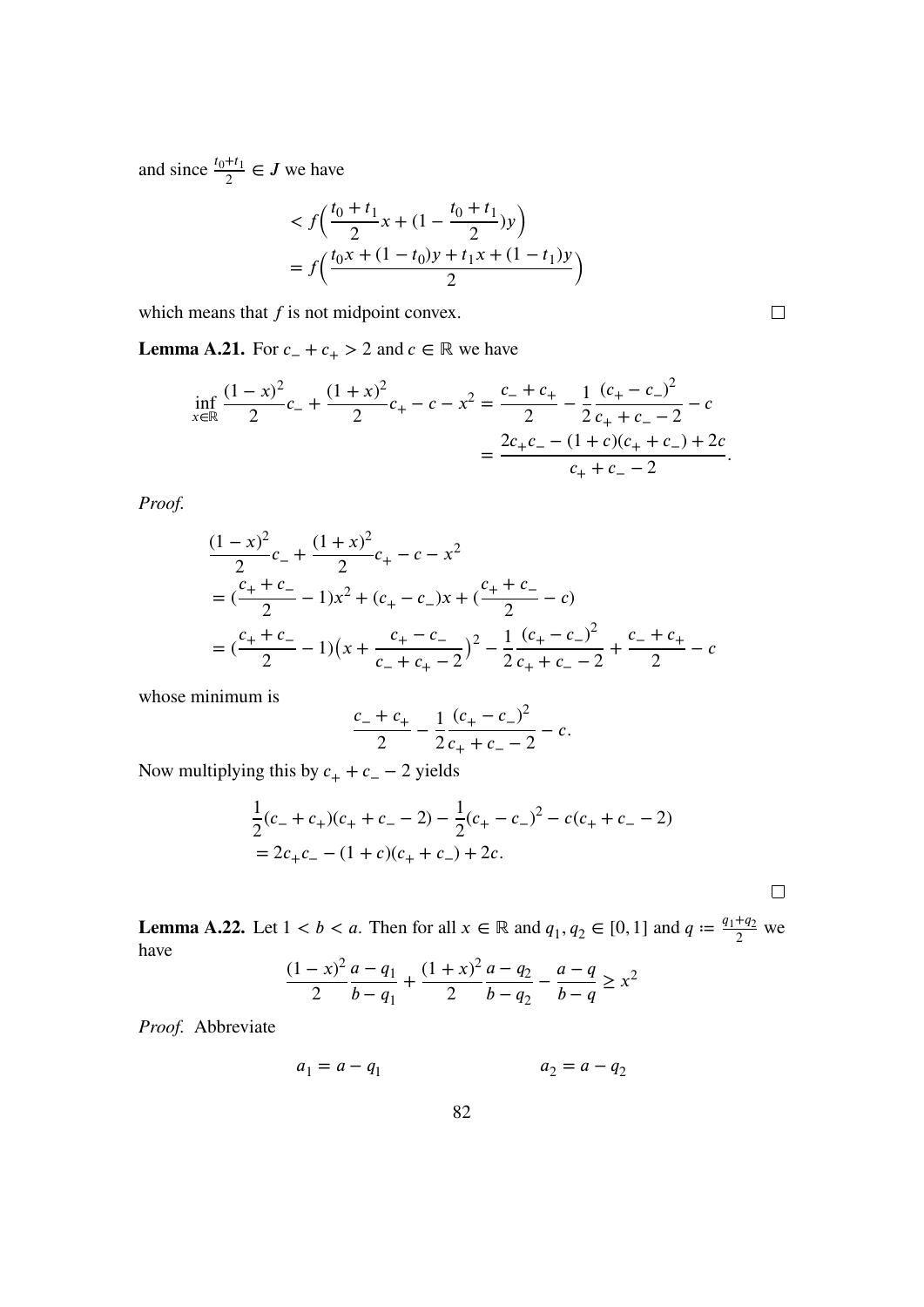and since $\frac{t_0+t_1}{2} \in J$ we have

$$
\begin{aligned}
&< f\Big(\frac{t_0+t_1}{2}x + (1-\frac{t_0+t_1}{2})y\Big) \\
&= f\Big(\frac{t_0 x + (1-t_0)y + t_1 x + (1-t_1)y}{2}\Big)
\end{aligned}
$$

which means that $f$ is not midpoint convex. □

**Lemma A.21.** For $c_- + c_+ > 2$ and $c \in \mathbb{R}$ we have

$$
\begin{aligned}
\inf_{x\in\mathbb{R}} \frac{(1-x)^2}{2}c_- + \frac{(1+x)^2}{2}c_+ - c - x^2 &= \frac{c_- + c_+}{2} - \frac{1}{2}\frac{(c_+ - c_-)^2}{c_+ + c_- - 2} - c \\
&= \frac{2c_+c_- - (1+c)(c_+ + c_-) + 2c}{c_+ + c_- - 2}.
\end{aligned}
$$

*Proof.*

$$
\begin{aligned}
&\frac{(1-x)^2}{2}c_- + \frac{(1+x)^2}{2}c_+ - c - x^2 \\
&= (\frac{c_+ + c_-}{2} - 1)x^2 + (c_+ - c_-)x + (\frac{c_+ + c_-}{2} - c) \\
&= (\frac{c_+ + c_-}{2} - 1)\big(x + \frac{c_+ - c_-}{c_- + c_+ - 2}\big)^2 - \frac{1}{2}\frac{(c_+ - c_-)^2}{c_+ + c_- - 2} + \frac{c_- + c_+}{2} - c
\end{aligned}
$$

whose minimum is

$$
\frac{c_- + c_+}{2} - \frac{1}{2}\frac{(c_+ - c_-)^2}{c_+ + c_- - 2} - c.
$$

Now multiplying this by $c_+ + c_- - 2$ yields

$$
\begin{aligned}
&\frac{1}{2}(c_- + c_+)(c_+ + c_- - 2) - \frac{1}{2}(c_+ - c_-)^2 - c(c_+ + c_- - 2) \\
&= 2c_+c_- - (1+c)(c_+ + c_-) + 2c.
\end{aligned}
$$

□

**Lemma A.22.** Let $1 < b < a$. Then for all $x \in \mathbb{R}$ and $q_1, q_2 \in [0,1]$ and $q := \frac{q_1+q_2}{2}$ we have

$$
\frac{(1-x)^2}{2}\frac{a-q_1}{b-q_1} + \frac{(1+x)^2}{2}\frac{a-q_2}{b-q_2} - \frac{a-q}{b-q} \geq x^2
$$

*Proof.* Abbreviate

$$
a_1 = a - q_1 \qquad\qquad a_2 = a - q_2
$$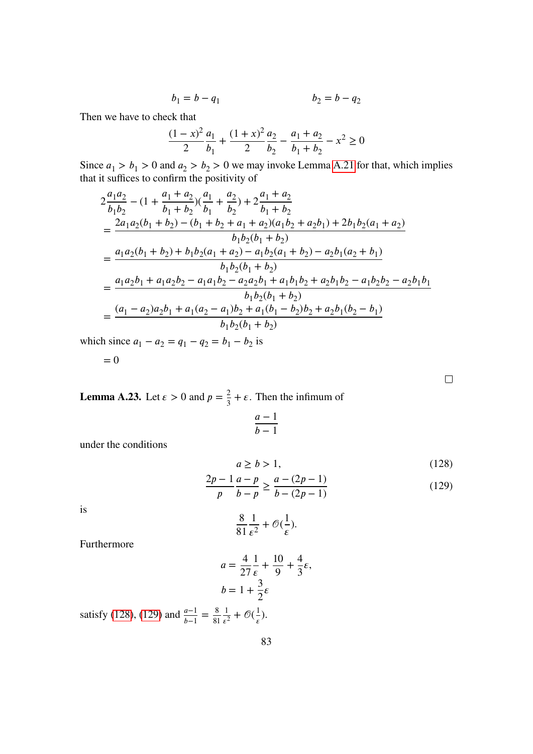$$b_1 = b - q_1 \qquad\qquad b_2 = b - q_2$$

Then we have to check that

$$\frac{(1-x)^2}{2}\frac{a_1}{b_1} + \frac{(1+x)^2}{2}\frac{a_2}{b_2} - \frac{a_1 + a_2}{b_1 + b_2} - x^2 \geq 0$$

Since $a_1 > b_1 > 0$ and $a_2 > b_2 > 0$ we may invoke Lemma A.21 for that, which implies that it suffices to confirm the positivity of

$$\begin{aligned}
&2\frac{a_1 a_2}{b_1 b_2} - (1 + \frac{a_1 + a_2}{b_1 + b_2})(\frac{a_1}{b_1} + \frac{a_2}{b_2}) + 2\frac{a_1 + a_2}{b_1 + b_2} \\
&= \frac{2a_1 a_2(b_1 + b_2) - (b_1 + b_2 + a_1 + a_2)(a_1 b_2 + a_2 b_1) + 2b_1 b_2(a_1 + a_2)}{b_1 b_2(b_1 + b_2)} \\
&= \frac{a_1 a_2(b_1 + b_2) + b_1 b_2(a_1 + a_2) - a_1 b_2(a_1 + b_2) - a_2 b_1(a_2 + b_1)}{b_1 b_2(b_1 + b_2)} \\
&= \frac{a_1 a_2 b_1 + a_1 a_2 b_2 - a_1 a_1 b_2 - a_2 a_2 b_1 + a_1 b_1 b_2 + a_2 b_1 b_2 - a_1 b_2 b_2 - a_2 b_1 b_1}{b_1 b_2(b_1 + b_2)} \\
&= \frac{(a_1 - a_2)a_2 b_1 + a_1(a_2 - a_1)b_2 + a_1(b_1 - b_2)b_2 + a_2 b_1(b_2 - b_1)}{b_1 b_2(b_1 + b_2)}
\end{aligned}$$

which since $a_1 - a_2 = q_1 - q_2 = b_1 - b_2$ is

$$= 0$$

□

**Lemma A.23.** Let $\varepsilon > 0$ and $p = \frac{2}{3} + \varepsilon$. Then the infimum of

$$\frac{a-1}{b-1}$$

under the conditions

$$a \geq b > 1, \tag{128}$$

$$\frac{2p-1}{p}\frac{a-p}{b-p} \geq \frac{a-(2p-1)}{b-(2p-1)} \tag{129}$$

is

$$\frac{8}{81}\frac{1}{\varepsilon^2} + \mathcal{O}(\frac{1}{\varepsilon}).$$

Furthermore

$$a = \frac{4}{27}\frac{1}{\varepsilon} + \frac{10}{9} + \frac{4}{3}\varepsilon,$$
$$b = 1 + \frac{3}{2}\varepsilon$$

satisfy (128), (129) and $\frac{a-1}{b-1} = \frac{8}{81}\frac{1}{\varepsilon^2} + \mathcal{O}(\frac{1}{\varepsilon})$.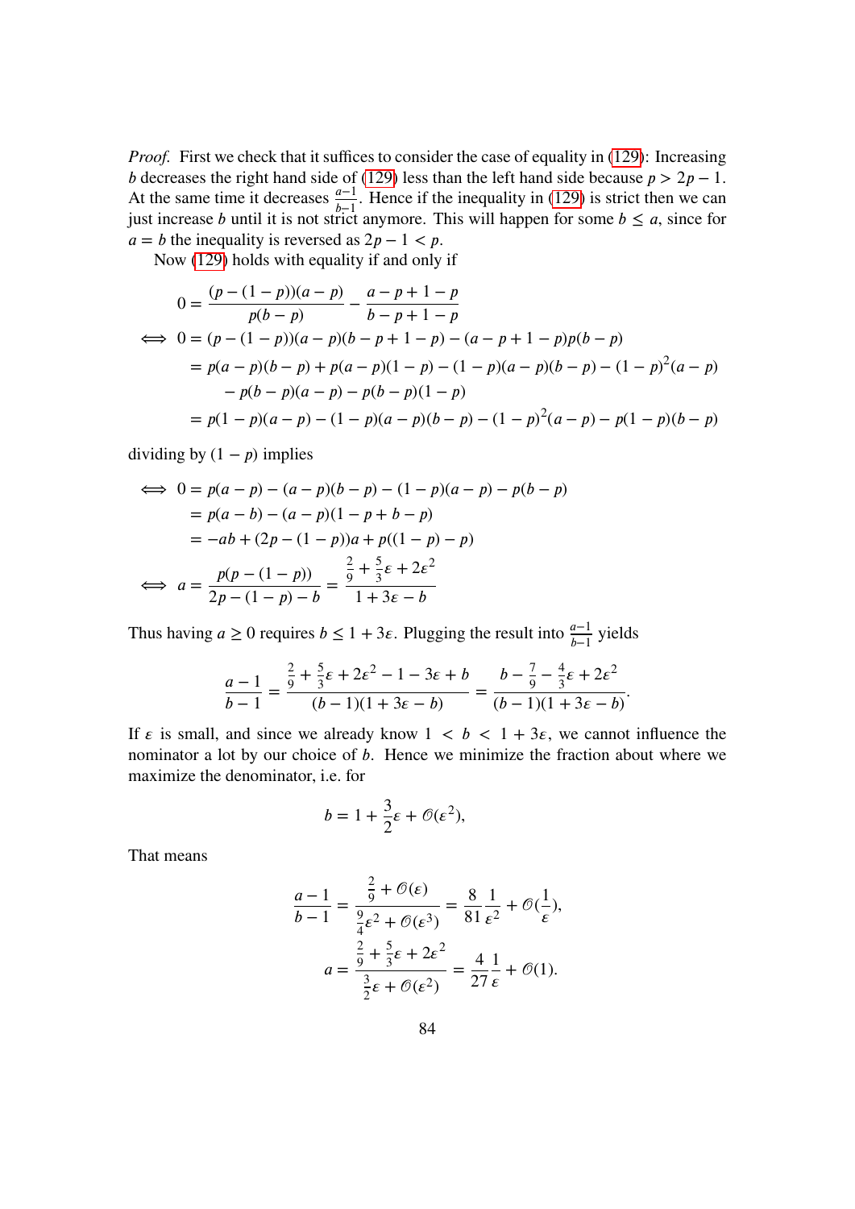*Proof.* First we check that it suffices to consider the case of equality in (129): Increasing $b$ decreases the right hand side of (129) less than the left hand side because $p > 2p - 1$. At the same time it decreases $\frac{a-1}{b-1}$. Hence if the inequality in (129) is strict then we can just increase $b$ until it is not strict anymore. This will happen for some $b \leq a$, since for $a = b$ the inequality is reversed as $2p - 1 < p$.

Now (129) holds with equality if and only if

$$
\begin{aligned}
& 0 = \frac{(p-(1-p))(a-p)}{p(b-p)} - \frac{a-p+1-p}{b-p+1-p} \\
\iff\ & 0 = (p-(1-p))(a-p)(b-p+1-p) - (a-p+1-p)p(b-p) \\
&= p(a-p)(b-p) + p(a-p)(1-p) - (1-p)(a-p)(b-p) - (1-p)^2(a-p) \\
&\quad - p(b-p)(a-p) - p(b-p)(1-p) \\
&= p(1-p)(a-p) - (1-p)(a-p)(b-p) - (1-p)^2(a-p) - p(1-p)(b-p)
\end{aligned}
$$

dividing by $(1-p)$ implies

$$
\begin{aligned}
\iff\ & 0 = p(a-p) - (a-p)(b-p) - (1-p)(a-p) - p(b-p) \\
&= p(a-b) - (a-p)(1-p+b-p) \\
&= -ab + (2p-(1-p))a + p((1-p)-p) \\
\iff\ & a = \frac{p(p-(1-p))}{2p-(1-p)-b} = \frac{\frac{2}{9} + \frac{5}{3}\varepsilon + 2\varepsilon^2}{1+3\varepsilon-b}
\end{aligned}
$$

Thus having $a \geq 0$ requires $b \leq 1 + 3\varepsilon$. Plugging the result into $\frac{a-1}{b-1}$ yields

$$
\frac{a-1}{b-1} = \frac{\frac{2}{9} + \frac{5}{3}\varepsilon + 2\varepsilon^2 - 1 - 3\varepsilon + b}{(b-1)(1+3\varepsilon-b)} = \frac{b - \frac{7}{9} - \frac{4}{3}\varepsilon + 2\varepsilon^2}{(b-1)(1+3\varepsilon-b)}.
$$

If $\varepsilon$ is small, and since we already know $1 < b < 1 + 3\varepsilon$, we cannot influence the nominator a lot by our choice of $b$. Hence we minimize the fraction about where we maximize the denominator, i.e. for

$$
b = 1 + \frac{3}{2}\varepsilon + \mathcal{O}(\varepsilon^2),
$$

That means

$$
\begin{aligned}
\frac{a-1}{b-1} &= \frac{\frac{2}{9} + \mathcal{O}(\varepsilon)}{\frac{9}{4}\varepsilon^2 + \mathcal{O}(\varepsilon^3)} = \frac{8}{81}\frac{1}{\varepsilon^2} + \mathcal{O}(\frac{1}{\varepsilon}), \\
a &= \frac{\frac{2}{9} + \frac{5}{3}\varepsilon + 2\varepsilon^2}{\frac{3}{2}\varepsilon + \mathcal{O}(\varepsilon^2)} = \frac{4}{27}\frac{1}{\varepsilon} + \mathcal{O}(1).
\end{aligned}
$$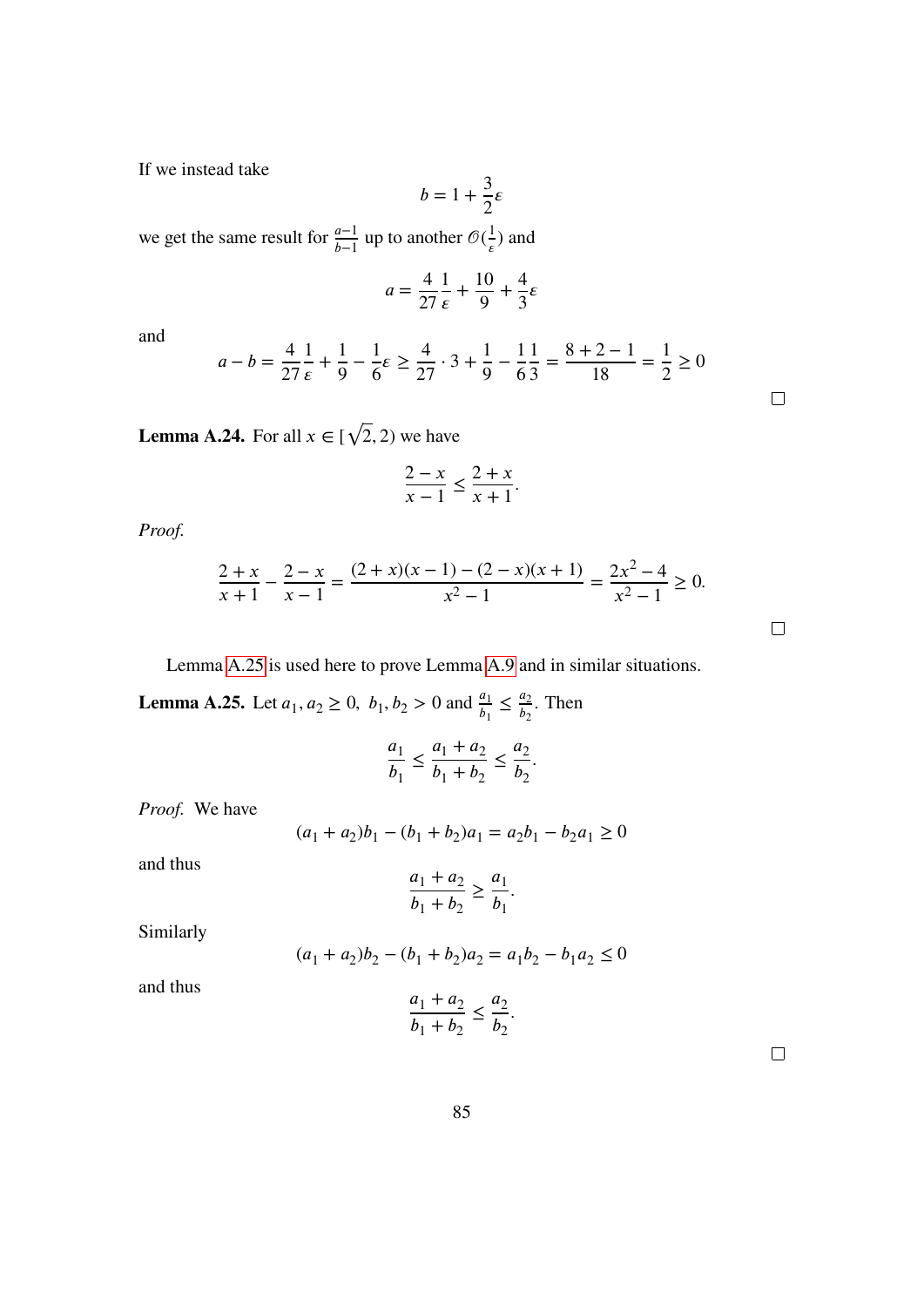If we instead take

$$b = 1 + \frac{3}{2}\varepsilon$$

we get the same result for $\frac{a-1}{b-1}$ up to another $\mathcal{O}(\frac{1}{\varepsilon})$ and

$$a = \frac{4}{27}\frac{1}{\varepsilon} + \frac{10}{9} + \frac{4}{3}\varepsilon$$

and

$$a - b = \frac{4}{27}\frac{1}{\varepsilon} + \frac{1}{9} - \frac{1}{6}\varepsilon \geq \frac{4}{27} \cdot 3 + \frac{1}{9} - \frac{1}{6}\frac{1}{3} = \frac{8+2-1}{18} = \frac{1}{2} \geq 0$$

□

**Lemma A.24.** For all $x \in [\sqrt{2}, 2)$ we have

$$\frac{2-x}{x-1} \leq \frac{2+x}{x+1}.$$

*Proof.*

$$\frac{2+x}{x+1} - \frac{2-x}{x-1} = \frac{(2+x)(x-1) - (2-x)(x+1)}{x^2-1} = \frac{2x^2-4}{x^2-1} \geq 0.$$

□

Lemma A.25 is used here to prove Lemma A.9 and in similar situations.

**Lemma A.25.** Let $a_1, a_2 \geq 0,\ b_1, b_2 > 0$ and $\frac{a_1}{b_1} \leq \frac{a_2}{b_2}$. Then

$$\frac{a_1}{b_1} \leq \frac{a_1+a_2}{b_1+b_2} \leq \frac{a_2}{b_2}.$$

*Proof.* We have

$$(a_1+a_2)b_1 - (b_1+b_2)a_1 = a_2b_1 - b_2a_1 \geq 0$$

and thus

$$\frac{a_1+a_2}{b_1+b_2} \geq \frac{a_1}{b_1}.$$

Similarly

$$(a_1+a_2)b_2 - (b_1+b_2)a_2 = a_1b_2 - b_1a_2 \leq 0$$

and thus

$$\frac{a_1+a_2}{b_1+b_2} \leq \frac{a_2}{b_2}.$$

□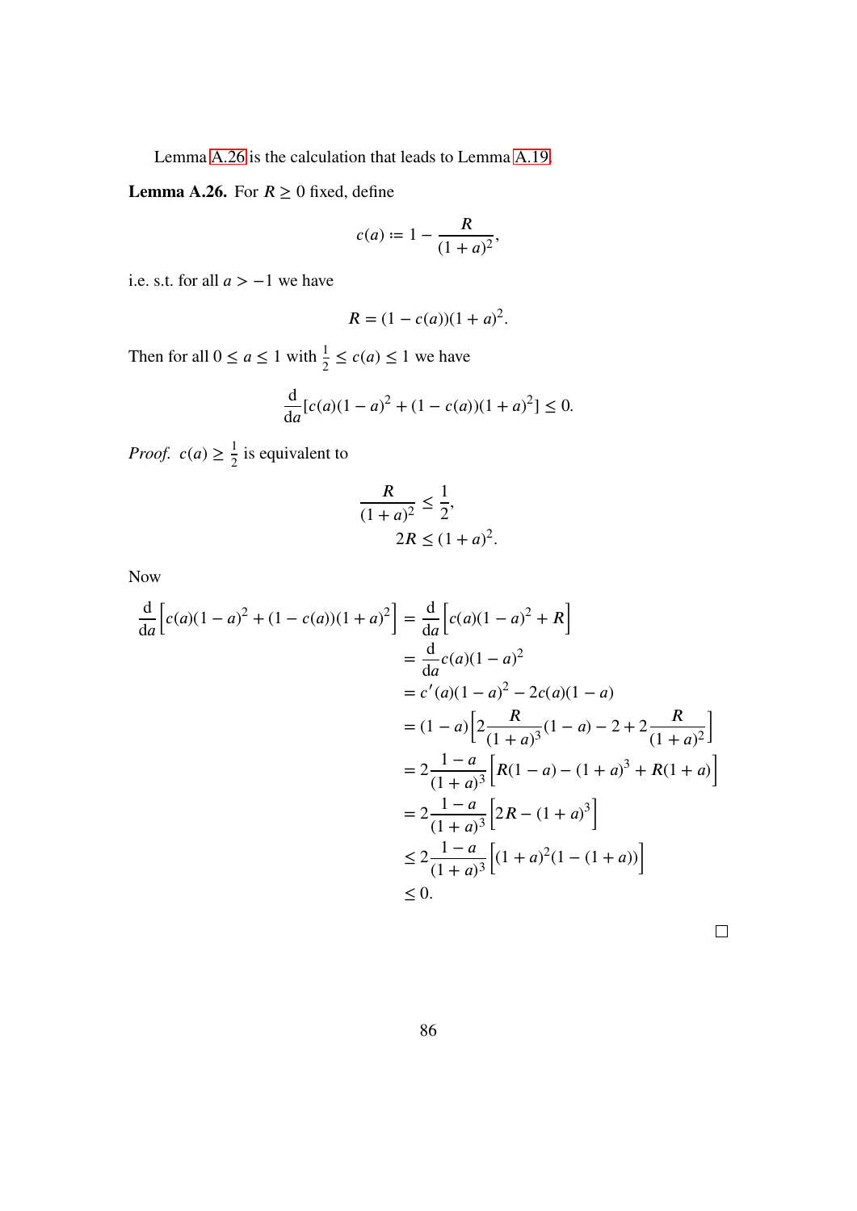Lemma A.26 is the calculation that leads to Lemma A.19.

**Lemma A.26.** For $R \geq 0$ fixed, define

$$c(a) := 1 - \frac{R}{(1+a)^2},$$

i.e. s.t. for all $a > -1$ we have

$$R = (1 - c(a))(1+a)^2.$$

Then for all $0 \leq a \leq 1$ with $\frac{1}{2} \leq c(a) \leq 1$ we have

$$\frac{\mathrm{d}}{\mathrm{d}a}[c(a)(1-a)^2 + (1-c(a))(1+a)^2] \leq 0.$$

*Proof.* $c(a) \geq \frac{1}{2}$ is equivalent to

$$\begin{aligned}
\frac{R}{(1+a)^2} &\leq \frac{1}{2}, \\
2R &\leq (1+a)^2.
\end{aligned}$$

Now

$$\begin{aligned}
\frac{\mathrm{d}}{\mathrm{d}a}\Big[c(a)(1-a)^2 + (1-c(a))(1+a)^2\Big] &= \frac{\mathrm{d}}{\mathrm{d}a}\Big[c(a)(1-a)^2 + R\Big] \\
&= \frac{\mathrm{d}}{\mathrm{d}a} c(a)(1-a)^2 \\
&= c'(a)(1-a)^2 - 2c(a)(1-a) \\
&= (1-a)\Big[2\frac{R}{(1+a)^3}(1-a) - 2 + 2\frac{R}{(1+a)^2}\Big] \\
&= 2\frac{1-a}{(1+a)^3}\Big[R(1-a) - (1+a)^3 + R(1+a)\Big] \\
&= 2\frac{1-a}{(1+a)^3}\Big[2R - (1+a)^3\Big] \\
&\leq 2\frac{1-a}{(1+a)^3}\Big[(1+a)^2(1-(1+a))\Big] \\
&\leq 0.
\end{aligned}$$

□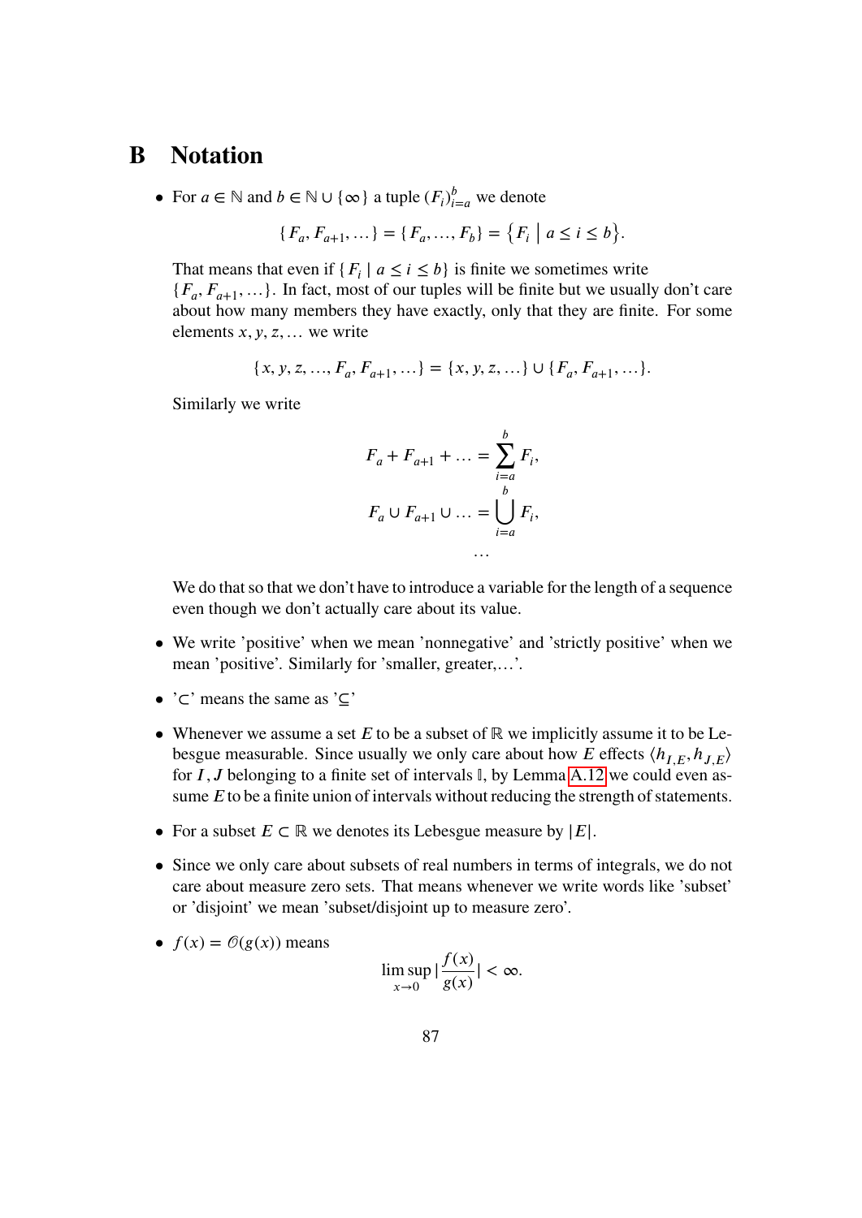# B Notation

- For $a \in \mathbb{N}$ and $b \in \mathbb{N} \cup \{\infty\}$ a tuple $(F_i)_{i=a}^b$ we denote

$$\{F_a, F_{a+1}, \ldots\} = \{F_a, \ldots, F_b\} = \{F_i \mid a \leq i \leq b\}.$$

  That means that even if $\{F_i \mid a \leq i \leq b\}$ is finite we sometimes write $\{F_a, F_{a+1}, \ldots\}$. In fact, most of our tuples will be finite but we usually don't care about how many members they have exactly, only that they are finite. For some elements $x, y, z, \ldots$ we write

$$\{x, y, z, \ldots, F_a, F_{a+1}, \ldots\} = \{x, y, z, \ldots\} \cup \{F_a, F_{a+1}, \ldots\}.$$

  Similarly we write

$$F_a + F_{a+1} + \ldots = \sum_{i=a}^{b} F_i,$$
$$F_a \cup F_{a+1} \cup \ldots = \bigcup_{i=a}^{b} F_i,$$
$$\ldots$$

  We do that so that we don't have to introduce a variable for the length of a sequence even though we don't actually care about its value.

- We write 'positive' when we mean 'nonnegative' and 'strictly positive' when we mean 'positive'. Similarly for 'smaller, greater,…'.

- '$\subset$' means the same as '$\subseteq$'

- Whenever we assume a set $E$ to be a subset of $\mathbb{R}$ we implicitly assume it to be Lebesgue measurable. Since usually we only care about how $E$ effects $\langle h_{I,E}, h_{J,E} \rangle$ for $I, J$ belonging to a finite set of intervals $\mathbb{I}$, by Lemma A.12 we could even assume $E$ to be a finite union of intervals without reducing the strength of statements.

- For a subset $E \subset \mathbb{R}$ we denotes its Lebesgue measure by $|E|$.

- Since we only care about subsets of real numbers in terms of integrals, we do not care about measure zero sets. That means whenever we write words like 'subset' or 'disjoint' we mean 'subset/disjoint up to measure zero'.

- $f(x) = \mathcal{O}(g(x))$ means

$$\limsup_{x \to 0} \left|\frac{f(x)}{g(x)}\right| < \infty.$$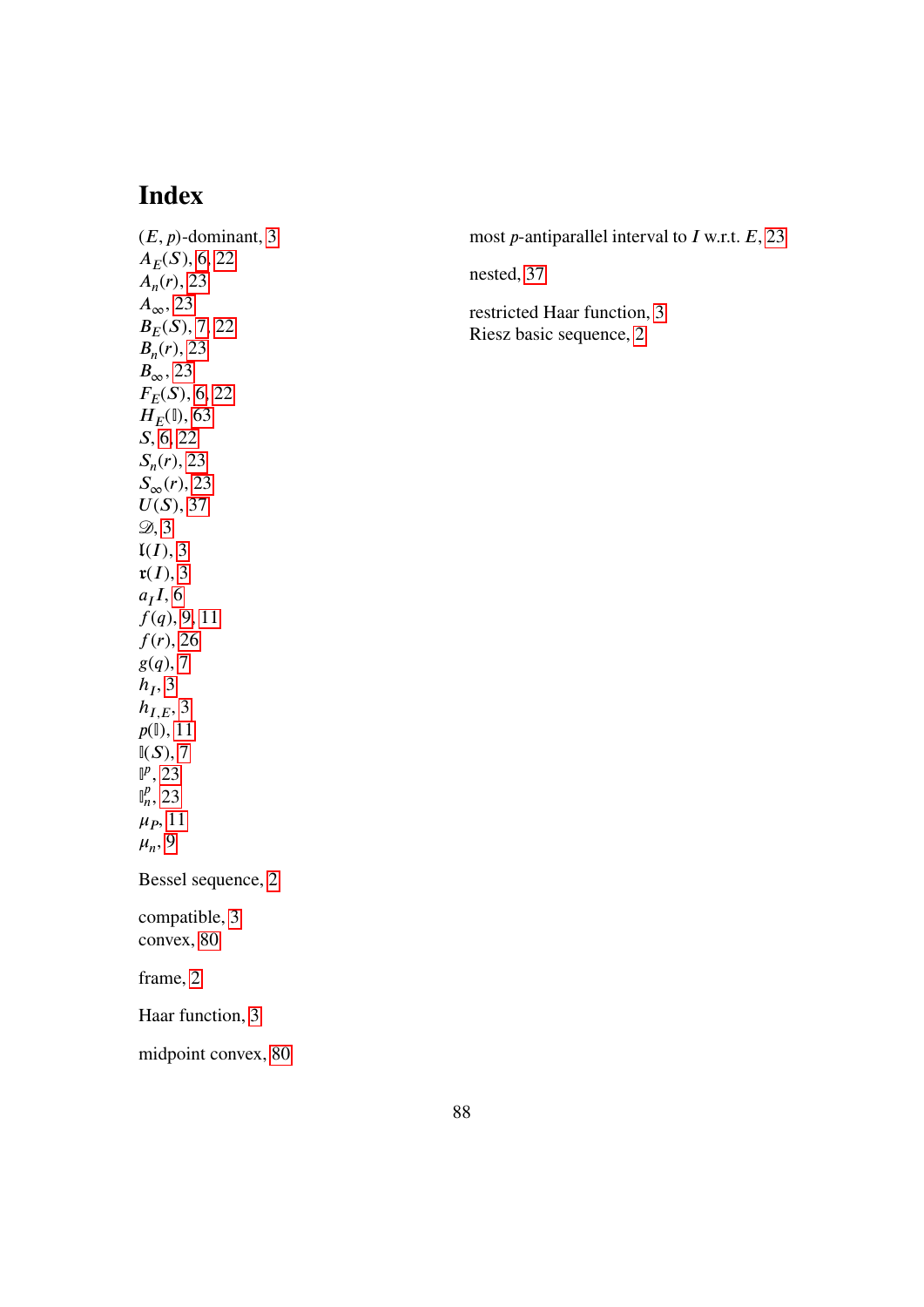# Index

$(E, p)$-dominant, 3
$A_E(S)$, 6, 22
$A_n(r)$, 23
$A_\infty$, 23
$B_E(S)$, 7, 22
$B_n(r)$, 23
$B_\infty$, 23
$F_E(S)$, 6, 22
$H_E(\mathbb{I})$, 63
$S$, 6, 22
$S_n(r)$, 23
$S_\infty(r)$, 23
$U(S)$, 37
$\mathscr{D}$, 3
$\mathfrak{l}(I)$, 3
$\mathfrak{r}(I)$, 3
$a_I I$, 6
$f(q)$, 9, 11
$f(r)$, 26
$g(q)$, 7
$h_I$, 3
$h_{I,E}$, 3
$p(\mathbb{I})$, 11
$\mathbb{I}(S)$, 7
$\mathbb{I}^p$, 23
$\mathbb{I}^p_n$, 23
$\mu_P$, 11
$\mu_n$, 9

Bessel sequence, 2

compatible, 3
convex, 80

frame, 2

Haar function, 3

midpoint convex, 80

most $p$-antiparallel interval to $I$ w.r.t. $E$, 23

nested, 37

restricted Haar function, 3
Riesz basic sequence, 2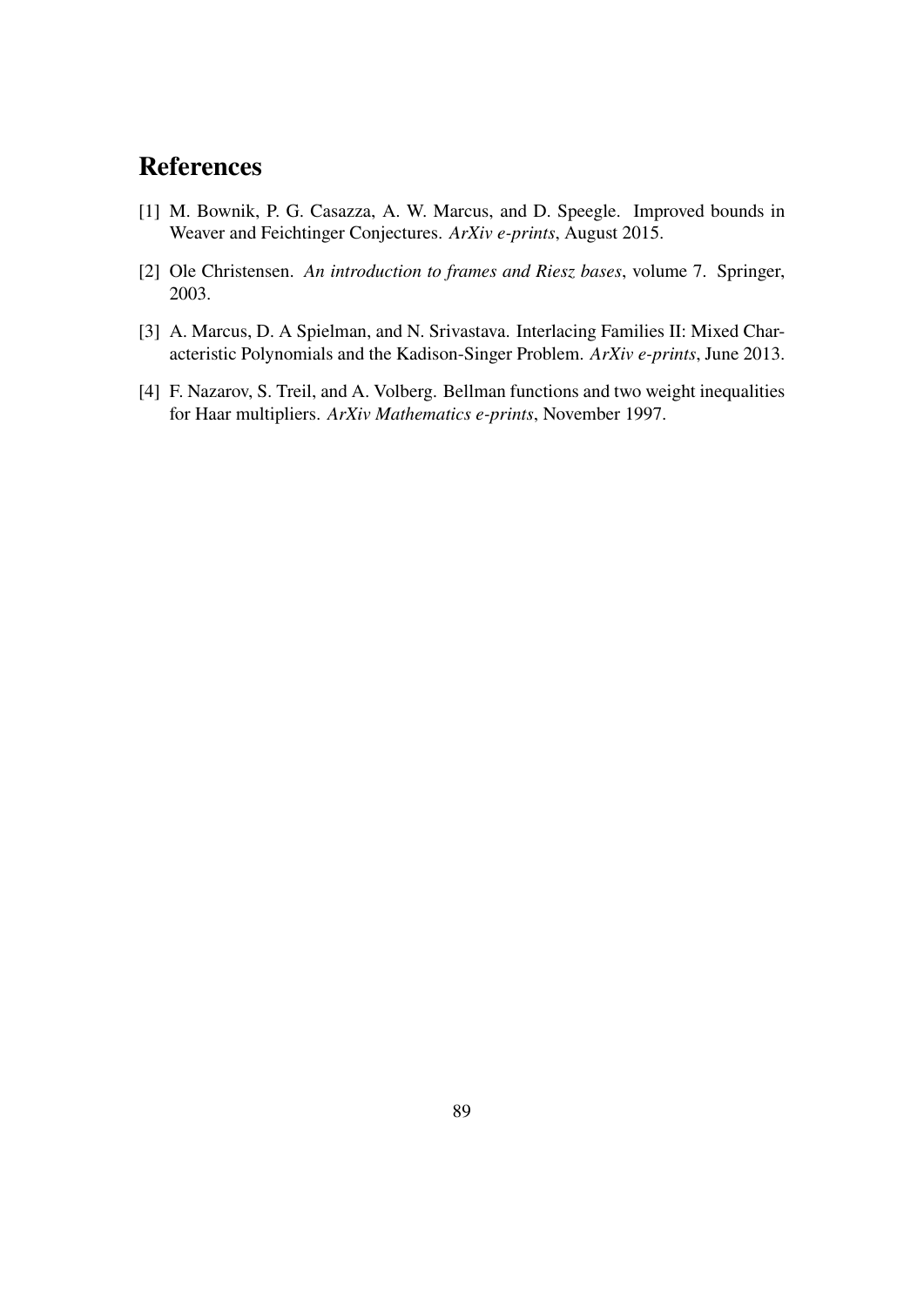# References

[1] M. Bownik, P. G. Casazza, A. W. Marcus, and D. Speegle. Improved bounds in Weaver and Feichtinger Conjectures. *ArXiv e-prints*, August 2015.

[2] Ole Christensen. *An introduction to frames and Riesz bases*, volume 7. Springer, 2003.

[3] A. Marcus, D. A Spielman, and N. Srivastava. Interlacing Families II: Mixed Characteristic Polynomials and the Kadison-Singer Problem. *ArXiv e-prints*, June 2013.

[4] F. Nazarov, S. Treil, and A. Volberg. Bellman functions and two weight inequalities for Haar multipliers. *ArXiv Mathematics e-prints*, November 1997.